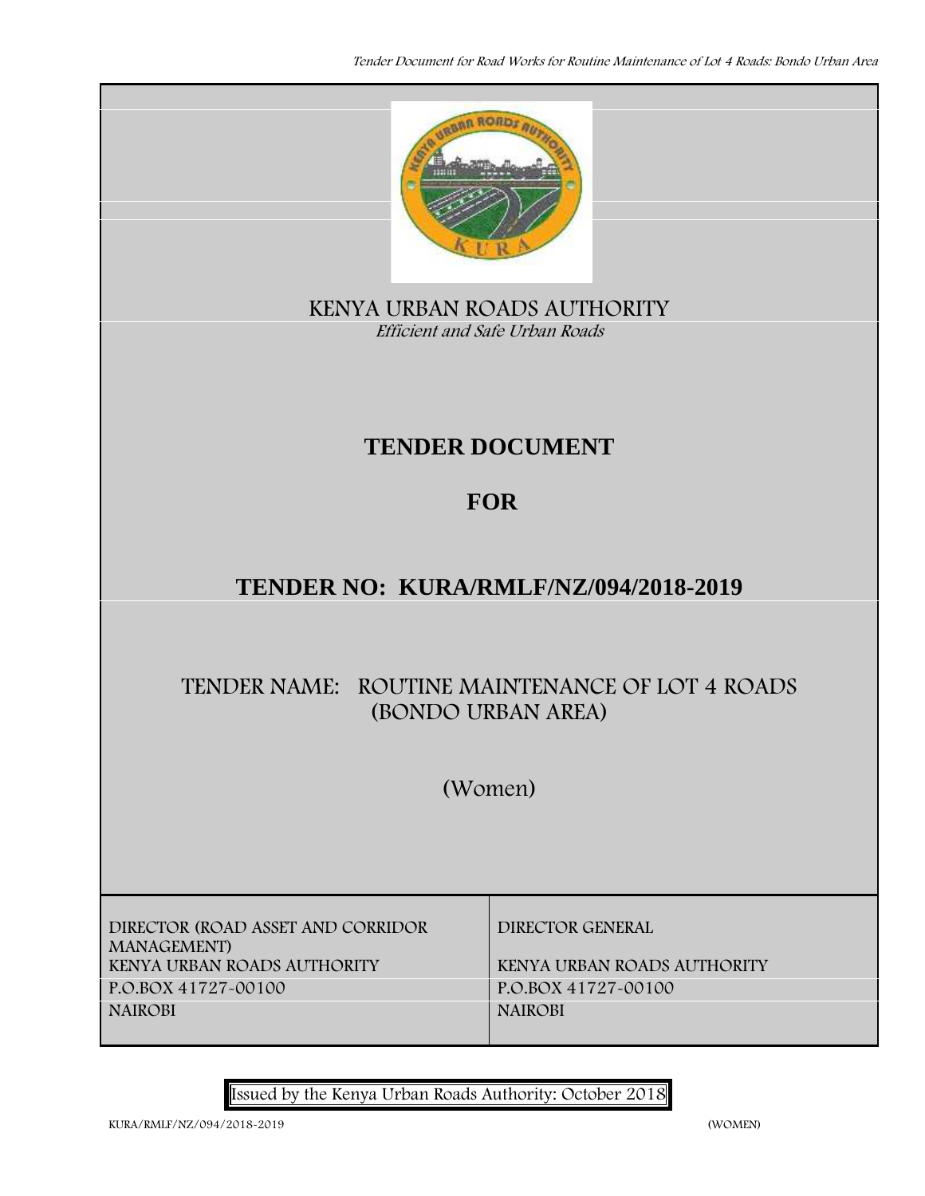KENYA URBAN ROADS AUTHORITY

*Efficient and Safe Urban Roads*

# TENDER DOCUMENT

# FOR

# TENDER NO: KURA/RMLF/NZ/094/2018-2019

## TENDER NAME: ROUTINE MAINTENANCE OF LOT 4 ROADS (BONDO URBAN AREA)

(Women)

| DIRECTOR (ROAD ASSET AND CORRIDOR MANAGEMENT) | DIRECTOR GENERAL |
|---|---|
| KENYA URBAN ROADS AUTHORITY | KENYA URBAN ROADS AUTHORITY |
| P.O.BOX 41727-00100 | P.O.BOX 41727-00100 |
| NAIROBI | NAIROBI |

Issued by the Kenya Urban Roads Authority: October 2018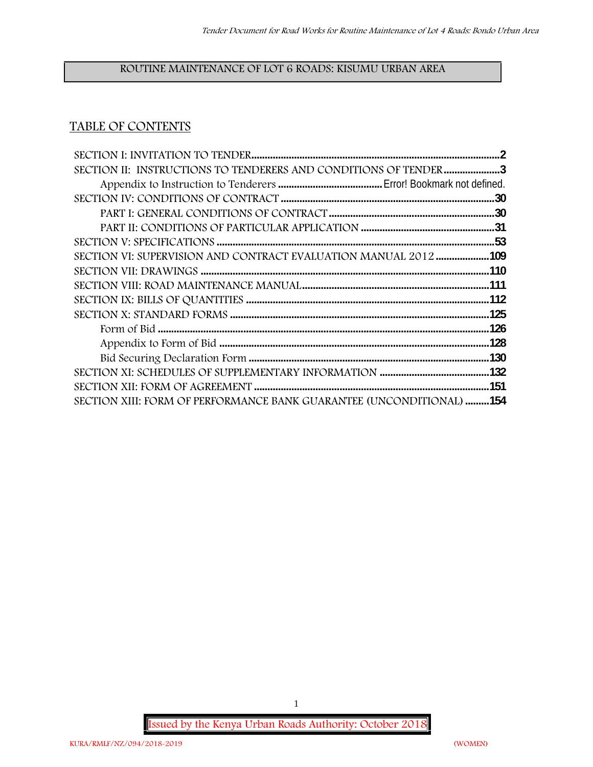ROUTINE MAINTENANCE OF LOT 6 ROADS: KISUMU URBAN AREA

## TABLE OF CONTENTS

SECTION I: INVITATION TO TENDER ........................................................................................2
SECTION II: INSTRUCTIONS TO TENDERERS AND CONDITIONS OF TENDER ......................3
Appendix to Instruction to Tenderers ....................................... Error! Bookmark not defined.
SECTION IV: CONDITIONS OF CONTRACT ..............................................................................30
PART I: GENERAL CONDITIONS OF CONTRACT ..........................................................30
PART II: CONDITIONS OF PARTICULAR APPLICATION ..................................................31
SECTION V: SPECIFICATIONS ......................................................................................................53
SECTION VI: SUPERVISION AND CONTRACT EVALUATION MANUAL 2012 ....................109
SECTION VII: DRAWINGS ..........................................................................................................110
SECTION VIII: ROAD MAINTENANCE MANUAL....................................................................111
SECTION IX: BILLS OF QUANTITIES ........................................................................................112
SECTION X: STANDARD FORMS ................................................................................................125
Form of Bid ..........................................................................................................................126
Appendix to Form of Bid ....................................................................................................128
Bid Securing Declaration Form ........................................................................................130
SECTION XI: SCHEDULES OF SUPPLEMENTARY INFORMATION .........................................132
SECTION XII: FORM OF AGREEMENT ......................................................................................151
SECTION XIII: FORM OF PERFORMANCE BANK GUARANTEE (UNCONDITIONAL) .........154

Issued by the Kenya Urban Roads Authority: October 2018

KURA/RMLF/NZ/094/2018-2019 (WOMEN)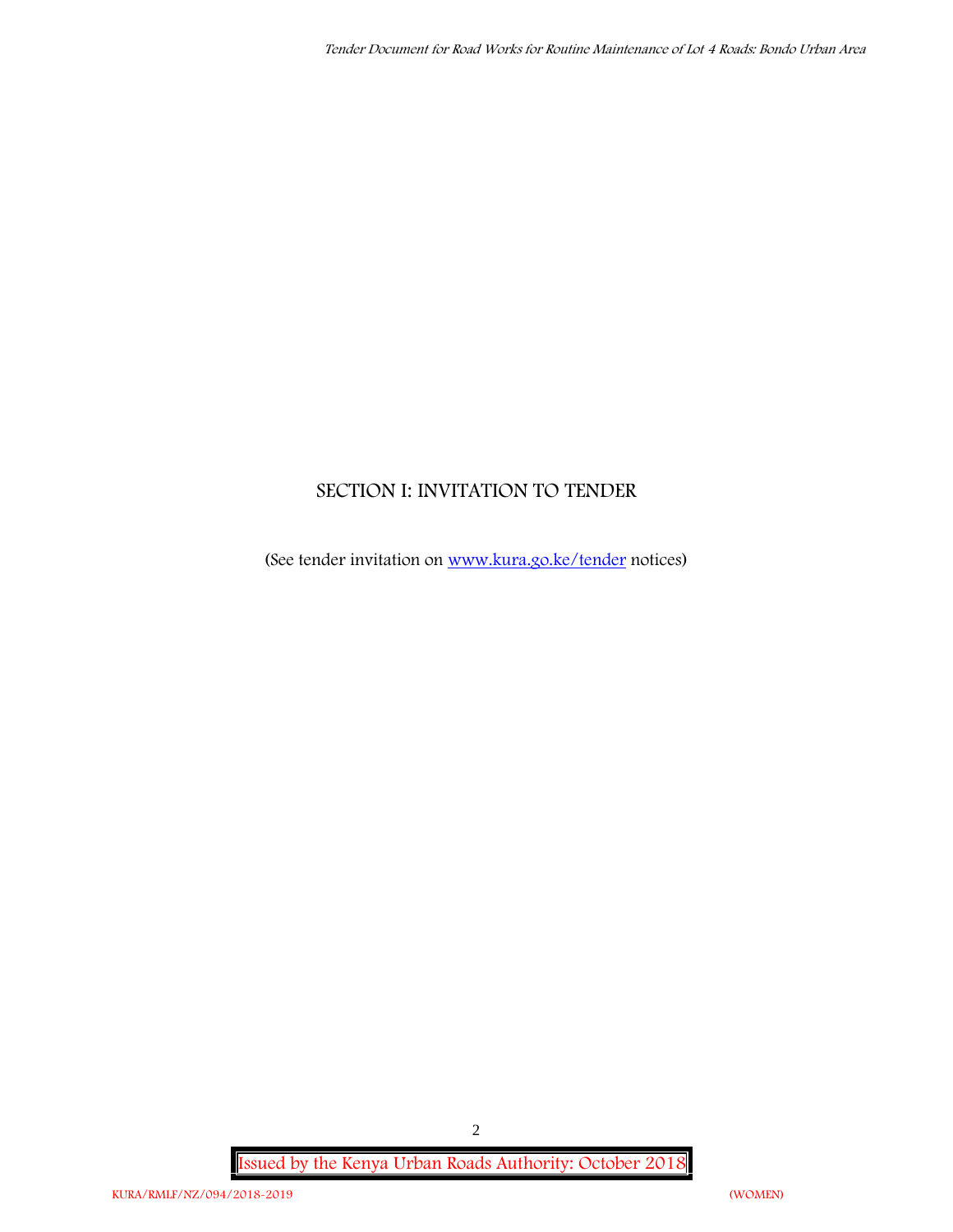# SECTION I: INVITATION TO TENDER

(See tender invitation on [www.kura.go.ke/tender](www.kura.go.ke/tender) notices)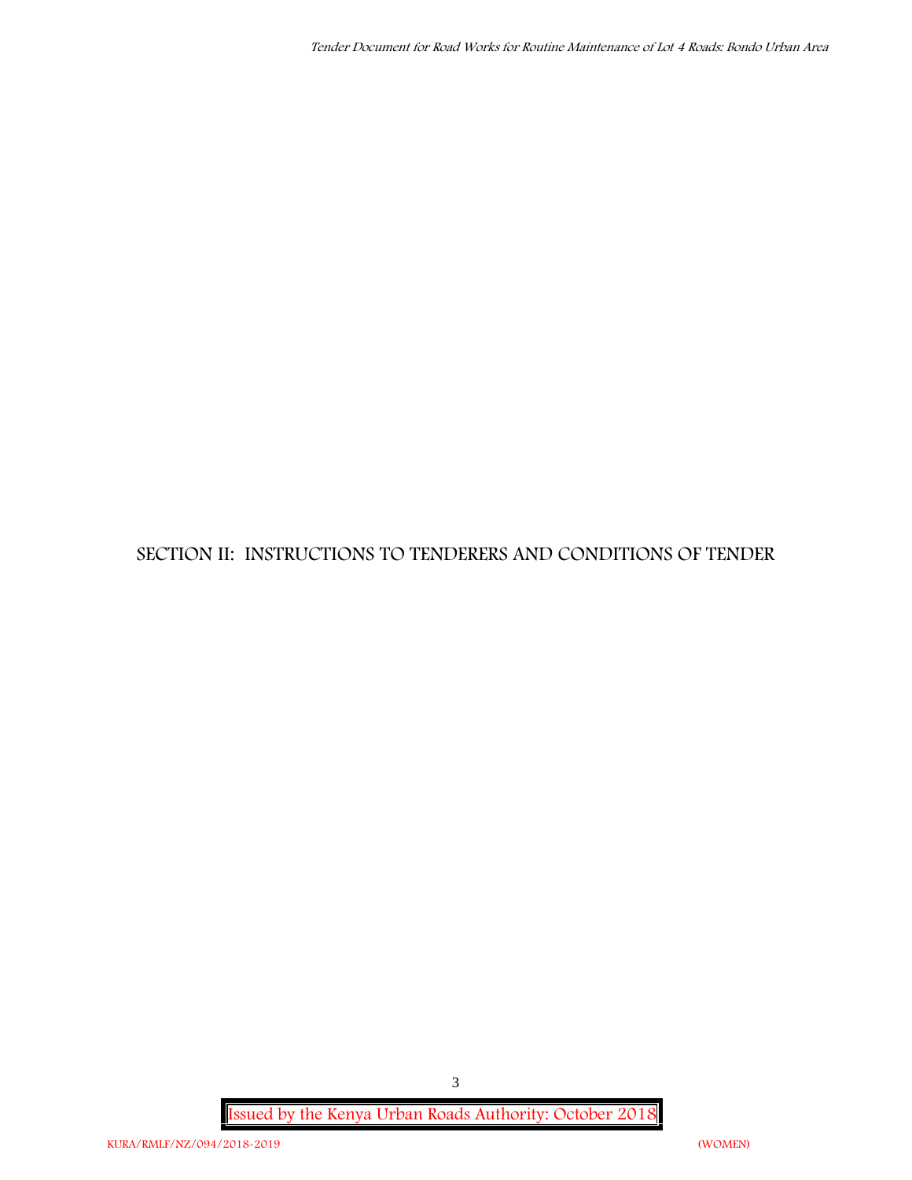# SECTION II: INSTRUCTIONS TO TENDERERS AND CONDITIONS OF TENDER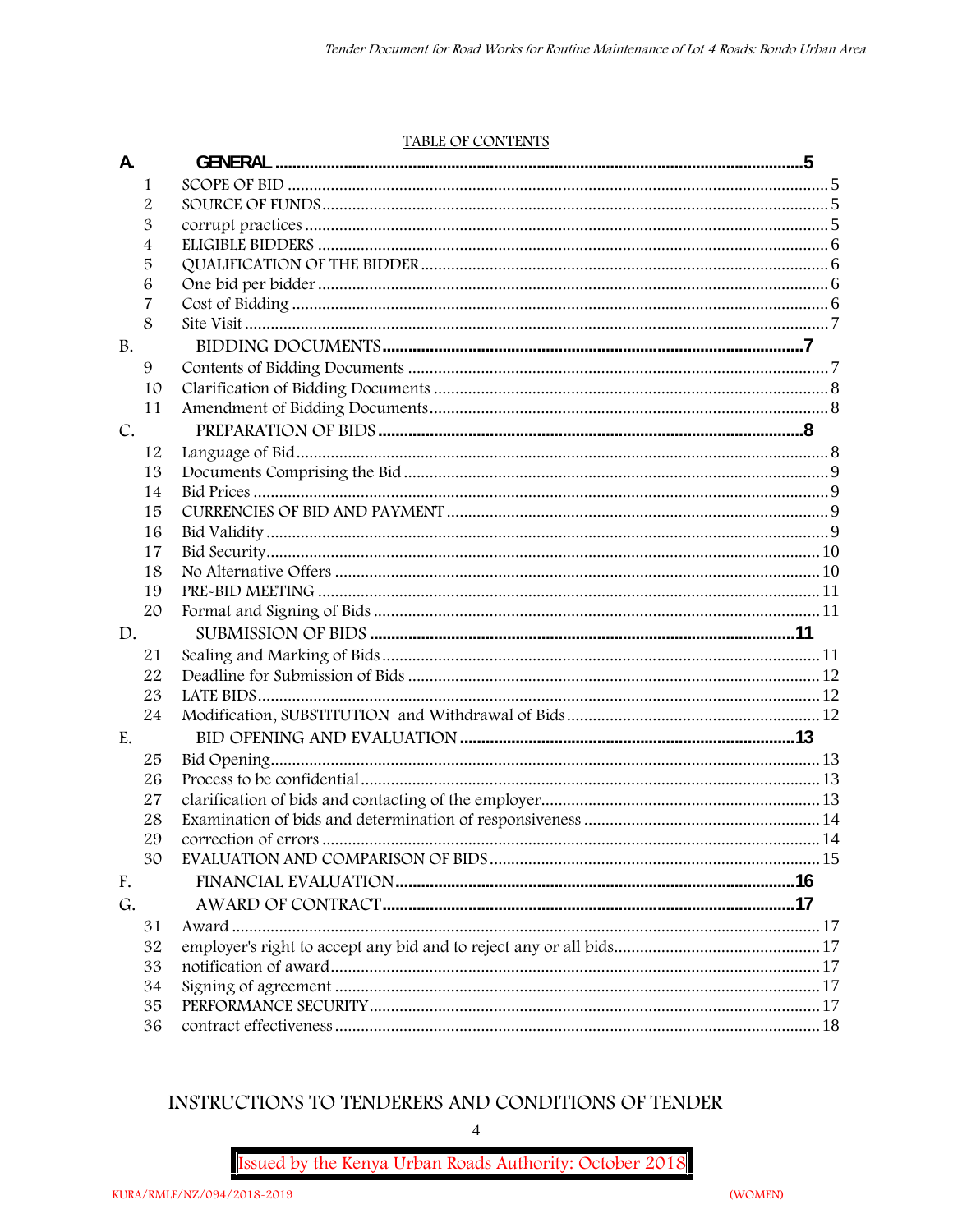TABLE OF CONTENTS

| | | | |
|---|---|---|---|
| **A.** | | **GENERAL** | **5** |
| | 1 | SCOPE OF BID | 5 |
| | 2 | SOURCE OF FUNDS | 5 |
| | 3 | corrupt practices | 5 |
| | 4 | ELIGIBLE BIDDERS | 6 |
| | 5 | QUALIFICATION OF THE BIDDER | 6 |
| | 6 | One bid per bidder | 6 |
| | 7 | Cost of Bidding | 6 |
| | 8 | Site Visit | 7 |
| B. | | BIDDING DOCUMENTS | **7** |
| | 9 | Contents of Bidding Documents | 7 |
| | 10 | Clarification of Bidding Documents | 8 |
| | 11 | Amendment of Bidding Documents | 8 |
| C. | | PREPARATION OF BIDS | **8** |
| | 12 | Language of Bid | 8 |
| | 13 | Documents Comprising the Bid | 9 |
| | 14 | Bid Prices | 9 |
| | 15 | CURRENCIES OF BID AND PAYMENT | 9 |
| | 16 | Bid Validity | 9 |
| | 17 | Bid Security | 10 |
| | 18 | No Alternative Offers | 10 |
| | 19 | PRE-BID MEETING | 11 |
| | 20 | Format and Signing of Bids | 11 |
| D. | | SUBMISSION OF BIDS | **11** |
| | 21 | Sealing and Marking of Bids | 11 |
| | 22 | Deadline for Submission of Bids | 12 |
| | 23 | LATE BIDS | 12 |
| | 24 | Modification, SUBSTITUTION and Withdrawal of Bids | 12 |
| E. | | BID OPENING AND EVALUATION | **13** |
| | 25 | Bid Opening | 13 |
| | 26 | Process to be confidential | 13 |
| | 27 | clarification of bids and contacting of the employer | 13 |
| | 28 | Examination of bids and determination of responsiveness | 14 |
| | 29 | correction of errors | 14 |
| | 30 | EVALUATION AND COMPARISON OF BIDS | 15 |
| F. | | FINANCIAL EVALUATION | **16** |
| G. | | AWARD OF CONTRACT | **17** |
| | 31 | Award | 17 |
| | 32 | employer's right to accept any bid and to reject any or all bids | 17 |
| | 33 | notification of award | 17 |
| | 34 | Signing of agreement | 17 |
| | 35 | PERFORMANCE SECURITY | 17 |
| | 36 | contract effectiveness | 18 |

INSTRUCTIONS TO TENDERERS AND CONDITIONS OF TENDER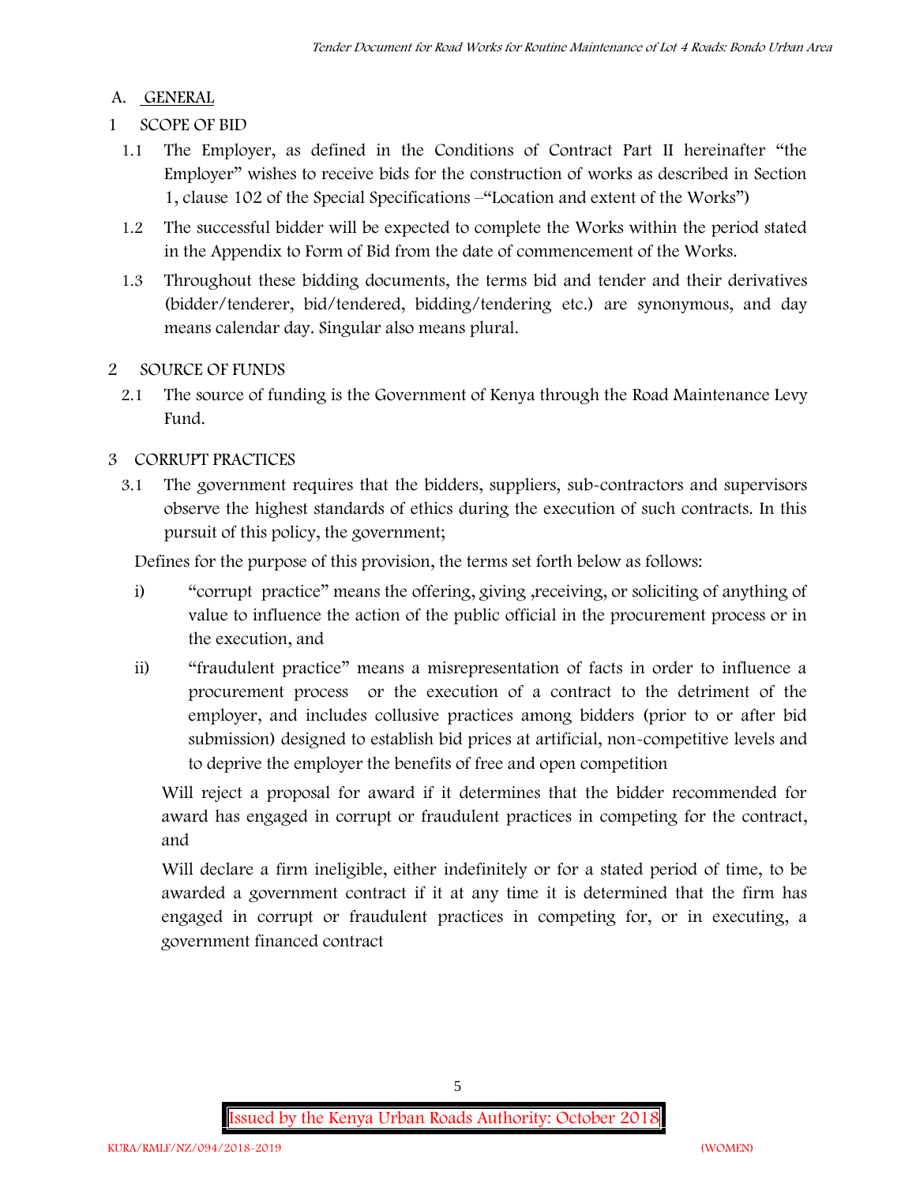## A. GENERAL

### 1 SCOPE OF BID

1.1 The Employer, as defined in the Conditions of Contract Part II hereinafter "the Employer" wishes to receive bids for the construction of works as described in Section 1, clause 102 of the Special Specifications –"Location and extent of the Works")

1.2 The successful bidder will be expected to complete the Works within the period stated in the Appendix to Form of Bid from the date of commencement of the Works.

1.3 Throughout these bidding documents, the terms bid and tender and their derivatives (bidder/tenderer, bid/tendered, bidding/tendering etc.) are synonymous, and day means calendar day. Singular also means plural.

### 2 SOURCE OF FUNDS

2.1 The source of funding is the Government of Kenya through the Road Maintenance Levy Fund.

### 3 CORRUPT PRACTICES

3.1 The government requires that the bidders, suppliers, sub-contractors and supervisors observe the highest standards of ethics during the execution of such contracts. In this pursuit of this policy, the government;

Defines for the purpose of this provision, the terms set forth below as follows:

i) "corrupt practice" means the offering, giving ,receiving, or soliciting of anything of value to influence the action of the public official in the procurement process or in the execution, and

ii) "fraudulent practice" means a misrepresentation of facts in order to influence a procurement process or the execution of a contract to the detriment of the employer, and includes collusive practices among bidders (prior to or after bid submission) designed to establish bid prices at artificial, non-competitive levels and to deprive the employer the benefits of free and open competition

Will reject a proposal for award if it determines that the bidder recommended for award has engaged in corrupt or fraudulent practices in competing for the contract, and

Will declare a firm ineligible, either indefinitely or for a stated period of time, to be awarded a government contract if it at any time it is determined that the firm has engaged in corrupt or fraudulent practices in competing for, or in executing, a government financed contract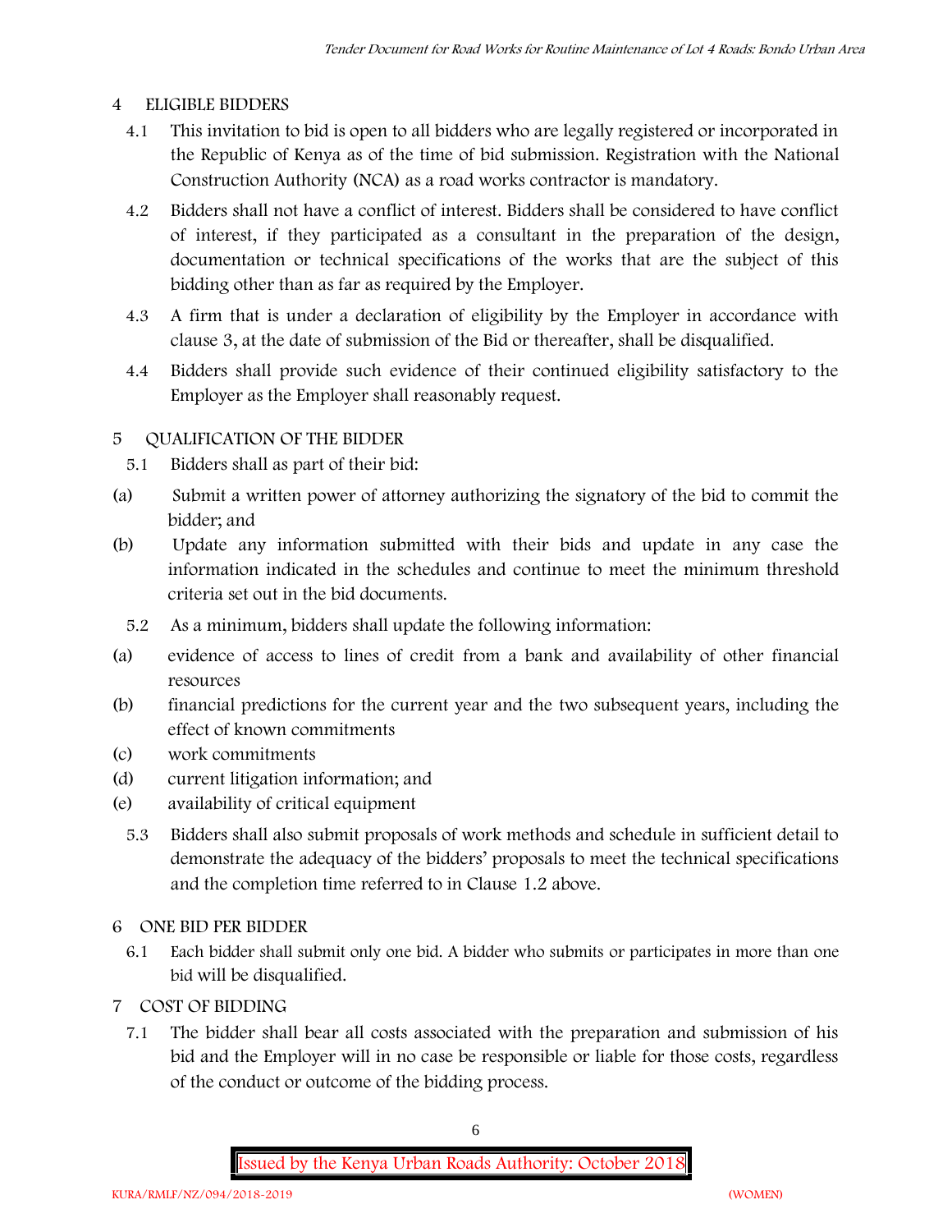## 4 ELIGIBLE BIDDERS

4.1 This invitation to bid is open to all bidders who are legally registered or incorporated in the Republic of Kenya as of the time of bid submission. Registration with the National Construction Authority (NCA) as a road works contractor is mandatory.

4.2 Bidders shall not have a conflict of interest. Bidders shall be considered to have conflict of interest, if they participated as a consultant in the preparation of the design, documentation or technical specifications of the works that are the subject of this bidding other than as far as required by the Employer.

4.3 A firm that is under a declaration of eligibility by the Employer in accordance with clause 3, at the date of submission of the Bid or thereafter, shall be disqualified.

4.4 Bidders shall provide such evidence of their continued eligibility satisfactory to the Employer as the Employer shall reasonably request.

## 5 QUALIFICATION OF THE BIDDER

5.1 Bidders shall as part of their bid:

(a) Submit a written power of attorney authorizing the signatory of the bid to commit the bidder; and

(b) Update any information submitted with their bids and update in any case the information indicated in the schedules and continue to meet the minimum threshold criteria set out in the bid documents.

5.2 As a minimum, bidders shall update the following information:

(a) evidence of access to lines of credit from a bank and availability of other financial resources

(b) financial predictions for the current year and the two subsequent years, including the effect of known commitments

(c) work commitments

(d) current litigation information; and

(e) availability of critical equipment

5.3 Bidders shall also submit proposals of work methods and schedule in sufficient detail to demonstrate the adequacy of the bidders' proposals to meet the technical specifications and the completion time referred to in Clause 1.2 above.

## 6 ONE BID PER BIDDER

6.1 Each bidder shall submit only one bid. A bidder who submits or participates in more than one bid will be disqualified.

## 7 COST OF BIDDING

7.1 The bidder shall bear all costs associated with the preparation and submission of his bid and the Employer will in no case be responsible or liable for those costs, regardless of the conduct or outcome of the bidding process.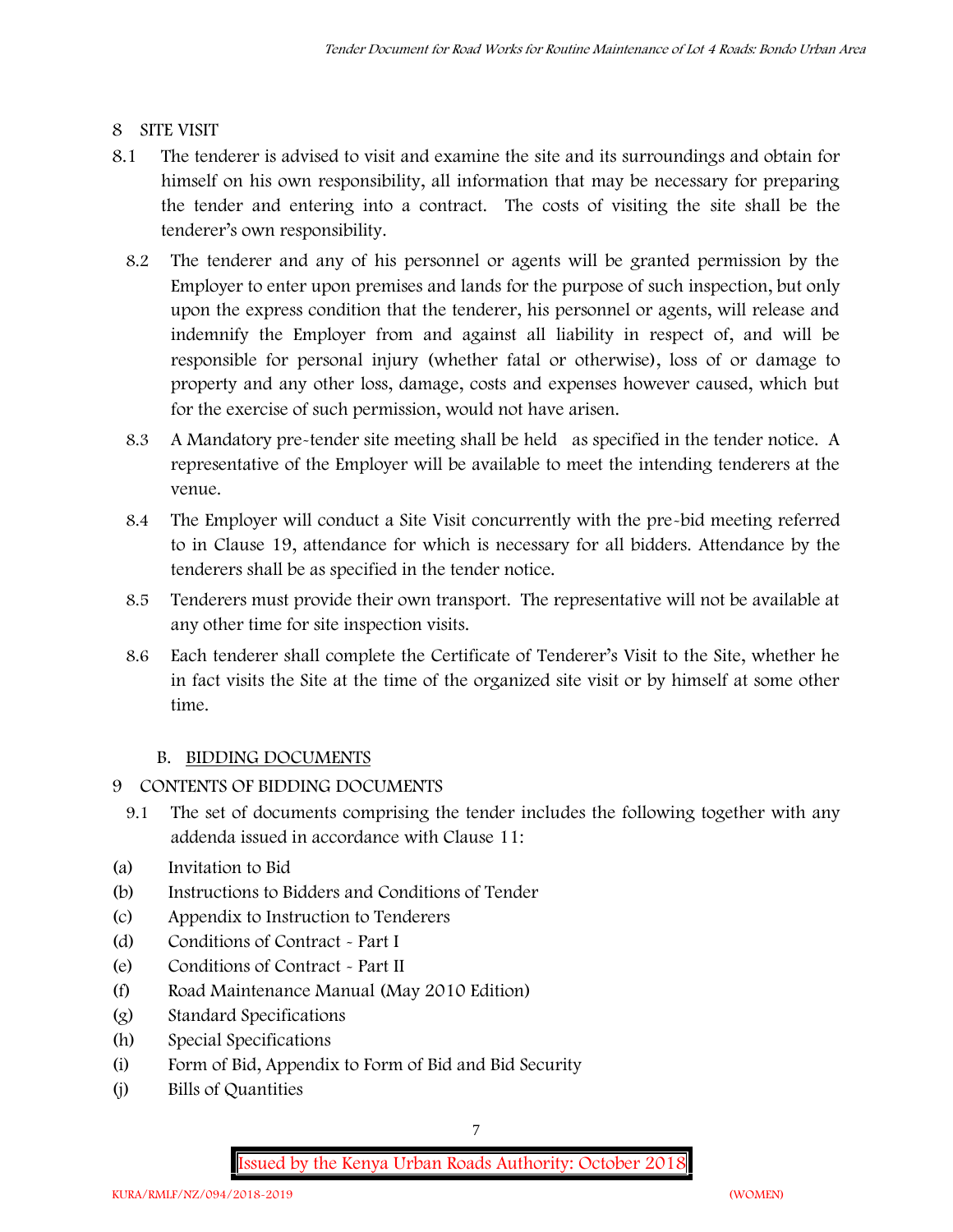## 8 SITE VISIT

8.1 The tenderer is advised to visit and examine the site and its surroundings and obtain for himself on his own responsibility, all information that may be necessary for preparing the tender and entering into a contract. The costs of visiting the site shall be the tenderer's own responsibility.

8.2 The tenderer and any of his personnel or agents will be granted permission by the Employer to enter upon premises and lands for the purpose of such inspection, but only upon the express condition that the tenderer, his personnel or agents, will release and indemnify the Employer from and against all liability in respect of, and will be responsible for personal injury (whether fatal or otherwise), loss of or damage to property and any other loss, damage, costs and expenses however caused, which but for the exercise of such permission, would not have arisen.

8.3 A Mandatory pre-tender site meeting shall be held as specified in the tender notice. A representative of the Employer will be available to meet the intending tenderers at the venue.

8.4 The Employer will conduct a Site Visit concurrently with the pre-bid meeting referred to in Clause 19, attendance for which is necessary for all bidders. Attendance by the tenderers shall be as specified in the tender notice.

8.5 Tenderers must provide their own transport. The representative will not be available at any other time for site inspection visits.

8.6 Each tenderer shall complete the Certificate of Tenderer's Visit to the Site, whether he in fact visits the Site at the time of the organized site visit or by himself at some other time.

### B. BIDDING DOCUMENTS

## 9 CONTENTS OF BIDDING DOCUMENTS

9.1 The set of documents comprising the tender includes the following together with any addenda issued in accordance with Clause 11:

(a) Invitation to Bid
(b) Instructions to Bidders and Conditions of Tender
(c) Appendix to Instruction to Tenderers
(d) Conditions of Contract - Part I
(e) Conditions of Contract - Part II
(f) Road Maintenance Manual (May 2010 Edition)
(g) Standard Specifications
(h) Special Specifications
(i) Form of Bid, Appendix to Form of Bid and Bid Security
(j) Bills of Quantities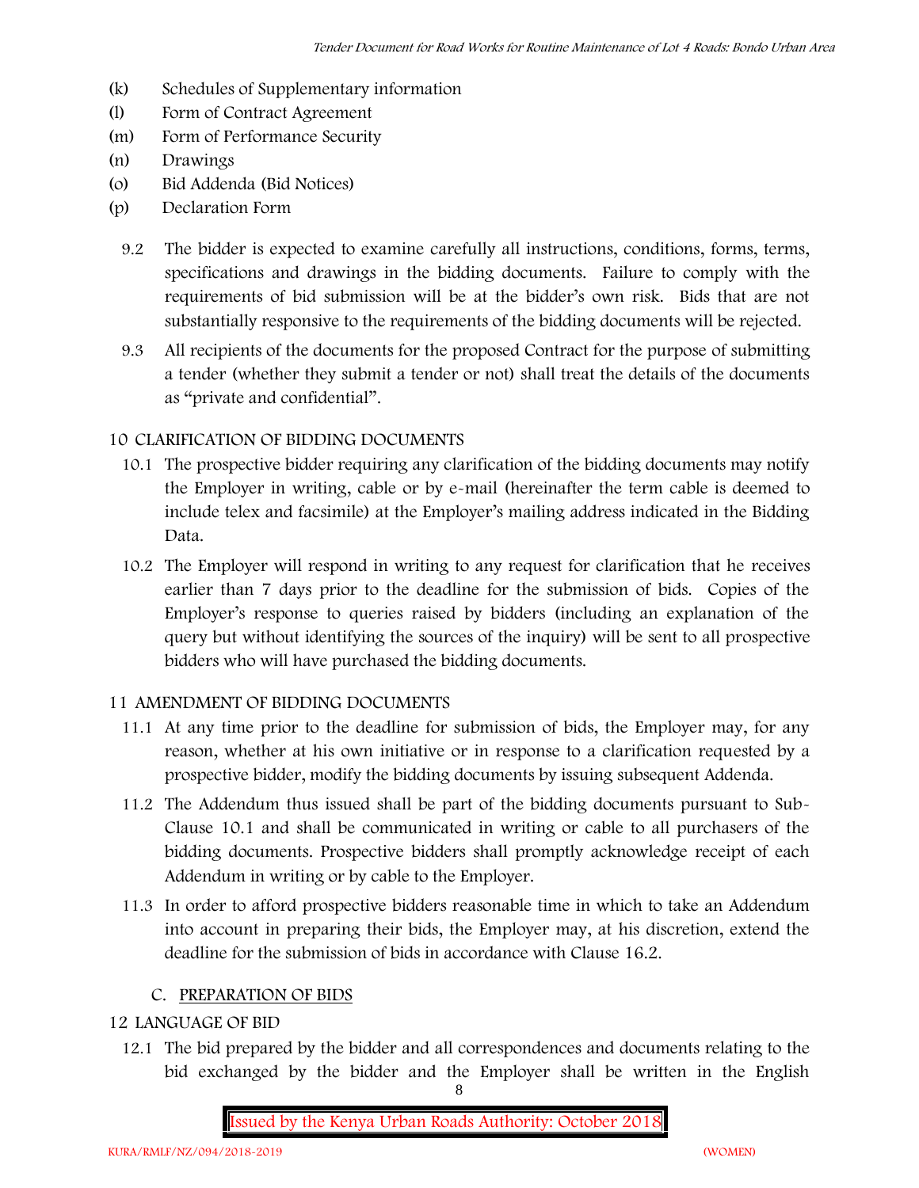(k) Schedules of Supplementary information
(l) Form of Contract Agreement
(m) Form of Performance Security
(n) Drawings
(o) Bid Addenda (Bid Notices)
(p) Declaration Form

9.2 The bidder is expected to examine carefully all instructions, conditions, forms, terms, specifications and drawings in the bidding documents. Failure to comply with the requirements of bid submission will be at the bidder's own risk. Bids that are not substantially responsive to the requirements of the bidding documents will be rejected.

9.3 All recipients of the documents for the proposed Contract for the purpose of submitting a tender (whether they submit a tender or not) shall treat the details of the documents as "private and confidential".

## 10 CLARIFICATION OF BIDDING DOCUMENTS

10.1 The prospective bidder requiring any clarification of the bidding documents may notify the Employer in writing, cable or by e-mail (hereinafter the term cable is deemed to include telex and facsimile) at the Employer's mailing address indicated in the Bidding Data.

10.2 The Employer will respond in writing to any request for clarification that he receives earlier than 7 days prior to the deadline for the submission of bids. Copies of the Employer's response to queries raised by bidders (including an explanation of the query but without identifying the sources of the inquiry) will be sent to all prospective bidders who will have purchased the bidding documents.

## 11 AMENDMENT OF BIDDING DOCUMENTS

11.1 At any time prior to the deadline for submission of bids, the Employer may, for any reason, whether at his own initiative or in response to a clarification requested by a prospective bidder, modify the bidding documents by issuing subsequent Addenda.

11.2 The Addendum thus issued shall be part of the bidding documents pursuant to Sub-Clause 10.1 and shall be communicated in writing or cable to all purchasers of the bidding documents. Prospective bidders shall promptly acknowledge receipt of each Addendum in writing or by cable to the Employer.

11.3 In order to afford prospective bidders reasonable time in which to take an Addendum into account in preparing their bids, the Employer may, at his discretion, extend the deadline for the submission of bids in accordance with Clause 16.2.

## C. PREPARATION OF BIDS

## 12 LANGUAGE OF BID

12.1 The bid prepared by the bidder and all correspondences and documents relating to the bid exchanged by the bidder and the Employer shall be written in the English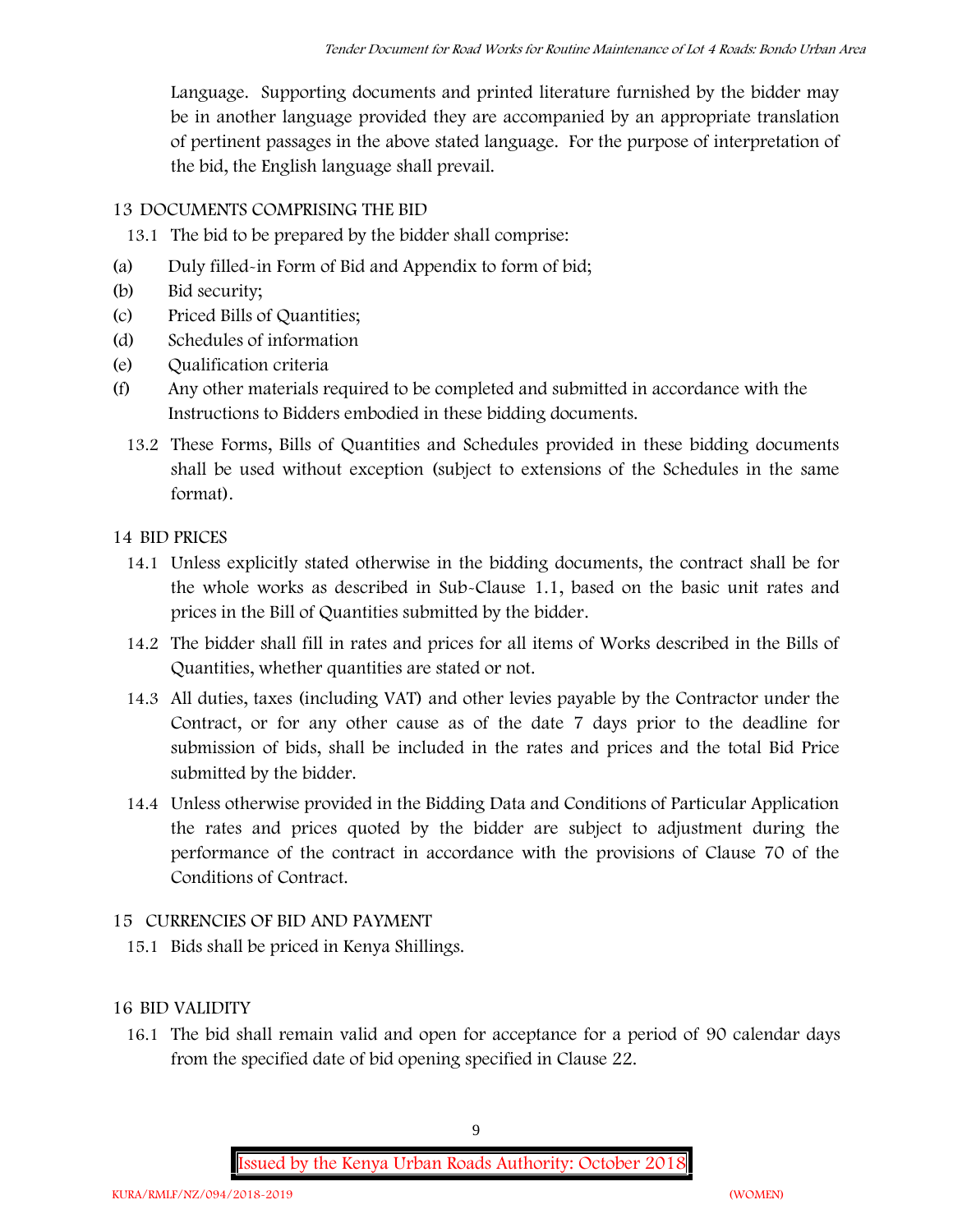Language. Supporting documents and printed literature furnished by the bidder may be in another language provided they are accompanied by an appropriate translation of pertinent passages in the above stated language. For the purpose of interpretation of the bid, the English language shall prevail.

## 13 DOCUMENTS COMPRISING THE BID

13.1 The bid to be prepared by the bidder shall comprise:

(a) Duly filled-in Form of Bid and Appendix to form of bid;

(b) Bid security;

(c) Priced Bills of Quantities;

(d) Schedules of information

(e) Qualification criteria

(f) Any other materials required to be completed and submitted in accordance with the Instructions to Bidders embodied in these bidding documents.

13.2 These Forms, Bills of Quantities and Schedules provided in these bidding documents shall be used without exception (subject to extensions of the Schedules in the same format).

## 14 BID PRICES

14.1 Unless explicitly stated otherwise in the bidding documents, the contract shall be for the whole works as described in Sub-Clause 1.1, based on the basic unit rates and prices in the Bill of Quantities submitted by the bidder.

14.2 The bidder shall fill in rates and prices for all items of Works described in the Bills of Quantities, whether quantities are stated or not.

14.3 All duties, taxes (including VAT) and other levies payable by the Contractor under the Contract, or for any other cause as of the date 7 days prior to the deadline for submission of bids, shall be included in the rates and prices and the total Bid Price submitted by the bidder.

14.4 Unless otherwise provided in the Bidding Data and Conditions of Particular Application the rates and prices quoted by the bidder are subject to adjustment during the performance of the contract in accordance with the provisions of Clause 70 of the Conditions of Contract.

## 15 CURRENCIES OF BID AND PAYMENT

15.1 Bids shall be priced in Kenya Shillings.

## 16 BID VALIDITY

16.1 The bid shall remain valid and open for acceptance for a period of 90 calendar days from the specified date of bid opening specified in Clause 22.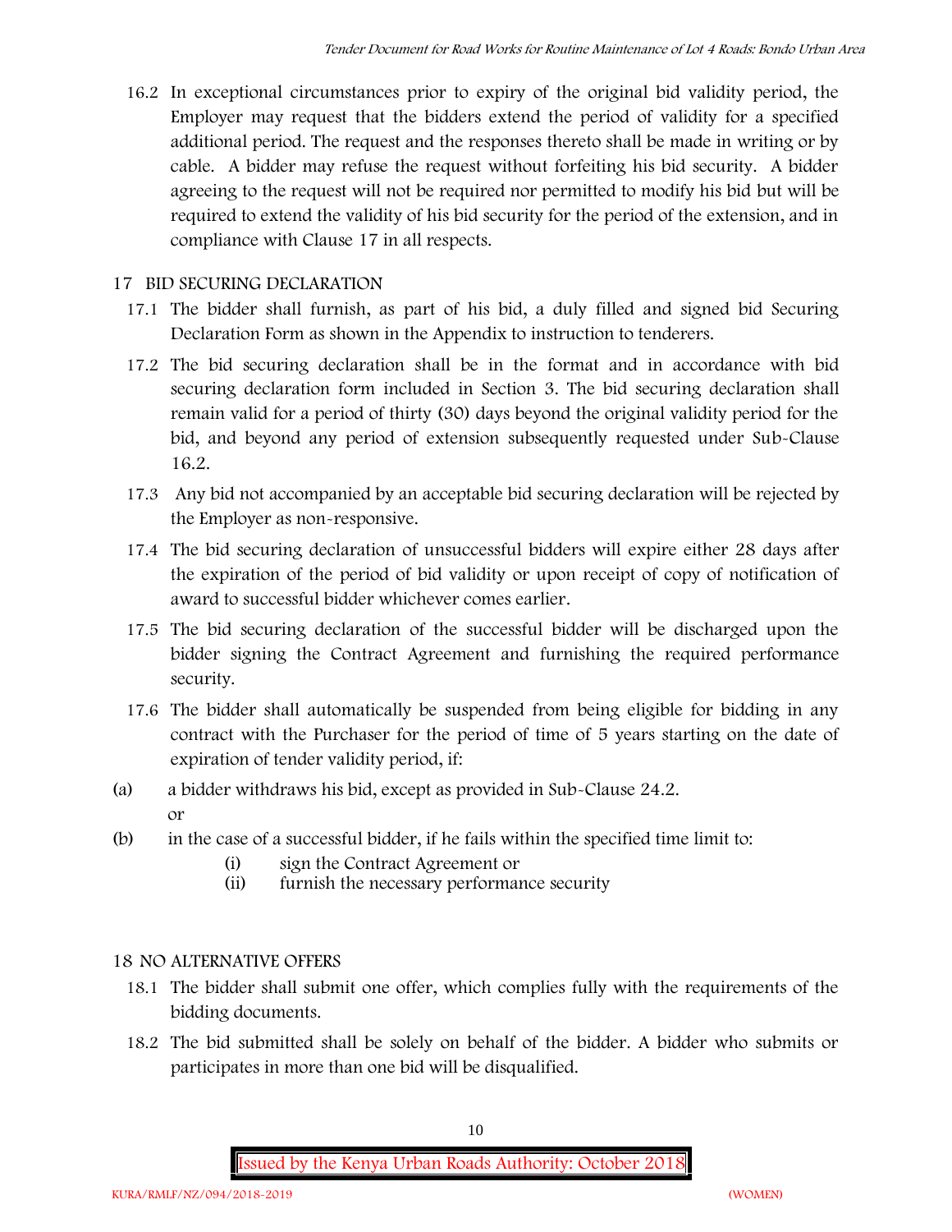16.2 In exceptional circumstances prior to expiry of the original bid validity period, the Employer may request that the bidders extend the period of validity for a specified additional period. The request and the responses thereto shall be made in writing or by cable. A bidder may refuse the request without forfeiting his bid security. A bidder agreeing to the request will not be required nor permitted to modify his bid but will be required to extend the validity of his bid security for the period of the extension, and in compliance with Clause 17 in all respects.

## 17 BID SECURING DECLARATION

17.1 The bidder shall furnish, as part of his bid, a duly filled and signed bid Securing Declaration Form as shown in the Appendix to instruction to tenderers.

17.2 The bid securing declaration shall be in the format and in accordance with bid securing declaration form included in Section 3. The bid securing declaration shall remain valid for a period of thirty (30) days beyond the original validity period for the bid, and beyond any period of extension subsequently requested under Sub-Clause 16.2.

17.3 Any bid not accompanied by an acceptable bid securing declaration will be rejected by the Employer as non-responsive.

17.4 The bid securing declaration of unsuccessful bidders will expire either 28 days after the expiration of the period of bid validity or upon receipt of copy of notification of award to successful bidder whichever comes earlier.

17.5 The bid securing declaration of the successful bidder will be discharged upon the bidder signing the Contract Agreement and furnishing the required performance security.

17.6 The bidder shall automatically be suspended from being eligible for bidding in any contract with the Purchaser for the period of time of 5 years starting on the date of expiration of tender validity period, if:

(a) a bidder withdraws his bid, except as provided in Sub-Clause 24.2.
or

(b) in the case of a successful bidder, if he fails within the specified time limit to:
   (i) sign the Contract Agreement or
   (ii) furnish the necessary performance security

## 18 NO ALTERNATIVE OFFERS

18.1 The bidder shall submit one offer, which complies fully with the requirements of the bidding documents.

18.2 The bid submitted shall be solely on behalf of the bidder. A bidder who submits or participates in more than one bid will be disqualified.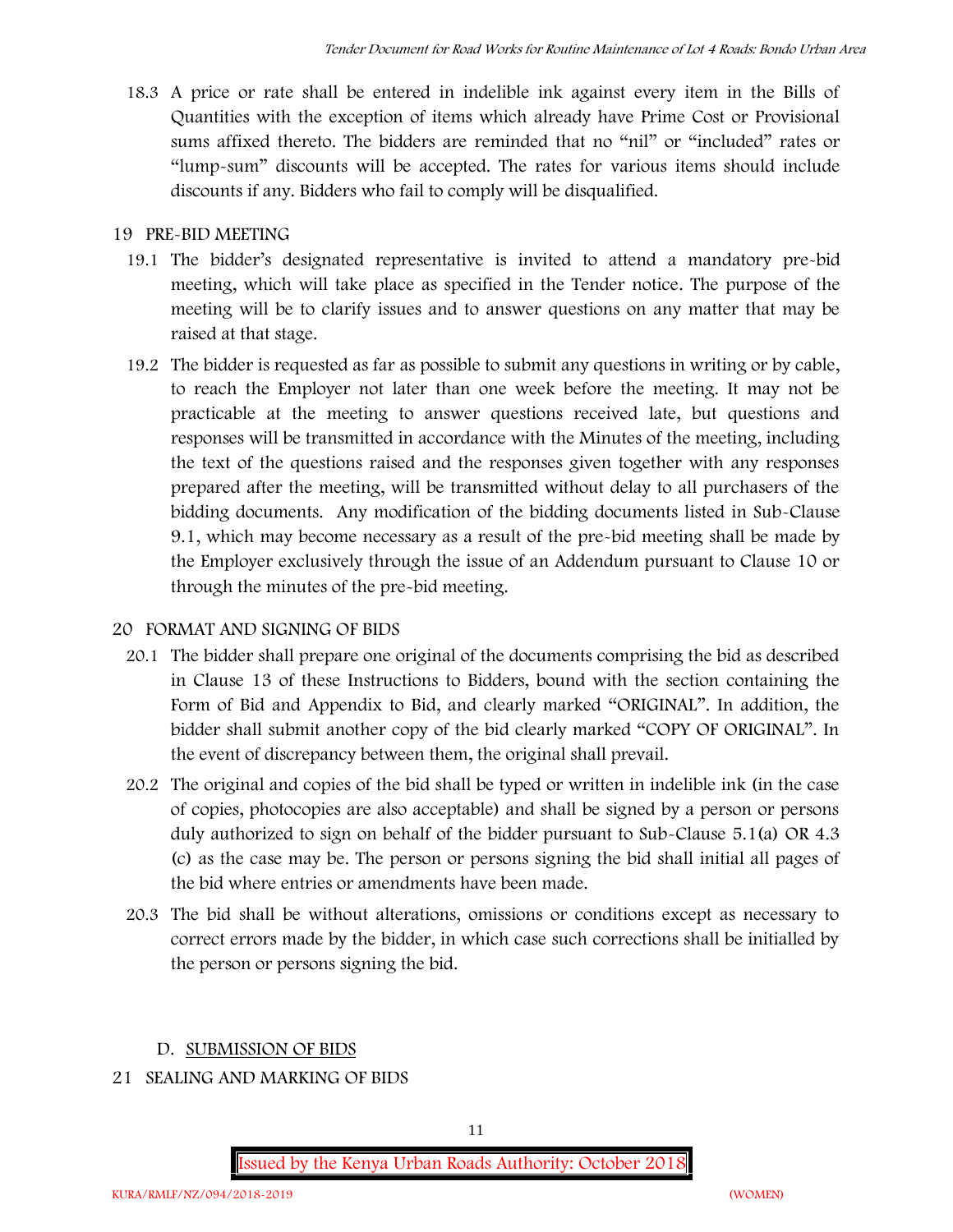18.3 A price or rate shall be entered in indelible ink against every item in the Bills of Quantities with the exception of items which already have Prime Cost or Provisional sums affixed thereto. The bidders are reminded that no "nil" or "included" rates or "lump-sum" discounts will be accepted. The rates for various items should include discounts if any. Bidders who fail to comply will be disqualified.

## 19 PRE-BID MEETING

19.1 The bidder's designated representative is invited to attend a mandatory pre-bid meeting, which will take place as specified in the Tender notice. The purpose of the meeting will be to clarify issues and to answer questions on any matter that may be raised at that stage.

19.2 The bidder is requested as far as possible to submit any questions in writing or by cable, to reach the Employer not later than one week before the meeting. It may not be practicable at the meeting to answer questions received late, but questions and responses will be transmitted in accordance with the Minutes of the meeting, including the text of the questions raised and the responses given together with any responses prepared after the meeting, will be transmitted without delay to all purchasers of the bidding documents. Any modification of the bidding documents listed in Sub-Clause 9.1, which may become necessary as a result of the pre-bid meeting shall be made by the Employer exclusively through the issue of an Addendum pursuant to Clause 10 or through the minutes of the pre-bid meeting.

## 20 FORMAT AND SIGNING OF BIDS

20.1 The bidder shall prepare one original of the documents comprising the bid as described in Clause 13 of these Instructions to Bidders, bound with the section containing the Form of Bid and Appendix to Bid, and clearly marked "ORIGINAL". In addition, the bidder shall submit another copy of the bid clearly marked "COPY OF ORIGINAL". In the event of discrepancy between them, the original shall prevail.

20.2 The original and copies of the bid shall be typed or written in indelible ink (in the case of copies, photocopies are also acceptable) and shall be signed by a person or persons duly authorized to sign on behalf of the bidder pursuant to Sub-Clause 5.1(a) OR 4.3 (c) as the case may be. The person or persons signing the bid shall initial all pages of the bid where entries or amendments have been made.

20.3 The bid shall be without alterations, omissions or conditions except as necessary to correct errors made by the bidder, in which case such corrections shall be initialled by the person or persons signing the bid.

# D. SUBMISSION OF BIDS

## 21 SEALING AND MARKING OF BIDS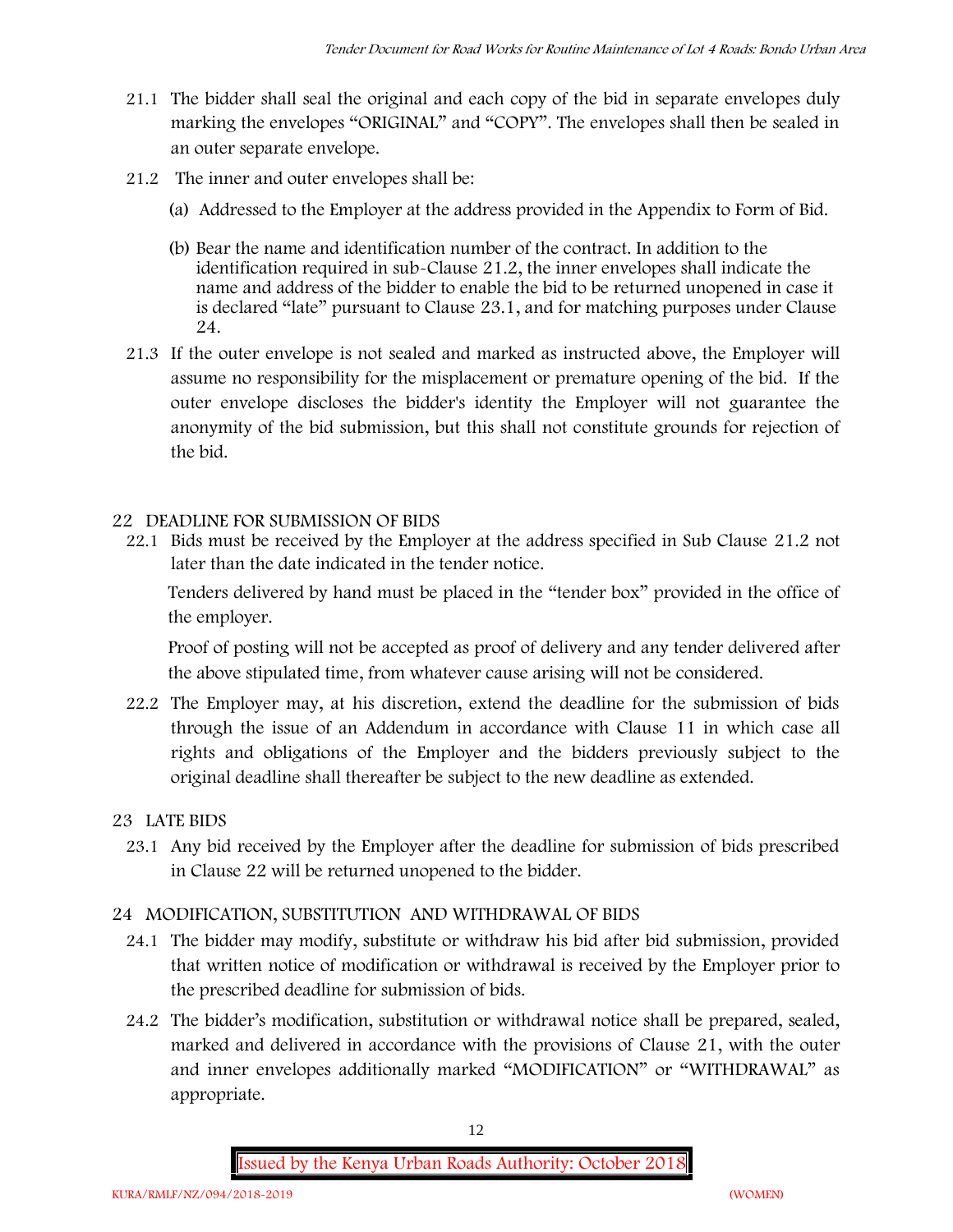21.1 The bidder shall seal the original and each copy of the bid in separate envelopes duly marking the envelopes "ORIGINAL" and "COPY". The envelopes shall then be sealed in an outer separate envelope.

21.2 The inner and outer envelopes shall be:

(a) Addressed to the Employer at the address provided in the Appendix to Form of Bid.

(b) Bear the name and identification number of the contract. In addition to the identification required in sub-Clause 21.2, the inner envelopes shall indicate the name and address of the bidder to enable the bid to be returned unopened in case it is declared "late" pursuant to Clause 23.1, and for matching purposes under Clause 24.

21.3 If the outer envelope is not sealed and marked as instructed above, the Employer will assume no responsibility for the misplacement or premature opening of the bid. If the outer envelope discloses the bidder's identity the Employer will not guarantee the anonymity of the bid submission, but this shall not constitute grounds for rejection of the bid.

## 22 DEADLINE FOR SUBMISSION OF BIDS

22.1 Bids must be received by the Employer at the address specified in Sub Clause 21.2 not later than the date indicated in the tender notice.

Tenders delivered by hand must be placed in the "tender box" provided in the office of the employer.

Proof of posting will not be accepted as proof of delivery and any tender delivered after the above stipulated time, from whatever cause arising will not be considered.

22.2 The Employer may, at his discretion, extend the deadline for the submission of bids through the issue of an Addendum in accordance with Clause 11 in which case all rights and obligations of the Employer and the bidders previously subject to the original deadline shall thereafter be subject to the new deadline as extended.

## 23 LATE BIDS

23.1 Any bid received by the Employer after the deadline for submission of bids prescribed in Clause 22 will be returned unopened to the bidder.

## 24 MODIFICATION, SUBSTITUTION AND WITHDRAWAL OF BIDS

24.1 The bidder may modify, substitute or withdraw his bid after bid submission, provided that written notice of modification or withdrawal is received by the Employer prior to the prescribed deadline for submission of bids.

24.2 The bidder's modification, substitution or withdrawal notice shall be prepared, sealed, marked and delivered in accordance with the provisions of Clause 21, with the outer and inner envelopes additionally marked "MODIFICATION" or "WITHDRAWAL" as appropriate.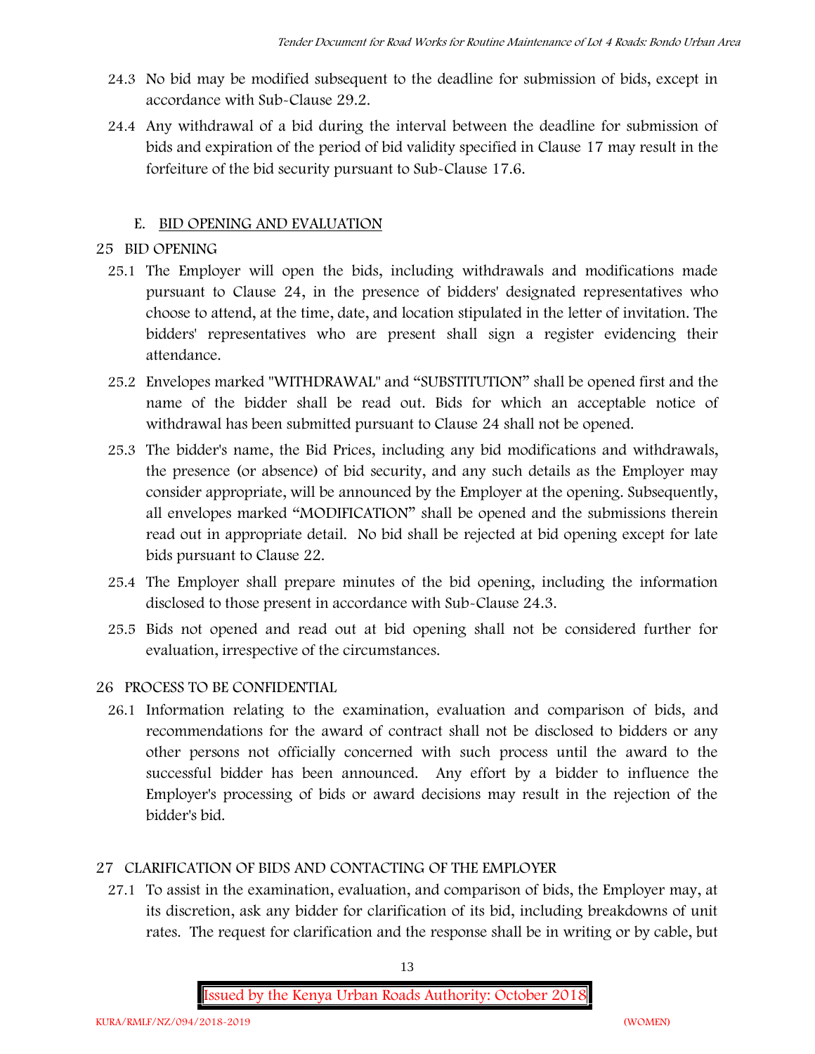24.3 No bid may be modified subsequent to the deadline for submission of bids, except in accordance with Sub-Clause 29.2.

24.4 Any withdrawal of a bid during the interval between the deadline for submission of bids and expiration of the period of bid validity specified in Clause 17 may result in the forfeiture of the bid security pursuant to Sub-Clause 17.6.

## E. BID OPENING AND EVALUATION

## 25 BID OPENING

25.1 The Employer will open the bids, including withdrawals and modifications made pursuant to Clause 24, in the presence of bidders' designated representatives who choose to attend, at the time, date, and location stipulated in the letter of invitation. The bidders' representatives who are present shall sign a register evidencing their attendance.

25.2 Envelopes marked "WITHDRAWAL" and "SUBSTITUTION" shall be opened first and the name of the bidder shall be read out. Bids for which an acceptable notice of withdrawal has been submitted pursuant to Clause 24 shall not be opened.

25.3 The bidder's name, the Bid Prices, including any bid modifications and withdrawals, the presence (or absence) of bid security, and any such details as the Employer may consider appropriate, will be announced by the Employer at the opening. Subsequently, all envelopes marked "MODIFICATION" shall be opened and the submissions therein read out in appropriate detail. No bid shall be rejected at bid opening except for late bids pursuant to Clause 22.

25.4 The Employer shall prepare minutes of the bid opening, including the information disclosed to those present in accordance with Sub-Clause 24.3.

25.5 Bids not opened and read out at bid opening shall not be considered further for evaluation, irrespective of the circumstances.

## 26 PROCESS TO BE CONFIDENTIAL

26.1 Information relating to the examination, evaluation and comparison of bids, and recommendations for the award of contract shall not be disclosed to bidders or any other persons not officially concerned with such process until the award to the successful bidder has been announced. Any effort by a bidder to influence the Employer's processing of bids or award decisions may result in the rejection of the bidder's bid.

## 27 CLARIFICATION OF BIDS AND CONTACTING OF THE EMPLOYER

27.1 To assist in the examination, evaluation, and comparison of bids, the Employer may, at its discretion, ask any bidder for clarification of its bid, including breakdowns of unit rates. The request for clarification and the response shall be in writing or by cable, but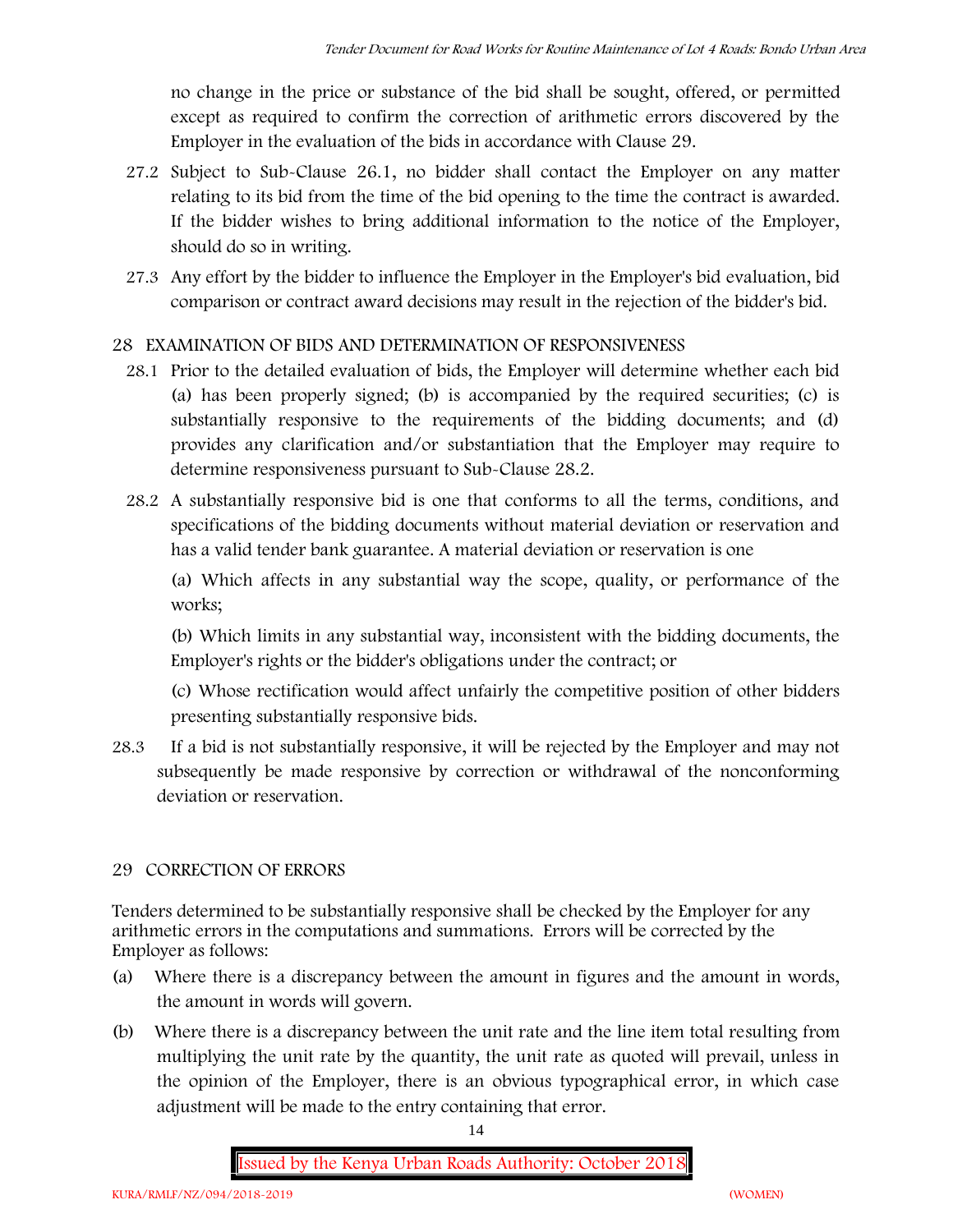no change in the price or substance of the bid shall be sought, offered, or permitted except as required to confirm the correction of arithmetic errors discovered by the Employer in the evaluation of the bids in accordance with Clause 29.

27.2 Subject to Sub-Clause 26.1, no bidder shall contact the Employer on any matter relating to its bid from the time of the bid opening to the time the contract is awarded. If the bidder wishes to bring additional information to the notice of the Employer, should do so in writing.

27.3 Any effort by the bidder to influence the Employer in the Employer's bid evaluation, bid comparison or contract award decisions may result in the rejection of the bidder's bid.

## 28 EXAMINATION OF BIDS AND DETERMINATION OF RESPONSIVENESS

28.1 Prior to the detailed evaluation of bids, the Employer will determine whether each bid (a) has been properly signed; (b) is accompanied by the required securities; (c) is substantially responsive to the requirements of the bidding documents; and (d) provides any clarification and/or substantiation that the Employer may require to determine responsiveness pursuant to Sub-Clause 28.2.

28.2 A substantially responsive bid is one that conforms to all the terms, conditions, and specifications of the bidding documents without material deviation or reservation and has a valid tender bank guarantee. A material deviation or reservation is one

(a) Which affects in any substantial way the scope, quality, or performance of the works;

(b) Which limits in any substantial way, inconsistent with the bidding documents, the Employer's rights or the bidder's obligations under the contract; or

(c) Whose rectification would affect unfairly the competitive position of other bidders presenting substantially responsive bids.

28.3 If a bid is not substantially responsive, it will be rejected by the Employer and may not subsequently be made responsive by correction or withdrawal of the nonconforming deviation or reservation.

## 29 CORRECTION OF ERRORS

Tenders determined to be substantially responsive shall be checked by the Employer for any arithmetic errors in the computations and summations. Errors will be corrected by the Employer as follows:

(a) Where there is a discrepancy between the amount in figures and the amount in words, the amount in words will govern.

(b) Where there is a discrepancy between the unit rate and the line item total resulting from multiplying the unit rate by the quantity, the unit rate as quoted will prevail, unless in the opinion of the Employer, there is an obvious typographical error, in which case adjustment will be made to the entry containing that error.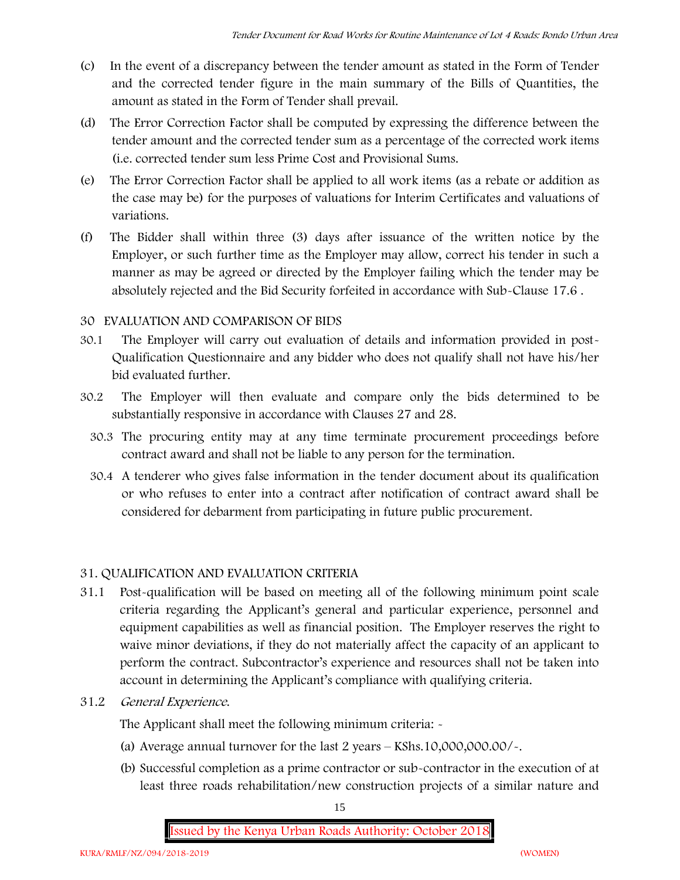(c) In the event of a discrepancy between the tender amount as stated in the Form of Tender and the corrected tender figure in the main summary of the Bills of Quantities, the amount as stated in the Form of Tender shall prevail.

(d) The Error Correction Factor shall be computed by expressing the difference between the tender amount and the corrected tender sum as a percentage of the corrected work items (i.e. corrected tender sum less Prime Cost and Provisional Sums.

(e) The Error Correction Factor shall be applied to all work items (as a rebate or addition as the case may be) for the purposes of valuations for Interim Certificates and valuations of variations.

(f) The Bidder shall within three (3) days after issuance of the written notice by the Employer, or such further time as the Employer may allow, correct his tender in such a manner as may be agreed or directed by the Employer failing which the tender may be absolutely rejected and the Bid Security forfeited in accordance with Sub-Clause 17.6 .

## 30 EVALUATION AND COMPARISON OF BIDS

30.1 The Employer will carry out evaluation of details and information provided in post-Qualification Questionnaire and any bidder who does not qualify shall not have his/her bid evaluated further.

30.2 The Employer will then evaluate and compare only the bids determined to be substantially responsive in accordance with Clauses 27 and 28.

30.3 The procuring entity may at any time terminate procurement proceedings before contract award and shall not be liable to any person for the termination.

30.4 A tenderer who gives false information in the tender document about its qualification or who refuses to enter into a contract after notification of contract award shall be considered for debarment from participating in future public procurement.

## 31. QUALIFICATION AND EVALUATION CRITERIA

31.1 Post-qualification will be based on meeting all of the following minimum point scale criteria regarding the Applicant's general and particular experience, personnel and equipment capabilities as well as financial position. The Employer reserves the right to waive minor deviations, if they do not materially affect the capacity of an applicant to perform the contract. Subcontractor's experience and resources shall not be taken into account in determining the Applicant's compliance with qualifying criteria.

31.2 *General Experience.*

The Applicant shall meet the following minimum criteria: -

(a) Average annual turnover for the last 2 years – KShs.10,000,000.00/-.

(b) Successful completion as a prime contractor or sub-contractor in the execution of at least three roads rehabilitation/new construction projects of a similar nature and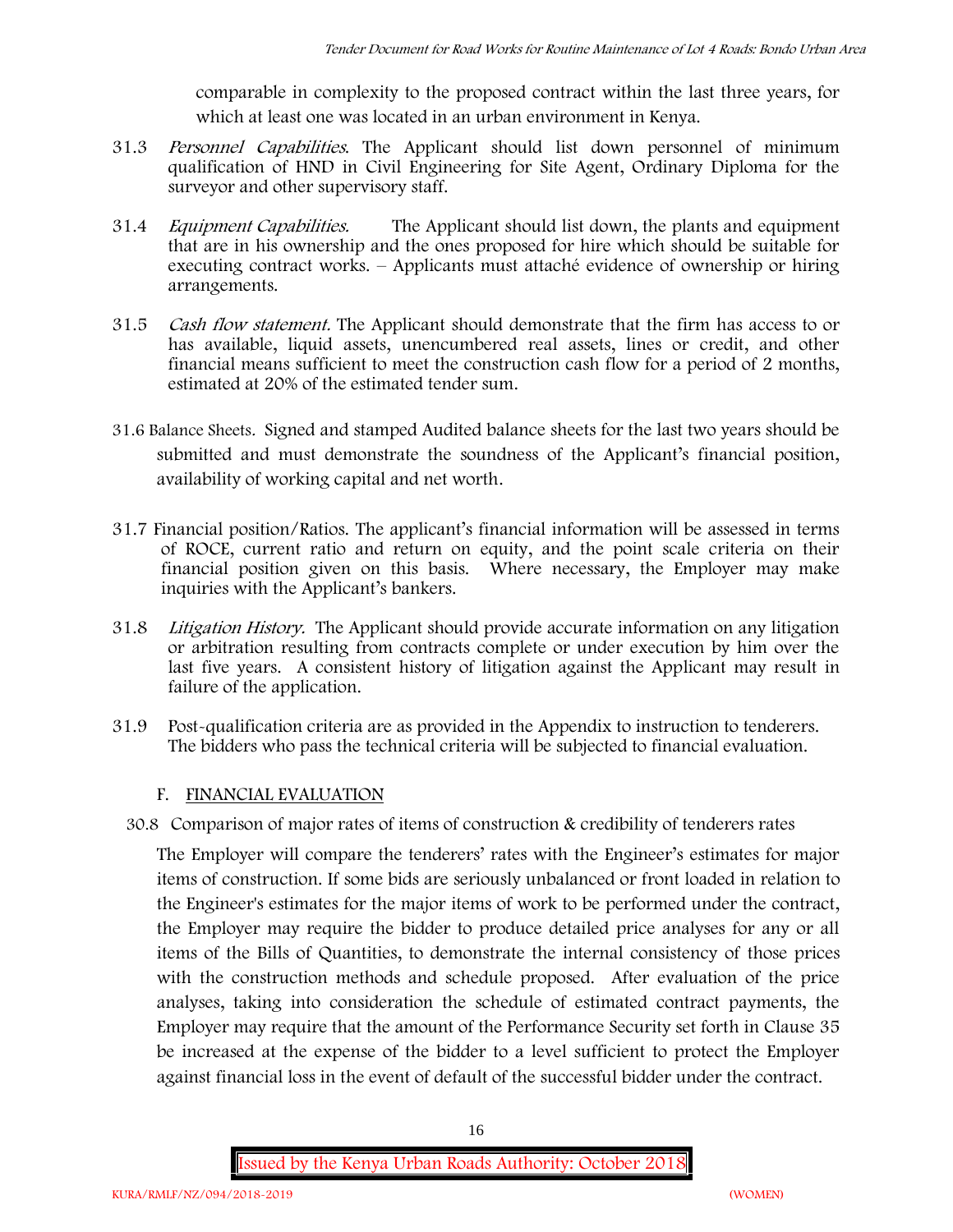comparable in complexity to the proposed contract within the last three years, for which at least one was located in an urban environment in Kenya.

31.3 *Personnel Capabilities*. The Applicant should list down personnel of minimum qualification of HND in Civil Engineering for Site Agent, Ordinary Diploma for the surveyor and other supervisory staff.

31.4 *Equipment Capabilities.* The Applicant should list down, the plants and equipment that are in his ownership and the ones proposed for hire which should be suitable for executing contract works. – Applicants must attaché evidence of ownership or hiring arrangements.

31.5 *Cash flow statement.* The Applicant should demonstrate that the firm has access to or has available, liquid assets, unencumbered real assets, lines or credit, and other financial means sufficient to meet the construction cash flow for a period of 2 months, estimated at 20% of the estimated tender sum.

31.6 Balance Sheets. Signed and stamped Audited balance sheets for the last two years should be submitted and must demonstrate the soundness of the Applicant's financial position, availability of working capital and net worth.

31.7 Financial position/Ratios. The applicant's financial information will be assessed in terms of ROCE, current ratio and return on equity, and the point scale criteria on their financial position given on this basis. Where necessary, the Employer may make inquiries with the Applicant's bankers.

31.8 *Litigation History.* The Applicant should provide accurate information on any litigation or arbitration resulting from contracts complete or under execution by him over the last five years. A consistent history of litigation against the Applicant may result in failure of the application.

31.9 Post-qualification criteria are as provided in the Appendix to instruction to tenderers. The bidders who pass the technical criteria will be subjected to financial evaluation.

## F. FINANCIAL EVALUATION

30.8 Comparison of major rates of items of construction & credibility of tenderers rates

The Employer will compare the tenderers' rates with the Engineer's estimates for major items of construction. If some bids are seriously unbalanced or front loaded in relation to the Engineer's estimates for the major items of work to be performed under the contract, the Employer may require the bidder to produce detailed price analyses for any or all items of the Bills of Quantities, to demonstrate the internal consistency of those prices with the construction methods and schedule proposed. After evaluation of the price analyses, taking into consideration the schedule of estimated contract payments, the Employer may require that the amount of the Performance Security set forth in Clause 35 be increased at the expense of the bidder to a level sufficient to protect the Employer against financial loss in the event of default of the successful bidder under the contract.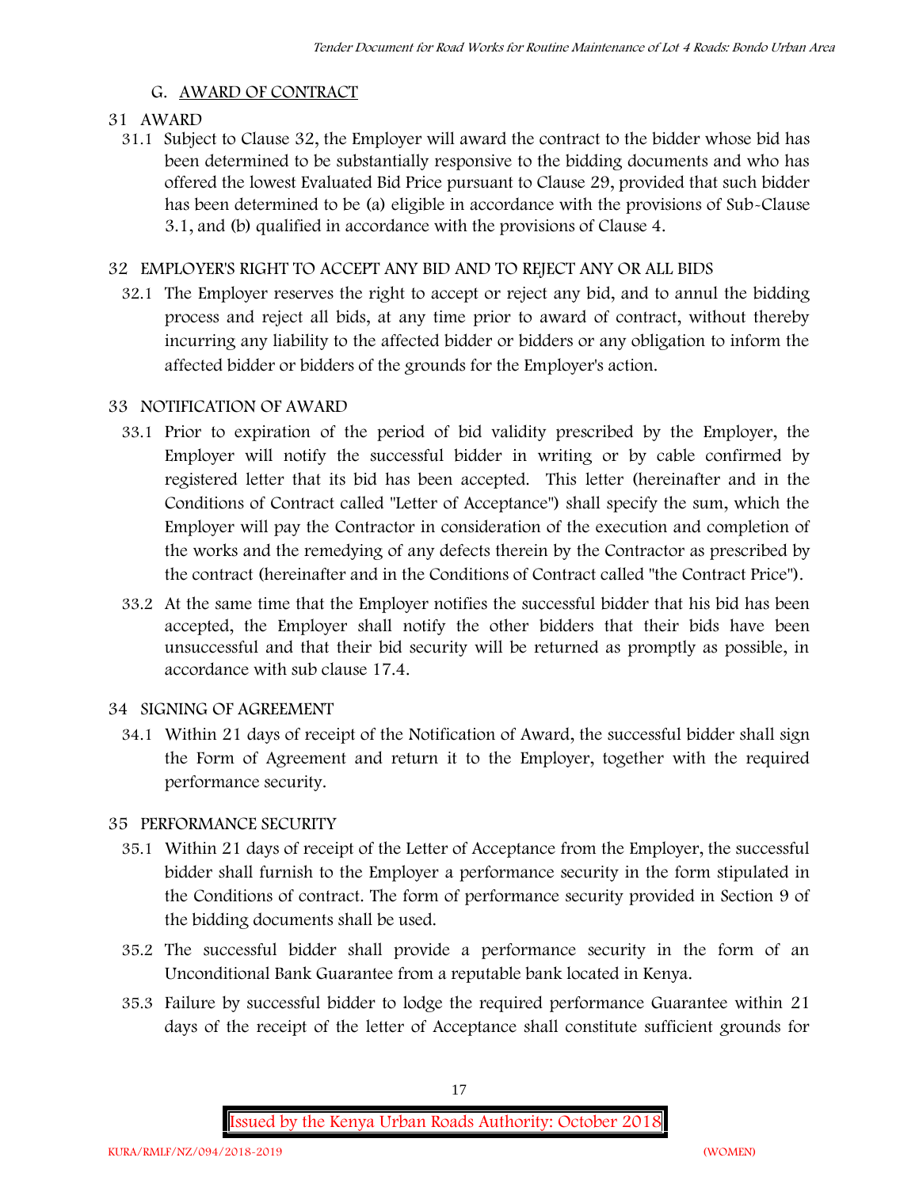## G. AWARD OF CONTRACT

### 31 AWARD

31.1 Subject to Clause 32, the Employer will award the contract to the bidder whose bid has been determined to be substantially responsive to the bidding documents and who has offered the lowest Evaluated Bid Price pursuant to Clause 29, provided that such bidder has been determined to be (a) eligible in accordance with the provisions of Sub-Clause 3.1, and (b) qualified in accordance with the provisions of Clause 4.

### 32 EMPLOYER'S RIGHT TO ACCEPT ANY BID AND TO REJECT ANY OR ALL BIDS

32.1 The Employer reserves the right to accept or reject any bid, and to annul the bidding process and reject all bids, at any time prior to award of contract, without thereby incurring any liability to the affected bidder or bidders or any obligation to inform the affected bidder or bidders of the grounds for the Employer's action.

### 33 NOTIFICATION OF AWARD

33.1 Prior to expiration of the period of bid validity prescribed by the Employer, the Employer will notify the successful bidder in writing or by cable confirmed by registered letter that its bid has been accepted. This letter (hereinafter and in the Conditions of Contract called "Letter of Acceptance") shall specify the sum, which the Employer will pay the Contractor in consideration of the execution and completion of the works and the remedying of any defects therein by the Contractor as prescribed by the contract (hereinafter and in the Conditions of Contract called "the Contract Price").

33.2 At the same time that the Employer notifies the successful bidder that his bid has been accepted, the Employer shall notify the other bidders that their bids have been unsuccessful and that their bid security will be returned as promptly as possible, in accordance with sub clause 17.4.

### 34 SIGNING OF AGREEMENT

34.1 Within 21 days of receipt of the Notification of Award, the successful bidder shall sign the Form of Agreement and return it to the Employer, together with the required performance security.

### 35 PERFORMANCE SECURITY

35.1 Within 21 days of receipt of the Letter of Acceptance from the Employer, the successful bidder shall furnish to the Employer a performance security in the form stipulated in the Conditions of contract. The form of performance security provided in Section 9 of the bidding documents shall be used.

35.2 The successful bidder shall provide a performance security in the form of an Unconditional Bank Guarantee from a reputable bank located in Kenya.

35.3 Failure by successful bidder to lodge the required performance Guarantee within 21 days of the receipt of the letter of Acceptance shall constitute sufficient grounds for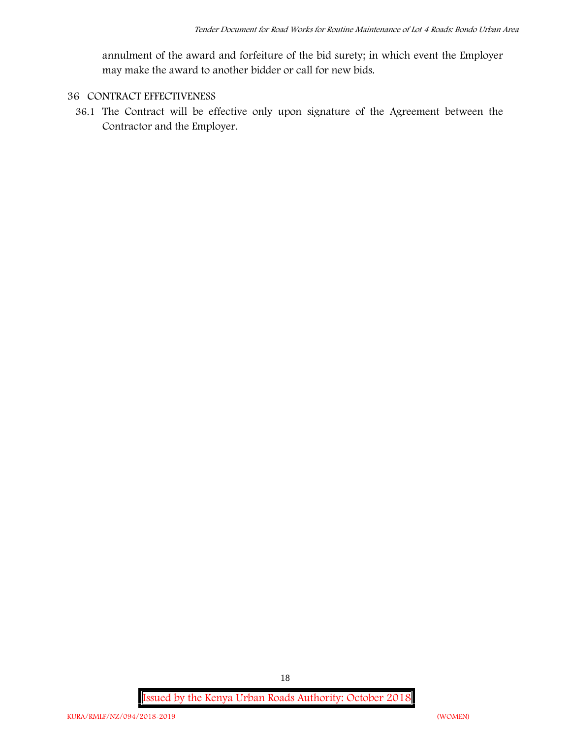annulment of the award and forfeiture of the bid surety; in which event the Employer may make the award to another bidder or call for new bids.

## 36 CONTRACT EFFECTIVENESS

36.1 The Contract will be effective only upon signature of the Agreement between the Contractor and the Employer.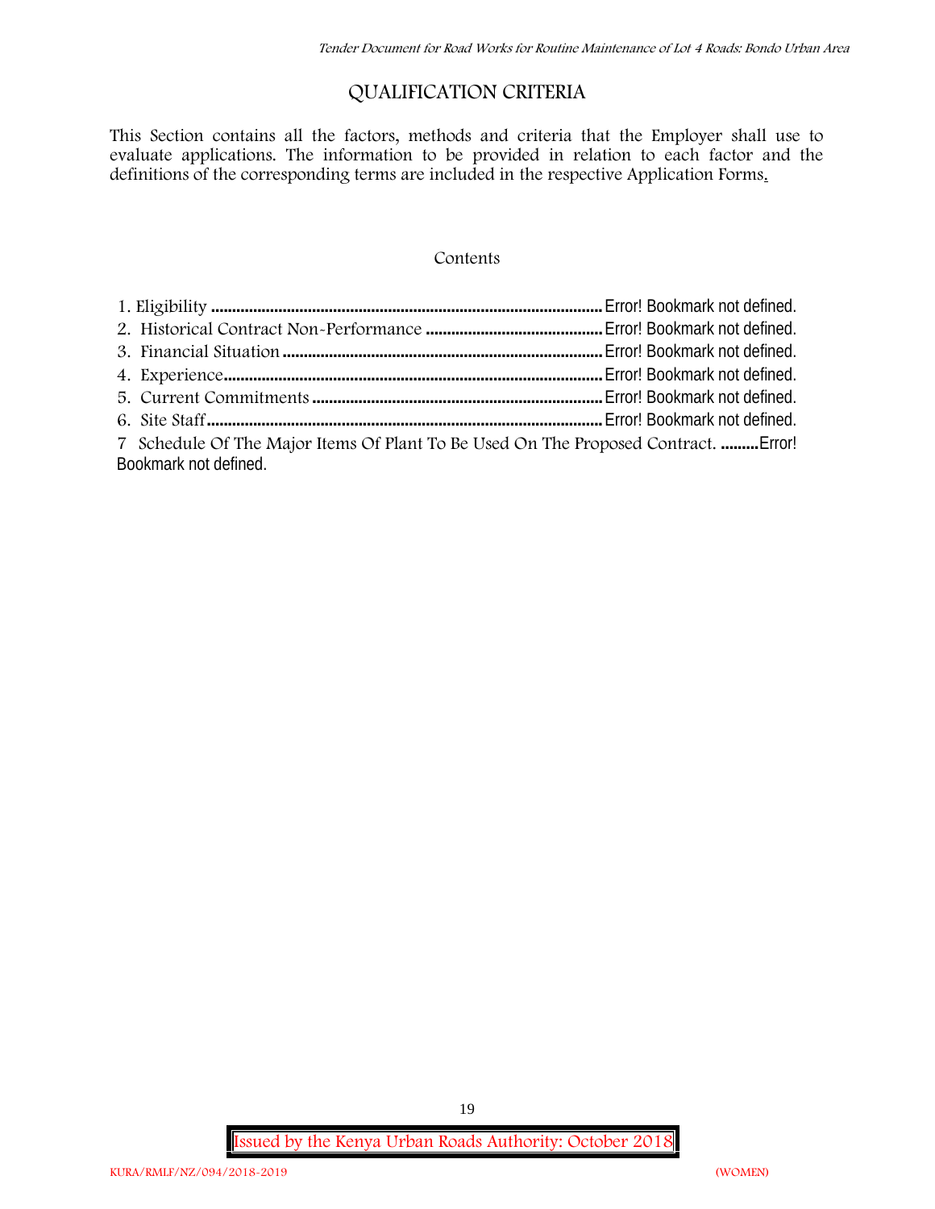# QUALIFICATION CRITERIA

This Section contains all the factors, methods and criteria that the Employer shall use to evaluate applications. The information to be provided in relation to each factor and the definitions of the corresponding terms are included in the respective Application Forms.

Contents

1. Eligibility ..................................................................................... Error! Bookmark not defined.
2. Historical Contract Non-Performance ......................................... Error! Bookmark not defined.
3. Financial Situation ........................................................................ Error! Bookmark not defined.
4. Experience..................................................................................... Error! Bookmark not defined.
5. Current Commitments ................................................................... Error! Bookmark not defined.
6. Site Staff ....................................................................................... Error! Bookmark not defined.
7. Schedule Of The Major Items Of Plant To Be Used On The Proposed Contract. .........Error! Bookmark not defined.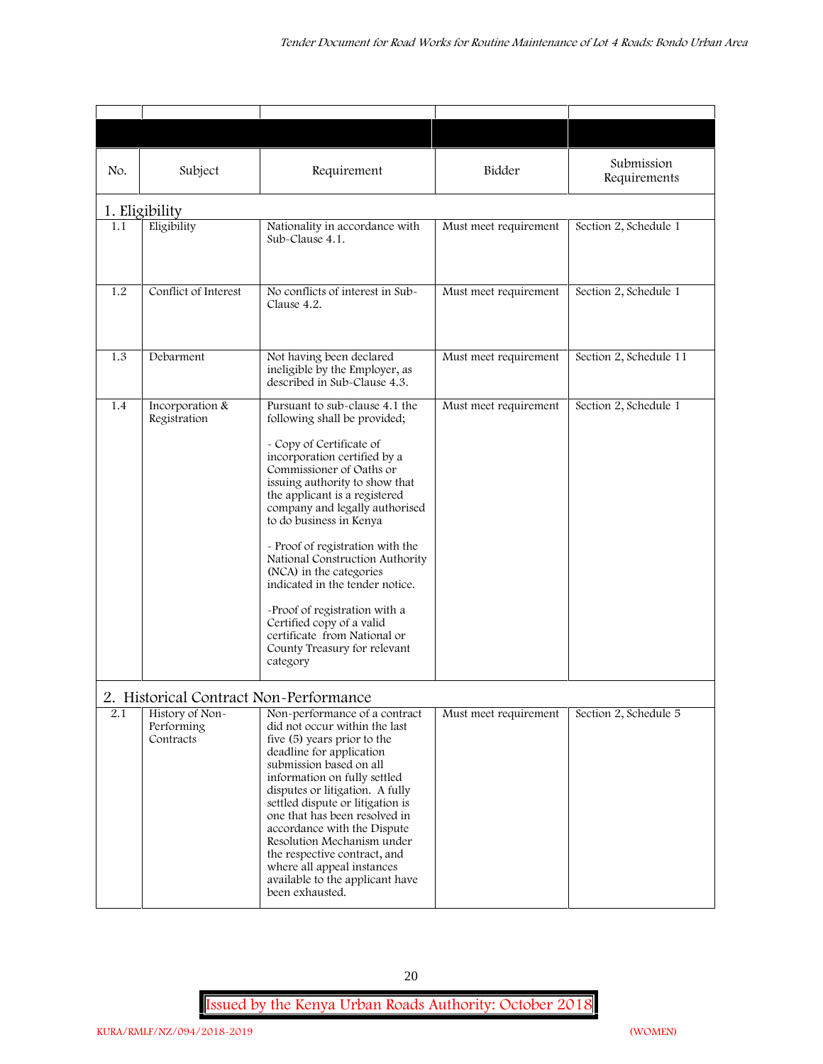| No. | Subject | Requirement | Bidder | Submission Requirements |
|---|---|---|---|---|
| **1. Eligibility** | | | | |
| 1.1 | Eligibility | Nationality in accordance with Sub-Clause 4.1. | Must meet requirement | Section 2, Schedule 1 |
| 1.2 | Conflict of Interest | No conflicts of interest in Sub-Clause 4.2. | Must meet requirement | Section 2, Schedule 1 |
| 1.3 | Debarment | Not having been declared ineligible by the Employer, as described in Sub-Clause 4.3. | Must meet requirement | Section 2, Schedule 11 |
| 1.4 | Incorporation & Registration | Pursuant to sub-clause 4.1 the following shall be provided;<br><br>- Copy of Certificate of incorporation certified by a Commissioner of Oaths or issuing authority to show that the applicant is a registered company and legally authorised to do business in Kenya<br><br>- Proof of registration with the National Construction Authority (NCA) in the categories indicated in the tender notice.<br><br>-Proof of registration with a Certified copy of a valid certificate from National or County Treasury for relevant category | Must meet requirement | Section 2, Schedule 1 |
| **2. Historical Contract Non-Performance** | | | | |
| 2.1 | History of Non-Performing Contracts | Non-performance of a contract did not occur within the last five (5) years prior to the deadline for application submission based on all information on fully settled disputes or litigation. A fully settled dispute or litigation is one that has been resolved in accordance with the Dispute Resolution Mechanism under the respective contract, and where all appeal instances available to the applicant have been exhausted. | Must meet requirement | Section 2, Schedule 5 |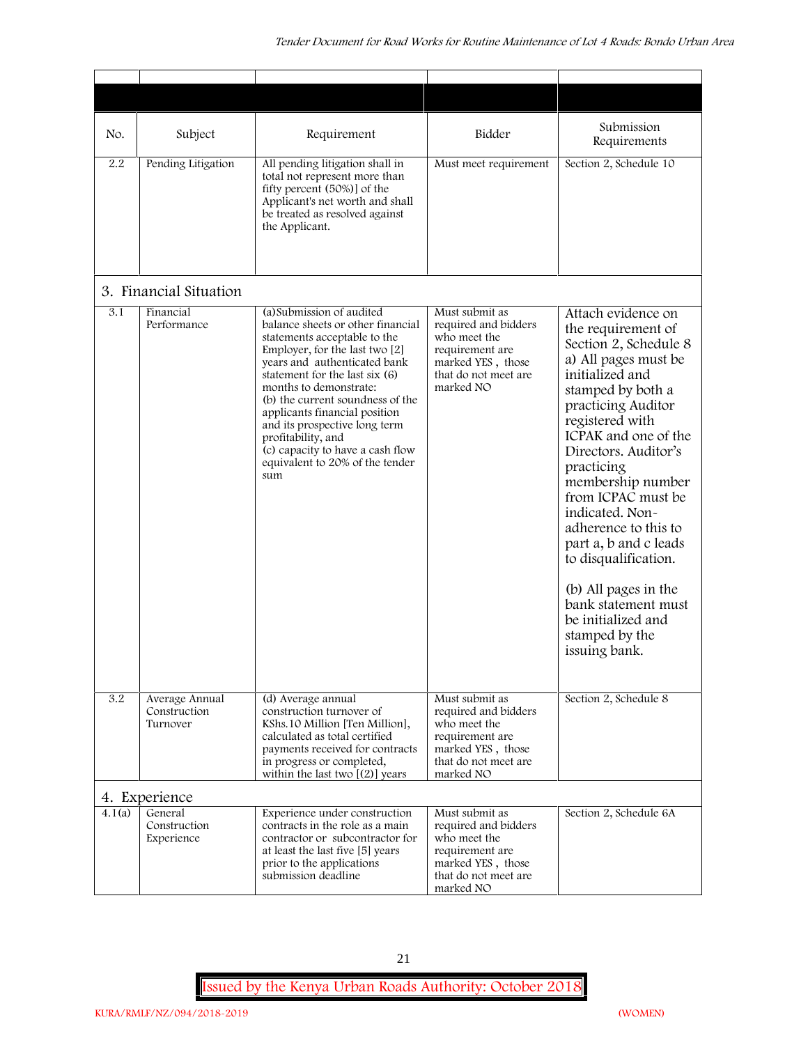| No. | Subject | Requirement | Bidder | Submission Requirements |
|---|---|---|---|---|
| 2.2 | Pending Litigation | All pending litigation shall in total not represent more than fifty percent (50%)] of the Applicant's net worth and shall be treated as resolved against the Applicant. | Must meet requirement | Section 2, Schedule 10 |
| **3. Financial Situation** | | | | |
| 3.1 | Financial Performance | (a)Submission of audited balance sheets or other financial statements acceptable to the Employer, for the last two [2] years and authenticated bank statement for the last six (6) months to demonstrate:<br>(b) the current soundness of the applicants financial position and its prospective long term profitability, and<br>(c) capacity to have a cash flow equivalent to 20% of the tender sum | Must submit as required and bidders who meet the requirement are marked YES , those that do not meet are marked NO | Attach evidence on the requirement of Section 2, Schedule 8 a) All pages must be initialized and stamped by both a practicing Auditor registered with ICPAK and one of the Directors. Auditor's practicing membership number from ICPAC must be indicated. Non-adherence to this to part a, b and c leads to disqualification.<br><br>(b) All pages in the bank statement must be initialized and stamped by the issuing bank. |
| 3.2 | Average Annual Construction Turnover | (d) Average annual construction turnover of KShs.10 Million [Ten Million], calculated as total certified payments received for contracts in progress or completed, within the last two [(2)] years | Must submit as required and bidders who meet the requirement are marked YES , those that do not meet are marked NO | Section 2, Schedule 8 |
| **4. Experience** | | | | |
| 4.1(a) | General Construction Experience | Experience under construction contracts in the role as a main contractor or subcontractor for at least the last five [5] years prior to the applications submission deadline | Must submit as required and bidders who meet the requirement are marked YES , those that do not meet are marked NO | Section 2, Schedule 6A |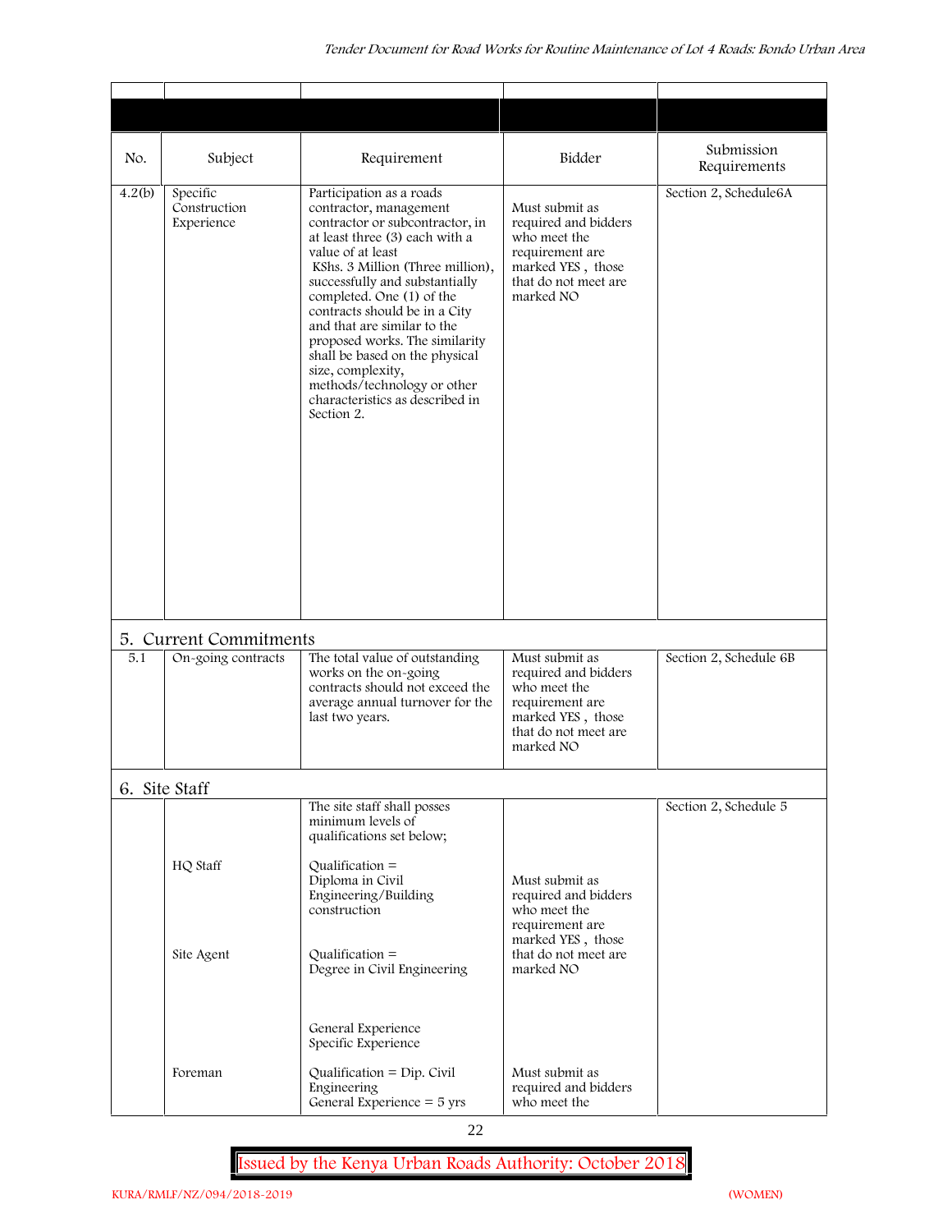| No. | Subject | Requirement | Bidder | Submission Requirements |
|---|---|---|---|---|
| 4.2(b) | Specific Construction Experience | Participation as a roads contractor, management contractor or subcontractor, in at least three (3) each with a value of at least KShs. 3 Million (Three million), successfully and substantially completed. One (1) of the contracts should be in a City and that are similar to the proposed works. The similarity shall be based on the physical size, complexity, methods/technology or other characteristics as described in Section 2. | Must submit as required and bidders who meet the requirement are marked YES , those that do not meet are marked NO | Section 2, Schedule6A |
| **5. Current Commitments** | | | | |
| 5.1 | On-going contracts | The total value of outstanding works on the on-going contracts should not exceed the average annual turnover for the last two years. | Must submit as required and bidders who meet the requirement are marked YES , those that do not meet are marked NO | Section 2, Schedule 6B |
| **6. Site Staff** | | | | |
| | | The site staff shall posses minimum levels of qualifications set below; | | Section 2, Schedule 5 |
| | HQ Staff | Qualification = Diploma in Civil Engineering/Building construction | Must submit as required and bidders who meet the requirement are marked YES , those that do not meet are marked NO | |
| | Site Agent | Qualification = Degree in Civil Engineering<br><br>General Experience<br>Specific Experience | | |
| | Foreman | Qualification = Dip. Civil Engineering<br>General Experience = 5 yrs | Must submit as required and bidders who meet the | |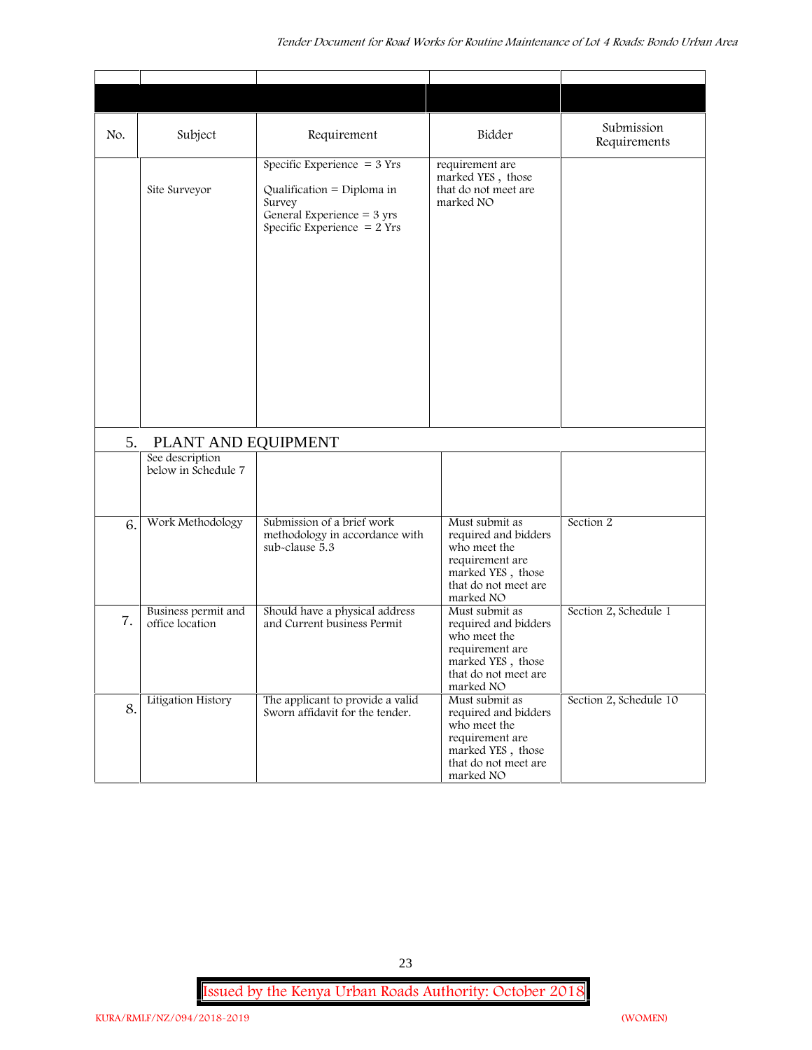| No. | Subject | Requirement | Bidder | Submission Requirements |
|---|---|---|---|---|
| | Site Surveyor | Specific Experience = 3 Yrs<br><br>Qualification = Diploma in Survey<br>General Experience = 3 yrs<br>Specific Experience = 2 Yrs | requirement are marked YES , those that do not meet are marked NO | |
| 5. | PLANT AND EQUIPMENT | | | |
| | See description below in Schedule 7 | | | |
| 6. | Work Methodology | Submission of a brief work methodology in accordance with sub-clause 5.3 | Must submit as required and bidders who meet the requirement are marked YES , those that do not meet are marked NO | Section 2 |
| 7. | Business permit and office location | Should have a physical address and Current business Permit | Must submit as required and bidders who meet the requirement are marked YES , those that do not meet are marked NO | Section 2, Schedule 1 |
| 8. | Litigation History | The applicant to provide a valid Sworn affidavit for the tender. | Must submit as required and bidders who meet the requirement are marked YES , those that do not meet are marked NO | Section 2, Schedule 10 |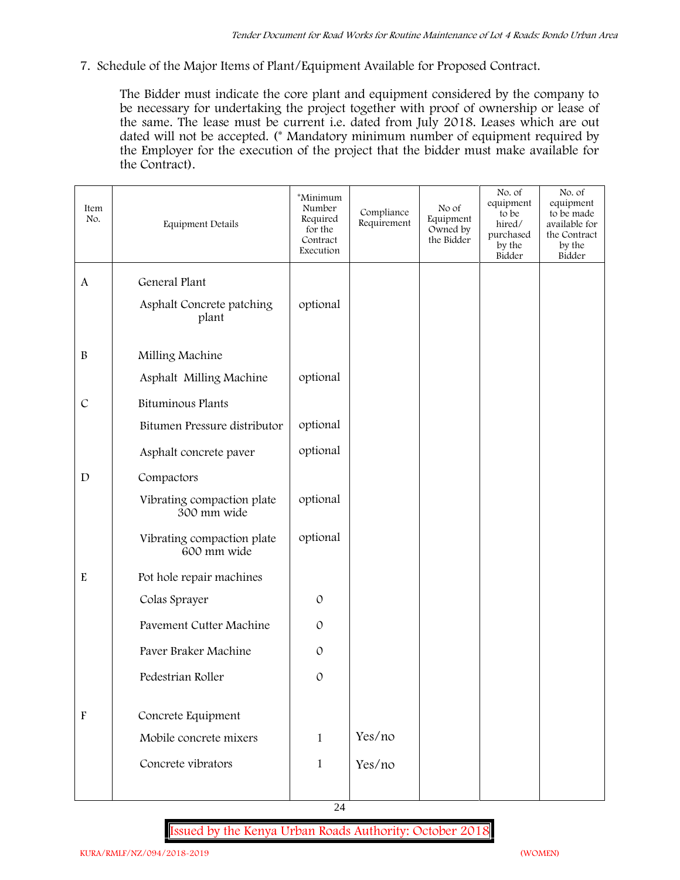7. Schedule of the Major Items of Plant/Equipment Available for Proposed Contract.

   The Bidder must indicate the core plant and equipment considered by the company to be necessary for undertaking the project together with proof of ownership or lease of the same. The lease must be current i.e. dated from July 2018. Leases which are out dated will not be accepted. (* Mandatory minimum number of equipment required by the Employer for the execution of the project that the bidder must make available for the Contract).

| Item No. | Equipment Details | *Minimum Number Required for the Contract Execution | Compliance Requirement | No of Equipment Owned by the Bidder | No. of equipment to be hired/ purchased by the Bidder | No. of equipment to be made available for the Contract by the Bidder |
|---|---|---|---|---|---|---|
| A | General Plant | | | | | |
| | Asphalt Concrete patching plant | optional | | | | |
| B | Milling Machine | | | | | |
| | Asphalt Milling Machine | optional | | | | |
| C | Bituminous Plants | | | | | |
| | Bitumen Pressure distributor | optional | | | | |
| | Asphalt concrete paver | optional | | | | |
| D | Compactors | | | | | |
| | Vibrating compaction plate 300 mm wide | optional | | | | |
| | Vibrating compaction plate 600 mm wide | optional | | | | |
| E | Pot hole repair machines | | | | | |
| | Colas Sprayer | 0 | | | | |
| | Pavement Cutter Machine | 0 | | | | |
| | Paver Braker Machine | 0 | | | | |
| | Pedestrian Roller | 0 | | | | |
| F | Concrete Equipment | | | | | |
| | Mobile concrete mixers | 1 | Yes/no | | | |
| | Concrete vibrators | 1 | Yes/no | | | |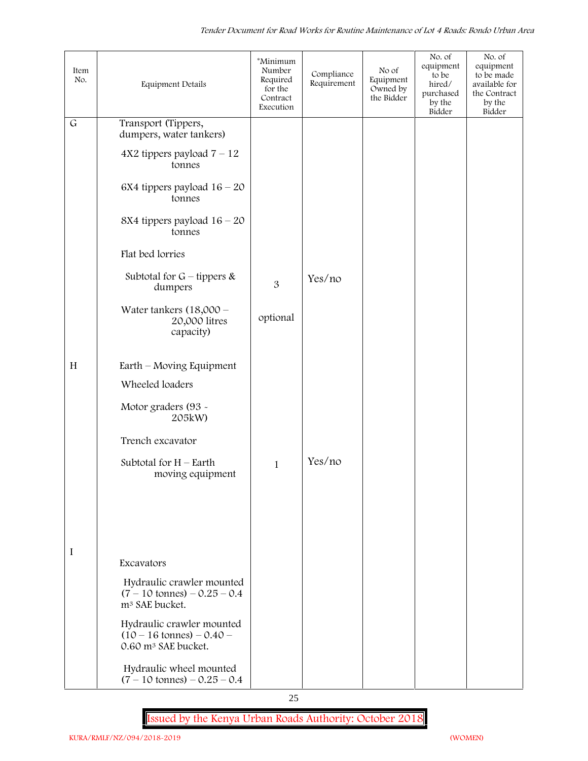| Item No. | Equipment Details | *Minimum Number Required for the Contract Execution | Compliance Requirement | No of Equipment Owned by the Bidder | No. of equipment to be hired/ purchased by the Bidder | No. of equipment to be made available for the Contract by the Bidder |
|---|---|---|---|---|---|---|
| G | Transport (Tippers, dumpers, water tankers) | | | | | |
| | 4X2 tippers payload 7 – 12 tonnes | | | | | |
| | 6X4 tippers payload 16 – 20 tonnes | | | | | |
| | 8X4 tippers payload 16 – 20 tonnes | | | | | |
| | Flat bed lorries | | | | | |
| | Subtotal for G – tippers & dumpers | 3 | Yes/no | | | |
| | Water tankers (18,000 – 20,000 litres capacity) | optional | | | | |
| H | Earth – Moving Equipment | | | | | |
| | Wheeled loaders | | | | | |
| | Motor graders (93 - 205kW) | | | | | |
| | Trench excavator | | | | | |
| | Subtotal for H – Earth moving equipment | 1 | Yes/no | | | |
| I | Excavators | | | | | |
| | Hydraulic crawler mounted (7 – 10 tonnes) – 0.25 – 0.4 m³ SAE bucket. | | | | | |
| | Hydraulic crawler mounted (10 – 16 tonnes) – 0.40 – 0.60 m³ SAE bucket. | | | | | |
| | Hydraulic wheel mounted (7 – 10 tonnes) – 0.25 – 0.4 | | | | | |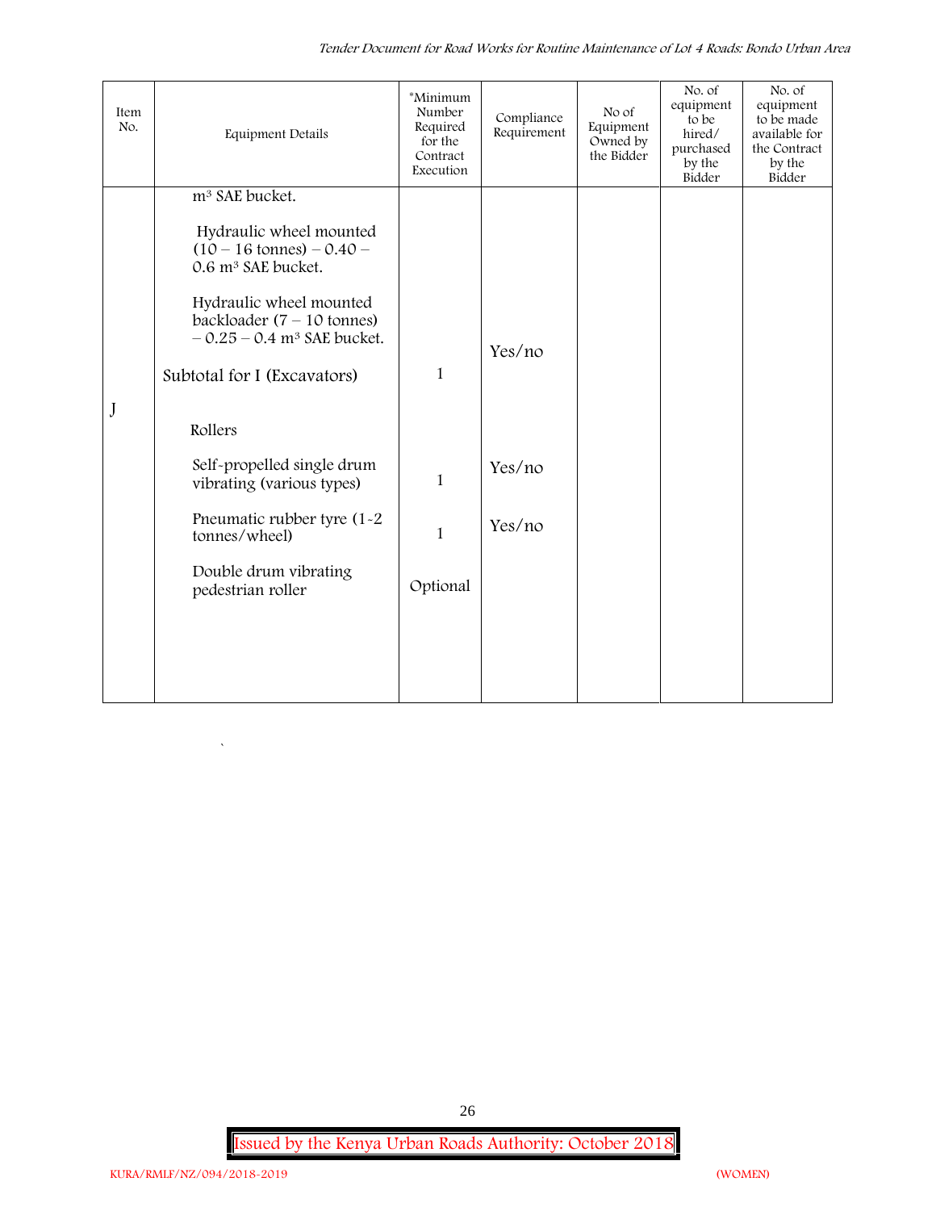| Item No. | Equipment Details | *Minimum Number Required for the Contract Execution | Compliance Requirement | No of Equipment Owned by the Bidder | No. of equipment to be hired/ purchased by the Bidder | No. of equipment to be made available for the Contract by the Bidder |
|---|---|---|---|---|---|---|
| | $m^3$ SAE bucket. | | | | | |
| | Hydraulic wheel mounted (10 – 16 tonnes) – 0.40 – 0.6 $m^3$ SAE bucket. | | | | | |
| | Hydraulic wheel mounted backloader (7 – 10 tonnes) – 0.25 – 0.4 $m^3$ SAE bucket. | | Yes/no | | | |
| | Subtotal for I (Excavators) | 1 | | | | |
| J | Rollers | | | | | |
| | Self-propelled single drum vibrating (various types) | 1 | Yes/no | | | |
| | Pneumatic rubber tyre (1-2 tonnes/wheel) | 1 | Yes/no | | | |
| | Double drum vibrating pedestrian roller | Optional | | | | |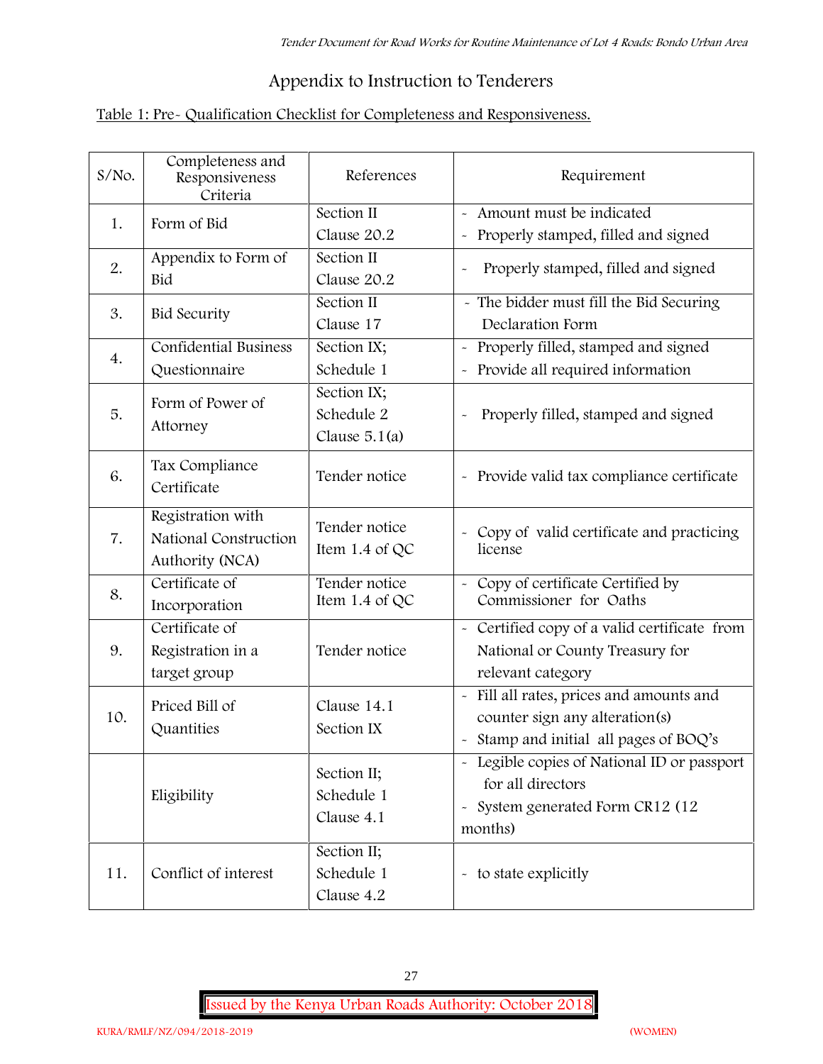# Appendix to Instruction to Tenderers

Table 1: Pre- Qualification Checklist for Completeness and Responsiveness.

| S/No. | Completeness and Responsiveness Criteria | References | Requirement |
|---|---|---|---|
| 1. | Form of Bid | Section II Clause 20.2 | - Amount must be indicated<br>- Properly stamped, filled and signed |
| 2. | Appendix to Form of Bid | Section II Clause 20.2 | - Properly stamped, filled and signed |
| 3. | Bid Security | Section II Clause 17 | - The bidder must fill the Bid Securing Declaration Form |
| 4. | Confidential Business Questionnaire | Section IX; Schedule 1 | - Properly filled, stamped and signed<br>- Provide all required information |
| 5. | Form of Power of Attorney | Section IX; Schedule 2 Clause 5.1(a) | - Properly filled, stamped and signed |
| 6. | Tax Compliance Certificate | Tender notice | - Provide valid tax compliance certificate |
| 7. | Registration with National Construction Authority (NCA) | Tender notice Item 1.4 of QC | - Copy of valid certificate and practicing license |
| 8. | Certificate of Incorporation | Tender notice Item 1.4 of QC | - Copy of certificate Certified by Commissioner for Oaths |
| 9. | Certificate of Registration in a target group | Tender notice | - Certified copy of a valid certificate from National or County Treasury for relevant category |
| 10. | Priced Bill of Quantities | Clause 14.1 Section IX | - Fill all rates, prices and amounts and counter sign any alteration(s)<br>- Stamp and initial all pages of BOQ's |
| | Eligibility | Section II; Schedule 1 Clause 4.1 | - Legible copies of National ID or passport for all directors<br>- System generated Form CR12 (12 months) |
| 11. | Conflict of interest | Section II; Schedule 1 Clause 4.2 | - to state explicitly |

Issued by the Kenya Urban Roads Authority: October 2018

KURA/RMLF/NZ/094/2018-2019 (WOMEN)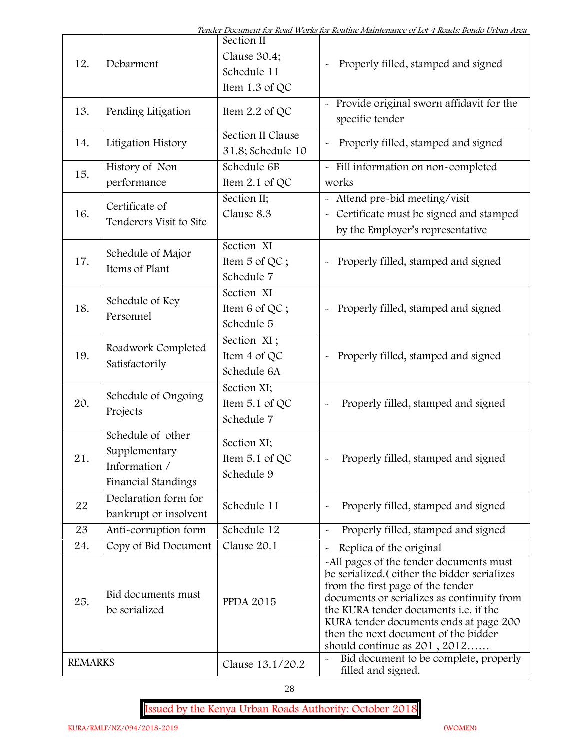| | | | |
|---|---|---|---|
| 12. | Debarment | Section II Clause 30.4; Schedule 11 Item 1.3 of QC | - Properly filled, stamped and signed |
| 13. | Pending Litigation | Item 2.2 of QC | - Provide original sworn affidavit for the specific tender |
| 14. | Litigation History | Section II Clause 31.8; Schedule 10 | - Properly filled, stamped and signed |
| 15. | History of Non performance | Schedule 6B Item 2.1 of QC | - Fill information on non-completed works |
| 16. | Certificate of Tenderers Visit to Site | Section II; Clause 8.3 | - Attend pre-bid meeting/visit<br>- Certificate must be signed and stamped by the Employer's representative |
| 17. | Schedule of Major Items of Plant | Section XI Item 5 of QC ; Schedule 7 | - Properly filled, stamped and signed |
| 18. | Schedule of Key Personnel | Section XI Item 6 of QC ; Schedule 5 | - Properly filled, stamped and signed |
| 19. | Roadwork Completed Satisfactorily | Section XI ; Item 4 of QC Schedule 6A | - Properly filled, stamped and signed |
| 20. | Schedule of Ongoing Projects | Section XI; Item 5.1 of QC Schedule 7 | - Properly filled, stamped and signed |
| 21. | Schedule of other Supplementary Information / Financial Standings | Section XI; Item 5.1 of QC Schedule 9 | - Properly filled, stamped and signed |
| 22 | Declaration form for bankrupt or insolvent | Schedule 11 | - Properly filled, stamped and signed |
| 23 | Anti-corruption form | Schedule 12 | - Properly filled, stamped and signed |
| 24. | Copy of Bid Document | Clause 20.1 | - Replica of the original |
| 25. | Bid documents must be serialized | PPDA 2015 | -All pages of the tender documents must be serialized.( either the bidder serializes from the first page of the tender documents or serializes as continuity from the KURA tender documents i.e. if the KURA tender documents ends at page 200 then the next document of the bidder should continue as 201 , 2012…… |
| REMARKS | | Clause 13.1/20.2 | - Bid document to be complete, properly filled and signed. |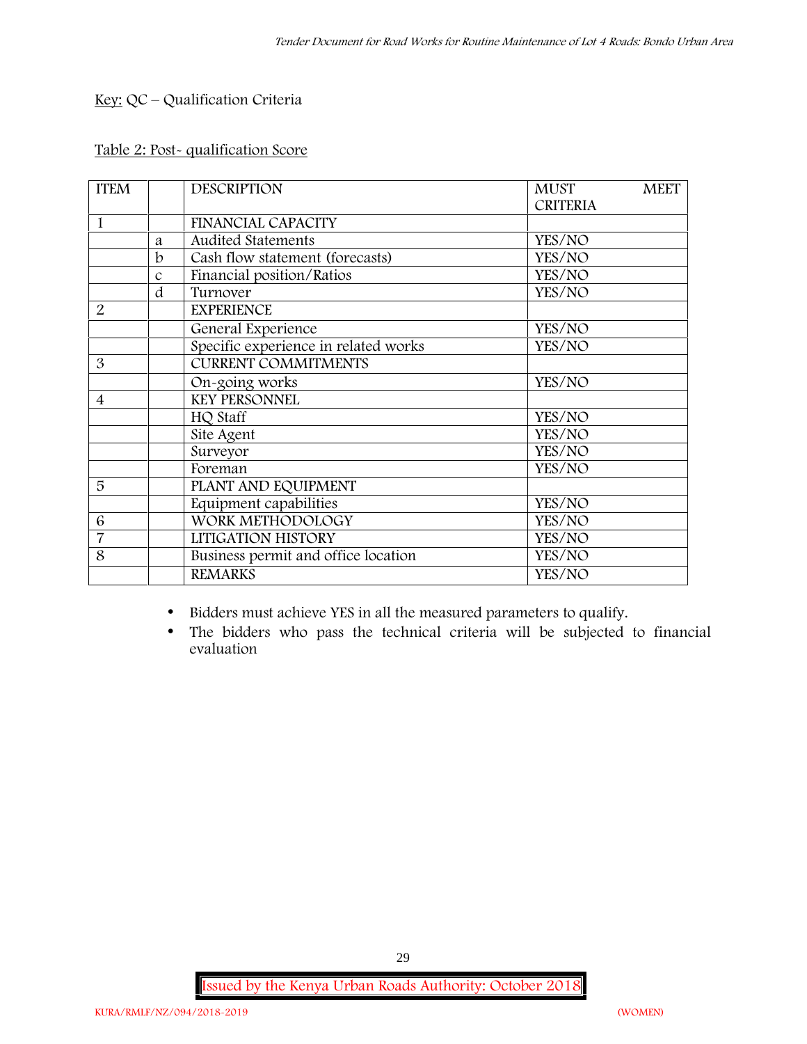<u>Key:</u> QC – Qualification Criteria

<u>Table 2: Post- qualification Score</u>

| ITEM | | DESCRIPTION | MUST MEET CRITERIA |
|---|---|---|---|
| 1 | | FINANCIAL CAPACITY | |
| | a | Audited Statements | YES/NO |
| | b | Cash flow statement (forecasts) | YES/NO |
| | c | Financial position/Ratios | YES/NO |
| | d | Turnover | YES/NO |
| 2 | | EXPERIENCE | |
| | | General Experience | YES/NO |
| | | Specific experience in related works | YES/NO |
| 3 | | CURRENT COMMITMENTS | |
| | | On-going works | YES/NO |
| 4 | | KEY PERSONNEL | |
| | | HQ Staff | YES/NO |
| | | Site Agent | YES/NO |
| | | Surveyor | YES/NO |
| | | Foreman | YES/NO |
| 5 | | PLANT AND EQUIPMENT | |
| | | Equipment capabilities | YES/NO |
| 6 | | WORK METHODOLOGY | YES/NO |
| 7 | | LITIGATION HISTORY | YES/NO |
| 8 | | Business permit and office location | YES/NO |
| | | REMARKS | YES/NO |

- Bidders must achieve YES in all the measured parameters to qualify.
- The bidders who pass the technical criteria will be subjected to financial evaluation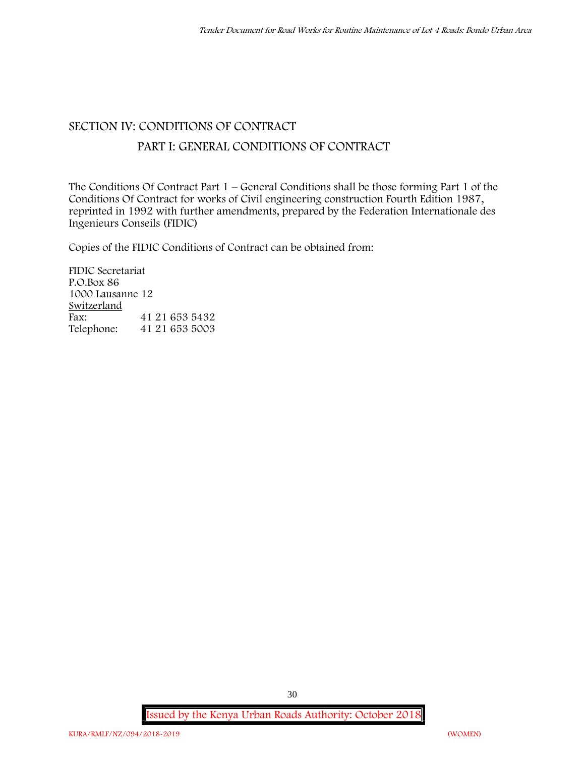# SECTION IV: CONDITIONS OF CONTRACT

## PART I: GENERAL CONDITIONS OF CONTRACT

The Conditions Of Contract Part 1 – General Conditions shall be those forming Part 1 of the Conditions Of Contract for works of Civil engineering construction Fourth Edition 1987, reprinted in 1992 with further amendments, prepared by the Federation Internationale des Ingenieurs Conseils (FIDIC)

Copies of the FIDIC Conditions of Contract can be obtained from:

FIDIC Secretariat
P.O.Box 86
1000 Lausanne 12
Switzerland

| | |
|---|---|
| Fax: | 41 21 653 5432 |
| Telephone: | 41 21 653 5003 |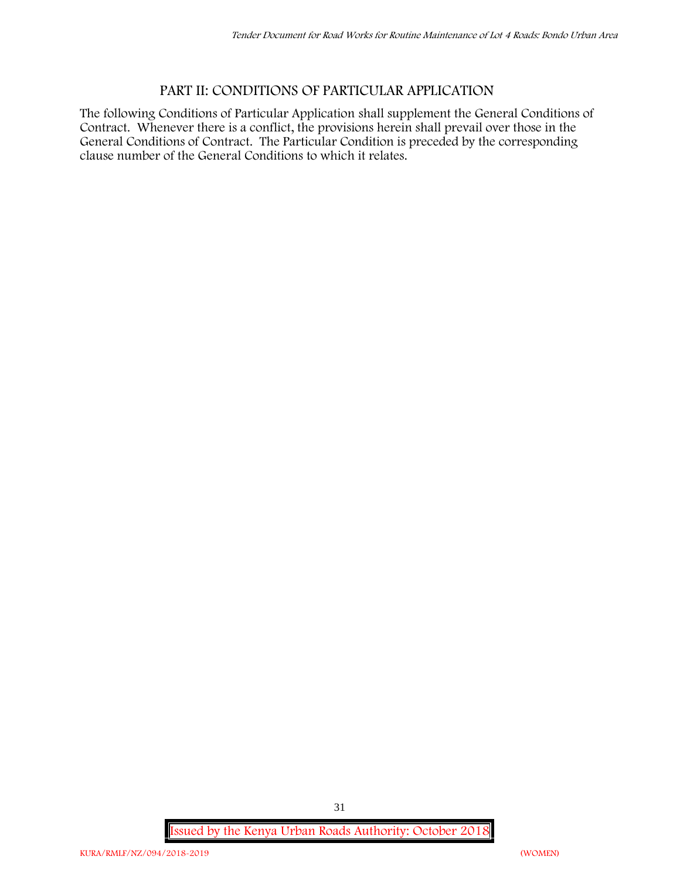## PART II: CONDITIONS OF PARTICULAR APPLICATION

The following Conditions of Particular Application shall supplement the General Conditions of Contract. Whenever there is a conflict, the provisions herein shall prevail over those in the General Conditions of Contract. The Particular Condition is preceded by the corresponding clause number of the General Conditions to which it relates.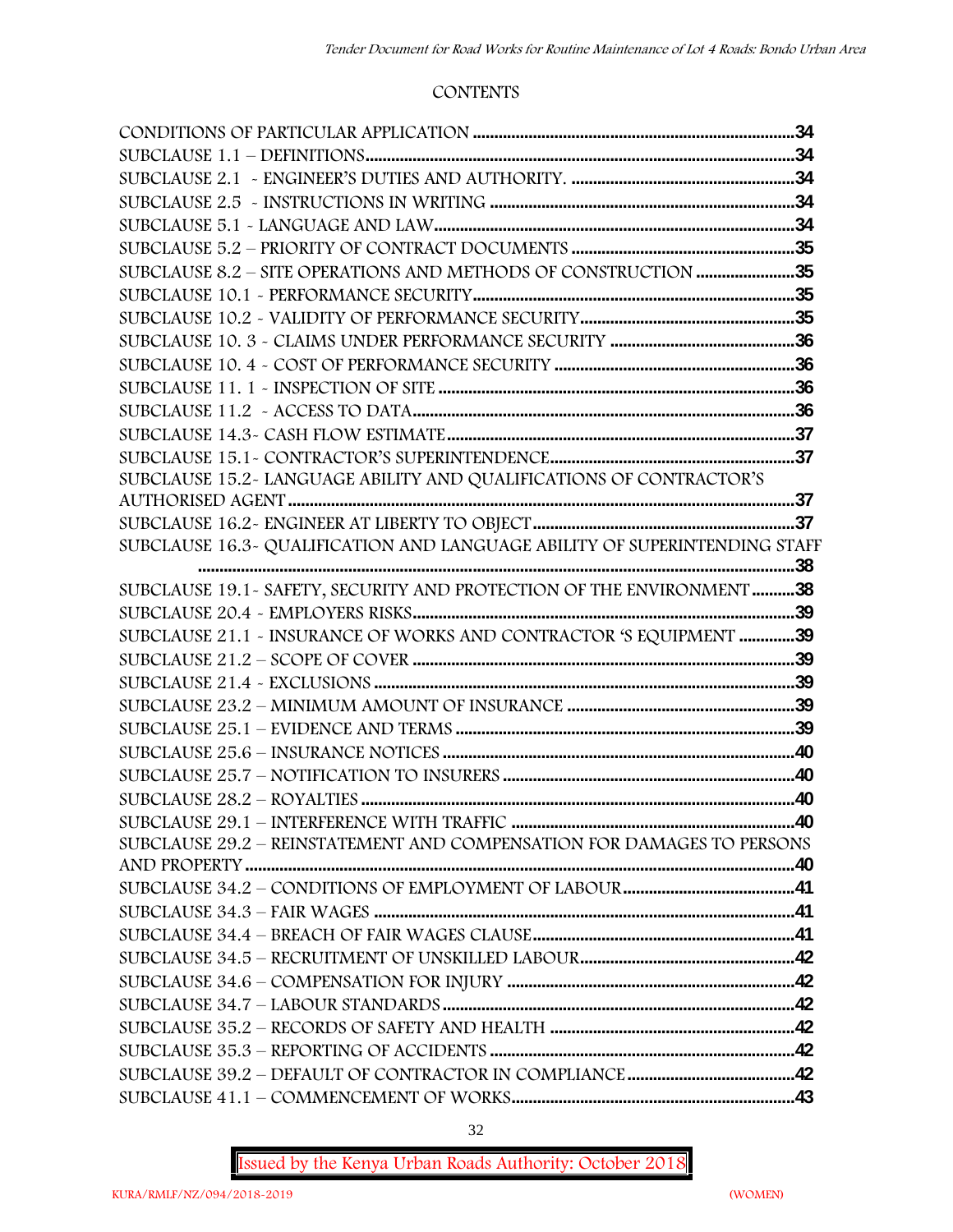## CONTENTS

CONDITIONS OF PARTICULAR APPLICATION ............................................................................34
SUBCLAUSE 1.1 – DEFINITIONS.......................................................................................34
SUBCLAUSE 2.1 - ENGINEER'S DUTIES AND AUTHORITY. ........................................................34
SUBCLAUSE 2.5 - INSTRUCTIONS IN WRITING ......................................................................34
SUBCLAUSE 5.1 - LANGUAGE AND LAW...............................................................................34
SUBCLAUSE 5.2 – PRIORITY OF CONTRACT DOCUMENTS ........................................................35
SUBCLAUSE 8.2 – SITE OPERATIONS AND METHODS OF CONSTRUCTION .............................35
SUBCLAUSE 10.1 - PERFORMANCE SECURITY..........................................................................35
SUBCLAUSE 10.2 - VALIDITY OF PERFORMANCE SECURITY......................................................35
SUBCLAUSE 10. 3 - CLAIMS UNDER PERFORMANCE SECURITY ...............................................36
SUBCLAUSE 10. 4 - COST OF PERFORMANCE SECURITY .........................................................36
SUBCLAUSE 11. 1 - INSPECTION OF SITE ...............................................................................36
SUBCLAUSE 11.2 - ACCESS TO DATA......................................................................................36
SUBCLAUSE 14.3- CASH FLOW ESTIMATE...............................................................................37
SUBCLAUSE 15.1- CONTRACTOR'S SUPERINTENDENCE.........................................................37
SUBCLAUSE 15.2- LANGUAGE ABILITY AND QUALIFICATIONS OF CONTRACTOR'S AUTHORISED AGENT ..........................................................................................................37
SUBCLAUSE 16.2- ENGINEER AT LIBERTY TO OBJECT...............................................................37
SUBCLAUSE 16.3- QUALIFICATION AND LANGUAGE ABILITY OF SUPERINTENDING STAFF ............................................................................................................................38
SUBCLAUSE 19.1- SAFETY, SECURITY AND PROTECTION OF THE ENVIRONMENT ..........38
SUBCLAUSE 20.4 - EMPLOYERS RISKS......................................................................................39
SUBCLAUSE 21.1 - INSURANCE OF WORKS AND CONTRACTOR 'S EQUIPMENT .............39
SUBCLAUSE 21.2 – SCOPE OF COVER .....................................................................................39
SUBCLAUSE 21.4 - EXCLUSIONS ...............................................................................................39
SUBCLAUSE 23.2 – MINIMUM AMOUNT OF INSURANCE .........................................................39
SUBCLAUSE 25.1 – EVIDENCE AND TERMS ..............................................................................39
SUBCLAUSE 25.6 – INSURANCE NOTICES .................................................................................40
SUBCLAUSE 25.7 – NOTIFICATION TO INSURERS .....................................................................40
SUBCLAUSE 28.2 – ROYALTIES ..................................................................................................40
SUBCLAUSE 29.1 – INTERFERENCE WITH TRAFFIC .....................................................................40
SUBCLAUSE 29.2 – REINSTATEMENT AND COMPENSATION FOR DAMAGES TO PERSONS AND PROPERTY ..............................................................................................................40
SUBCLAUSE 34.2 – CONDITIONS OF EMPLOYMENT OF LABOUR..............................................41
SUBCLAUSE 34.3 – FAIR WAGES ..............................................................................................41
SUBCLAUSE 34.4 – BREACH OF FAIR WAGES CLAUSE................................................................41
SUBCLAUSE 34.5 – RECRUITMENT OF UNSKILLED LABOUR........................................................42
SUBCLAUSE 34.6 – COMPENSATION FOR INJURY ......................................................................42
SUBCLAUSE 34.7 – LABOUR STANDARDS ...................................................................................42
SUBCLAUSE 35.2 – RECORDS OF SAFETY AND HEALTH ............................................................42
SUBCLAUSE 35.3 – REPORTING OF ACCIDENTS ..........................................................................42
SUBCLAUSE 39.2 – DEFAULT OF CONTRACTOR IN COMPLIANCE..............................................42
SUBCLAUSE 41.1 – COMMENCEMENT OF WORKS.........................................................................43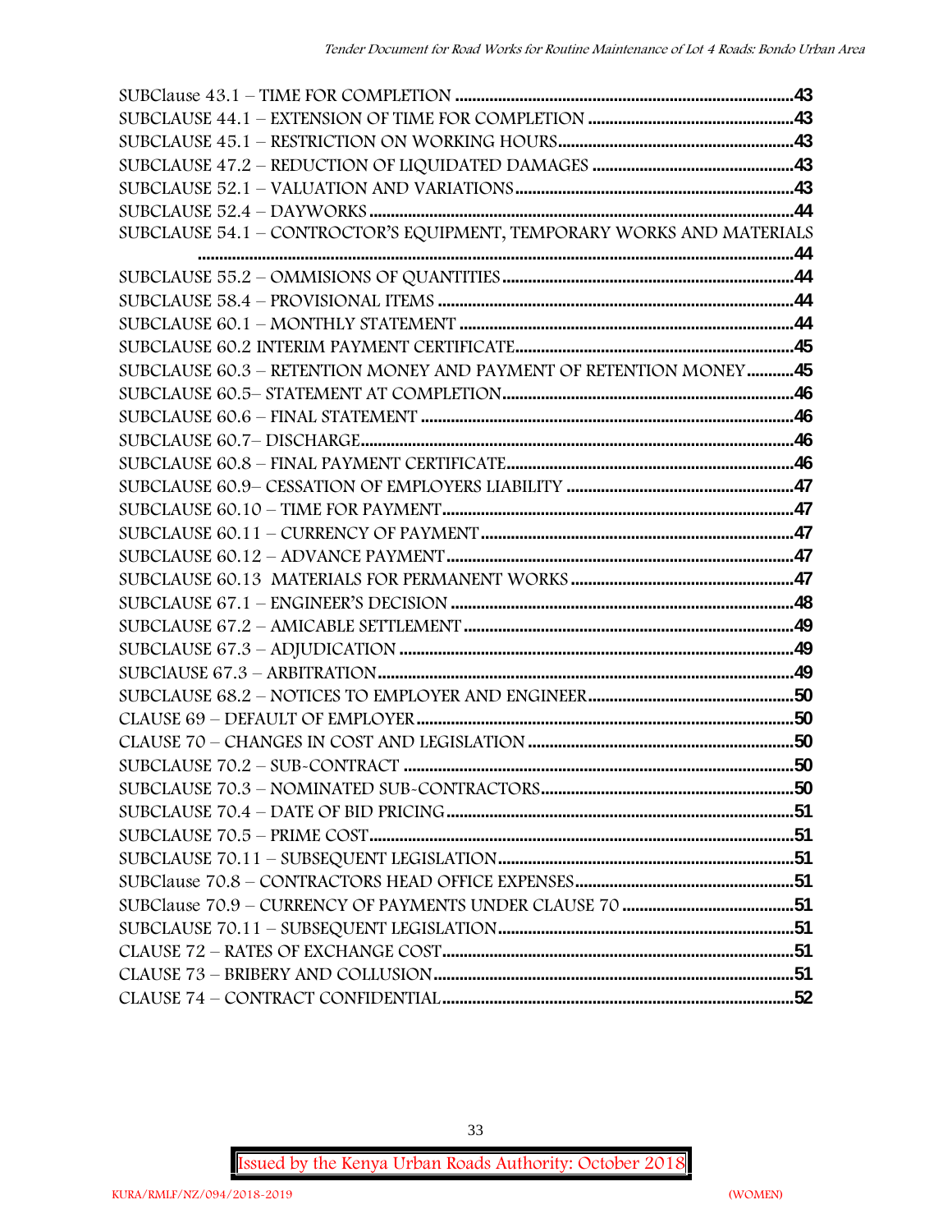SUBClause 43.1 – TIME FOR COMPLETION .....................................................................43
SUBCLAUSE 44.1 – EXTENSION OF TIME FOR COMPLETION ...............................................43
SUBCLAUSE 45.1 – RESTRICTION ON WORKING HOURS......................................................43
SUBCLAUSE 47.2 – REDUCTION OF LIQUIDATED DAMAGES ..............................................43
SUBCLAUSE 52.1 – VALUATION AND VARIATIONS...............................................................43
SUBCLAUSE 52.4 – DAYWORKS .................................................................................................44
SUBCLAUSE 54.1 – CONTRCTOR'S EQUIPMENT, TEMPORARY WORKS AND MATERIALS ..........................................................................................................................................44
SUBCLAUSE 55.2 – OMMISIONS OF QUANTITIES...................................................................44
SUBCLAUSE 58.4 – PROVISIONAL ITEMS ..................................................................................44
SUBCLAUSE 60.1 – MONTHLY STATEMENT .............................................................................44
SUBCLAUSE 60.2 INTERIM PAYMENT CERTIFICATE.................................................................45
SUBCLAUSE 60.3 – RETENTION MONEY AND PAYMENT OF RETENTION MONEY...........45
SUBCLAUSE 60.5– STATEMENT AT COMPLETION...................................................................46
SUBCLAUSE 60.6 – FINAL STATEMENT .......................................................................................46
SUBCLAUSE 60.7– DISCHARGE.....................................................................................................46
SUBCLAUSE 60.8 – FINAL PAYMENT CERTIFICATE...................................................................46
SUBCLAUSE 60.9– CESSATION OF EMPLOYERS LIABILITY .....................................................47
SUBCLAUSE 60.10 – TIME FOR PAYMENT..................................................................................47
SUBCLAUSE 60.11 – CURRENCY OF PAYMENT.........................................................................47
SUBCLAUSE 60.12 – ADVANCE PAYMENT.................................................................................47
SUBCLAUSE 60.13 MATERIALS FOR PERMANENT WORKS ....................................................47
SUBCLAUSE 67.1 – ENGINEER'S DECISION ...............................................................................48
SUBCLAUSE 67.2 – AMICABLE SETTLEMENT.............................................................................49
SUBCLAUSE 67.3 – ADJUDICATION ............................................................................................49
SUBClAUSE 67.3 – ARBITRATION.................................................................................................49
SUBCLAUSE 68.2 – NOTICES TO EMPLOYER AND ENGINEER................................................50
CLAUSE 69 – DEFAULT OF EMPLOYER........................................................................................50
CLAUSE 70 – CHANGES IN COST AND LEGISLATION .............................................................50
SUBCLAUSE 70.2 – SUB-CONTRACT ..........................................................................................50
SUBCLAUSE 70.3 – NOMINATED SUB-CONTRACTORS...........................................................50
SUBCLAUSE 70.4 – DATE OF BID PRICING.................................................................................51
SUBCLAUSE 70.5 – PRIME COST...................................................................................................51
SUBCLAUSE 70.11 – SUBSEQUENT LEGISLATION.....................................................................51
SUBClause 70.8 – CONTRACTORS HEAD OFFICE EXPENSES...................................................51
SUBClause 70.9 – CURRENCY OF PAYMENTS UNDER CLAUSE 70 ........................................51
SUBCLAUSE 70.11 – SUBSEQUENT LEGISLATION.....................................................................51
CLAUSE 72 – RATES OF EXCHANGE COST..................................................................................51
CLAUSE 73 – BRIBERY AND COLLUSION....................................................................................51
CLAUSE 74 – CONTRACT CONFIDENTIAL..................................................................................52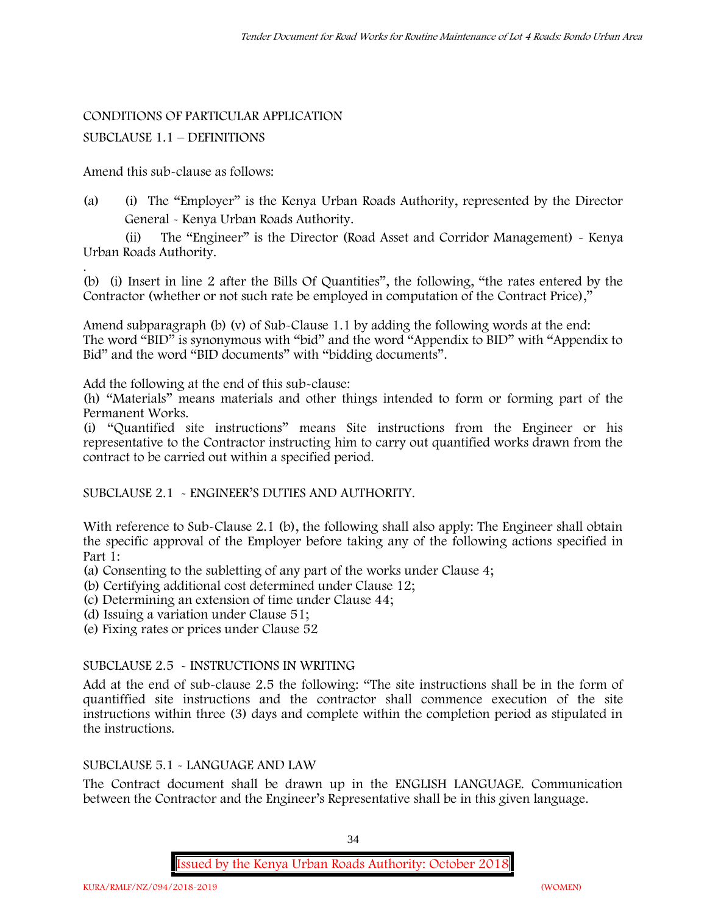CONDITIONS OF PARTICULAR APPLICATION

SUBCLAUSE 1.1 – DEFINITIONS

Amend this sub-clause as follows:

(a) (i) The "Employer" is the Kenya Urban Roads Authority, represented by the Director General - Kenya Urban Roads Authority.

(ii) The "Engineer" is the Director (Road Asset and Corridor Management) - Kenya Urban Roads Authority.

.

(b) (i) Insert in line 2 after the Bills Of Quantities", the following, "the rates entered by the Contractor (whether or not such rate be employed in computation of the Contract Price),"

Amend subparagraph (b) (v) of Sub-Clause 1.1 by adding the following words at the end: The word "BID" is synonymous with "bid" and the word "Appendix to BID" with "Appendix to Bid" and the word "BID documents" with "bidding documents".

Add the following at the end of this sub-clause:

(h) "Materials" means materials and other things intended to form or forming part of the Permanent Works.

(i) "Quantified site instructions" means Site instructions from the Engineer or his representative to the Contractor instructing him to carry out quantified works drawn from the contract to be carried out within a specified period.

SUBCLAUSE 2.1 - ENGINEER'S DUTIES AND AUTHORITY.

With reference to Sub-Clause 2.1 (b), the following shall also apply: The Engineer shall obtain the specific approval of the Employer before taking any of the following actions specified in Part 1:

(a) Consenting to the subletting of any part of the works under Clause 4;

(b) Certifying additional cost determined under Clause 12;

(c) Determining an extension of time under Clause 44;

(d) Issuing a variation under Clause 51;

(e) Fixing rates or prices under Clause 52

SUBCLAUSE 2.5 - INSTRUCTIONS IN WRITING

Add at the end of sub-clause 2.5 the following: "The site instructions shall be in the form of quantiffied site instructions and the contractor shall commence execution of the site instructions within three (3) days and complete within the completion period as stipulated in the instructions.

SUBCLAUSE 5.1 - LANGUAGE AND LAW

The Contract document shall be drawn up in the ENGLISH LANGUAGE. Communication between the Contractor and the Engineer's Representative shall be in this given language.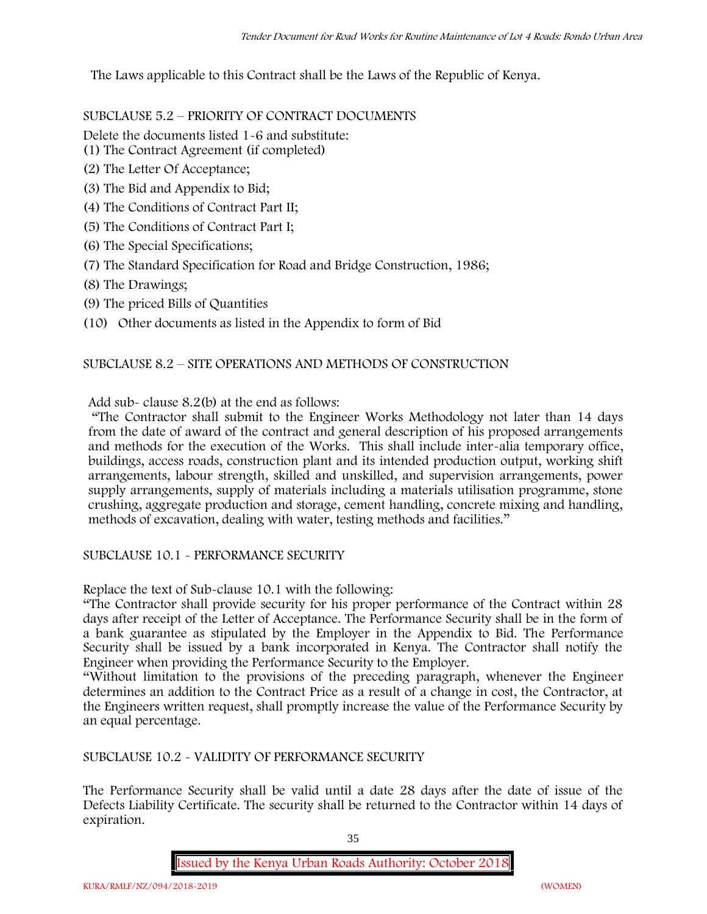The Laws applicable to this Contract shall be the Laws of the Republic of Kenya.

SUBCLAUSE 5.2 – PRIORITY OF CONTRACT DOCUMENTS

Delete the documents listed 1-6 and substitute:

(1) The Contract Agreement (if completed)

(2) The Letter Of Acceptance;

(3) The Bid and Appendix to Bid;

(4) The Conditions of Contract Part II;

(5) The Conditions of Contract Part I;

(6) The Special Specifications;

(7) The Standard Specification for Road and Bridge Construction, 1986;

(8) The Drawings;

(9) The priced Bills of Quantities

(10) Other documents as listed in the Appendix to form of Bid

SUBCLAUSE 8.2 – SITE OPERATIONS AND METHODS OF CONSTRUCTION

Add sub- clause 8.2(b) at the end as follows:

"The Contractor shall submit to the Engineer Works Methodology not later than 14 days from the date of award of the contract and general description of his proposed arrangements and methods for the execution of the Works. This shall include inter-alia temporary office, buildings, access roads, construction plant and its intended production output, working shift arrangements, labour strength, skilled and unskilled, and supervision arrangements, power supply arrangements, supply of materials including a materials utilisation programme, stone crushing, aggregate production and storage, cement handling, concrete mixing and handling, methods of excavation, dealing with water, testing methods and facilities."

SUBCLAUSE 10.1 - PERFORMANCE SECURITY

Replace the text of Sub-clause 10.1 with the following:

"The Contractor shall provide security for his proper performance of the Contract within 28 days after receipt of the Letter of Acceptance. The Performance Security shall be in the form of a bank guarantee as stipulated by the Employer in the Appendix to Bid. The Performance Security shall be issued by a bank incorporated in Kenya. The Contractor shall notify the Engineer when providing the Performance Security to the Employer.

"Without limitation to the provisions of the preceding paragraph, whenever the Engineer determines an addition to the Contract Price as a result of a change in cost, the Contractor, at the Engineers written request, shall promptly increase the value of the Performance Security by an equal percentage.

SUBCLAUSE 10.2 - VALIDITY OF PERFORMANCE SECURITY

The Performance Security shall be valid until a date 28 days after the date of issue of the Defects Liability Certificate. The security shall be returned to the Contractor within 14 days of expiration.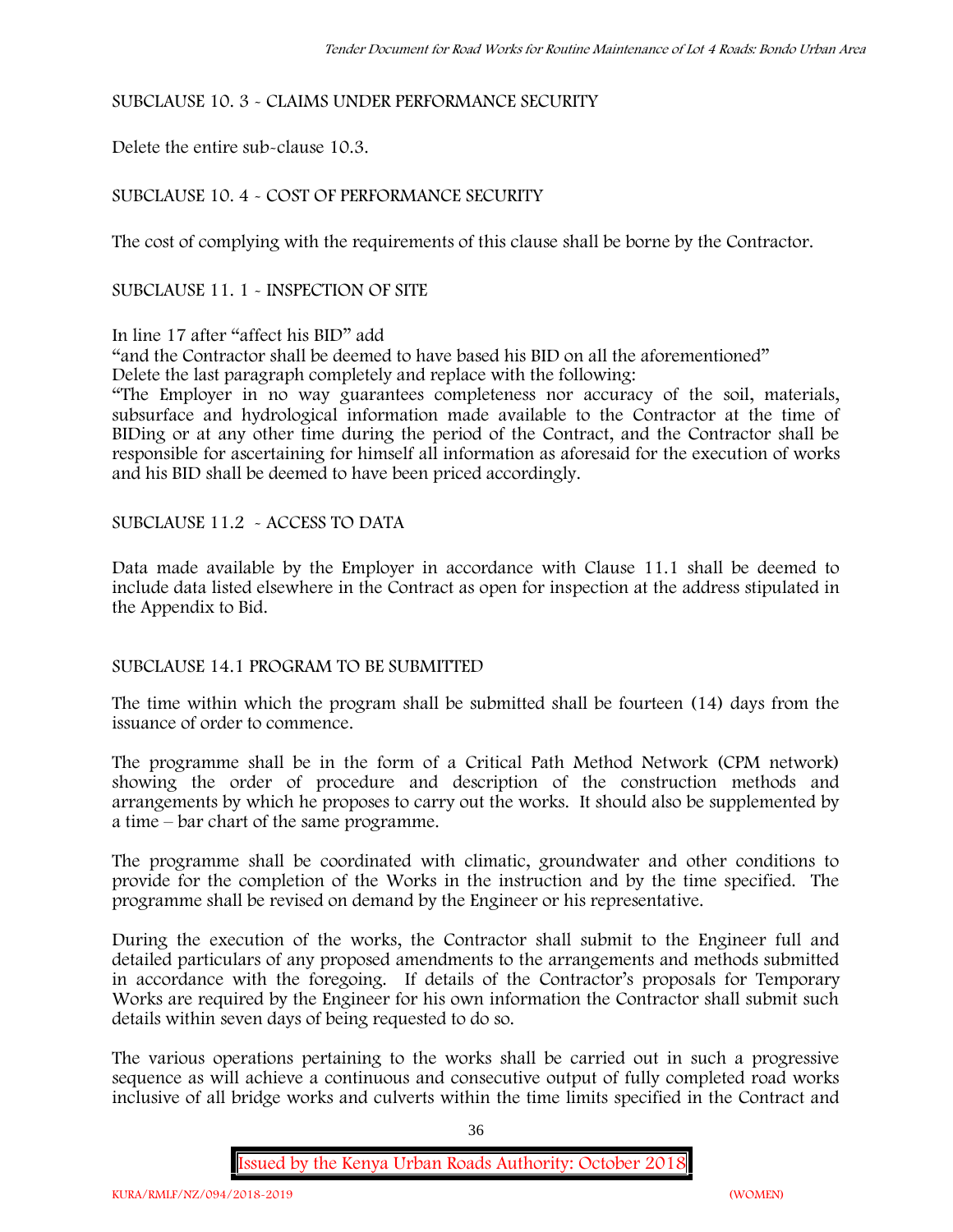SUBCLAUSE 10. 3 - CLAIMS UNDER PERFORMANCE SECURITY

Delete the entire sub-clause 10.3.

SUBCLAUSE 10. 4 - COST OF PERFORMANCE SECURITY

The cost of complying with the requirements of this clause shall be borne by the Contractor.

SUBCLAUSE 11. 1 - INSPECTION OF SITE

In line 17 after "affect his BID" add

"and the Contractor shall be deemed to have based his BID on all the aforementioned"

Delete the last paragraph completely and replace with the following:

"The Employer in no way guarantees completeness nor accuracy of the soil, materials, subsurface and hydrological information made available to the Contractor at the time of BIDing or at any other time during the period of the Contract, and the Contractor shall be responsible for ascertaining for himself all information as aforesaid for the execution of works and his BID shall be deemed to have been priced accordingly.

SUBCLAUSE 11.2 - ACCESS TO DATA

Data made available by the Employer in accordance with Clause 11.1 shall be deemed to include data listed elsewhere in the Contract as open for inspection at the address stipulated in the Appendix to Bid.

SUBCLAUSE 14.1 PROGRAM TO BE SUBMITTED

The time within which the program shall be submitted shall be fourteen (14) days from the issuance of order to commence.

The programme shall be in the form of a Critical Path Method Network (CPM network) showing the order of procedure and description of the construction methods and arrangements by which he proposes to carry out the works. It should also be supplemented by a time – bar chart of the same programme.

The programme shall be coordinated with climatic, groundwater and other conditions to provide for the completion of the Works in the instruction and by the time specified. The programme shall be revised on demand by the Engineer or his representative.

During the execution of the works, the Contractor shall submit to the Engineer full and detailed particulars of any proposed amendments to the arrangements and methods submitted in accordance with the foregoing. If details of the Contractor's proposals for Temporary Works are required by the Engineer for his own information the Contractor shall submit such details within seven days of being requested to do so.

The various operations pertaining to the works shall be carried out in such a progressive sequence as will achieve a continuous and consecutive output of fully completed road works inclusive of all bridge works and culverts within the time limits specified in the Contract and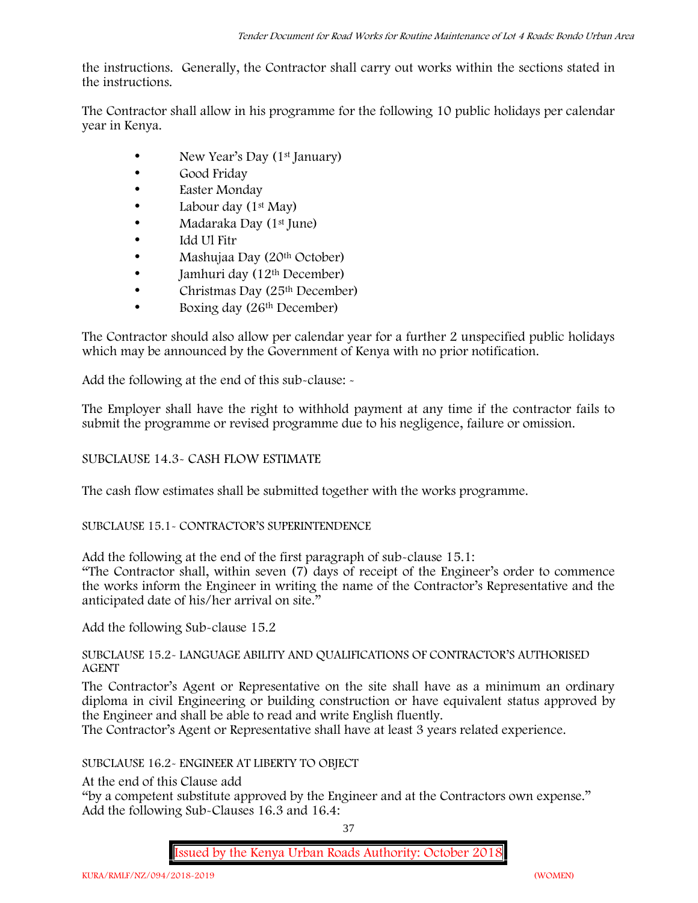the instructions. Generally, the Contractor shall carry out works within the sections stated in the instructions.

The Contractor shall allow in his programme for the following 10 public holidays per calendar year in Kenya.

- New Year's Day (1st January)
- Good Friday
- Easter Monday
- Labour day (1st May)
- Madaraka Day (1st June)
- Idd Ul Fitr
- Mashujaa Day (20th October)
- Jamhuri day (12th December)
- Christmas Day (25th December)
- Boxing day (26th December)

The Contractor should also allow per calendar year for a further 2 unspecified public holidays which may be announced by the Government of Kenya with no prior notification.

Add the following at the end of this sub-clause: -

The Employer shall have the right to withhold payment at any time if the contractor fails to submit the programme or revised programme due to his negligence, failure or omission.

SUBCLAUSE 14.3- CASH FLOW ESTIMATE

The cash flow estimates shall be submitted together with the works programme.

SUBCLAUSE 15.1- CONTRACTOR'S SUPERINTENDENCE

Add the following at the end of the first paragraph of sub-clause 15.1:
"The Contractor shall, within seven (7) days of receipt of the Engineer's order to commence the works inform the Engineer in writing the name of the Contractor's Representative and the anticipated date of his/her arrival on site."

Add the following Sub-clause 15.2

SUBCLAUSE 15.2- LANGUAGE ABILITY AND QUALIFICATIONS OF CONTRACTOR'S AUTHORISED AGENT

The Contractor's Agent or Representative on the site shall have as a minimum an ordinary diploma in civil Engineering or building construction or have equivalent status approved by the Engineer and shall be able to read and write English fluently.
The Contractor's Agent or Representative shall have at least 3 years related experience.

SUBCLAUSE 16.2- ENGINEER AT LIBERTY TO OBJECT

At the end of this Clause add
"by a competent substitute approved by the Engineer and at the Contractors own expense."
Add the following Sub-Clauses 16.3 and 16.4: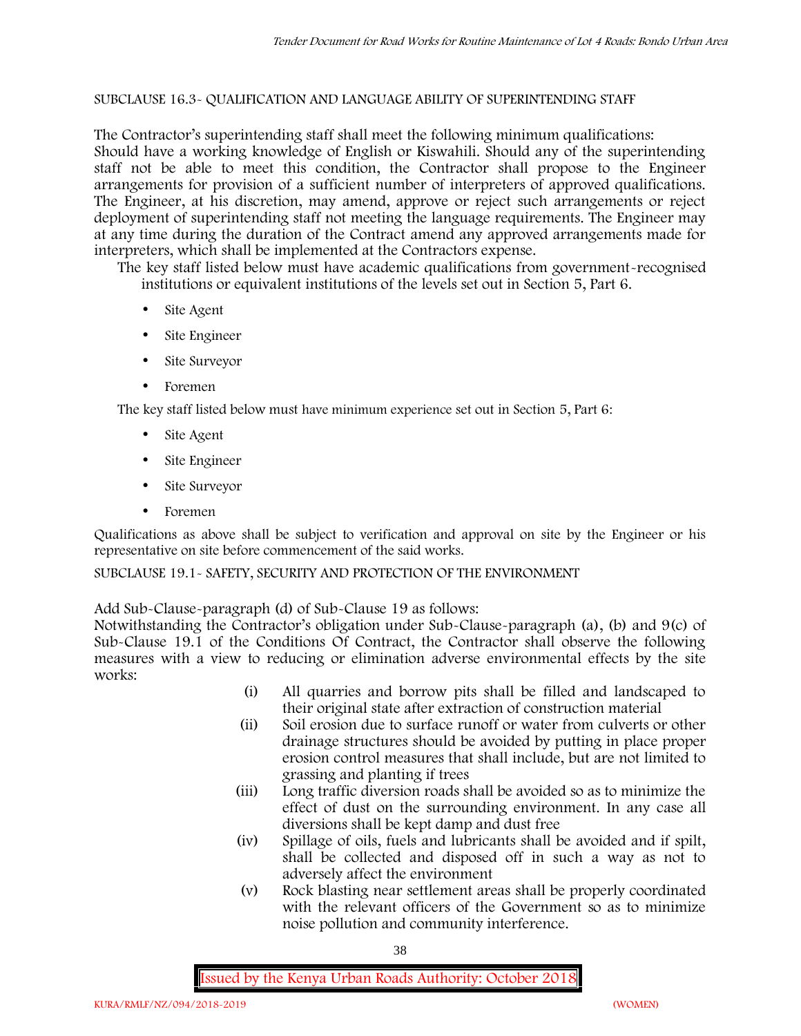SUBCLAUSE 16.3- QUALIFICATION AND LANGUAGE ABILITY OF SUPERINTENDING STAFF

The Contractor's superintending staff shall meet the following minimum qualifications:
Should have a working knowledge of English or Kiswahili. Should any of the superintending staff not be able to meet this condition, the Contractor shall propose to the Engineer arrangements for provision of a sufficient number of interpreters of approved qualifications. The Engineer, at his discretion, may amend, approve or reject such arrangements or reject deployment of superintending staff not meeting the language requirements. The Engineer may at any time during the duration of the Contract amend any approved arrangements made for interpreters, which shall be implemented at the Contractors expense.

The key staff listed below must have academic qualifications from government-recognised institutions or equivalent institutions of the levels set out in Section 5, Part 6.

- Site Agent
- Site Engineer
- Site Surveyor
- Foremen

The key staff listed below must have minimum experience set out in Section 5, Part 6:

- Site Agent
- Site Engineer
- Site Surveyor
- Foremen

Qualifications as above shall be subject to verification and approval on site by the Engineer or his representative on site before commencement of the said works.

SUBCLAUSE 19.1- SAFETY, SECURITY AND PROTECTION OF THE ENVIRONMENT

Add Sub-Clause-paragraph (d) of Sub-Clause 19 as follows:
Notwithstanding the Contractor's obligation under Sub-Clause-paragraph (a), (b) and 9(c) of Sub-Clause 19.1 of the Conditions Of Contract, the Contractor shall observe the following measures with a view to reducing or elimination adverse environmental effects by the site works:

(i) All quarries and borrow pits shall be filled and landscaped to their original state after extraction of construction material

(ii) Soil erosion due to surface runoff or water from culverts or other drainage structures should be avoided by putting in place proper erosion control measures that shall include, but are not limited to grassing and planting if trees

(iii) Long traffic diversion roads shall be avoided so as to minimize the effect of dust on the surrounding environment. In any case all diversions shall be kept damp and dust free

(iv) Spillage of oils, fuels and lubricants shall be avoided and if spilt, shall be collected and disposed off in such a way as not to adversely affect the environment

(v) Rock blasting near settlement areas shall be properly coordinated with the relevant officers of the Government so as to minimize noise pollution and community interference.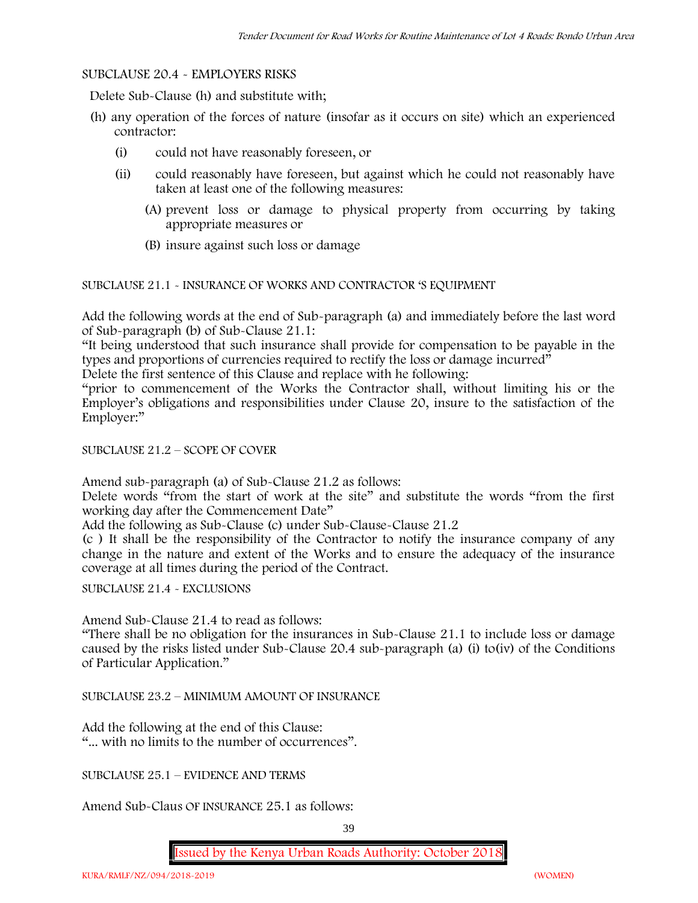SUBCLAUSE 20.4 - EMPLOYERS RISKS

Delete Sub-Clause (h) and substitute with;

(h) any operation of the forces of nature (insofar as it occurs on site) which an experienced contractor:

   (i) could not have reasonably foreseen, or

   (ii) could reasonably have foreseen, but against which he could not reasonably have taken at least one of the following measures:

      (A) prevent loss or damage to physical property from occurring by taking appropriate measures or

      (B) insure against such loss or damage

SUBCLAUSE 21.1 - INSURANCE OF WORKS AND CONTRACTOR 'S EQUIPMENT

Add the following words at the end of Sub-paragraph (a) and immediately before the last word of Sub-paragraph (b) of Sub-Clause 21.1:

"It being understood that such insurance shall provide for compensation to be payable in the types and proportions of currencies required to rectify the loss or damage incurred"

Delete the first sentence of this Clause and replace with he following:

"prior to commencement of the Works the Contractor shall, without limiting his or the Employer's obligations and responsibilities under Clause 20, insure to the satisfaction of the Employer:"

SUBCLAUSE 21.2 – SCOPE OF COVER

Amend sub-paragraph (a) of Sub-Clause 21.2 as follows:

Delete words "from the start of work at the site" and substitute the words "from the first working day after the Commencement Date"

Add the following as Sub-Clause (c) under Sub-Clause-Clause 21.2

(c ) It shall be the responsibility of the Contractor to notify the insurance company of any change in the nature and extent of the Works and to ensure the adequacy of the insurance coverage at all times during the period of the Contract.

SUBCLAUSE 21.4 - EXCLUSIONS

Amend Sub-Clause 21.4 to read as follows:

"There shall be no obligation for the insurances in Sub-Clause 21.1 to include loss or damage caused by the risks listed under Sub-Clause 20.4 sub-paragraph (a) (i) to(iv) of the Conditions of Particular Application."

SUBCLAUSE 23.2 – MINIMUM AMOUNT OF INSURANCE

Add the following at the end of this Clause:

"... with no limits to the number of occurrences".

SUBCLAUSE 25.1 – EVIDENCE AND TERMS

Amend Sub-Claus OF INSURANCE 25.1 as follows: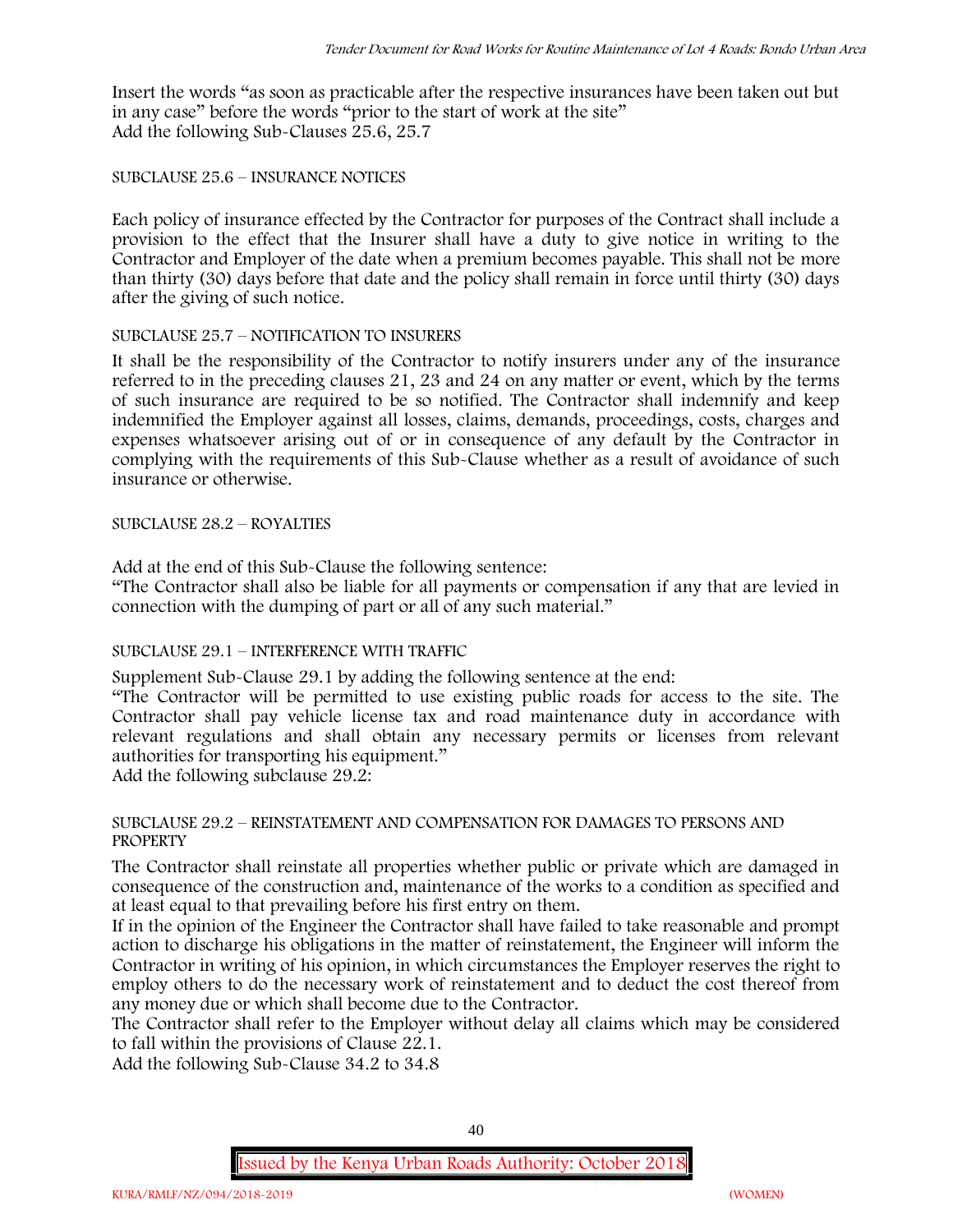Insert the words "as soon as practicable after the respective insurances have been taken out but in any case" before the words "prior to the start of work at the site"
Add the following Sub-Clauses 25.6, 25.7

SUBCLAUSE 25.6 – INSURANCE NOTICES

Each policy of insurance effected by the Contractor for purposes of the Contract shall include a provision to the effect that the Insurer shall have a duty to give notice in writing to the Contractor and Employer of the date when a premium becomes payable. This shall not be more than thirty (30) days before that date and the policy shall remain in force until thirty (30) days after the giving of such notice.

SUBCLAUSE 25.7 – NOTIFICATION TO INSURERS

It shall be the responsibility of the Contractor to notify insurers under any of the insurance referred to in the preceding clauses 21, 23 and 24 on any matter or event, which by the terms of such insurance are required to be so notified. The Contractor shall indemnify and keep indemnified the Employer against all losses, claims, demands, proceedings, costs, charges and expenses whatsoever arising out of or in consequence of any default by the Contractor in complying with the requirements of this Sub-Clause whether as a result of avoidance of such insurance or otherwise.

SUBCLAUSE 28.2 – ROYALTIES

Add at the end of this Sub-Clause the following sentence:
"The Contractor shall also be liable for all payments or compensation if any that are levied in connection with the dumping of part or all of any such material."

SUBCLAUSE 29.1 – INTERFERENCE WITH TRAFFIC

Supplement Sub-Clause 29.1 by adding the following sentence at the end:
"The Contractor will be permitted to use existing public roads for access to the site. The Contractor shall pay vehicle license tax and road maintenance duty in accordance with relevant regulations and shall obtain any necessary permits or licenses from relevant authorities for transporting his equipment."
Add the following subclause 29.2:

SUBCLAUSE 29.2 – REINSTATEMENT AND COMPENSATION FOR DAMAGES TO PERSONS AND PROPERTY

The Contractor shall reinstate all properties whether public or private which are damaged in consequence of the construction and, maintenance of the works to a condition as specified and at least equal to that prevailing before his first entry on them.
If in the opinion of the Engineer the Contractor shall have failed to take reasonable and prompt action to discharge his obligations in the matter of reinstatement, the Engineer will inform the Contractor in writing of his opinion, in which circumstances the Employer reserves the right to employ others to do the necessary work of reinstatement and to deduct the cost thereof from any money due or which shall become due to the Contractor.
The Contractor shall refer to the Employer without delay all claims which may be considered to fall within the provisions of Clause 22.1.
Add the following Sub-Clause 34.2 to 34.8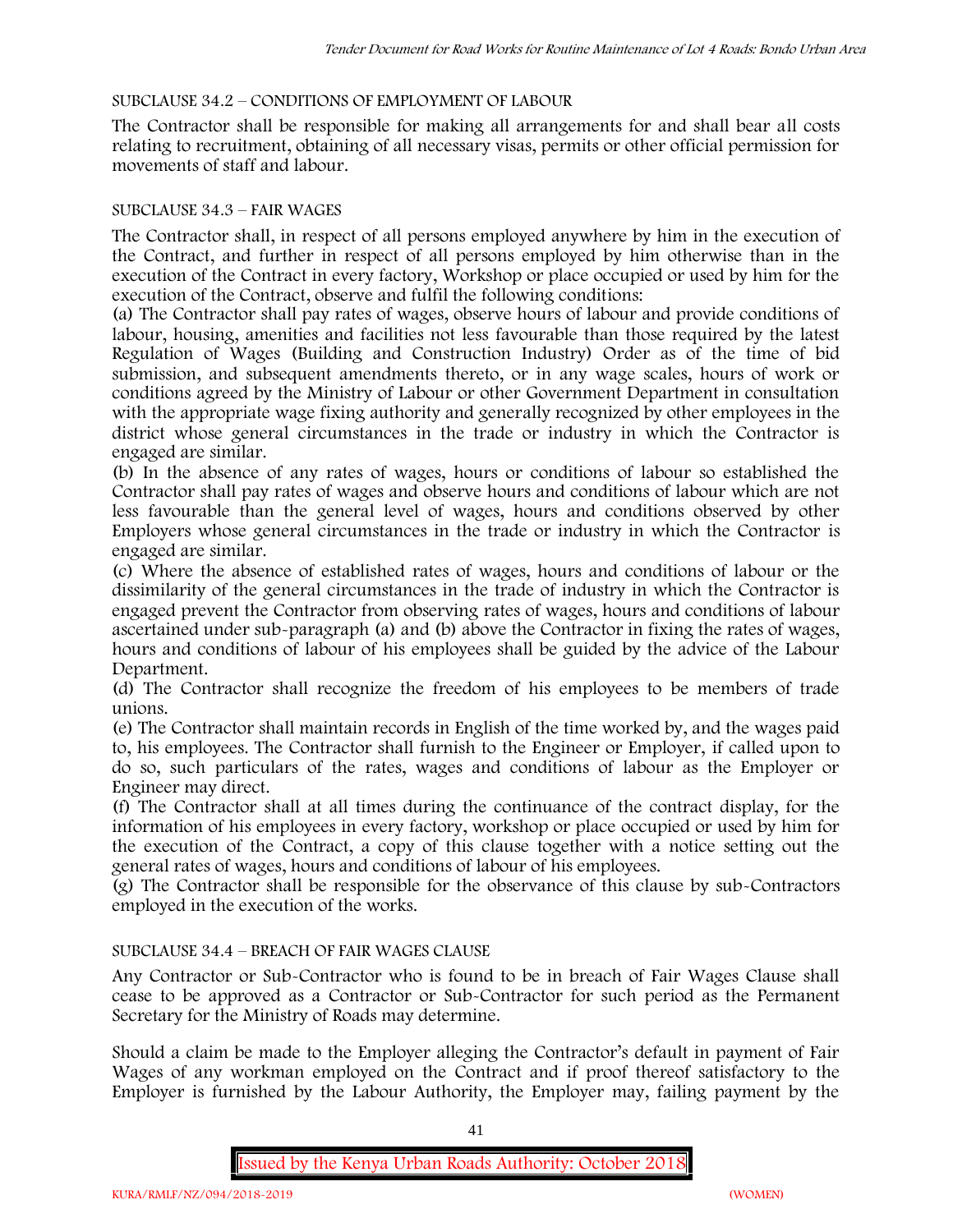SUBCLAUSE 34.2 – CONDITIONS OF EMPLOYMENT OF LABOUR

The Contractor shall be responsible for making all arrangements for and shall bear all costs relating to recruitment, obtaining of all necessary visas, permits or other official permission for movements of staff and labour.

SUBCLAUSE 34.3 – FAIR WAGES

The Contractor shall, in respect of all persons employed anywhere by him in the execution of the Contract, and further in respect of all persons employed by him otherwise than in the execution of the Contract in every factory, Workshop or place occupied or used by him for the execution of the Contract, observe and fulfil the following conditions:

(a) The Contractor shall pay rates of wages, observe hours of labour and provide conditions of labour, housing, amenities and facilities not less favourable than those required by the latest Regulation of Wages (Building and Construction Industry) Order as of the time of bid submission, and subsequent amendments thereto, or in any wage scales, hours of work or conditions agreed by the Ministry of Labour or other Government Department in consultation with the appropriate wage fixing authority and generally recognized by other employees in the district whose general circumstances in the trade or industry in which the Contractor is engaged are similar.

(b) In the absence of any rates of wages, hours or conditions of labour so established the Contractor shall pay rates of wages and observe hours and conditions of labour which are not less favourable than the general level of wages, hours and conditions observed by other Employers whose general circumstances in the trade or industry in which the Contractor is engaged are similar.

(c) Where the absence of established rates of wages, hours and conditions of labour or the dissimilarity of the general circumstances in the trade of industry in which the Contractor is engaged prevent the Contractor from observing rates of wages, hours and conditions of labour ascertained under sub-paragraph (a) and (b) above the Contractor in fixing the rates of wages, hours and conditions of labour of his employees shall be guided by the advice of the Labour Department.

(d) The Contractor shall recognize the freedom of his employees to be members of trade unions.

(e) The Contractor shall maintain records in English of the time worked by, and the wages paid to, his employees. The Contractor shall furnish to the Engineer or Employer, if called upon to do so, such particulars of the rates, wages and conditions of labour as the Employer or Engineer may direct.

(f) The Contractor shall at all times during the continuance of the contract display, for the information of his employees in every factory, workshop or place occupied or used by him for the execution of the Contract, a copy of this clause together with a notice setting out the general rates of wages, hours and conditions of labour of his employees.

(g) The Contractor shall be responsible for the observance of this clause by sub-Contractors employed in the execution of the works.

SUBCLAUSE 34.4 – BREACH OF FAIR WAGES CLAUSE

Any Contractor or Sub-Contractor who is found to be in breach of Fair Wages Clause shall cease to be approved as a Contractor or Sub-Contractor for such period as the Permanent Secretary for the Ministry of Roads may determine.

Should a claim be made to the Employer alleging the Contractor's default in payment of Fair Wages of any workman employed on the Contract and if proof thereof satisfactory to the Employer is furnished by the Labour Authority, the Employer may, failing payment by the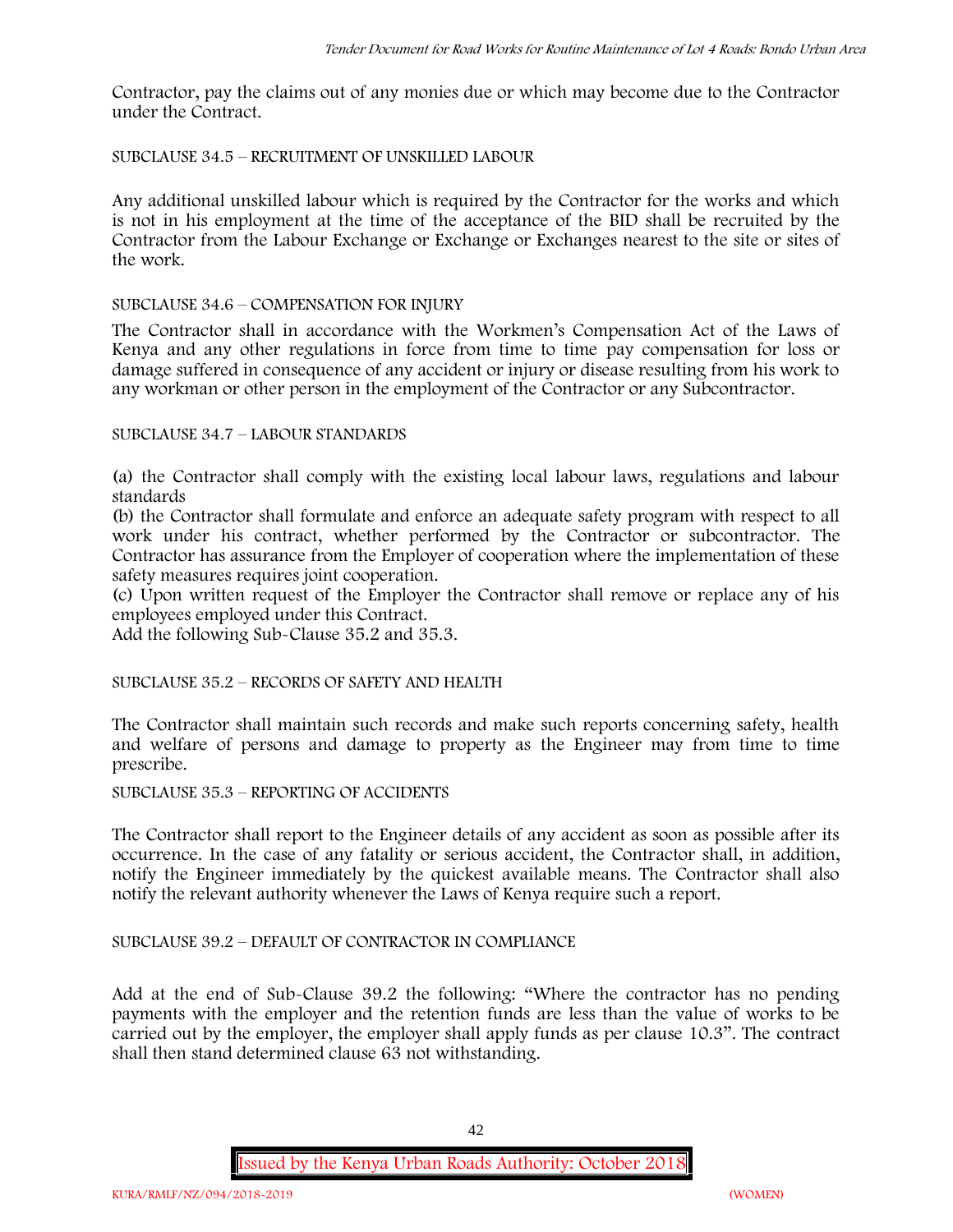Contractor, pay the claims out of any monies due or which may become due to the Contractor under the Contract.

SUBCLAUSE 34.5 – RECRUITMENT OF UNSKILLED LABOUR

Any additional unskilled labour which is required by the Contractor for the works and which is not in his employment at the time of the acceptance of the BID shall be recruited by the Contractor from the Labour Exchange or Exchange or Exchanges nearest to the site or sites of the work.

SUBCLAUSE 34.6 – COMPENSATION FOR INJURY

The Contractor shall in accordance with the Workmen's Compensation Act of the Laws of Kenya and any other regulations in force from time to time pay compensation for loss or damage suffered in consequence of any accident or injury or disease resulting from his work to any workman or other person in the employment of the Contractor or any Subcontractor.

SUBCLAUSE 34.7 – LABOUR STANDARDS

(a) the Contractor shall comply with the existing local labour laws, regulations and labour standards

(b) the Contractor shall formulate and enforce an adequate safety program with respect to all work under his contract, whether performed by the Contractor or subcontractor. The Contractor has assurance from the Employer of cooperation where the implementation of these safety measures requires joint cooperation.

(c) Upon written request of the Employer the Contractor shall remove or replace any of his employees employed under this Contract.

Add the following Sub-Clause 35.2 and 35.3.

SUBCLAUSE 35.2 – RECORDS OF SAFETY AND HEALTH

The Contractor shall maintain such records and make such reports concerning safety, health and welfare of persons and damage to property as the Engineer may from time to time prescribe.

SUBCLAUSE 35.3 – REPORTING OF ACCIDENTS

The Contractor shall report to the Engineer details of any accident as soon as possible after its occurrence. In the case of any fatality or serious accident, the Contractor shall, in addition, notify the Engineer immediately by the quickest available means. The Contractor shall also notify the relevant authority whenever the Laws of Kenya require such a report.

SUBCLAUSE 39.2 – DEFAULT OF CONTRACTOR IN COMPLIANCE

Add at the end of Sub-Clause 39.2 the following: "Where the contractor has no pending payments with the employer and the retention funds are less than the value of works to be carried out by the employer, the employer shall apply funds as per clause 10.3". The contract shall then stand determined clause 63 not withstanding.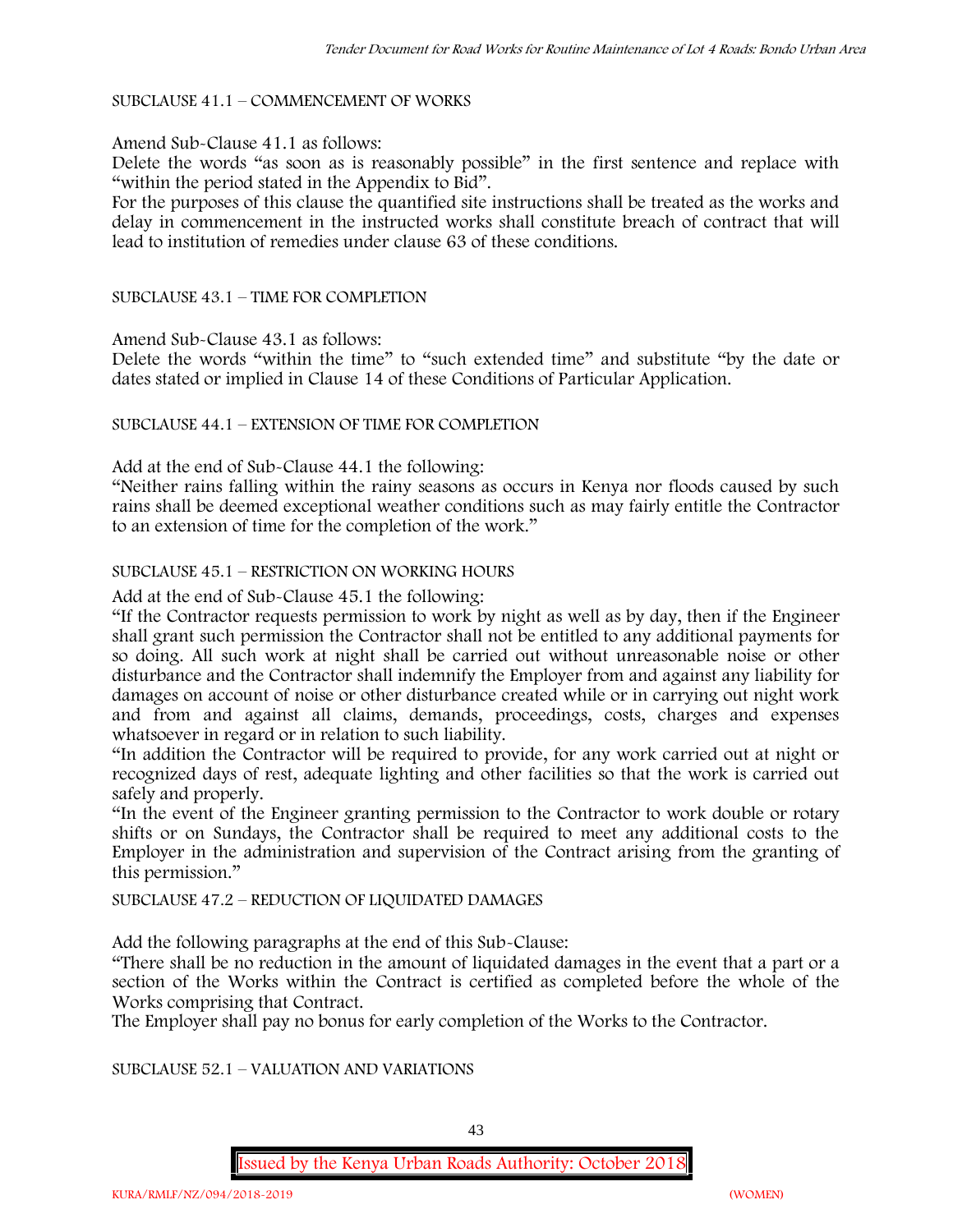SUBCLAUSE 41.1 – COMMENCEMENT OF WORKS

Amend Sub-Clause 41.1 as follows:

Delete the words "as soon as is reasonably possible" in the first sentence and replace with "within the period stated in the Appendix to Bid".

For the purposes of this clause the quantified site instructions shall be treated as the works and delay in commencement in the instructed works shall constitute breach of contract that will lead to institution of remedies under clause 63 of these conditions.

SUBCLAUSE 43.1 – TIME FOR COMPLETION

Amend Sub-Clause 43.1 as follows:

Delete the words "within the time" to "such extended time" and substitute "by the date or dates stated or implied in Clause 14 of these Conditions of Particular Application.

SUBCLAUSE 44.1 – EXTENSION OF TIME FOR COMPLETION

Add at the end of Sub-Clause 44.1 the following:

"Neither rains falling within the rainy seasons as occurs in Kenya nor floods caused by such rains shall be deemed exceptional weather conditions such as may fairly entitle the Contractor to an extension of time for the completion of the work."

SUBCLAUSE 45.1 – RESTRICTION ON WORKING HOURS

Add at the end of Sub-Clause 45.1 the following:

"If the Contractor requests permission to work by night as well as by day, then if the Engineer shall grant such permission the Contractor shall not be entitled to any additional payments for so doing. All such work at night shall be carried out without unreasonable noise or other disturbance and the Contractor shall indemnify the Employer from and against any liability for damages on account of noise or other disturbance created while or in carrying out night work and from and against all claims, demands, proceedings, costs, charges and expenses whatsoever in regard or in relation to such liability.

"In addition the Contractor will be required to provide, for any work carried out at night or recognized days of rest, adequate lighting and other facilities so that the work is carried out safely and properly.

"In the event of the Engineer granting permission to the Contractor to work double or rotary shifts or on Sundays, the Contractor shall be required to meet any additional costs to the Employer in the administration and supervision of the Contract arising from the granting of this permission."

SUBCLAUSE 47.2 – REDUCTION OF LIQUIDATED DAMAGES

Add the following paragraphs at the end of this Sub-Clause:

"There shall be no reduction in the amount of liquidated damages in the event that a part or a section of the Works within the Contract is certified as completed before the whole of the Works comprising that Contract.

The Employer shall pay no bonus for early completion of the Works to the Contractor.

SUBCLAUSE 52.1 – VALUATION AND VARIATIONS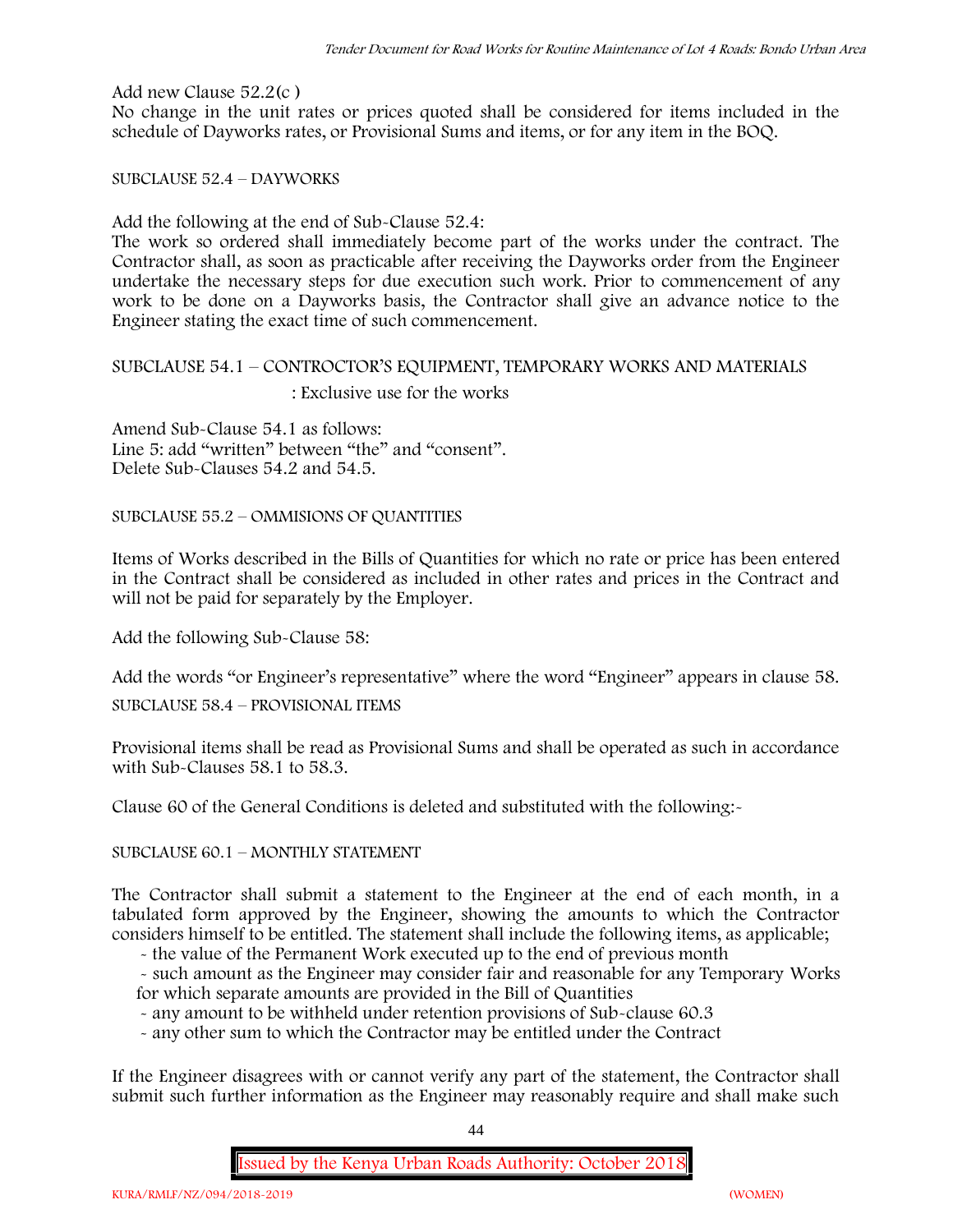Add new Clause 52.2(c )
No change in the unit rates or prices quoted shall be considered for items included in the schedule of Dayworks rates, or Provisional Sums and items, or for any item in the BOQ.

SUBCLAUSE 52.4 – DAYWORKS

Add the following at the end of Sub-Clause 52.4:
The work so ordered shall immediately become part of the works under the contract. The Contractor shall, as soon as practicable after receiving the Dayworks order from the Engineer undertake the necessary steps for due execution such work. Prior to commencement of any work to be done on a Dayworks basis, the Contractor shall give an advance notice to the Engineer stating the exact time of such commencement.

SUBCLAUSE 54.1 – CONTROCTOR'S EQUIPMENT, TEMPORARY WORKS AND MATERIALS : Exclusive use for the works

Amend Sub-Clause 54.1 as follows:
Line 5: add "written" between "the" and "consent".
Delete Sub-Clauses 54.2 and 54.5.

SUBCLAUSE 55.2 – OMMISIONS OF QUANTITIES

Items of Works described in the Bills of Quantities for which no rate or price has been entered in the Contract shall be considered as included in other rates and prices in the Contract and will not be paid for separately by the Employer.

Add the following Sub-Clause 58:

Add the words "or Engineer's representative" where the word "Engineer" appears in clause 58.

SUBCLAUSE 58.4 – PROVISIONAL ITEMS

Provisional items shall be read as Provisional Sums and shall be operated as such in accordance with Sub-Clauses 58.1 to 58.3.

Clause 60 of the General Conditions is deleted and substituted with the following:-

SUBCLAUSE 60.1 – MONTHLY STATEMENT

The Contractor shall submit a statement to the Engineer at the end of each month, in a tabulated form approved by the Engineer, showing the amounts to which the Contractor considers himself to be entitled. The statement shall include the following items, as applicable;

- the value of the Permanent Work executed up to the end of previous month
- such amount as the Engineer may consider fair and reasonable for any Temporary Works for which separate amounts are provided in the Bill of Quantities
- any amount to be withheld under retention provisions of Sub-clause 60.3
- any other sum to which the Contractor may be entitled under the Contract

If the Engineer disagrees with or cannot verify any part of the statement, the Contractor shall submit such further information as the Engineer may reasonably require and shall make such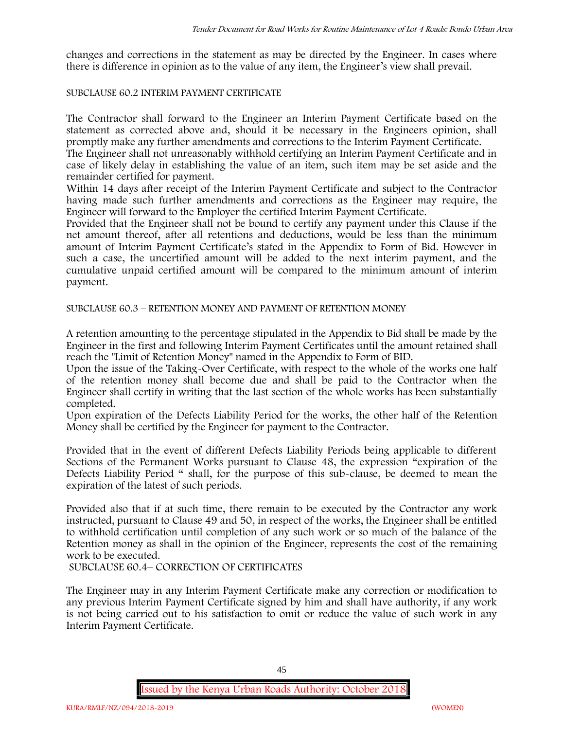changes and corrections in the statement as may be directed by the Engineer. In cases where there is difference in opinion as to the value of any item, the Engineer's view shall prevail.

SUBCLAUSE 60.2 INTERIM PAYMENT CERTIFICATE

The Contractor shall forward to the Engineer an Interim Payment Certificate based on the statement as corrected above and, should it be necessary in the Engineers opinion, shall promptly make any further amendments and corrections to the Interim Payment Certificate.

The Engineer shall not unreasonably withhold certifying an Interim Payment Certificate and in case of likely delay in establishing the value of an item, such item may be set aside and the remainder certified for payment.

Within 14 days after receipt of the Interim Payment Certificate and subject to the Contractor having made such further amendments and corrections as the Engineer may require, the Engineer will forward to the Employer the certified Interim Payment Certificate.

Provided that the Engineer shall not be bound to certify any payment under this Clause if the net amount thereof, after all retentions and deductions, would be less than the minimum amount of Interim Payment Certificate's stated in the Appendix to Form of Bid. However in such a case, the uncertified amount will be added to the next interim payment, and the cumulative unpaid certified amount will be compared to the minimum amount of interim payment.

SUBCLAUSE 60.3 – RETENTION MONEY AND PAYMENT OF RETENTION MONEY

A retention amounting to the percentage stipulated in the Appendix to Bid shall be made by the Engineer in the first and following Interim Payment Certificates until the amount retained shall reach the "Limit of Retention Money" named in the Appendix to Form of BID.

Upon the issue of the Taking-Over Certificate, with respect to the whole of the works one half of the retention money shall become due and shall be paid to the Contractor when the Engineer shall certify in writing that the last section of the whole works has been substantially completed.

Upon expiration of the Defects Liability Period for the works, the other half of the Retention Money shall be certified by the Engineer for payment to the Contractor.

Provided that in the event of different Defects Liability Periods being applicable to different Sections of the Permanent Works pursuant to Clause 48, the expression "expiration of the Defects Liability Period " shall, for the purpose of this sub-clause, be deemed to mean the expiration of the latest of such periods.

Provided also that if at such time, there remain to be executed by the Contractor any work instructed, pursuant to Clause 49 and 50, in respect of the works, the Engineer shall be entitled to withhold certification until completion of any such work or so much of the balance of the Retention money as shall in the opinion of the Engineer, represents the cost of the remaining work to be executed.

SUBCLAUSE 60.4– CORRECTION OF CERTIFICATES

The Engineer may in any Interim Payment Certificate make any correction or modification to any previous Interim Payment Certificate signed by him and shall have authority, if any work is not being carried out to his satisfaction to omit or reduce the value of such work in any Interim Payment Certificate.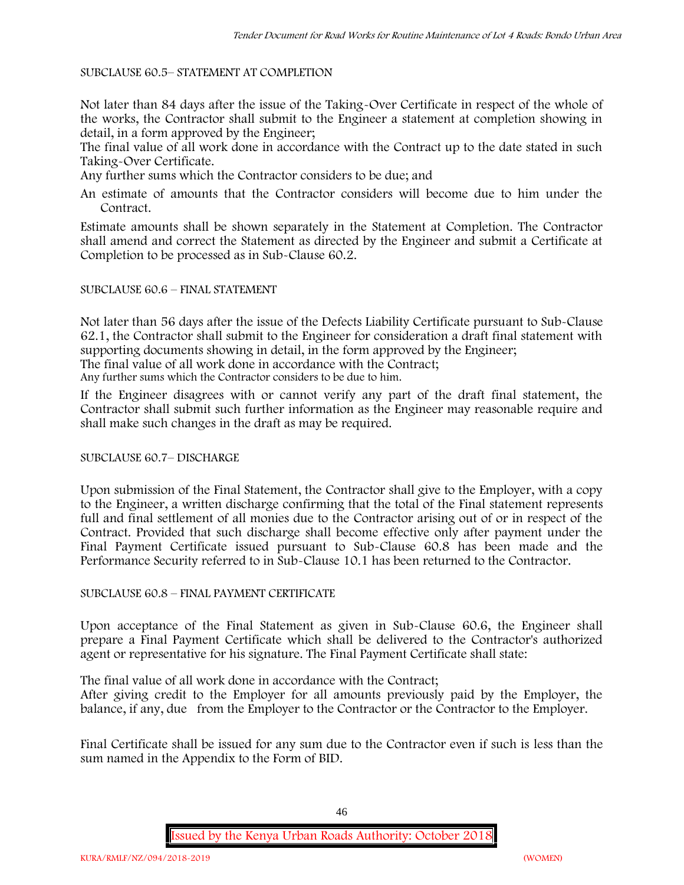SUBCLAUSE 60.5– STATEMENT AT COMPLETION

Not later than 84 days after the issue of the Taking-Over Certificate in respect of the whole of the works, the Contractor shall submit to the Engineer a statement at completion showing in detail, in a form approved by the Engineer;

The final value of all work done in accordance with the Contract up to the date stated in such Taking-Over Certificate.

Any further sums which the Contractor considers to be due; and

An estimate of amounts that the Contractor considers will become due to him under the Contract.

Estimate amounts shall be shown separately in the Statement at Completion. The Contractor shall amend and correct the Statement as directed by the Engineer and submit a Certificate at Completion to be processed as in Sub-Clause 60.2.

SUBCLAUSE 60.6 – FINAL STATEMENT

Not later than 56 days after the issue of the Defects Liability Certificate pursuant to Sub-Clause 62.1, the Contractor shall submit to the Engineer for consideration a draft final statement with supporting documents showing in detail, in the form approved by the Engineer;

The final value of all work done in accordance with the Contract;

Any further sums which the Contractor considers to be due to him.

If the Engineer disagrees with or cannot verify any part of the draft final statement, the Contractor shall submit such further information as the Engineer may reasonable require and shall make such changes in the draft as may be required.

SUBCLAUSE 60.7– DISCHARGE

Upon submission of the Final Statement, the Contractor shall give to the Employer, with a copy to the Engineer, a written discharge confirming that the total of the Final statement represents full and final settlement of all monies due to the Contractor arising out of or in respect of the Contract. Provided that such discharge shall become effective only after payment under the Final Payment Certificate issued pursuant to Sub-Clause 60.8 has been made and the Performance Security referred to in Sub-Clause 10.1 has been returned to the Contractor.

SUBCLAUSE 60.8 – FINAL PAYMENT CERTIFICATE

Upon acceptance of the Final Statement as given in Sub-Clause 60.6, the Engineer shall prepare a Final Payment Certificate which shall be delivered to the Contractor's authorized agent or representative for his signature. The Final Payment Certificate shall state:

The final value of all work done in accordance with the Contract;

After giving credit to the Employer for all amounts previously paid by the Employer, the balance, if any, due from the Employer to the Contractor or the Contractor to the Employer.

Final Certificate shall be issued for any sum due to the Contractor even if such is less than the sum named in the Appendix to the Form of BID.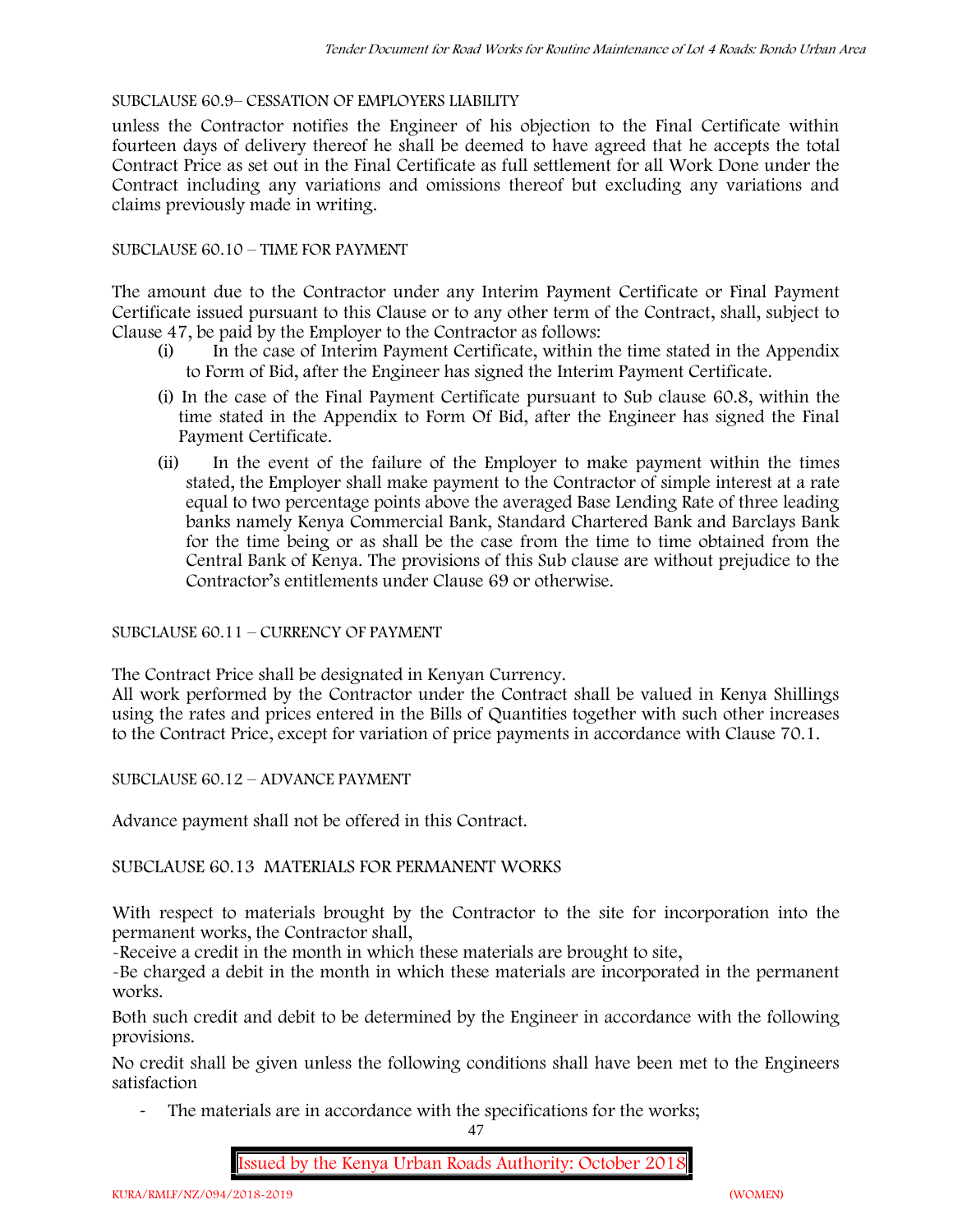SUBCLAUSE 60.9– CESSATION OF EMPLOYERS LIABILITY

unless the Contractor notifies the Engineer of his objection to the Final Certificate within fourteen days of delivery thereof he shall be deemed to have agreed that he accepts the total Contract Price as set out in the Final Certificate as full settlement for all Work Done under the Contract including any variations and omissions thereof but excluding any variations and claims previously made in writing.

SUBCLAUSE 60.10 – TIME FOR PAYMENT

The amount due to the Contractor under any Interim Payment Certificate or Final Payment Certificate issued pursuant to this Clause or to any other term of the Contract, shall, subject to Clause 47, be paid by the Employer to the Contractor as follows:

(i) In the case of Interim Payment Certificate, within the time stated in the Appendix to Form of Bid, after the Engineer has signed the Interim Payment Certificate.

(i) In the case of the Final Payment Certificate pursuant to Sub clause 60.8, within the time stated in the Appendix to Form Of Bid, after the Engineer has signed the Final Payment Certificate.

(ii) In the event of the failure of the Employer to make payment within the times stated, the Employer shall make payment to the Contractor of simple interest at a rate equal to two percentage points above the averaged Base Lending Rate of three leading banks namely Kenya Commercial Bank, Standard Chartered Bank and Barclays Bank for the time being or as shall be the case from the time to time obtained from the Central Bank of Kenya. The provisions of this Sub clause are without prejudice to the Contractor's entitlements under Clause 69 or otherwise.

SUBCLAUSE 60.11 – CURRENCY OF PAYMENT

The Contract Price shall be designated in Kenyan Currency.

All work performed by the Contractor under the Contract shall be valued in Kenya Shillings using the rates and prices entered in the Bills of Quantities together with such other increases to the Contract Price, except for variation of price payments in accordance with Clause 70.1.

SUBCLAUSE 60.12 – ADVANCE PAYMENT

Advance payment shall not be offered in this Contract.

SUBCLAUSE 60.13 MATERIALS FOR PERMANENT WORKS

With respect to materials brought by the Contractor to the site for incorporation into the permanent works, the Contractor shall,

-Receive a credit in the month in which these materials are brought to site,

-Be charged a debit in the month in which these materials are incorporated in the permanent works.

Both such credit and debit to be determined by the Engineer in accordance with the following provisions.

No credit shall be given unless the following conditions shall have been met to the Engineers satisfaction

- The materials are in accordance with the specifications for the works;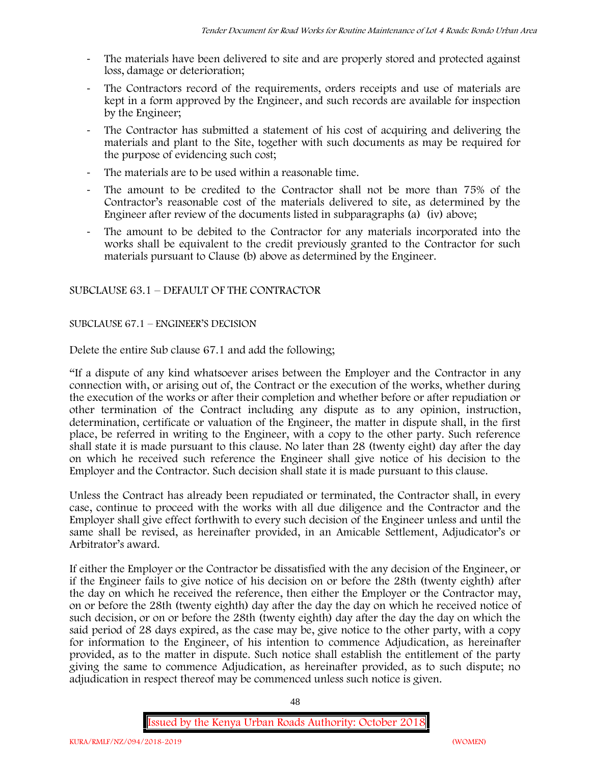- The materials have been delivered to site and are properly stored and protected against loss, damage or deterioration;
- The Contractors record of the requirements, orders receipts and use of materials are kept in a form approved by the Engineer, and such records are available for inspection by the Engineer;
- The Contractor has submitted a statement of his cost of acquiring and delivering the materials and plant to the Site, together with such documents as may be required for the purpose of evidencing such cost;
- The materials are to be used within a reasonable time.
- The amount to be credited to the Contractor shall not be more than 75% of the Contractor's reasonable cost of the materials delivered to site, as determined by the Engineer after review of the documents listed in subparagraphs (a) (iv) above;
- The amount to be debited to the Contractor for any materials incorporated into the works shall be equivalent to the credit previously granted to the Contractor for such materials pursuant to Clause (b) above as determined by the Engineer.

SUBCLAUSE 63.1 – DEFAULT OF THE CONTRACTOR

SUBCLAUSE 67.1 – ENGINEER'S DECISION

Delete the entire Sub clause 67.1 and add the following;

"If a dispute of any kind whatsoever arises between the Employer and the Contractor in any connection with, or arising out of, the Contract or the execution of the works, whether during the execution of the works or after their completion and whether before or after repudiation or other termination of the Contract including any dispute as to any opinion, instruction, determination, certificate or valuation of the Engineer, the matter in dispute shall, in the first place, be referred in writing to the Engineer, with a copy to the other party. Such reference shall state it is made pursuant to this clause. No later than 28 (twenty eight) day after the day on which he received such reference the Engineer shall give notice of his decision to the Employer and the Contractor. Such decision shall state it is made pursuant to this clause.

Unless the Contract has already been repudiated or terminated, the Contractor shall, in every case, continue to proceed with the works with all due diligence and the Contractor and the Employer shall give effect forthwith to every such decision of the Engineer unless and until the same shall be revised, as hereinafter provided, in an Amicable Settlement, Adjudicator's or Arbitrator's award.

If either the Employer or the Contractor be dissatisfied with the any decision of the Engineer, or if the Engineer fails to give notice of his decision on or before the 28th (twenty eighth) after the day on which he received the reference, then either the Employer or the Contractor may, on or before the 28th (twenty eighth) day after the day the day on which he received notice of such decision, or on or before the 28th (twenty eighth) day after the day the day on which the said period of 28 days expired, as the case may be, give notice to the other party, with a copy for information to the Engineer, of his intention to commence Adjudication, as hereinafter provided, as to the matter in dispute. Such notice shall establish the entitlement of the party giving the same to commence Adjudication, as hereinafter provided, as to such dispute; no adjudication in respect thereof may be commenced unless such notice is given.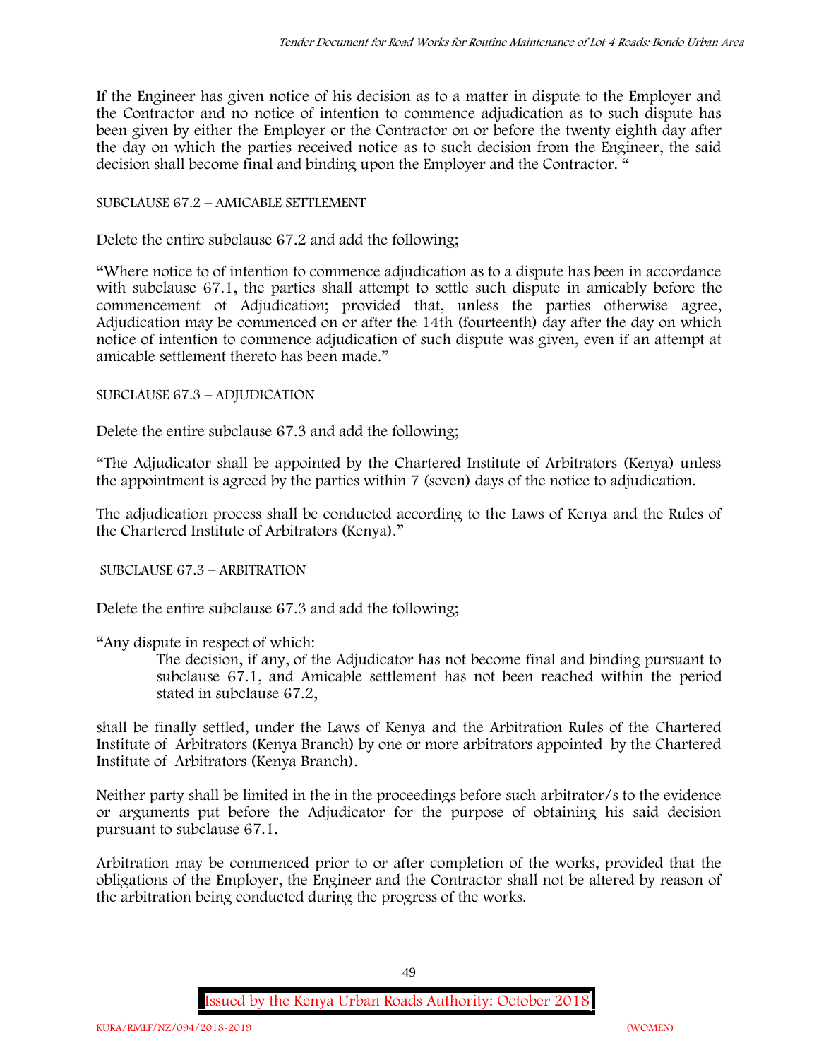If the Engineer has given notice of his decision as to a matter in dispute to the Employer and the Contractor and no notice of intention to commence adjudication as to such dispute has been given by either the Employer or the Contractor on or before the twenty eighth day after the day on which the parties received notice as to such decision from the Engineer, the said decision shall become final and binding upon the Employer and the Contractor. "

SUBCLAUSE 67.2 – AMICABLE SETTLEMENT

Delete the entire subclause 67.2 and add the following;

"Where notice to of intention to commence adjudication as to a dispute has been in accordance with subclause 67.1, the parties shall attempt to settle such dispute in amicably before the commencement of Adjudication; provided that, unless the parties otherwise agree, Adjudication may be commenced on or after the 14th (fourteenth) day after the day on which notice of intention to commence adjudication of such dispute was given, even if an attempt at amicable settlement thereto has been made."

SUBCLAUSE 67.3 – ADJUDICATION

Delete the entire subclause 67.3 and add the following;

"The Adjudicator shall be appointed by the Chartered Institute of Arbitrators (Kenya) unless the appointment is agreed by the parties within 7 (seven) days of the notice to adjudication.

The adjudication process shall be conducted according to the Laws of Kenya and the Rules of the Chartered Institute of Arbitrators (Kenya)."

SUBCLAUSE 67.3 – ARBITRATION

Delete the entire subclause 67.3 and add the following;

"Any dispute in respect of which:

> The decision, if any, of the Adjudicator has not become final and binding pursuant to subclause 67.1, and Amicable settlement has not been reached within the period stated in subclause 67.2,

shall be finally settled, under the Laws of Kenya and the Arbitration Rules of the Chartered Institute of Arbitrators (Kenya Branch) by one or more arbitrators appointed by the Chartered Institute of Arbitrators (Kenya Branch).

Neither party shall be limited in the in the proceedings before such arbitrator/s to the evidence or arguments put before the Adjudicator for the purpose of obtaining his said decision pursuant to subclause 67.1.

Arbitration may be commenced prior to or after completion of the works, provided that the obligations of the Employer, the Engineer and the Contractor shall not be altered by reason of the arbitration being conducted during the progress of the works.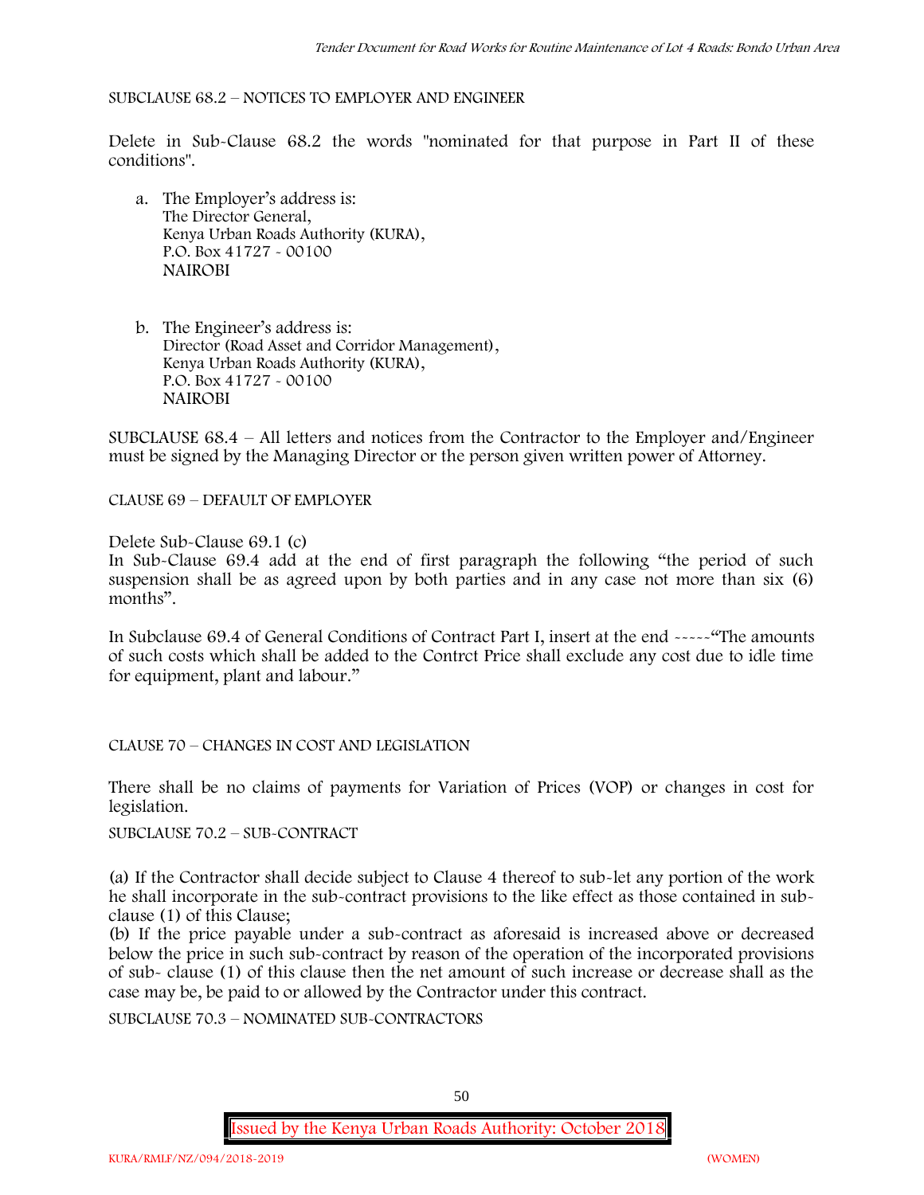SUBCLAUSE 68.2 – NOTICES TO EMPLOYER AND ENGINEER

Delete in Sub-Clause 68.2 the words "nominated for that purpose in Part II of these conditions".

a. The Employer's address is:
   The Director General,
   Kenya Urban Roads Authority (KURA),
   P.O. Box 41727 - 00100
   NAIROBI

b. The Engineer's address is:
   Director (Road Asset and Corridor Management),
   Kenya Urban Roads Authority (KURA),
   P.O. Box 41727 - 00100
   NAIROBI

SUBCLAUSE 68.4 – All letters and notices from the Contractor to the Employer and/Engineer must be signed by the Managing Director or the person given written power of Attorney.

CLAUSE 69 – DEFAULT OF EMPLOYER

Delete Sub-Clause 69.1 (c)

In Sub-Clause 69.4 add at the end of first paragraph the following "the period of such suspension shall be as agreed upon by both parties and in any case not more than six (6) months".

In Subclause 69.4 of General Conditions of Contract Part I, insert at the end -----"The amounts of such costs which shall be added to the Contrct Price shall exclude any cost due to idle time for equipment, plant and labour."

CLAUSE 70 – CHANGES IN COST AND LEGISLATION

There shall be no claims of payments for Variation of Prices (VOP) or changes in cost for legislation.

SUBCLAUSE 70.2 – SUB-CONTRACT

(a) If the Contractor shall decide subject to Clause 4 thereof to sub-let any portion of the work he shall incorporate in the sub-contract provisions to the like effect as those contained in sub-clause (1) of this Clause;

(b) If the price payable under a sub-contract as aforesaid is increased above or decreased below the price in such sub-contract by reason of the operation of the incorporated provisions of sub- clause (1) of this clause then the net amount of such increase or decrease shall as the case may be, be paid to or allowed by the Contractor under this contract.

SUBCLAUSE 70.3 – NOMINATED SUB-CONTRACTORS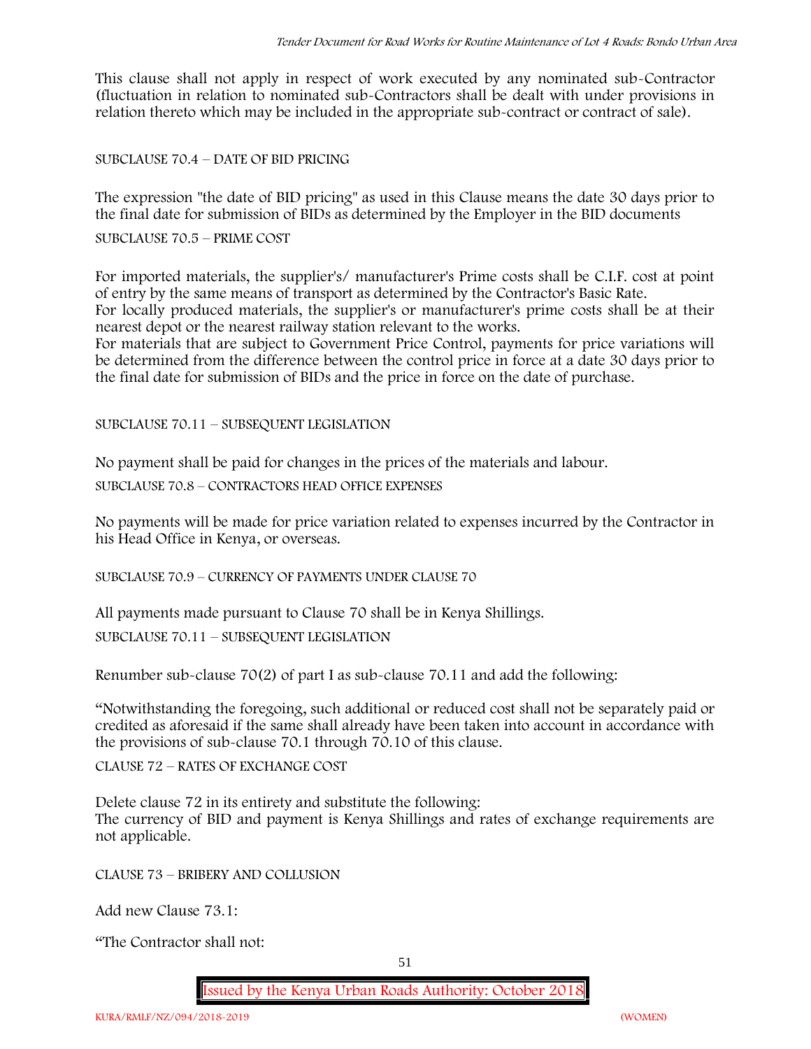This clause shall not apply in respect of work executed by any nominated sub-Contractor (fluctuation in relation to nominated sub-Contractors shall be dealt with under provisions in relation thereto which may be included in the appropriate sub-contract or contract of sale).

SUBCLAUSE 70.4 – DATE OF BID PRICING

The expression "the date of BID pricing" as used in this Clause means the date 30 days prior to the final date for submission of BIDs as determined by the Employer in the BID documents

SUBCLAUSE 70.5 – PRIME COST

For imported materials, the supplier's/ manufacturer's Prime costs shall be C.I.F. cost at point of entry by the same means of transport as determined by the Contractor's Basic Rate.
For locally produced materials, the supplier's or manufacturer's prime costs shall be at their nearest depot or the nearest railway station relevant to the works.
For materials that are subject to Government Price Control, payments for price variations will be determined from the difference between the control price in force at a date 30 days prior to the final date for submission of BIDs and the price in force on the date of purchase.

SUBCLAUSE 70.11 – SUBSEQUENT LEGISLATION

No payment shall be paid for changes in the prices of the materials and labour.

SUBCLAUSE 70.8 – CONTRACTORS HEAD OFFICE EXPENSES

No payments will be made for price variation related to expenses incurred by the Contractor in his Head Office in Kenya, or overseas.

SUBCLAUSE 70.9 – CURRENCY OF PAYMENTS UNDER CLAUSE 70

All payments made pursuant to Clause 70 shall be in Kenya Shillings.

SUBCLAUSE 70.11 – SUBSEQUENT LEGISLATION

Renumber sub-clause 70(2) of part I as sub-clause 70.11 and add the following:

"Notwithstanding the foregoing, such additional or reduced cost shall not be separately paid or credited as aforesaid if the same shall already have been taken into account in accordance with the provisions of sub-clause 70.1 through 70.10 of this clause.

CLAUSE 72 – RATES OF EXCHANGE COST

Delete clause 72 in its entirety and substitute the following:
The currency of BID and payment is Kenya Shillings and rates of exchange requirements are not applicable.

CLAUSE 73 – BRIBERY AND COLLUSION

Add new Clause 73.1:

"The Contractor shall not: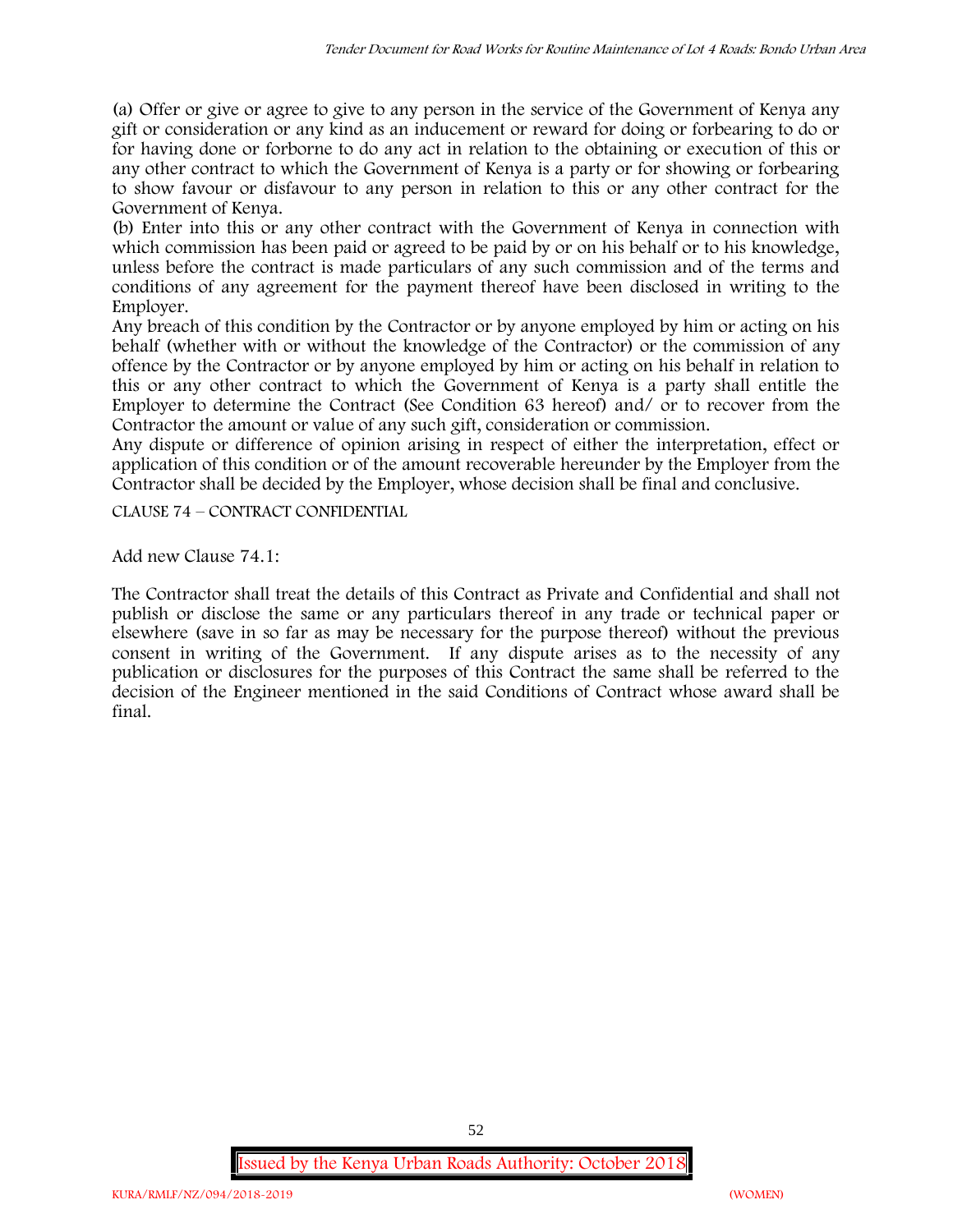(a) Offer or give or agree to give to any person in the service of the Government of Kenya any gift or consideration or any kind as an inducement or reward for doing or forbearing to do or for having done or forborne to do any act in relation to the obtaining or execution of this or any other contract to which the Government of Kenya is a party or for showing or forbearing to show favour or disfavour to any person in relation to this or any other contract for the Government of Kenya.

(b) Enter into this or any other contract with the Government of Kenya in connection with which commission has been paid or agreed to be paid by or on his behalf or to his knowledge, unless before the contract is made particulars of any such commission and of the terms and conditions of any agreement for the payment thereof have been disclosed in writing to the Employer.

Any breach of this condition by the Contractor or by anyone employed by him or acting on his behalf (whether with or without the knowledge of the Contractor) or the commission of any offence by the Contractor or by anyone employed by him or acting on his behalf in relation to this or any other contract to which the Government of Kenya is a party shall entitle the Employer to determine the Contract (See Condition 63 hereof) and/ or to recover from the Contractor the amount or value of any such gift, consideration or commission.

Any dispute or difference of opinion arising in respect of either the interpretation, effect or application of this condition or of the amount recoverable hereunder by the Employer from the Contractor shall be decided by the Employer, whose decision shall be final and conclusive.

CLAUSE 74 – CONTRACT CONFIDENTIAL

Add new Clause 74.1:

The Contractor shall treat the details of this Contract as Private and Confidential and shall not publish or disclose the same or any particulars thereof in any trade or technical paper or elsewhere (save in so far as may be necessary for the purpose thereof) without the previous consent in writing of the Government. If any dispute arises as to the necessity of any publication or disclosures for the purposes of this Contract the same shall be referred to the decision of the Engineer mentioned in the said Conditions of Contract whose award shall be final.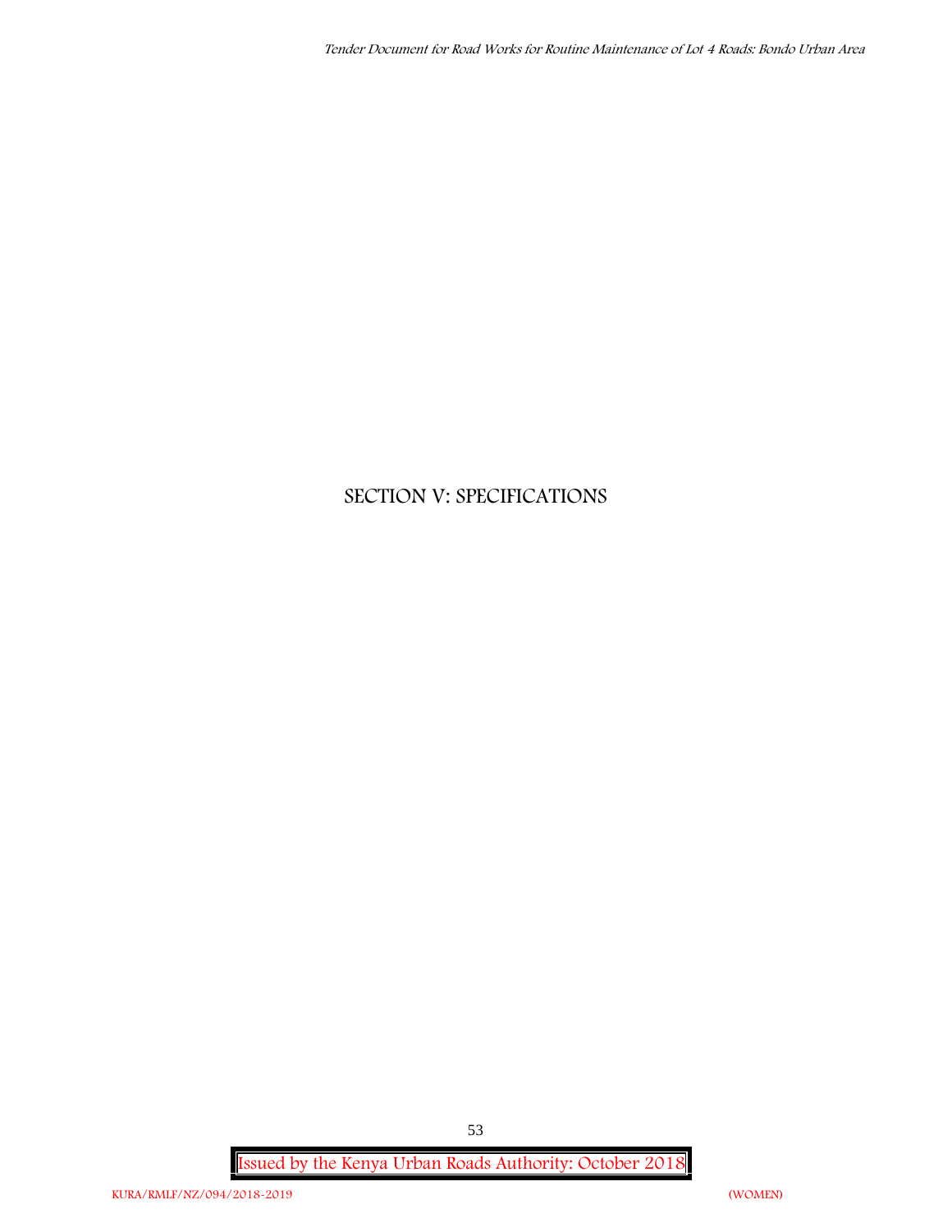# SECTION V: SPECIFICATIONS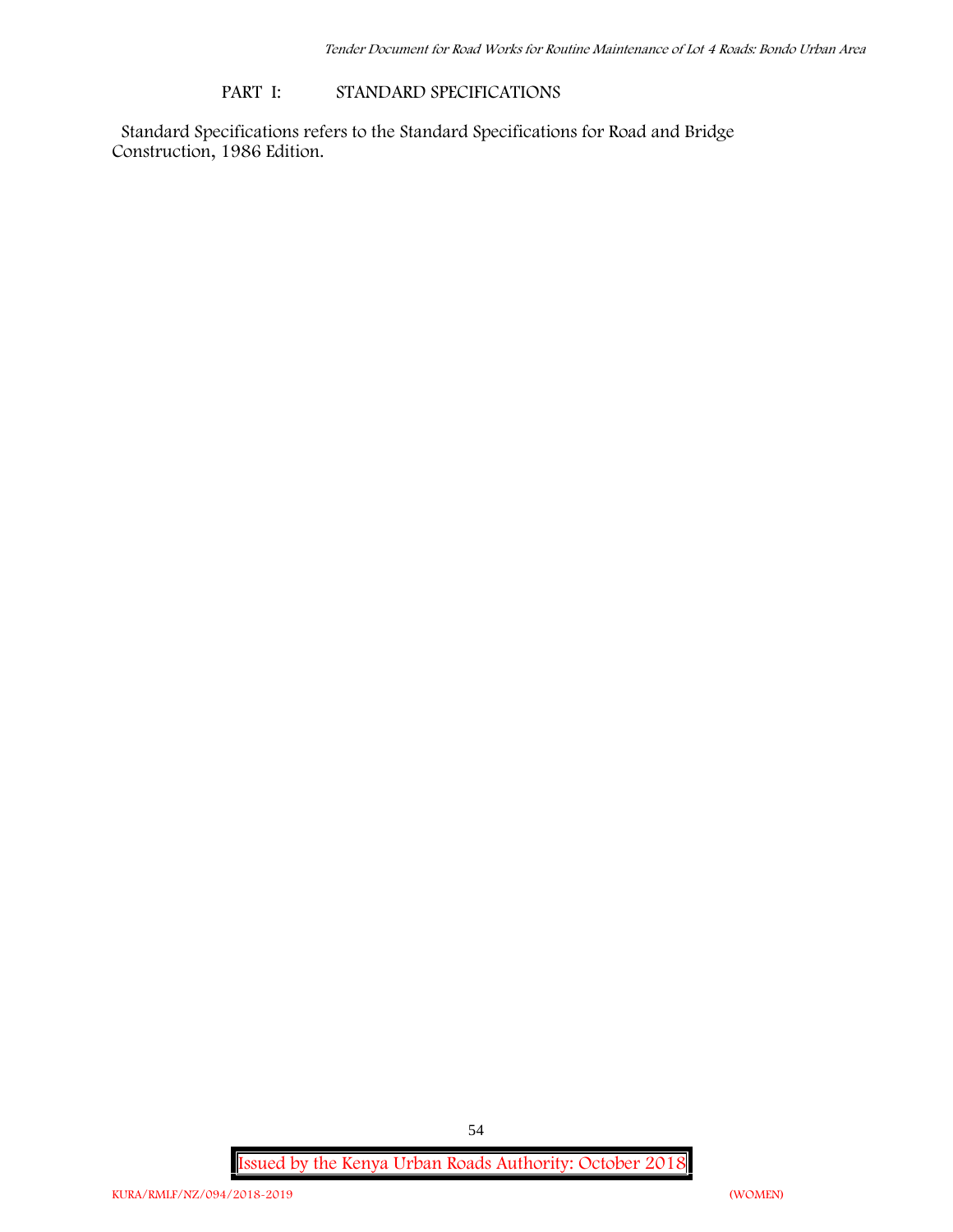## PART I: STANDARD SPECIFICATIONS

Standard Specifications refers to the Standard Specifications for Road and Bridge Construction, 1986 Edition.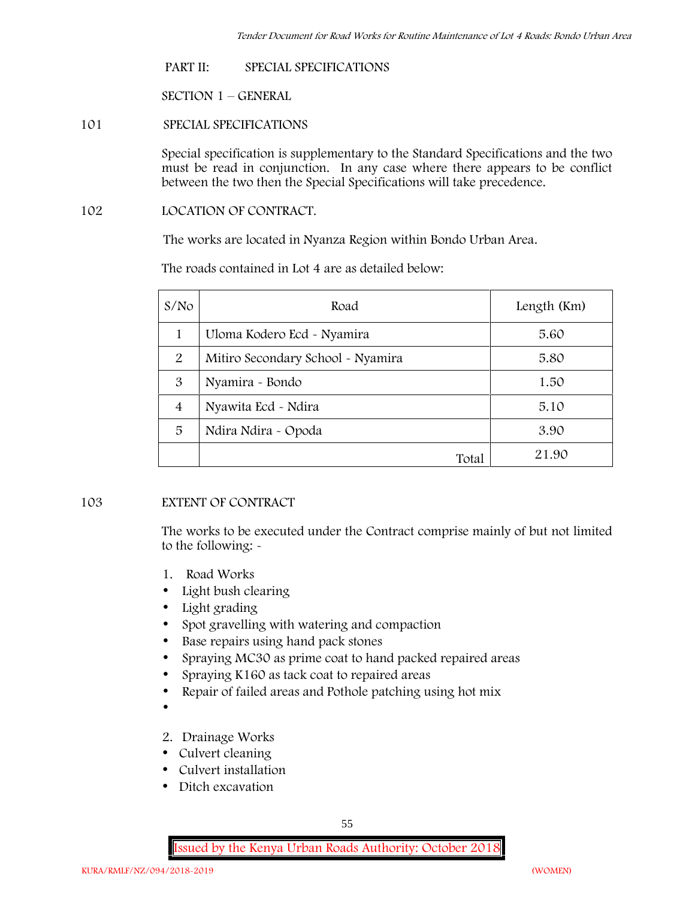## PART II: SPECIAL SPECIFICATIONS

### SECTION 1 – GENERAL

#### 101 SPECIAL SPECIFICATIONS

Special specification is supplementary to the Standard Specifications and the two must be read in conjunction. In any case where there appears to be conflict between the two then the Special Specifications will take precedence.

#### 102 LOCATION OF CONTRACT.

The works are located in Nyanza Region within Bondo Urban Area.

The roads contained in Lot 4 are as detailed below:

| S/No | Road | Length (Km) |
|---|---|---|
| 1 | Uloma Kodero Ecd - Nyamira | 5.60 |
| 2 | Mitiro Secondary School - Nyamira | 5.80 |
| 3 | Nyamira - Bondo | 1.50 |
| 4 | Nyawita Ecd - Ndira | 5.10 |
| 5 | Ndira Ndira - Opoda | 3.90 |
| | Total | 21.90 |

#### 103 EXTENT OF CONTRACT

The works to be executed under the Contract comprise mainly of but not limited to the following: -

1. Road Works
- Light bush clearing
- Light grading
- Spot gravelling with watering and compaction
- Base repairs using hand pack stones
- Spraying MC30 as prime coat to hand packed repaired areas
- Spraying K160 as tack coat to repaired areas
- Repair of failed areas and Pothole patching using hot mix
-

2. Drainage Works
- Culvert cleaning
- Culvert installation
- Ditch excavation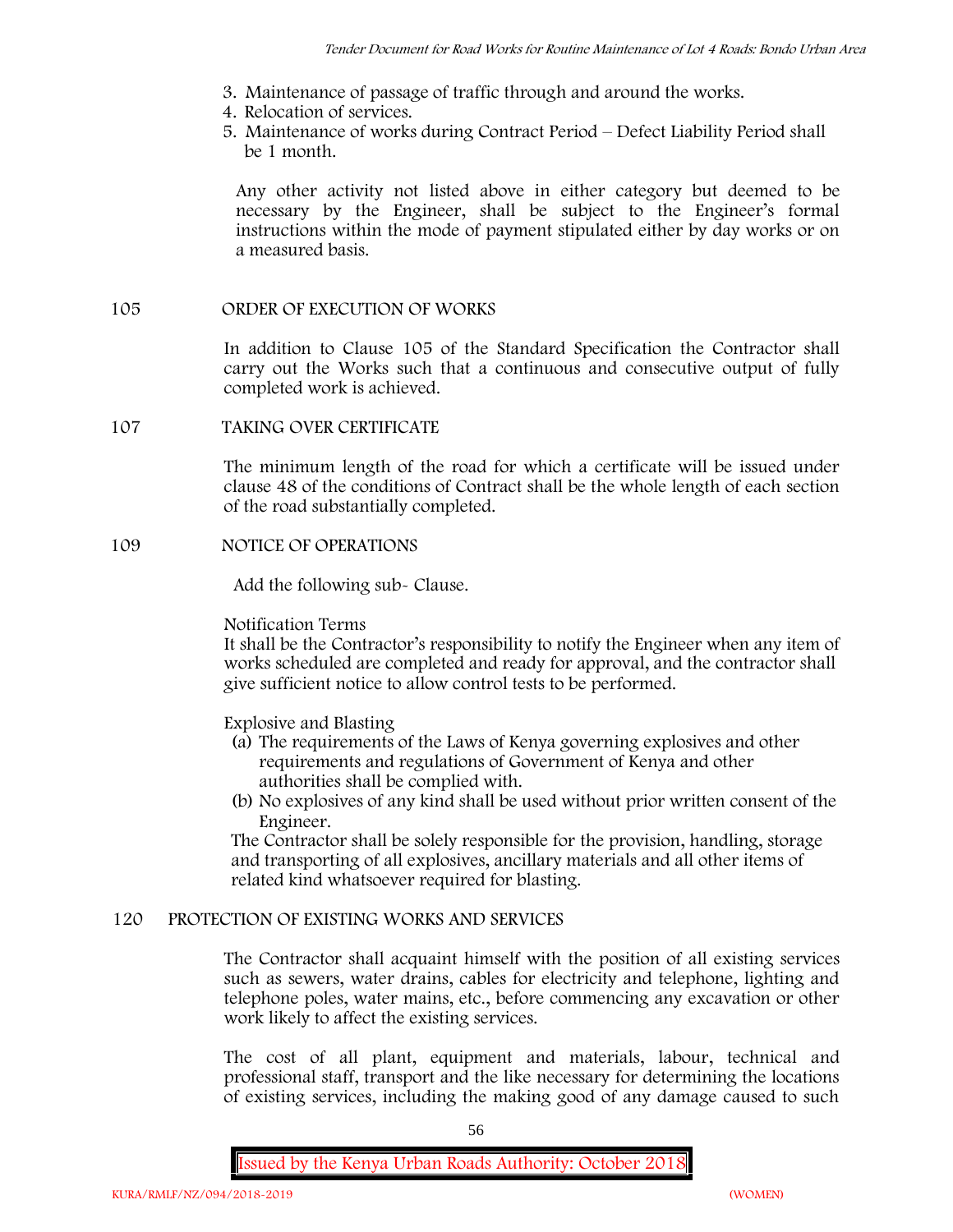3. Maintenance of passage of traffic through and around the works.
4. Relocation of services.
5. Maintenance of works during Contract Period – Defect Liability Period shall be 1 month.

Any other activity not listed above in either category but deemed to be necessary by the Engineer, shall be subject to the Engineer's formal instructions within the mode of payment stipulated either by day works or on a measured basis.

## 105 ORDER OF EXECUTION OF WORKS

In addition to Clause 105 of the Standard Specification the Contractor shall carry out the Works such that a continuous and consecutive output of fully completed work is achieved.

## 107 TAKING OVER CERTIFICATE

The minimum length of the road for which a certificate will be issued under clause 48 of the conditions of Contract shall be the whole length of each section of the road substantially completed.

## 109 NOTICE OF OPERATIONS

Add the following sub- Clause.

Notification Terms

It shall be the Contractor's responsibility to notify the Engineer when any item of works scheduled are completed and ready for approval, and the contractor shall give sufficient notice to allow control tests to be performed.

Explosive and Blasting

(a) The requirements of the Laws of Kenya governing explosives and other requirements and regulations of Government of Kenya and other authorities shall be complied with.
(b) No explosives of any kind shall be used without prior written consent of the Engineer.

The Contractor shall be solely responsible for the provision, handling, storage and transporting of all explosives, ancillary materials and all other items of related kind whatsoever required for blasting.

## 120 PROTECTION OF EXISTING WORKS AND SERVICES

The Contractor shall acquaint himself with the position of all existing services such as sewers, water drains, cables for electricity and telephone, lighting and telephone poles, water mains, etc., before commencing any excavation or other work likely to affect the existing services.

The cost of all plant, equipment and materials, labour, technical and professional staff, transport and the like necessary for determining the locations of existing services, including the making good of any damage caused to such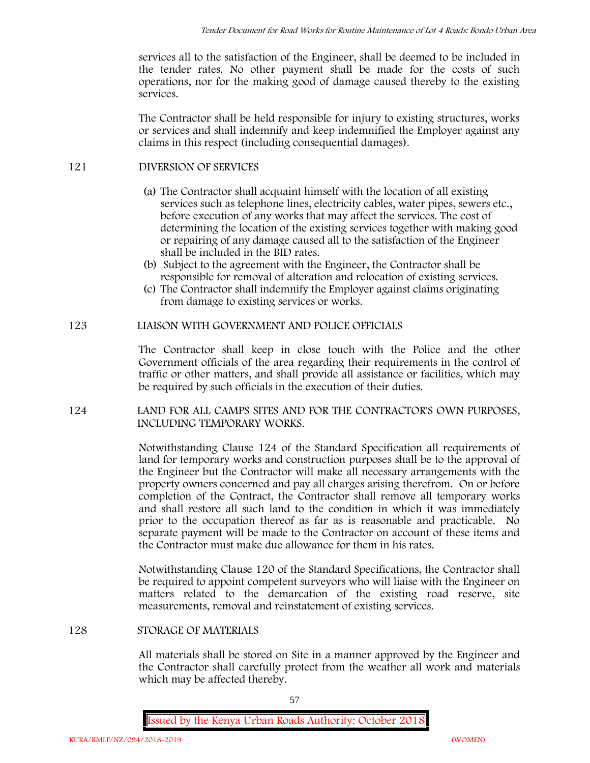services all to the satisfaction of the Engineer, shall be deemed to be included in the tender rates. No other payment shall be made for the costs of such operations, nor for the making good of damage caused thereby to the existing services.

The Contractor shall be held responsible for injury to existing structures, works or services and shall indemnify and keep indemnified the Employer against any claims in this respect (including consequential damages).

121 DIVERSION OF SERVICES

(a) The Contractor shall acquaint himself with the location of all existing services such as telephone lines, electricity cables, water pipes, sewers etc., before execution of any works that may affect the services. The cost of determining the location of the existing services together with making good or repairing of any damage caused all to the satisfaction of the Engineer shall be included in the BID rates.
(b) Subject to the agreement with the Engineer, the Contractor shall be responsible for removal of alteration and relocation of existing services.
(c) The Contractor shall indemnify the Employer against claims originating from damage to existing services or works.

123 LIAISON WITH GOVERNMENT AND POLICE OFFICIALS

The Contractor shall keep in close touch with the Police and the other Government officials of the area regarding their requirements in the control of traffic or other matters, and shall provide all assistance or facilities, which may be required by such officials in the execution of their duties.

124 LAND FOR ALL CAMPS SITES AND FOR THE CONTRACTOR'S OWN PURPOSES, INCLUDING TEMPORARY WORKS.

Notwithstanding Clause 124 of the Standard Specification all requirements of land for temporary works and construction purposes shall be to the approval of the Engineer but the Contractor will make all necessary arrangements with the property owners concerned and pay all charges arising therefrom. On or before completion of the Contract, the Contractor shall remove all temporary works and shall restore all such land to the condition in which it was immediately prior to the occupation thereof as far as is reasonable and practicable. No separate payment will be made to the Contractor on account of these items and the Contractor must make due allowance for them in his rates.

Notwithstanding Clause 120 of the Standard Specifications, the Contractor shall be required to appoint competent surveyors who will liaise with the Engineer on matters related to the demarcation of the existing road reserve, site measurements, removal and reinstatement of existing services.

128 STORAGE OF MATERIALS

All materials shall be stored on Site in a manner approved by the Engineer and the Contractor shall carefully protect from the weather all work and materials which may be affected thereby.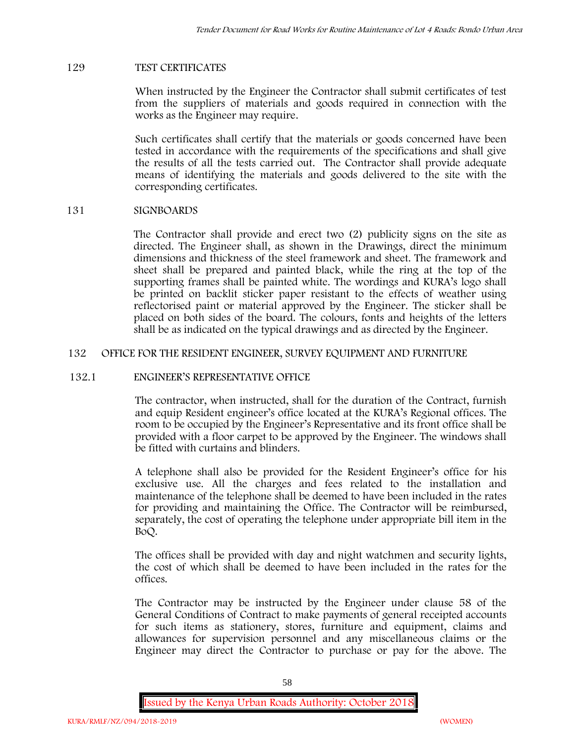## 129 TEST CERTIFICATES

When instructed by the Engineer the Contractor shall submit certificates of test from the suppliers of materials and goods required in connection with the works as the Engineer may require.

Such certificates shall certify that the materials or goods concerned have been tested in accordance with the requirements of the specifications and shall give the results of all the tests carried out. The Contractor shall provide adequate means of identifying the materials and goods delivered to the site with the corresponding certificates.

## 131 SIGNBOARDS

The Contractor shall provide and erect two (2) publicity signs on the site as directed. The Engineer shall, as shown in the Drawings, direct the minimum dimensions and thickness of the steel framework and sheet. The framework and sheet shall be prepared and painted black, while the ring at the top of the supporting frames shall be painted white. The wordings and KURA's logo shall be printed on backlit sticker paper resistant to the effects of weather using reflectorised paint or material approved by the Engineer. The sticker shall be placed on both sides of the board. The colours, fonts and heights of the letters shall be as indicated on the typical drawings and as directed by the Engineer.

## 132 OFFICE FOR THE RESIDENT ENGINEER, SURVEY EQUIPMENT AND FURNITURE

### 132.1 ENGINEER'S REPRESENTATIVE OFFICE

The contractor, when instructed, shall for the duration of the Contract, furnish and equip Resident engineer's office located at the KURA's Regional offices. The room to be occupied by the Engineer's Representative and its front office shall be provided with a floor carpet to be approved by the Engineer. The windows shall be fitted with curtains and blinders.

A telephone shall also be provided for the Resident Engineer's office for his exclusive use. All the charges and fees related to the installation and maintenance of the telephone shall be deemed to have been included in the rates for providing and maintaining the Office. The Contractor will be reimbursed, separately, the cost of operating the telephone under appropriate bill item in the BoQ.

The offices shall be provided with day and night watchmen and security lights, the cost of which shall be deemed to have been included in the rates for the offices.

The Contractor may be instructed by the Engineer under clause 58 of the General Conditions of Contract to make payments of general receipted accounts for such items as stationery, stores, furniture and equipment, claims and allowances for supervision personnel and any miscellaneous claims or the Engineer may direct the Contractor to purchase or pay for the above. The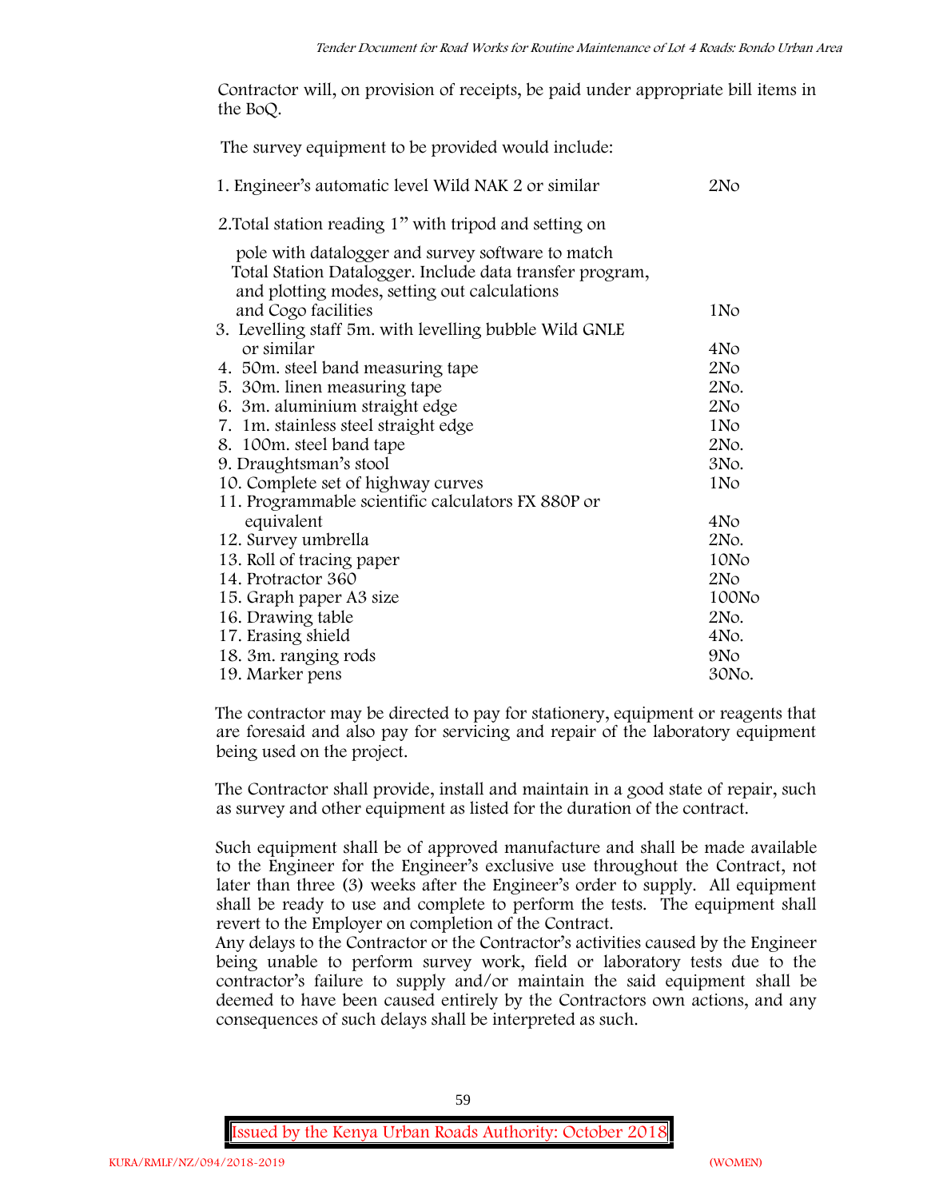Contractor will, on provision of receipts, be paid under appropriate bill items in the BoQ.

The survey equipment to be provided would include:

| Item | Quantity |
|---|---|
| 1. Engineer's automatic level Wild NAK 2 or similar | 2No |
| 2. Total station reading 1" with tripod and setting on pole with datalogger and survey software to match Total Station Datalogger. Include data transfer program, and plotting modes, setting out calculations and Cogo facilities | 1No |
| 3. Levelling staff 5m. with levelling bubble Wild GNLE or similar | 4No |
| 4. 50m. steel band measuring tape | 2No |
| 5. 30m. linen measuring tape | 2No. |
| 6. 3m. aluminium straight edge | 2No |
| 7. 1m. stainless steel straight edge | 1No |
| 8. 100m. steel band tape | 2No. |
| 9. Draughtsman's stool | 3No. |
| 10. Complete set of highway curves | 1No |
| 11. Programmable scientific calculators FX 880P or equivalent | 4No |
| 12. Survey umbrella | 2No. |
| 13. Roll of tracing paper | 10No |
| 14. Protractor 360 | 2No |
| 15. Graph paper A3 size | 100No |
| 16. Drawing table | 2No. |
| 17. Erasing shield | 4No. |
| 18. 3m. ranging rods | 9No |
| 19. Marker pens | 30No. |

The contractor may be directed to pay for stationery, equipment or reagents that are foresaid and also pay for servicing and repair of the laboratory equipment being used on the project.

The Contractor shall provide, install and maintain in a good state of repair, such as survey and other equipment as listed for the duration of the contract.

Such equipment shall be of approved manufacture and shall be made available to the Engineer for the Engineer's exclusive use throughout the Contract, not later than three (3) weeks after the Engineer's order to supply. All equipment shall be ready to use and complete to perform the tests. The equipment shall revert to the Employer on completion of the Contract.

Any delays to the Contractor or the Contractor's activities caused by the Engineer being unable to perform survey work, field or laboratory tests due to the contractor's failure to supply and/or maintain the said equipment shall be deemed to have been caused entirely by the Contractors own actions, and any consequences of such delays shall be interpreted as such.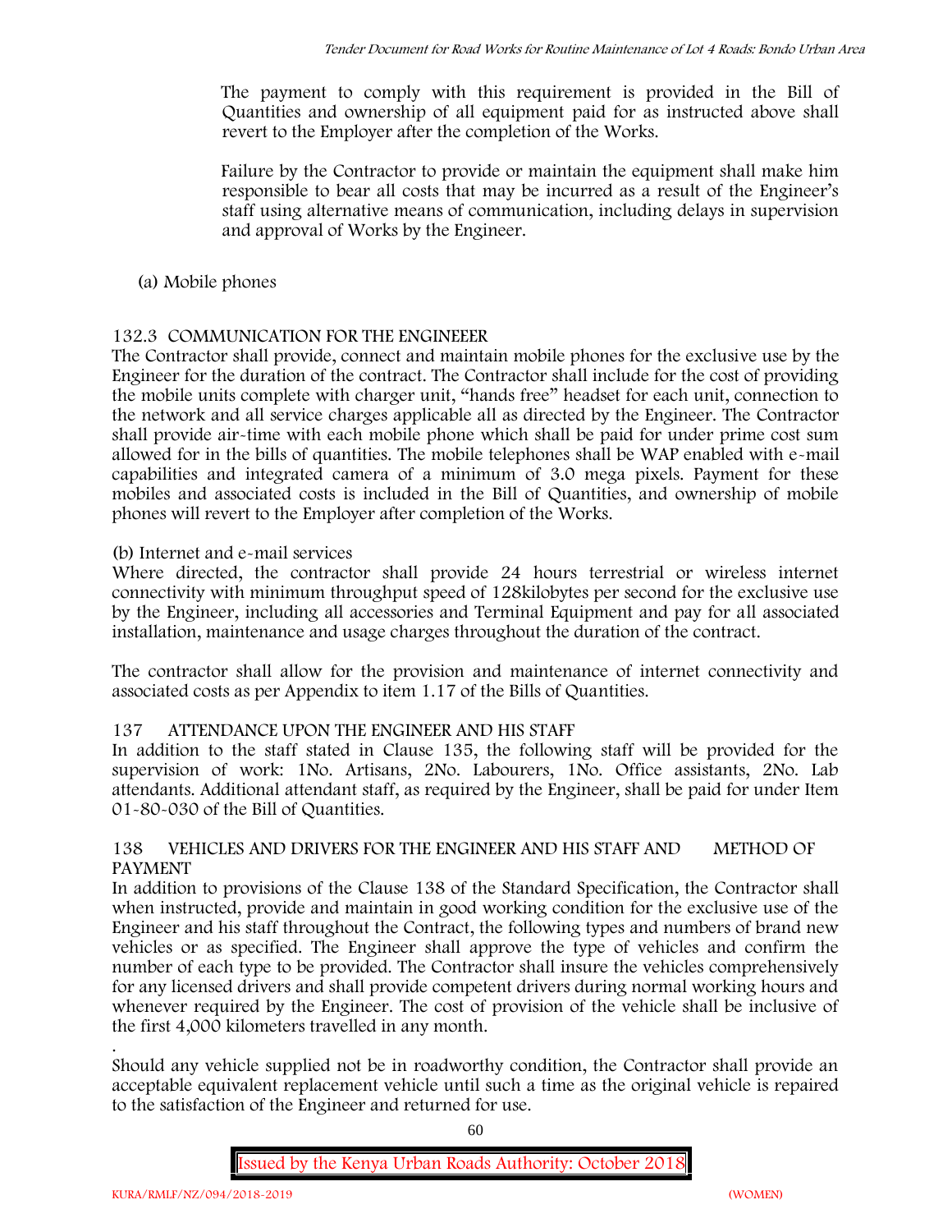The payment to comply with this requirement is provided in the Bill of Quantities and ownership of all equipment paid for as instructed above shall revert to the Employer after the completion of the Works.

Failure by the Contractor to provide or maintain the equipment shall make him responsible to bear all costs that may be incurred as a result of the Engineer's staff using alternative means of communication, including delays in supervision and approval of Works by the Engineer.

(a) Mobile phones

### 132.3 COMMUNICATION FOR THE ENGINEEER

The Contractor shall provide, connect and maintain mobile phones for the exclusive use by the Engineer for the duration of the contract. The Contractor shall include for the cost of providing the mobile units complete with charger unit, "hands free" headset for each unit, connection to the network and all service charges applicable all as directed by the Engineer. The Contractor shall provide air-time with each mobile phone which shall be paid for under prime cost sum allowed for in the bills of quantities. The mobile telephones shall be WAP enabled with e-mail capabilities and integrated camera of a minimum of 3.0 mega pixels. Payment for these mobiles and associated costs is included in the Bill of Quantities, and ownership of mobile phones will revert to the Employer after completion of the Works.

(b) Internet and e-mail services

Where directed, the contractor shall provide 24 hours terrestrial or wireless internet connectivity with minimum throughput speed of 128kilobytes per second for the exclusive use by the Engineer, including all accessories and Terminal Equipment and pay for all associated installation, maintenance and usage charges throughout the duration of the contract.

The contractor shall allow for the provision and maintenance of internet connectivity and associated costs as per Appendix to item 1.17 of the Bills of Quantities.

### 137 ATTENDANCE UPON THE ENGINEER AND HIS STAFF

In addition to the staff stated in Clause 135, the following staff will be provided for the supervision of work: 1No. Artisans, 2No. Labourers, 1No. Office assistants, 2No. Lab attendants. Additional attendant staff, as required by the Engineer, shall be paid for under Item 01-80-030 of the Bill of Quantities.

### 138 VEHICLES AND DRIVERS FOR THE ENGINEER AND HIS STAFF AND METHOD OF PAYMENT

In addition to provisions of the Clause 138 of the Standard Specification, the Contractor shall when instructed, provide and maintain in good working condition for the exclusive use of the Engineer and his staff throughout the Contract, the following types and numbers of brand new vehicles or as specified. The Engineer shall approve the type of vehicles and confirm the number of each type to be provided. The Contractor shall insure the vehicles comprehensively for any licensed drivers and shall provide competent drivers during normal working hours and whenever required by the Engineer. The cost of provision of the vehicle shall be inclusive of the first 4,000 kilometers travelled in any month.

.

Should any vehicle supplied not be in roadworthy condition, the Contractor shall provide an acceptable equivalent replacement vehicle until such a time as the original vehicle is repaired to the satisfaction of the Engineer and returned for use.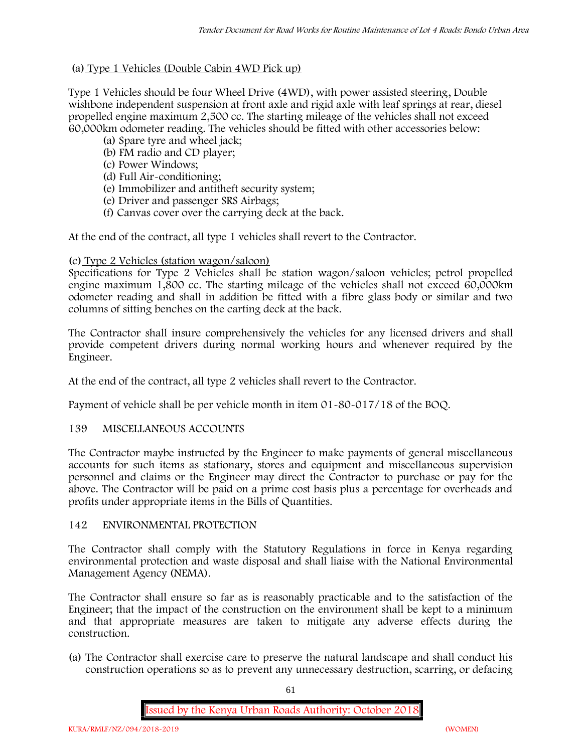(a) Type 1 Vehicles (Double Cabin 4WD Pick up)

Type 1 Vehicles should be four Wheel Drive (4WD), with power assisted steering, Double wishbone independent suspension at front axle and rigid axle with leaf springs at rear, diesel propelled engine maximum 2,500 cc. The starting mileage of the vehicles shall not exceed 60,000km odometer reading. The vehicles should be fitted with other accessories below:

- (a) Spare tyre and wheel jack;
- (b) FM radio and CD player;
- (c) Power Windows;
- (d) Full Air-conditioning;
- (e) Immobilizer and antitheft security system;
- (e) Driver and passenger SRS Airbags;
- (f) Canvas cover over the carrying deck at the back.

At the end of the contract, all type 1 vehicles shall revert to the Contractor.

(c) Type 2 Vehicles (station wagon/saloon)

Specifications for Type 2 Vehicles shall be station wagon/saloon vehicles; petrol propelled engine maximum 1,800 cc. The starting mileage of the vehicles shall not exceed 60,000km odometer reading and shall in addition be fitted with a fibre glass body or similar and two columns of sitting benches on the carting deck at the back.

The Contractor shall insure comprehensively the vehicles for any licensed drivers and shall provide competent drivers during normal working hours and whenever required by the Engineer.

At the end of the contract, all type 2 vehicles shall revert to the Contractor.

Payment of vehicle shall be per vehicle month in item 01-80-017/18 of the BOQ.

## 139 MISCELLANEOUS ACCOUNTS

The Contractor maybe instructed by the Engineer to make payments of general miscellaneous accounts for such items as stationary, stores and equipment and miscellaneous supervision personnel and claims or the Engineer may direct the Contractor to purchase or pay for the above. The Contractor will be paid on a prime cost basis plus a percentage for overheads and profits under appropriate items in the Bills of Quantities.

## 142 ENVIRONMENTAL PROTECTION

The Contractor shall comply with the Statutory Regulations in force in Kenya regarding environmental protection and waste disposal and shall liaise with the National Environmental Management Agency (NEMA).

The Contractor shall ensure so far as is reasonably practicable and to the satisfaction of the Engineer; that the impact of the construction on the environment shall be kept to a minimum and that appropriate measures are taken to mitigate any adverse effects during the construction.

(a) The Contractor shall exercise care to preserve the natural landscape and shall conduct his construction operations so as to prevent any unnecessary destruction, scarring, or defacing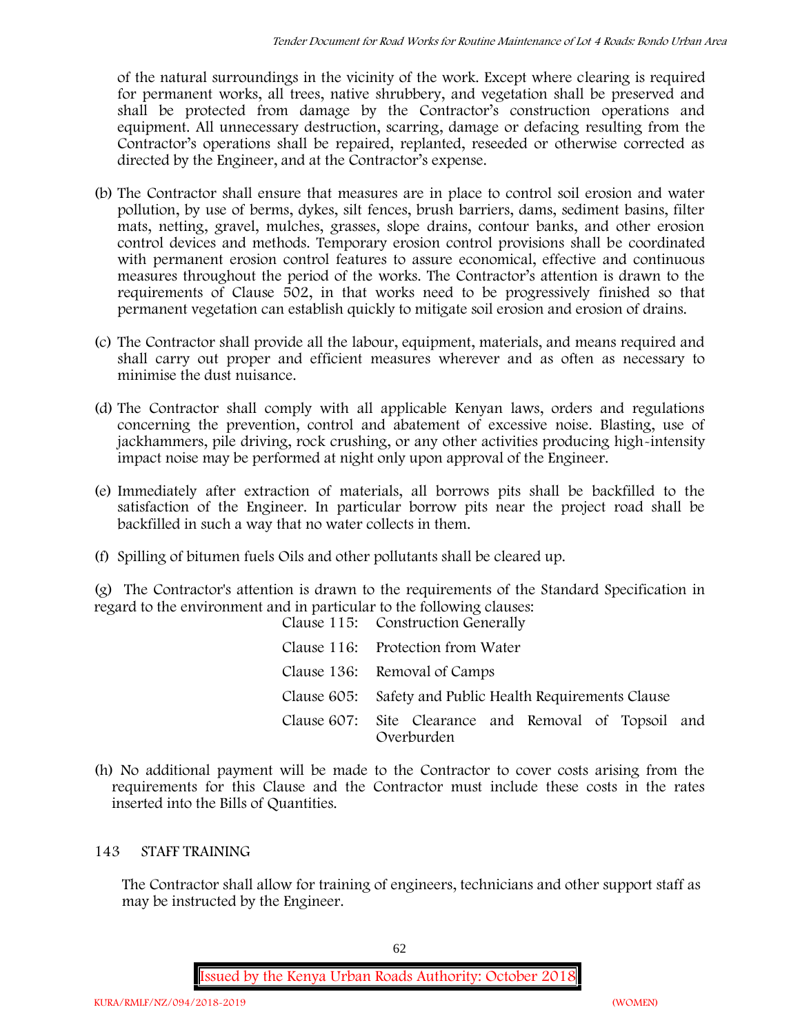of the natural surroundings in the vicinity of the work. Except where clearing is required for permanent works, all trees, native shrubbery, and vegetation shall be preserved and shall be protected from damage by the Contractor's construction operations and equipment. All unnecessary destruction, scarring, damage or defacing resulting from the Contractor's operations shall be repaired, replanted, reseeded or otherwise corrected as directed by the Engineer, and at the Contractor's expense.

(b) The Contractor shall ensure that measures are in place to control soil erosion and water pollution, by use of berms, dykes, silt fences, brush barriers, dams, sediment basins, filter mats, netting, gravel, mulches, grasses, slope drains, contour banks, and other erosion control devices and methods. Temporary erosion control provisions shall be coordinated with permanent erosion control features to assure economical, effective and continuous measures throughout the period of the works. The Contractor's attention is drawn to the requirements of Clause 502, in that works need to be progressively finished so that permanent vegetation can establish quickly to mitigate soil erosion and erosion of drains.

(c) The Contractor shall provide all the labour, equipment, materials, and means required and shall carry out proper and efficient measures wherever and as often as necessary to minimise the dust nuisance.

(d) The Contractor shall comply with all applicable Kenyan laws, orders and regulations concerning the prevention, control and abatement of excessive noise. Blasting, use of jackhammers, pile driving, rock crushing, or any other activities producing high-intensity impact noise may be performed at night only upon approval of the Engineer.

(e) Immediately after extraction of materials, all borrows pits shall be backfilled to the satisfaction of the Engineer. In particular borrow pits near the project road shall be backfilled in such a way that no water collects in them.

(f) Spilling of bitumen fuels Oils and other pollutants shall be cleared up.

(g) The Contractor's attention is drawn to the requirements of the Standard Specification in regard to the environment and in particular to the following clauses:

| | |
|---|---|
| Clause 115: | Construction Generally |
| Clause 116: | Protection from Water |
| Clause 136: | Removal of Camps |
| Clause 605: | Safety and Public Health Requirements Clause |
| Clause 607: | Site Clearance and Removal of Topsoil and Overburden |

(h) No additional payment will be made to the Contractor to cover costs arising from the requirements for this Clause and the Contractor must include these costs in the rates inserted into the Bills of Quantities.

## 143 STAFF TRAINING

The Contractor shall allow for training of engineers, technicians and other support staff as may be instructed by the Engineer.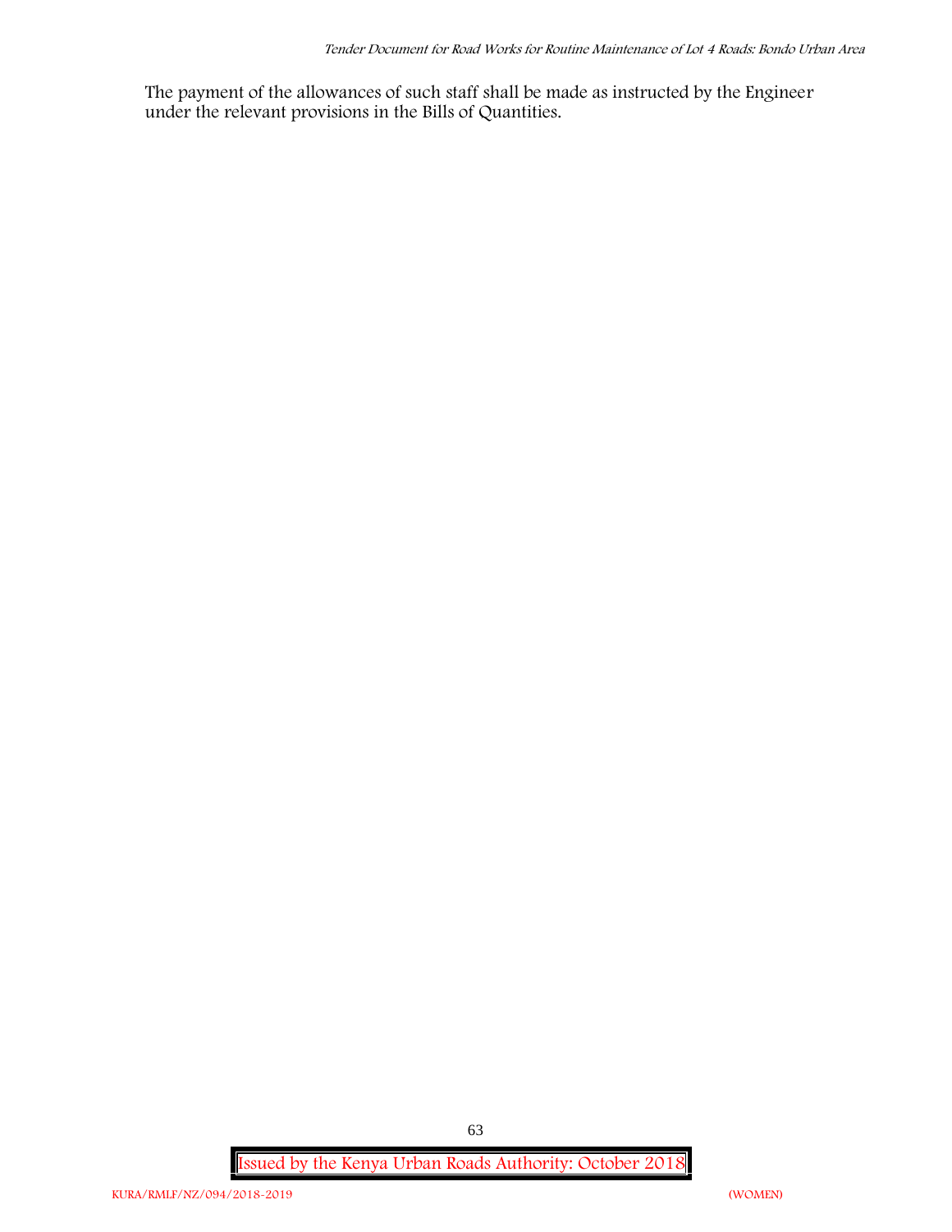The payment of the allowances of such staff shall be made as instructed by the Engineer under the relevant provisions in the Bills of Quantities.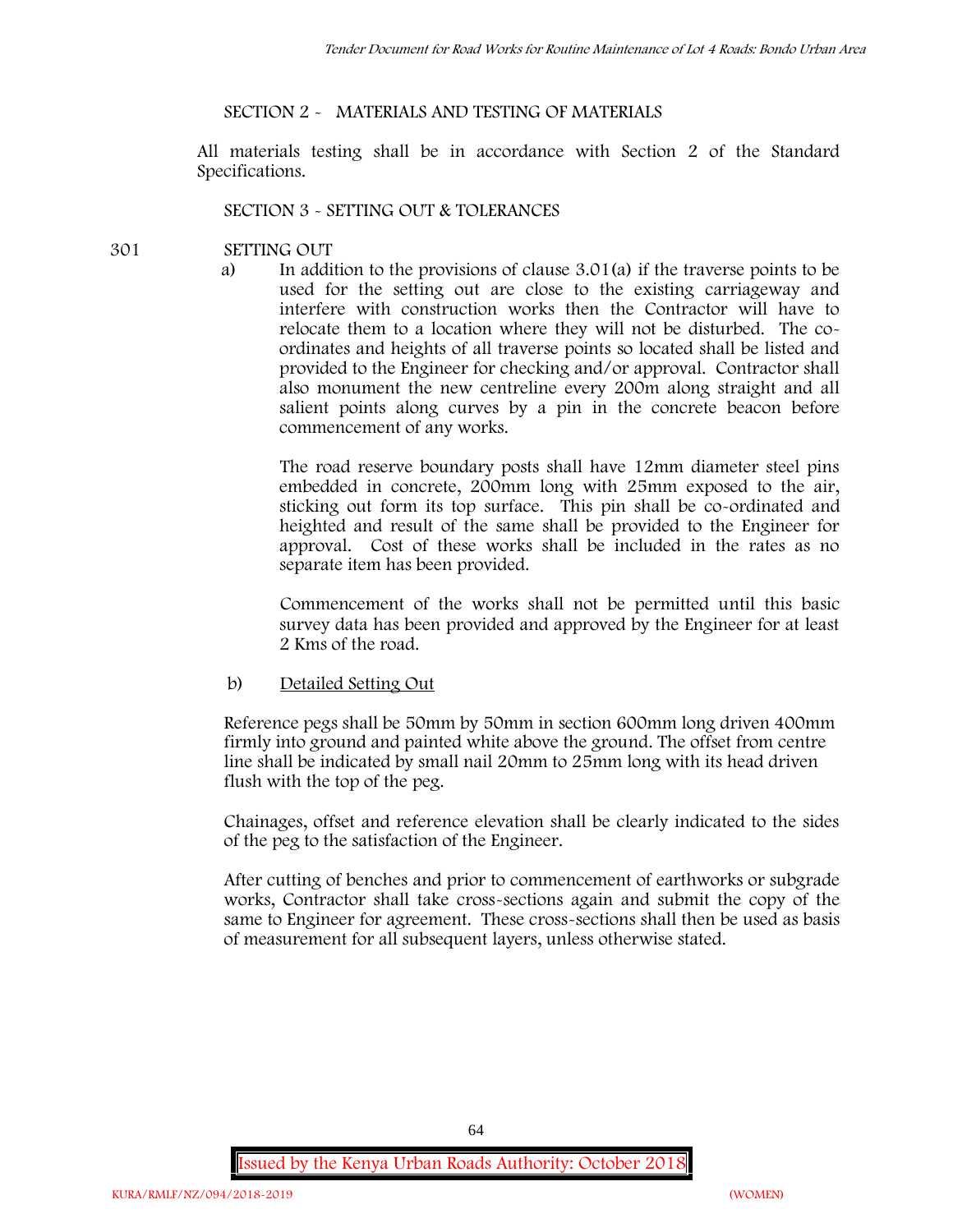## SECTION 2 - MATERIALS AND TESTING OF MATERIALS

All materials testing shall be in accordance with Section 2 of the Standard Specifications.

## SECTION 3 - SETTING OUT & TOLERANCES

### 301 SETTING OUT

a) In addition to the provisions of clause 3.01(a) if the traverse points to be used for the setting out are close to the existing carriageway and interfere with construction works then the Contractor will have to relocate them to a location where they will not be disturbed. The co-ordinates and heights of all traverse points so located shall be listed and provided to the Engineer for checking and/or approval. Contractor shall also monument the new centreline every 200m along straight and all salient points along curves by a pin in the concrete beacon before commencement of any works.

The road reserve boundary posts shall have 12mm diameter steel pins embedded in concrete, 200mm long with 25mm exposed to the air, sticking out form its top surface. This pin shall be co-ordinated and heighted and result of the same shall be provided to the Engineer for approval. Cost of these works shall be included in the rates as no separate item has been provided.

Commencement of the works shall not be permitted until this basic survey data has been provided and approved by the Engineer for at least 2 Kms of the road.

b) <u>Detailed Setting Out</u>

Reference pegs shall be 50mm by 50mm in section 600mm long driven 400mm firmly into ground and painted white above the ground. The offset from centre line shall be indicated by small nail 20mm to 25mm long with its head driven flush with the top of the peg.

Chainages, offset and reference elevation shall be clearly indicated to the sides of the peg to the satisfaction of the Engineer.

After cutting of benches and prior to commencement of earthworks or subgrade works, Contractor shall take cross-sections again and submit the copy of the same to Engineer for agreement. These cross-sections shall then be used as basis of measurement for all subsequent layers, unless otherwise stated.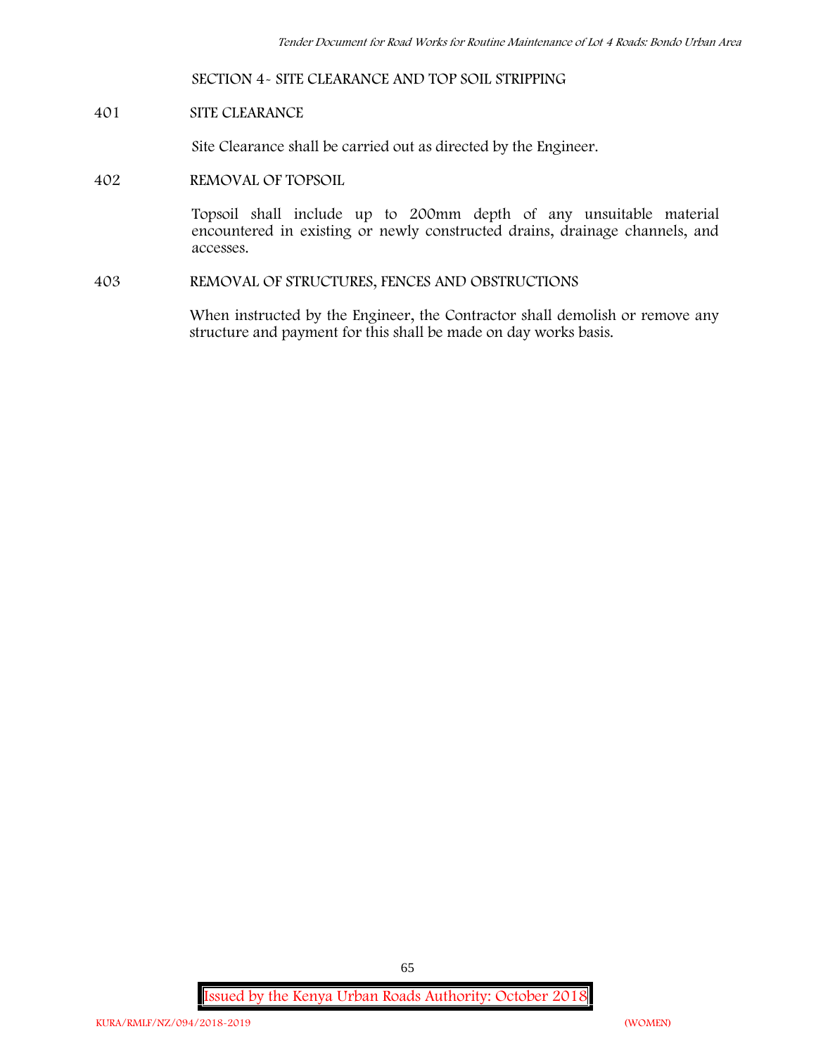## SECTION 4- SITE CLEARANCE AND TOP SOIL STRIPPING

### 401 SITE CLEARANCE

Site Clearance shall be carried out as directed by the Engineer.

### 402 REMOVAL OF TOPSOIL

Topsoil shall include up to 200mm depth of any unsuitable material encountered in existing or newly constructed drains, drainage channels, and accesses.

### 403 REMOVAL OF STRUCTURES, FENCES AND OBSTRUCTIONS

When instructed by the Engineer, the Contractor shall demolish or remove any structure and payment for this shall be made on day works basis.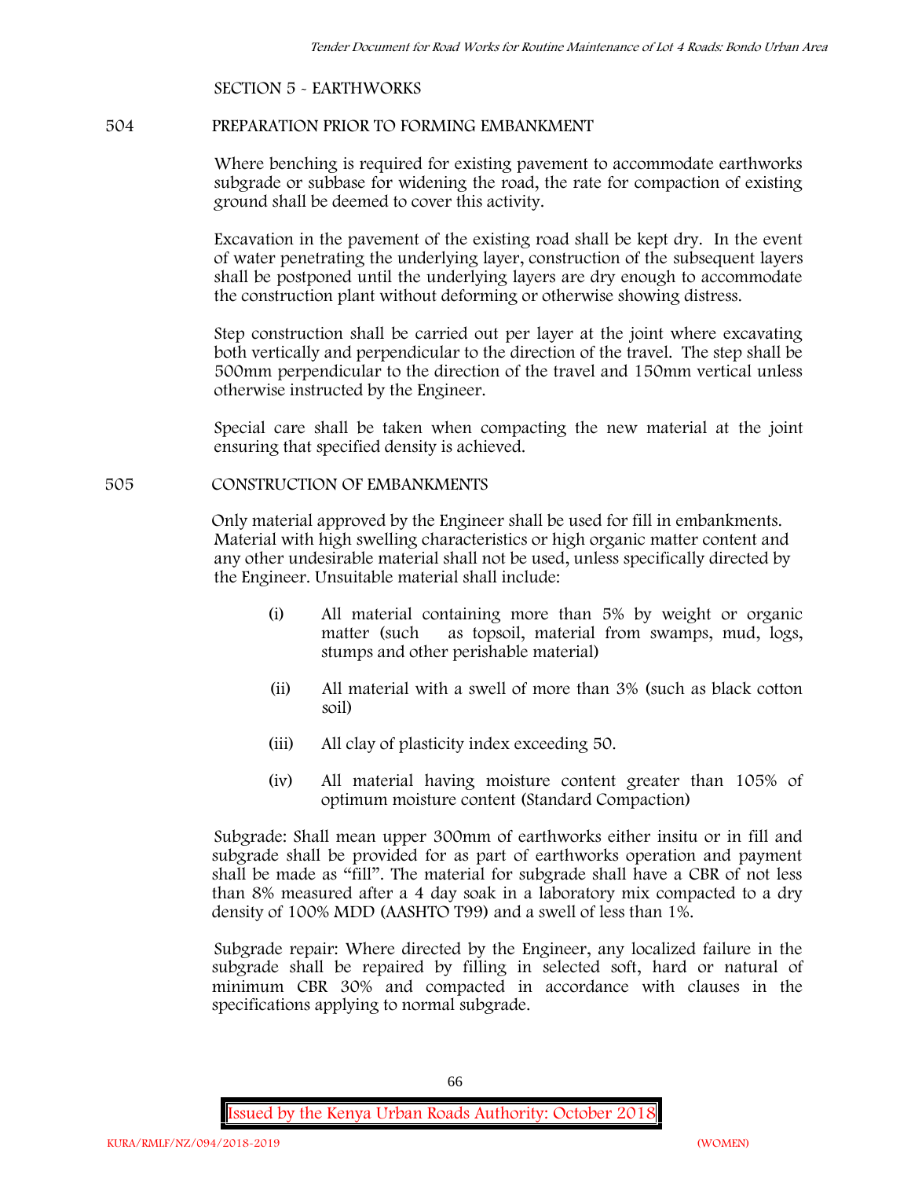## SECTION 5 - EARTHWORKS

### 504 PREPARATION PRIOR TO FORMING EMBANKMENT

Where benching is required for existing pavement to accommodate earthworks subgrade or subbase for widening the road, the rate for compaction of existing ground shall be deemed to cover this activity.

Excavation in the pavement of the existing road shall be kept dry. In the event of water penetrating the underlying layer, construction of the subsequent layers shall be postponed until the underlying layers are dry enough to accommodate the construction plant without deforming or otherwise showing distress.

Step construction shall be carried out per layer at the joint where excavating both vertically and perpendicular to the direction of the travel. The step shall be 500mm perpendicular to the direction of the travel and 150mm vertical unless otherwise instructed by the Engineer.

Special care shall be taken when compacting the new material at the joint ensuring that specified density is achieved.

### 505 CONSTRUCTION OF EMBANKMENTS

Only material approved by the Engineer shall be used for fill in embankments. Material with high swelling characteristics or high organic matter content and any other undesirable material shall not be used, unless specifically directed by the Engineer. Unsuitable material shall include:

(i) All material containing more than 5% by weight or organic matter (such as topsoil, material from swamps, mud, logs, stumps and other perishable material)

(ii) All material with a swell of more than 3% (such as black cotton soil)

(iii) All clay of plasticity index exceeding 50.

(iv) All material having moisture content greater than 105% of optimum moisture content (Standard Compaction)

Subgrade: Shall mean upper 300mm of earthworks either insitu or in fill and subgrade shall be provided for as part of earthworks operation and payment shall be made as "fill". The material for subgrade shall have a CBR of not less than 8% measured after a 4 day soak in a laboratory mix compacted to a dry density of 100% MDD (AASHTO T99) and a swell of less than 1%.

Subgrade repair: Where directed by the Engineer, any localized failure in the subgrade shall be repaired by filling in selected soft, hard or natural of minimum CBR 30% and compacted in accordance with clauses in the specifications applying to normal subgrade.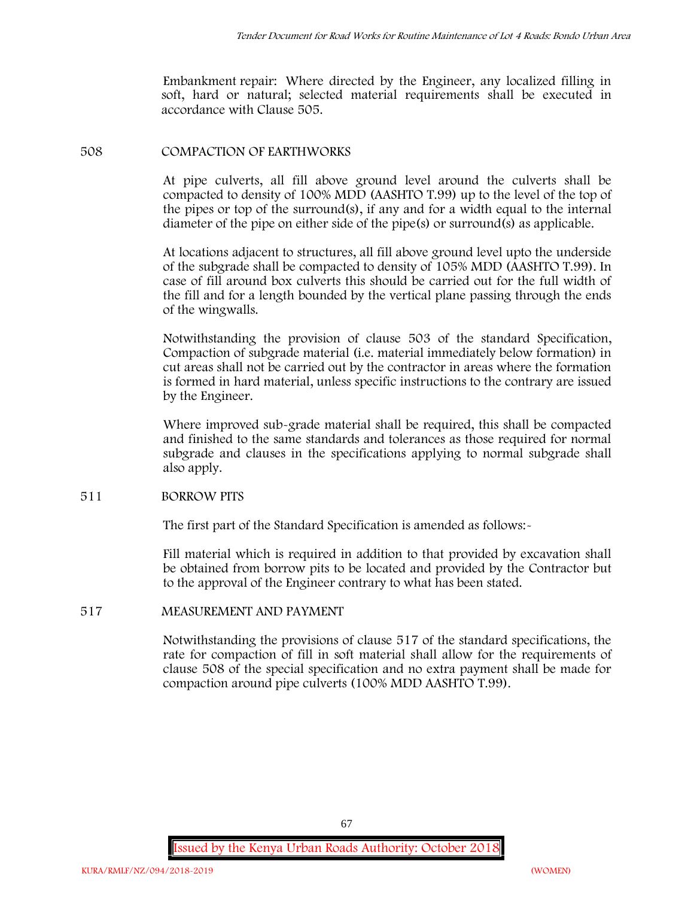Embankment repair: Where directed by the Engineer, any localized filling in soft, hard or natural; selected material requirements shall be executed in accordance with Clause 505.

## 508 COMPACTION OF EARTHWORKS

At pipe culverts, all fill above ground level around the culverts shall be compacted to density of 100% MDD (AASHTO T.99) up to the level of the top of the pipes or top of the surround(s), if any and for a width equal to the internal diameter of the pipe on either side of the pipe(s) or surround(s) as applicable.

At locations adjacent to structures, all fill above ground level upto the underside of the subgrade shall be compacted to density of 105% MDD (AASHTO T.99). In case of fill around box culverts this should be carried out for the full width of the fill and for a length bounded by the vertical plane passing through the ends of the wingwalls.

Notwithstanding the provision of clause 503 of the standard Specification, Compaction of subgrade material (i.e. material immediately below formation) in cut areas shall not be carried out by the contractor in areas where the formation is formed in hard material, unless specific instructions to the contrary are issued by the Engineer.

Where improved sub-grade material shall be required, this shall be compacted and finished to the same standards and tolerances as those required for normal subgrade and clauses in the specifications applying to normal subgrade shall also apply.

## 511 BORROW PITS

The first part of the Standard Specification is amended as follows:-

Fill material which is required in addition to that provided by excavation shall be obtained from borrow pits to be located and provided by the Contractor but to the approval of the Engineer contrary to what has been stated.

## 517 MEASUREMENT AND PAYMENT

Notwithstanding the provisions of clause 517 of the standard specifications, the rate for compaction of fill in soft material shall allow for the requirements of clause 508 of the special specification and no extra payment shall be made for compaction around pipe culverts (100% MDD AASHTO T.99).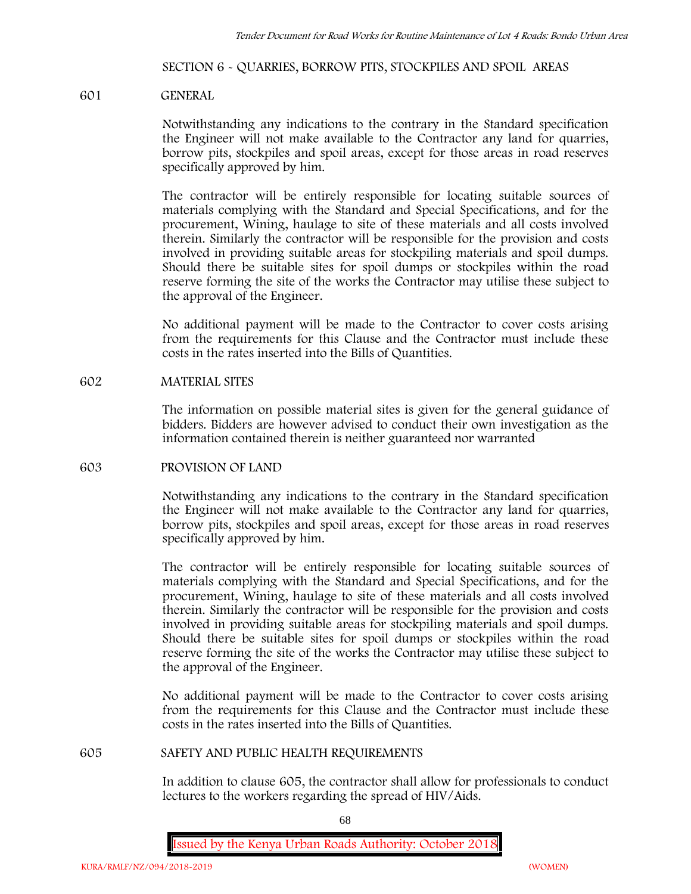## SECTION 6 - QUARRIES, BORROW PITS, STOCKPILES AND SPOIL AREAS

### 601 GENERAL

Notwithstanding any indications to the contrary in the Standard specification the Engineer will not make available to the Contractor any land for quarries, borrow pits, stockpiles and spoil areas, except for those areas in road reserves specifically approved by him.

The contractor will be entirely responsible for locating suitable sources of materials complying with the Standard and Special Specifications, and for the procurement, Wining, haulage to site of these materials and all costs involved therein. Similarly the contractor will be responsible for the provision and costs involved in providing suitable areas for stockpiling materials and spoil dumps. Should there be suitable sites for spoil dumps or stockpiles within the road reserve forming the site of the works the Contractor may utilise these subject to the approval of the Engineer.

No additional payment will be made to the Contractor to cover costs arising from the requirements for this Clause and the Contractor must include these costs in the rates inserted into the Bills of Quantities.

### 602 MATERIAL SITES

The information on possible material sites is given for the general guidance of bidders. Bidders are however advised to conduct their own investigation as the information contained therein is neither guaranteed nor warranted

### 603 PROVISION OF LAND

Notwithstanding any indications to the contrary in the Standard specification the Engineer will not make available to the Contractor any land for quarries, borrow pits, stockpiles and spoil areas, except for those areas in road reserves specifically approved by him.

The contractor will be entirely responsible for locating suitable sources of materials complying with the Standard and Special Specifications, and for the procurement, Wining, haulage to site of these materials and all costs involved therein. Similarly the contractor will be responsible for the provision and costs involved in providing suitable areas for stockpiling materials and spoil dumps. Should there be suitable sites for spoil dumps or stockpiles within the road reserve forming the site of the works the Contractor may utilise these subject to the approval of the Engineer.

No additional payment will be made to the Contractor to cover costs arising from the requirements for this Clause and the Contractor must include these costs in the rates inserted into the Bills of Quantities.

### 605 SAFETY AND PUBLIC HEALTH REQUIREMENTS

In addition to clause 605, the contractor shall allow for professionals to conduct lectures to the workers regarding the spread of HIV/Aids.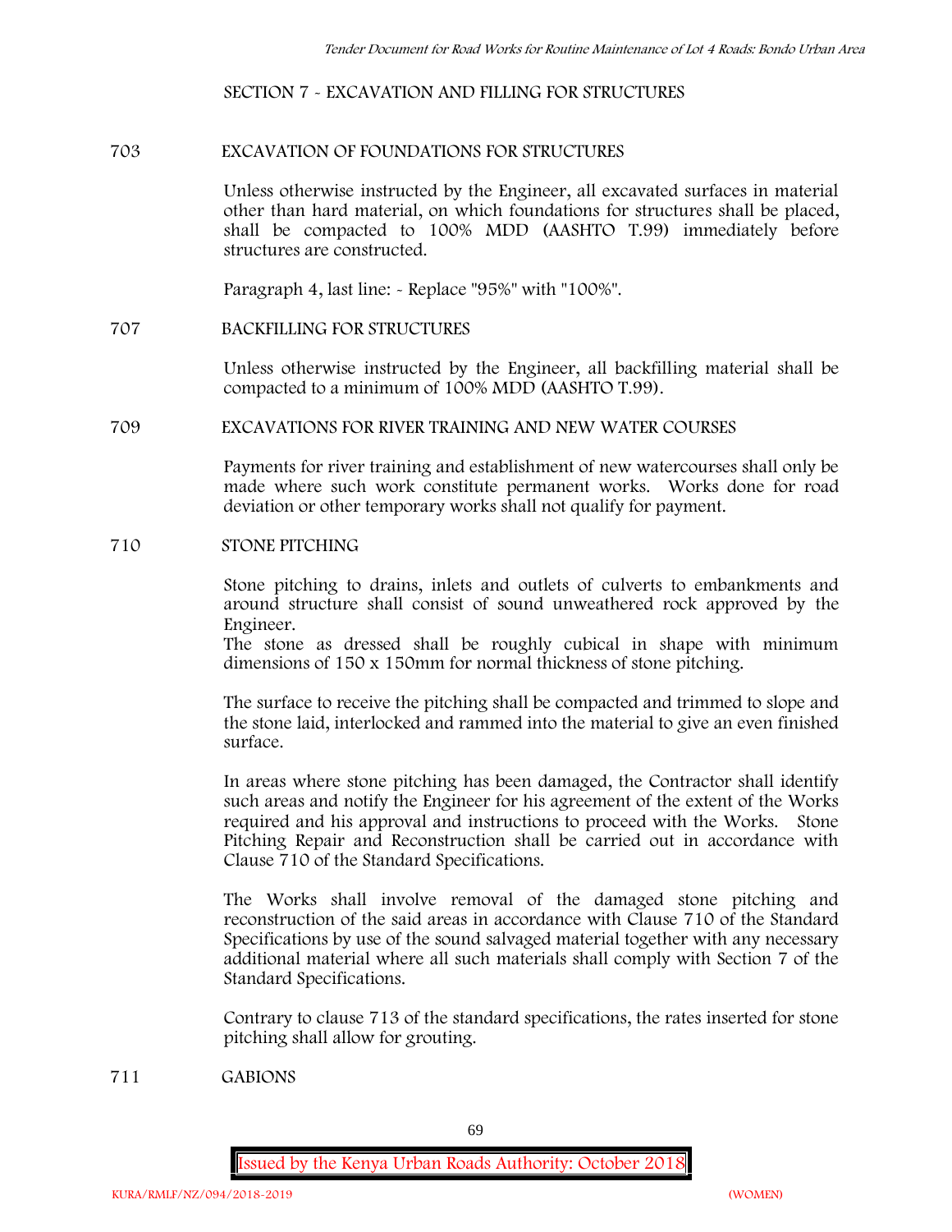## SECTION 7 - EXCAVATION AND FILLING FOR STRUCTURES

### 703 EXCAVATION OF FOUNDATIONS FOR STRUCTURES

Unless otherwise instructed by the Engineer, all excavated surfaces in material other than hard material, on which foundations for structures shall be placed, shall be compacted to 100% MDD (AASHTO T.99) immediately before structures are constructed.

Paragraph 4, last line: - Replace "95%" with "100%".

### 707 BACKFILLING FOR STRUCTURES

Unless otherwise instructed by the Engineer, all backfilling material shall be compacted to a minimum of 100% MDD (AASHTO T.99).

### 709 EXCAVATIONS FOR RIVER TRAINING AND NEW WATER COURSES

Payments for river training and establishment of new watercourses shall only be made where such work constitute permanent works. Works done for road deviation or other temporary works shall not qualify for payment.

### 710 STONE PITCHING

Stone pitching to drains, inlets and outlets of culverts to embankments and around structure shall consist of sound unweathered rock approved by the Engineer.
The stone as dressed shall be roughly cubical in shape with minimum dimensions of 150 x 150mm for normal thickness of stone pitching.

The surface to receive the pitching shall be compacted and trimmed to slope and the stone laid, interlocked and rammed into the material to give an even finished surface.

In areas where stone pitching has been damaged, the Contractor shall identify such areas and notify the Engineer for his agreement of the extent of the Works required and his approval and instructions to proceed with the Works. Stone Pitching Repair and Reconstruction shall be carried out in accordance with Clause 710 of the Standard Specifications.

The Works shall involve removal of the damaged stone pitching and reconstruction of the said areas in accordance with Clause 710 of the Standard Specifications by use of the sound salvaged material together with any necessary additional material where all such materials shall comply with Section 7 of the Standard Specifications.

Contrary to clause 713 of the standard specifications, the rates inserted for stone pitching shall allow for grouting.

### 711 GABIONS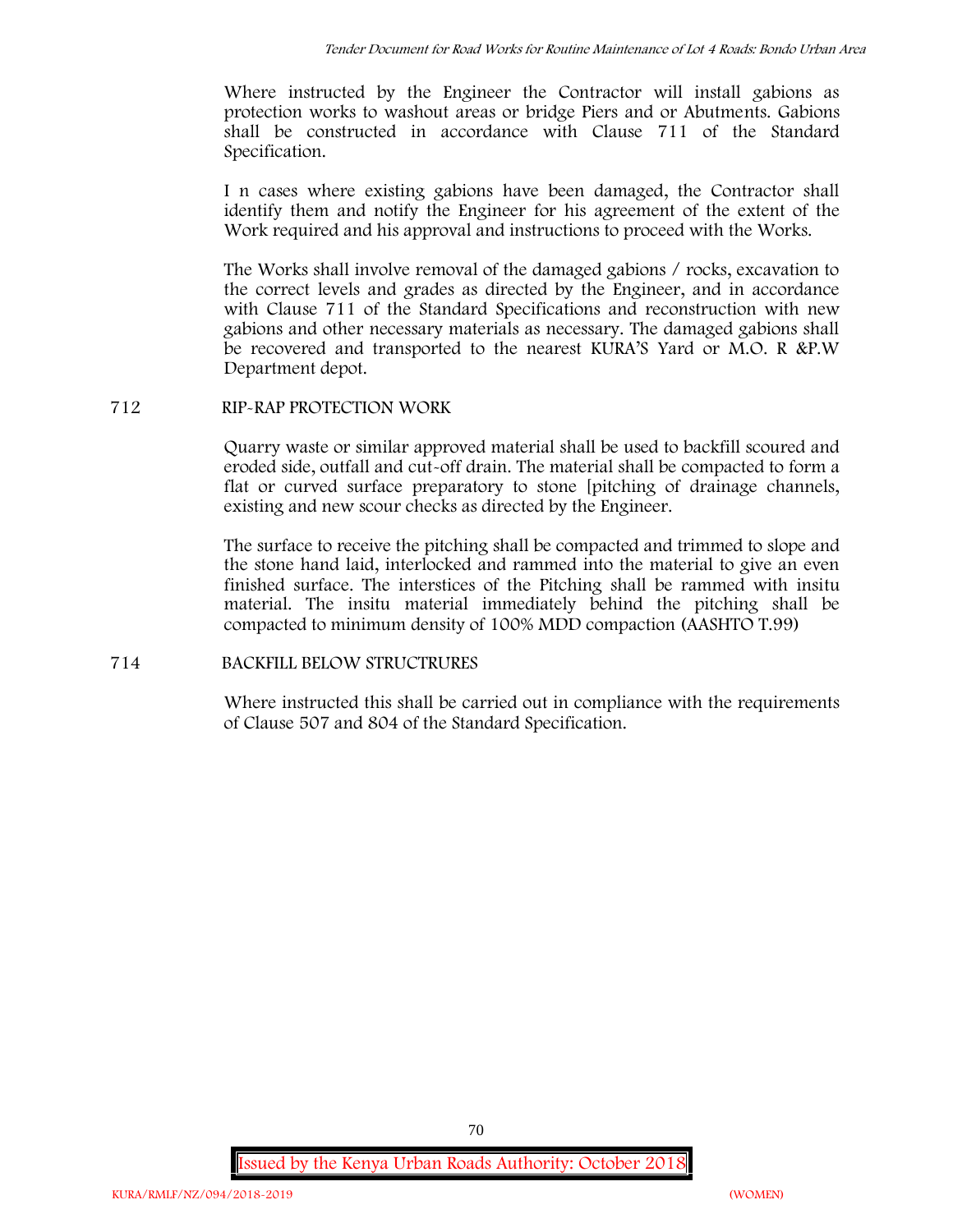Where instructed by the Engineer the Contractor will install gabions as protection works to washout areas or bridge Piers and or Abutments. Gabions shall be constructed in accordance with Clause 711 of the Standard Specification.

I n cases where existing gabions have been damaged, the Contractor shall identify them and notify the Engineer for his agreement of the extent of the Work required and his approval and instructions to proceed with the Works.

The Works shall involve removal of the damaged gabions / rocks, excavation to the correct levels and grades as directed by the Engineer, and in accordance with Clause 711 of the Standard Specifications and reconstruction with new gabions and other necessary materials as necessary. The damaged gabions shall be recovered and transported to the nearest KURA'S Yard or M.O. R &P.W Department depot.

## 712 RIP-RAP PROTECTION WORK

Quarry waste or similar approved material shall be used to backfill scoured and eroded side, outfall and cut-off drain. The material shall be compacted to form a flat or curved surface preparatory to stone [pitching of drainage channels, existing and new scour checks as directed by the Engineer.

The surface to receive the pitching shall be compacted and trimmed to slope and the stone hand laid, interlocked and rammed into the material to give an even finished surface. The interstices of the Pitching shall be rammed with insitu material. The insitu material immediately behind the pitching shall be compacted to minimum density of 100% MDD compaction (AASHTO T.99)

## 714 BACKFILL BELOW STRUCTRURES

Where instructed this shall be carried out in compliance with the requirements of Clause 507 and 804 of the Standard Specification.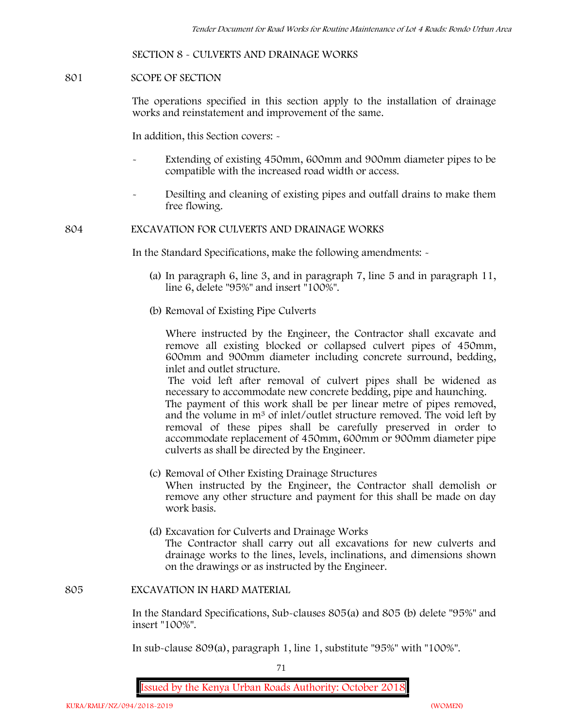## SECTION 8 - CULVERTS AND DRAINAGE WORKS

### 801 SCOPE OF SECTION

The operations specified in this section apply to the installation of drainage works and reinstatement and improvement of the same.

In addition, this Section covers: -

- Extending of existing 450mm, 600mm and 900mm diameter pipes to be compatible with the increased road width or access.
- Desilting and cleaning of existing pipes and outfall drains to make them free flowing.

### 804 EXCAVATION FOR CULVERTS AND DRAINAGE WORKS

In the Standard Specifications, make the following amendments: -

(a) In paragraph 6, line 3, and in paragraph 7, line 5 and in paragraph 11, line 6, delete "95%" and insert "100%".

(b) Removal of Existing Pipe Culverts

Where instructed by the Engineer, the Contractor shall excavate and remove all existing blocked or collapsed culvert pipes of 450mm, 600mm and 900mm diameter including concrete surround, bedding, inlet and outlet structure.

The void left after removal of culvert pipes shall be widened as necessary to accommodate new concrete bedding, pipe and haunching.

The payment of this work shall be per linear metre of pipes removed, and the volume in $m^3$ of inlet/outlet structure removed. The void left by removal of these pipes shall be carefully preserved in order to accommodate replacement of 450mm, 600mm or 900mm diameter pipe culverts as shall be directed by the Engineer.

(c) Removal of Other Existing Drainage Structures

When instructed by the Engineer, the Contractor shall demolish or remove any other structure and payment for this shall be made on day work basis.

(d) Excavation for Culverts and Drainage Works

The Contractor shall carry out all excavations for new culverts and drainage works to the lines, levels, inclinations, and dimensions shown on the drawings or as instructed by the Engineer.

### 805 EXCAVATION IN HARD MATERIAL

In the Standard Specifications, Sub-clauses 805(a) and 805 (b) delete "95%" and insert "100%".

In sub-clause 809(a), paragraph 1, line 1, substitute "95%" with "100%".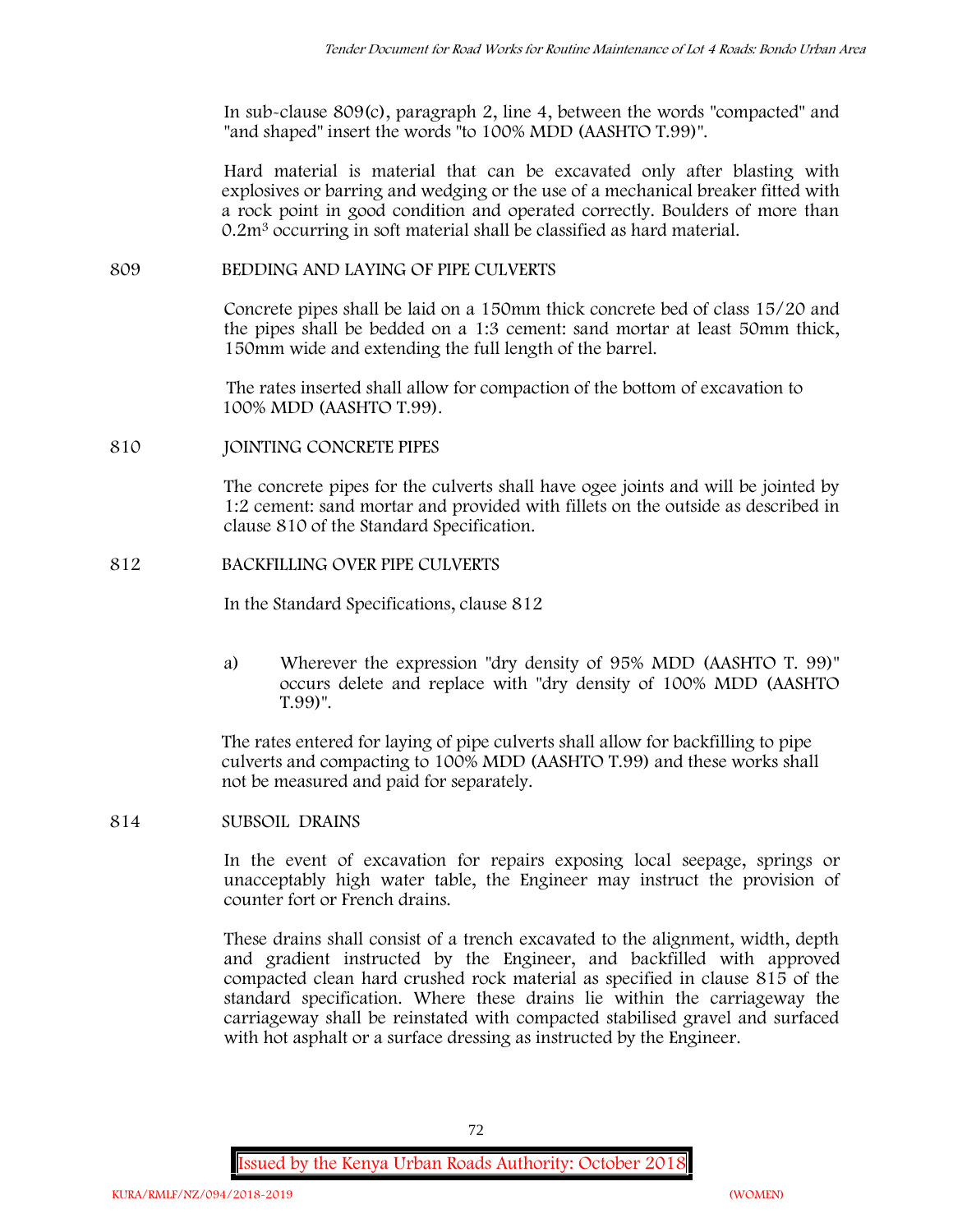In sub-clause 809(c), paragraph 2, line 4, between the words "compacted" and "and shaped" insert the words "to 100% MDD (AASHTO T.99)".

Hard material is material that can be excavated only after blasting with explosives or barring and wedging or the use of a mechanical breaker fitted with a rock point in good condition and operated correctly. Boulders of more than $0.2m^3$ occurring in soft material shall be classified as hard material.

## 809 BEDDING AND LAYING OF PIPE CULVERTS

Concrete pipes shall be laid on a 150mm thick concrete bed of class 15/20 and the pipes shall be bedded on a 1:3 cement: sand mortar at least 50mm thick, 150mm wide and extending the full length of the barrel.

The rates inserted shall allow for compaction of the bottom of excavation to 100% MDD (AASHTO T.99).

## 810 JOINTING CONCRETE PIPES

The concrete pipes for the culverts shall have ogee joints and will be jointed by 1:2 cement: sand mortar and provided with fillets on the outside as described in clause 810 of the Standard Specification.

## 812 BACKFILLING OVER PIPE CULVERTS

In the Standard Specifications, clause 812

a) Wherever the expression "dry density of 95% MDD (AASHTO T. 99)" occurs delete and replace with "dry density of 100% MDD (AASHTO T.99)".

The rates entered for laying of pipe culverts shall allow for backfilling to pipe culverts and compacting to 100% MDD (AASHTO T.99) and these works shall not be measured and paid for separately.

## 814 SUBSOIL DRAINS

In the event of excavation for repairs exposing local seepage, springs or unacceptably high water table, the Engineer may instruct the provision of counter fort or French drains.

These drains shall consist of a trench excavated to the alignment, width, depth and gradient instructed by the Engineer, and backfilled with approved compacted clean hard crushed rock material as specified in clause 815 of the standard specification. Where these drains lie within the carriageway the carriageway shall be reinstated with compacted stabilised gravel and surfaced with hot asphalt or a surface dressing as instructed by the Engineer.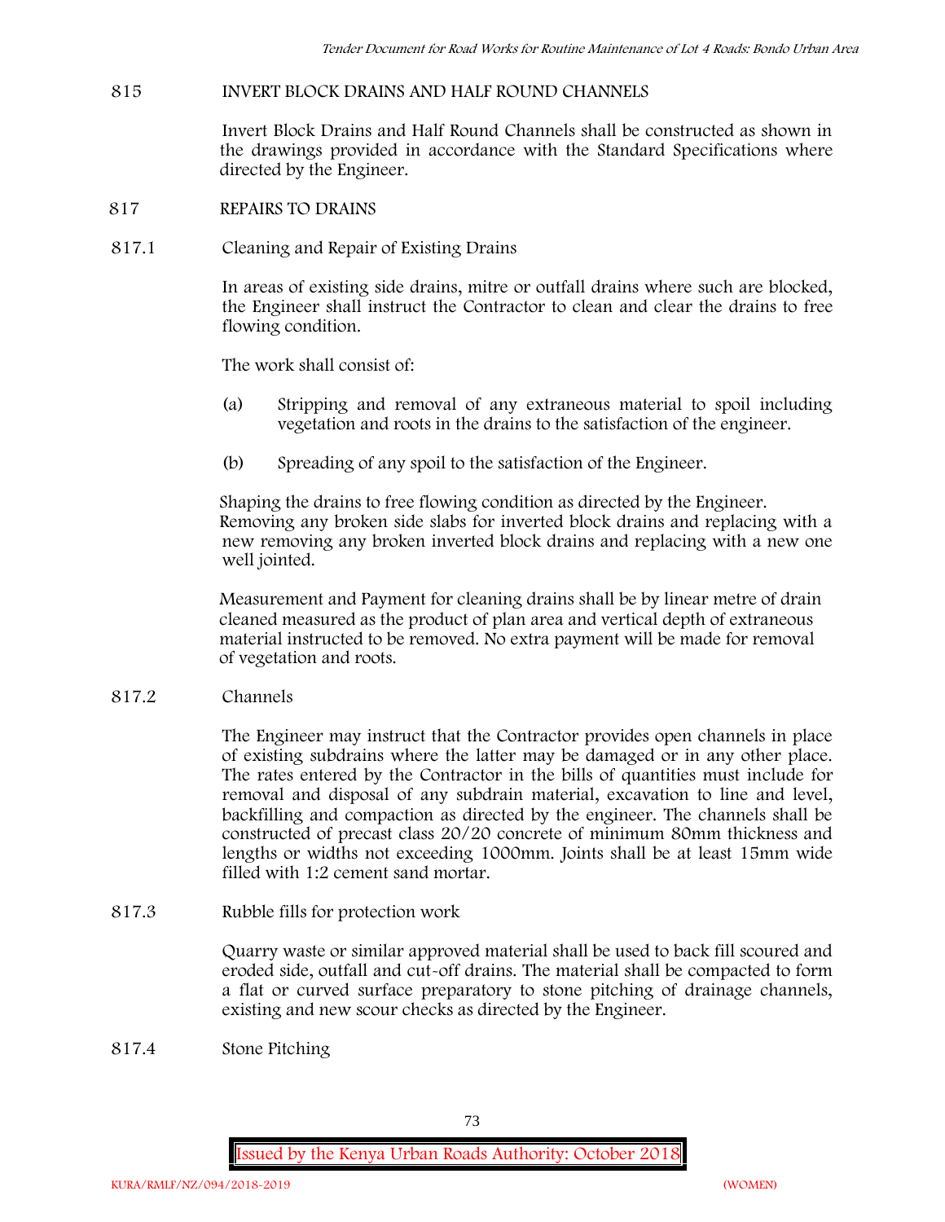## 815 INVERT BLOCK DRAINS AND HALF ROUND CHANNELS

Invert Block Drains and Half Round Channels shall be constructed as shown in the drawings provided in accordance with the Standard Specifications where directed by the Engineer.

## 817 REPAIRS TO DRAINS

### 817.1 Cleaning and Repair of Existing Drains

In areas of existing side drains, mitre or outfall drains where such are blocked, the Engineer shall instruct the Contractor to clean and clear the drains to free flowing condition.

The work shall consist of:

(a) Stripping and removal of any extraneous material to spoil including vegetation and roots in the drains to the satisfaction of the engineer.

(b) Spreading of any spoil to the satisfaction of the Engineer.

Shaping the drains to free flowing condition as directed by the Engineer. Removing any broken side slabs for inverted block drains and replacing with a new removing any broken inverted block drains and replacing with a new one well jointed.

Measurement and Payment for cleaning drains shall be by linear metre of drain cleaned measured as the product of plan area and vertical depth of extraneous material instructed to be removed. No extra payment will be made for removal of vegetation and roots.

### 817.2 Channels

The Engineer may instruct that the Contractor provides open channels in place of existing subdrains where the latter may be damaged or in any other place. The rates entered by the Contractor in the bills of quantities must include for removal and disposal of any subdrain material, excavation to line and level, backfilling and compaction as directed by the engineer. The channels shall be constructed of precast class 20/20 concrete of minimum 80mm thickness and lengths or widths not exceeding 1000mm. Joints shall be at least 15mm wide filled with 1:2 cement sand mortar.

### 817.3 Rubble fills for protection work

Quarry waste or similar approved material shall be used to back fill scoured and eroded side, outfall and cut-off drains. The material shall be compacted to form a flat or curved surface preparatory to stone pitching of drainage channels, existing and new scour checks as directed by the Engineer.

### 817.4 Stone Pitching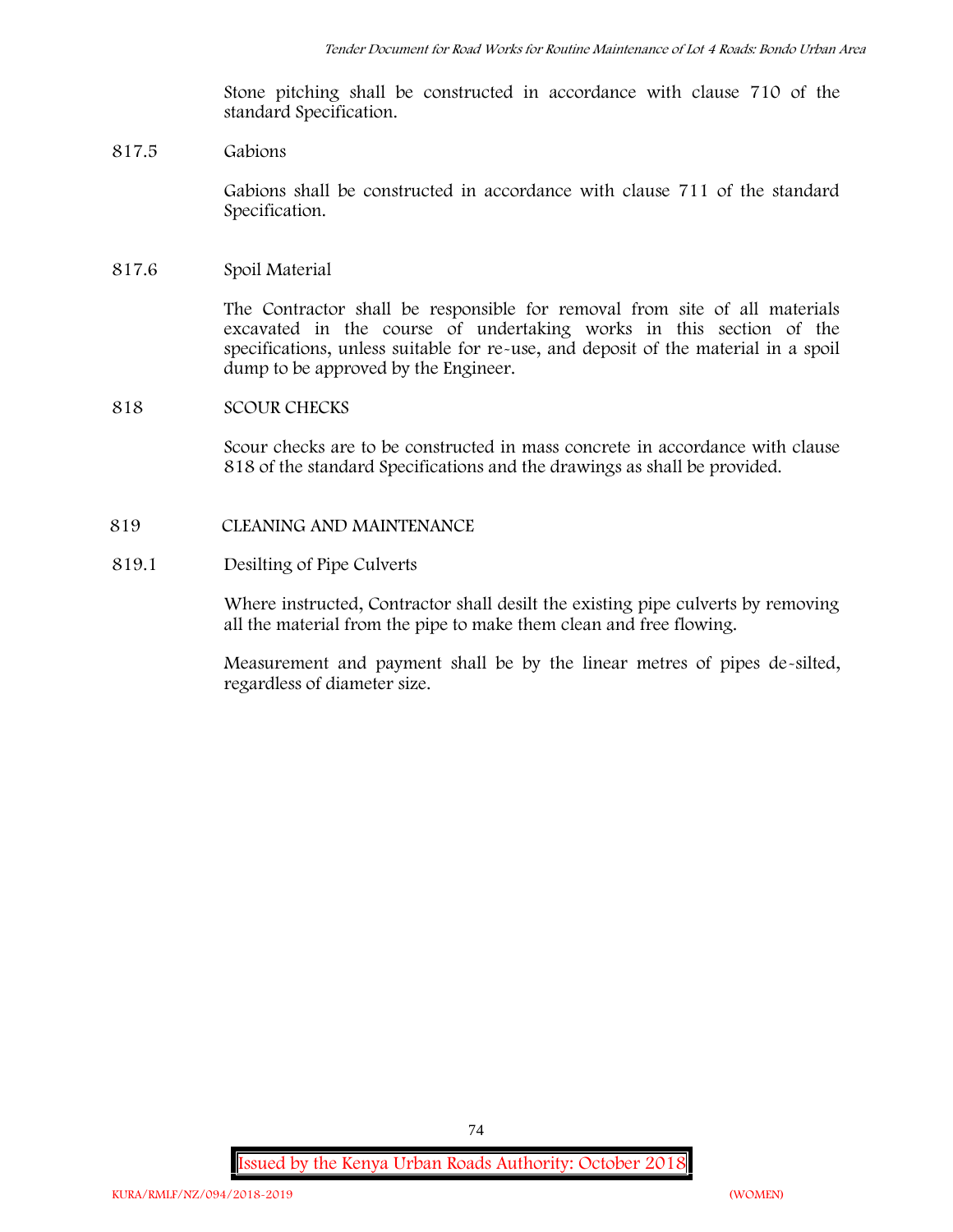Stone pitching shall be constructed in accordance with clause 710 of the standard Specification.

817.5 Gabions

Gabions shall be constructed in accordance with clause 711 of the standard Specification.

817.6 Spoil Material

The Contractor shall be responsible for removal from site of all materials excavated in the course of undertaking works in this section of the specifications, unless suitable for re-use, and deposit of the material in a spoil dump to be approved by the Engineer.

818 SCOUR CHECKS

Scour checks are to be constructed in mass concrete in accordance with clause 818 of the standard Specifications and the drawings as shall be provided.

819 CLEANING AND MAINTENANCE

819.1 Desilting of Pipe Culverts

Where instructed, Contractor shall desilt the existing pipe culverts by removing all the material from the pipe to make them clean and free flowing.

Measurement and payment shall be by the linear metres of pipes de-silted, regardless of diameter size.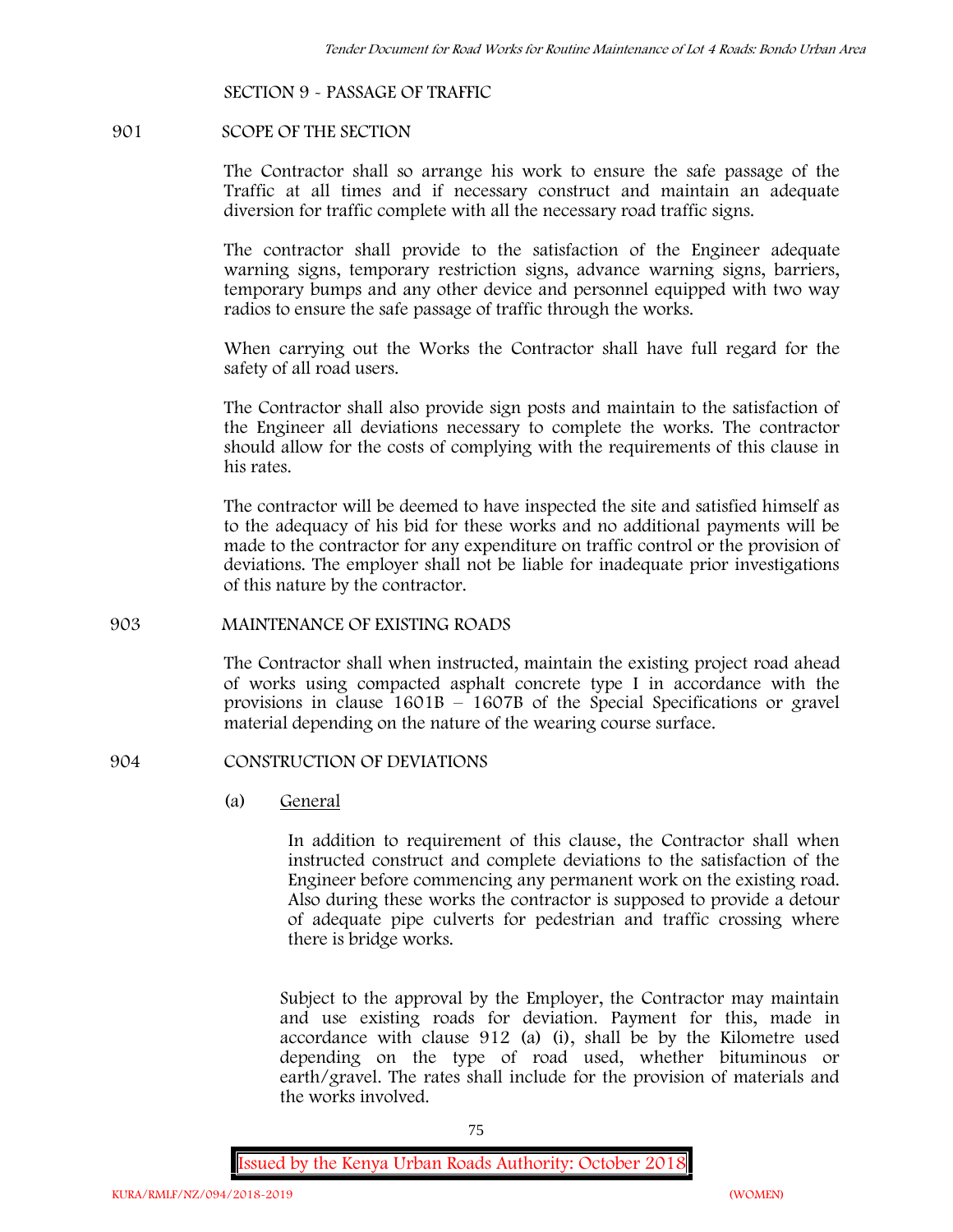## SECTION 9 - PASSAGE OF TRAFFIC

### 901 SCOPE OF THE SECTION

The Contractor shall so arrange his work to ensure the safe passage of the Traffic at all times and if necessary construct and maintain an adequate diversion for traffic complete with all the necessary road traffic signs.

The contractor shall provide to the satisfaction of the Engineer adequate warning signs, temporary restriction signs, advance warning signs, barriers, temporary bumps and any other device and personnel equipped with two way radios to ensure the safe passage of traffic through the works.

When carrying out the Works the Contractor shall have full regard for the safety of all road users.

The Contractor shall also provide sign posts and maintain to the satisfaction of the Engineer all deviations necessary to complete the works. The contractor should allow for the costs of complying with the requirements of this clause in his rates.

The contractor will be deemed to have inspected the site and satisfied himself as to the adequacy of his bid for these works and no additional payments will be made to the contractor for any expenditure on traffic control or the provision of deviations. The employer shall not be liable for inadequate prior investigations of this nature by the contractor.

### 903 MAINTENANCE OF EXISTING ROADS

The Contractor shall when instructed, maintain the existing project road ahead of works using compacted asphalt concrete type I in accordance with the provisions in clause 1601B – 1607B of the Special Specifications or gravel material depending on the nature of the wearing course surface.

### 904 CONSTRUCTION OF DEVIATIONS

(a) General

In addition to requirement of this clause, the Contractor shall when instructed construct and complete deviations to the satisfaction of the Engineer before commencing any permanent work on the existing road. Also during these works the contractor is supposed to provide a detour of adequate pipe culverts for pedestrian and traffic crossing where there is bridge works.

Subject to the approval by the Employer, the Contractor may maintain and use existing roads for deviation. Payment for this, made in accordance with clause 912 (a) (i), shall be by the Kilometre used depending on the type of road used, whether bituminous or earth/gravel. The rates shall include for the provision of materials and the works involved.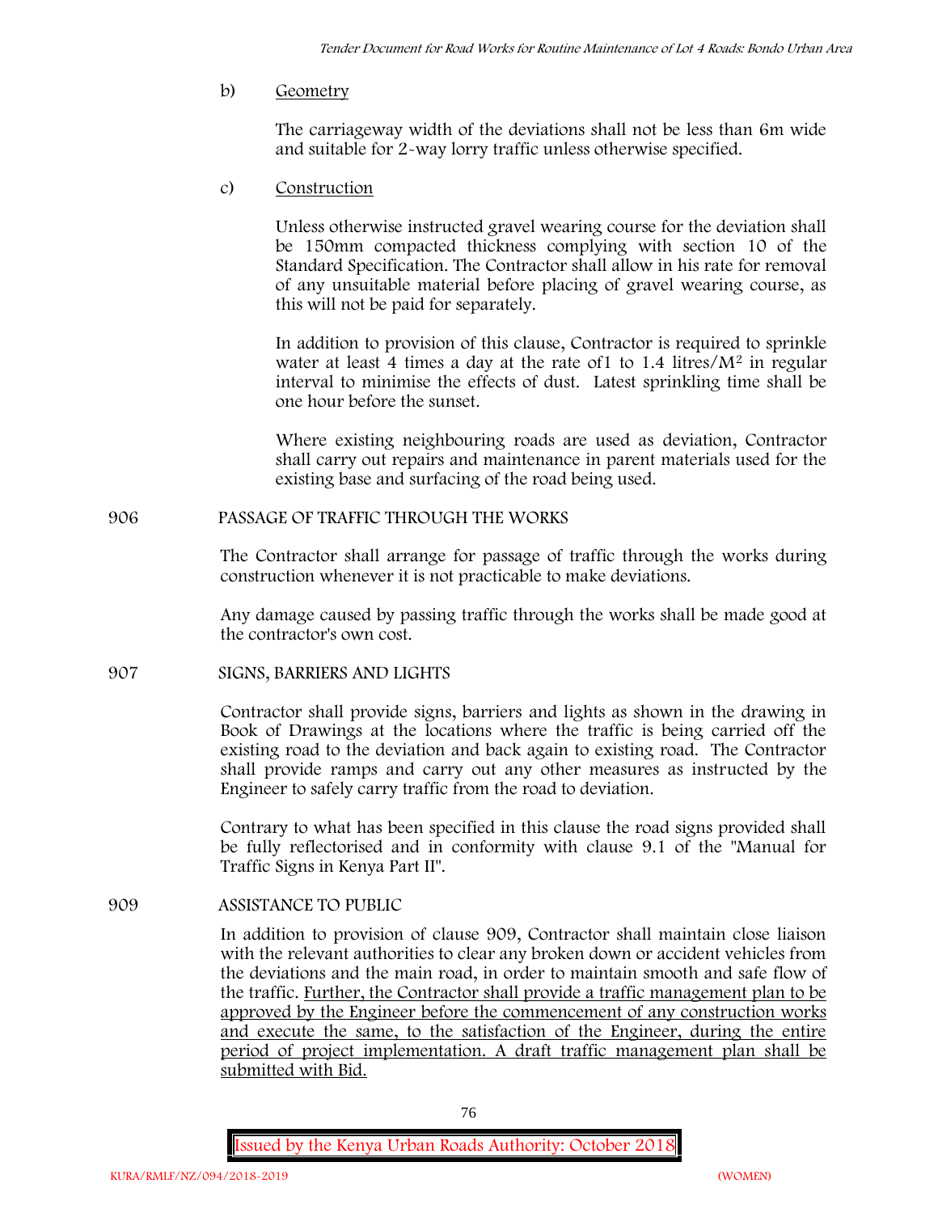b) Geometry

The carriageway width of the deviations shall not be less than 6m wide and suitable for 2-way lorry traffic unless otherwise specified.

c) Construction

Unless otherwise instructed gravel wearing course for the deviation shall be 150mm compacted thickness complying with section 10 of the Standard Specification. The Contractor shall allow in his rate for removal of any unsuitable material before placing of gravel wearing course, as this will not be paid for separately.

In addition to provision of this clause, Contractor is required to sprinkle water at least 4 times a day at the rate of1 to 1.4 litres/$M^2$ in regular interval to minimise the effects of dust. Latest sprinkling time shall be one hour before the sunset.

Where existing neighbouring roads are used as deviation, Contractor shall carry out repairs and maintenance in parent materials used for the existing base and surfacing of the road being used.

906 PASSAGE OF TRAFFIC THROUGH THE WORKS

The Contractor shall arrange for passage of traffic through the works during construction whenever it is not practicable to make deviations.

Any damage caused by passing traffic through the works shall be made good at the contractor's own cost.

907 SIGNS, BARRIERS AND LIGHTS

Contractor shall provide signs, barriers and lights as shown in the drawing in Book of Drawings at the locations where the traffic is being carried off the existing road to the deviation and back again to existing road. The Contractor shall provide ramps and carry out any other measures as instructed by the Engineer to safely carry traffic from the road to deviation.

Contrary to what has been specified in this clause the road signs provided shall be fully reflectorised and in conformity with clause 9.1 of the "Manual for Traffic Signs in Kenya Part II".

909 ASSISTANCE TO PUBLIC

In addition to provision of clause 909, Contractor shall maintain close liaison with the relevant authorities to clear any broken down or accident vehicles from the deviations and the main road, in order to maintain smooth and safe flow of the traffic. Further, the Contractor shall provide a traffic management plan to be approved by the Engineer before the commencement of any construction works and execute the same, to the satisfaction of the Engineer, during the entire period of project implementation. A draft traffic management plan shall be submitted with Bid.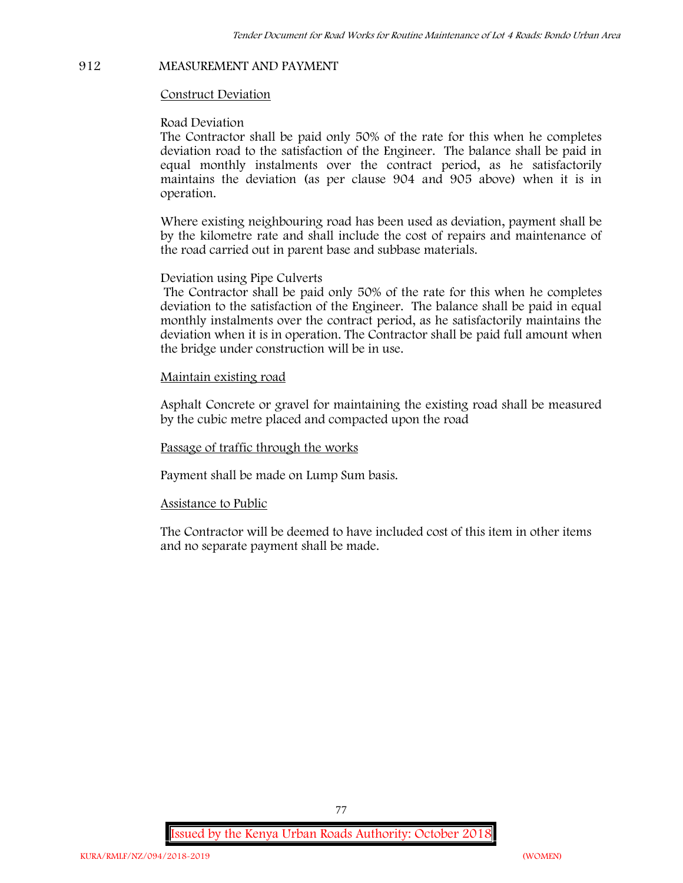## 912 MEASUREMENT AND PAYMENT

Construct Deviation

Road Deviation

The Contractor shall be paid only 50% of the rate for this when he completes deviation road to the satisfaction of the Engineer. The balance shall be paid in equal monthly instalments over the contract period, as he satisfactorily maintains the deviation (as per clause 904 and 905 above) when it is in operation.

Where existing neighbouring road has been used as deviation, payment shall be by the kilometre rate and shall include the cost of repairs and maintenance of the road carried out in parent base and subbase materials.

Deviation using Pipe Culverts

The Contractor shall be paid only 50% of the rate for this when he completes deviation to the satisfaction of the Engineer. The balance shall be paid in equal monthly instalments over the contract period, as he satisfactorily maintains the deviation when it is in operation. The Contractor shall be paid full amount when the bridge under construction will be in use.

Maintain existing road

Asphalt Concrete or gravel for maintaining the existing road shall be measured by the cubic metre placed and compacted upon the road

Passage of traffic through the works

Payment shall be made on Lump Sum basis.

Assistance to Public

The Contractor will be deemed to have included cost of this item in other items and no separate payment shall be made.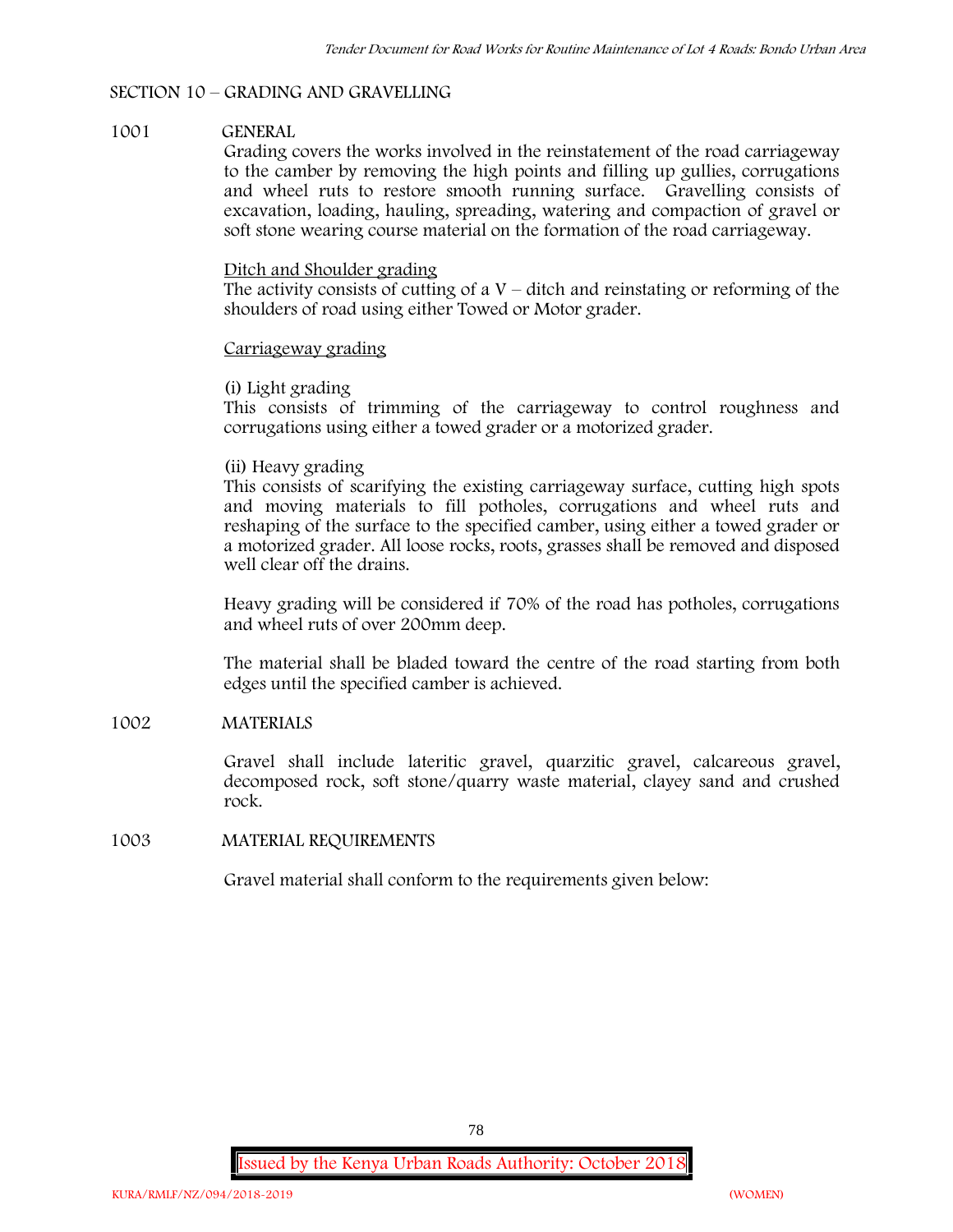## SECTION 10 – GRADING AND GRAVELLING

### 1001 GENERAL

Grading covers the works involved in the reinstatement of the road carriageway to the camber by removing the high points and filling up gullies, corrugations and wheel ruts to restore smooth running surface. Gravelling consists of excavation, loading, hauling, spreading, watering and compaction of gravel or soft stone wearing course material on the formation of the road carriageway.

<u>Ditch and Shoulder grading</u>

The activity consists of cutting of a V – ditch and reinstating or reforming of the shoulders of road using either Towed or Motor grader.

<u>Carriageway grading</u>

(i) Light grading

This consists of trimming of the carriageway to control roughness and corrugations using either a towed grader or a motorized grader.

(ii) Heavy grading

This consists of scarifying the existing carriageway surface, cutting high spots and moving materials to fill potholes, corrugations and wheel ruts and reshaping of the surface to the specified camber, using either a towed grader or a motorized grader. All loose rocks, roots, grasses shall be removed and disposed well clear off the drains.

Heavy grading will be considered if 70% of the road has potholes, corrugations and wheel ruts of over 200mm deep.

The material shall be bladed toward the centre of the road starting from both edges until the specified camber is achieved.

### 1002 MATERIALS

Gravel shall include lateritic gravel, quarzitic gravel, calcareous gravel, decomposed rock, soft stone/quarry waste material, clayey sand and crushed rock.

### 1003 MATERIAL REQUIREMENTS

Gravel material shall conform to the requirements given below: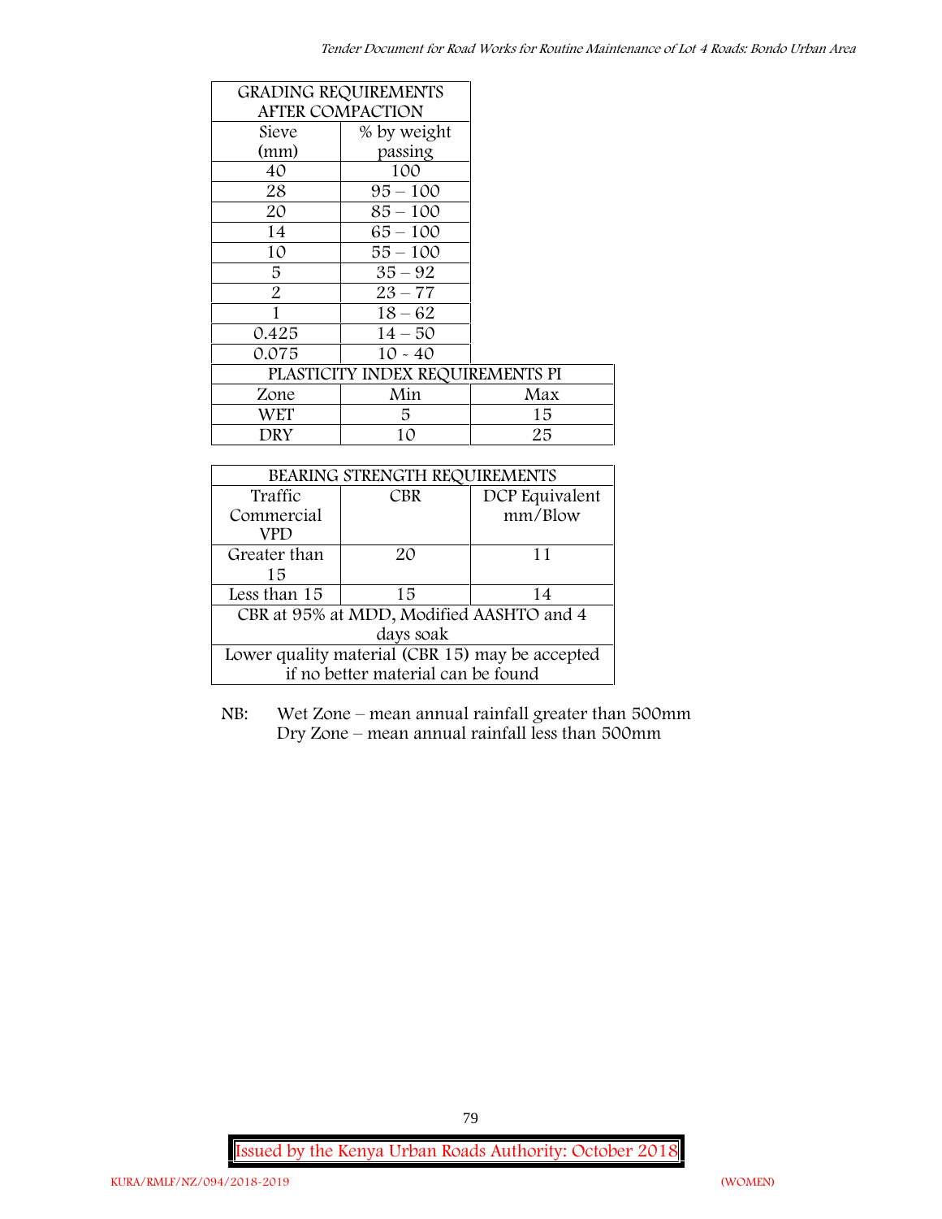| GRADING REQUIREMENTS AFTER COMPACTION | |
|---|---|
| Sieve (mm) | % by weight passing |
| 40 | 100 |
| 28 | 95 – 100 |
| 20 | 85 – 100 |
| 14 | 65 – 100 |
| 10 | 55 – 100 |
| 5 | 35 – 92 |
| 2 | 23 – 77 |
| 1 | 18 – 62 |
| 0.425 | 14 – 50 |
| 0.075 | 10 - 40 |

| PLASTICITY INDEX REQUIREMENTS PI | | |
|---|---|---|
| Zone | Min | Max |
| WET | 5 | 15 |
| DRY | 10 | 25 |

| BEARING STRENGTH REQUIREMENTS | | |
|---|---|---|
| Traffic Commercial VPD | CBR | DCP Equivalent mm/Blow |
| Greater than 15 | 20 | 11 |
| Less than 15 | 15 | 14 |
| CBR at 95% at MDD, Modified AASHTO and 4 days soak | | |
| Lower quality material (CBR 15) may be accepted if no better material can be found | | |

NB: Wet Zone – mean annual rainfall greater than 500mm
Dry Zone – mean annual rainfall less than 500mm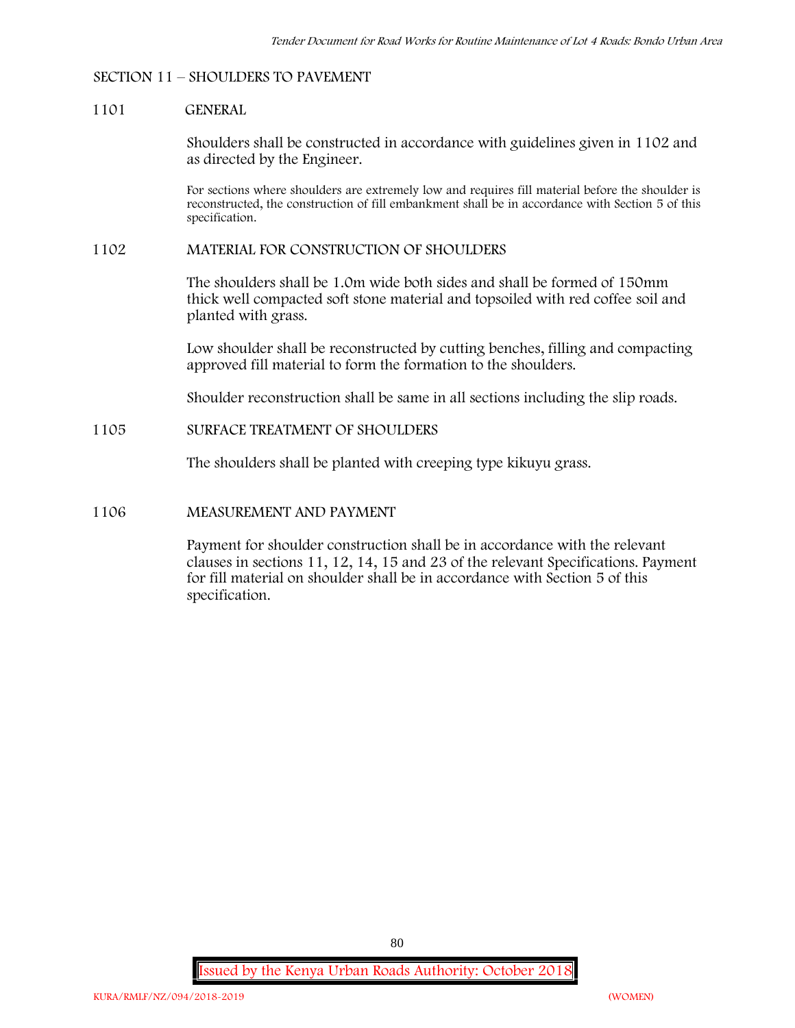## SECTION 11 – SHOULDERS TO PAVEMENT

### 1101 GENERAL

Shoulders shall be constructed in accordance with guidelines given in 1102 and as directed by the Engineer.

For sections where shoulders are extremely low and requires fill material before the shoulder is reconstructed, the construction of fill embankment shall be in accordance with Section 5 of this specification.

### 1102 MATERIAL FOR CONSTRUCTION OF SHOULDERS

The shoulders shall be 1.0m wide both sides and shall be formed of 150mm thick well compacted soft stone material and topsoiled with red coffee soil and planted with grass.

Low shoulder shall be reconstructed by cutting benches, filling and compacting approved fill material to form the formation to the shoulders.

Shoulder reconstruction shall be same in all sections including the slip roads.

### 1105 SURFACE TREATMENT OF SHOULDERS

The shoulders shall be planted with creeping type kikuyu grass.

### 1106 MEASUREMENT AND PAYMENT

Payment for shoulder construction shall be in accordance with the relevant clauses in sections 11, 12, 14, 15 and 23 of the relevant Specifications. Payment for fill material on shoulder shall be in accordance with Section 5 of this specification.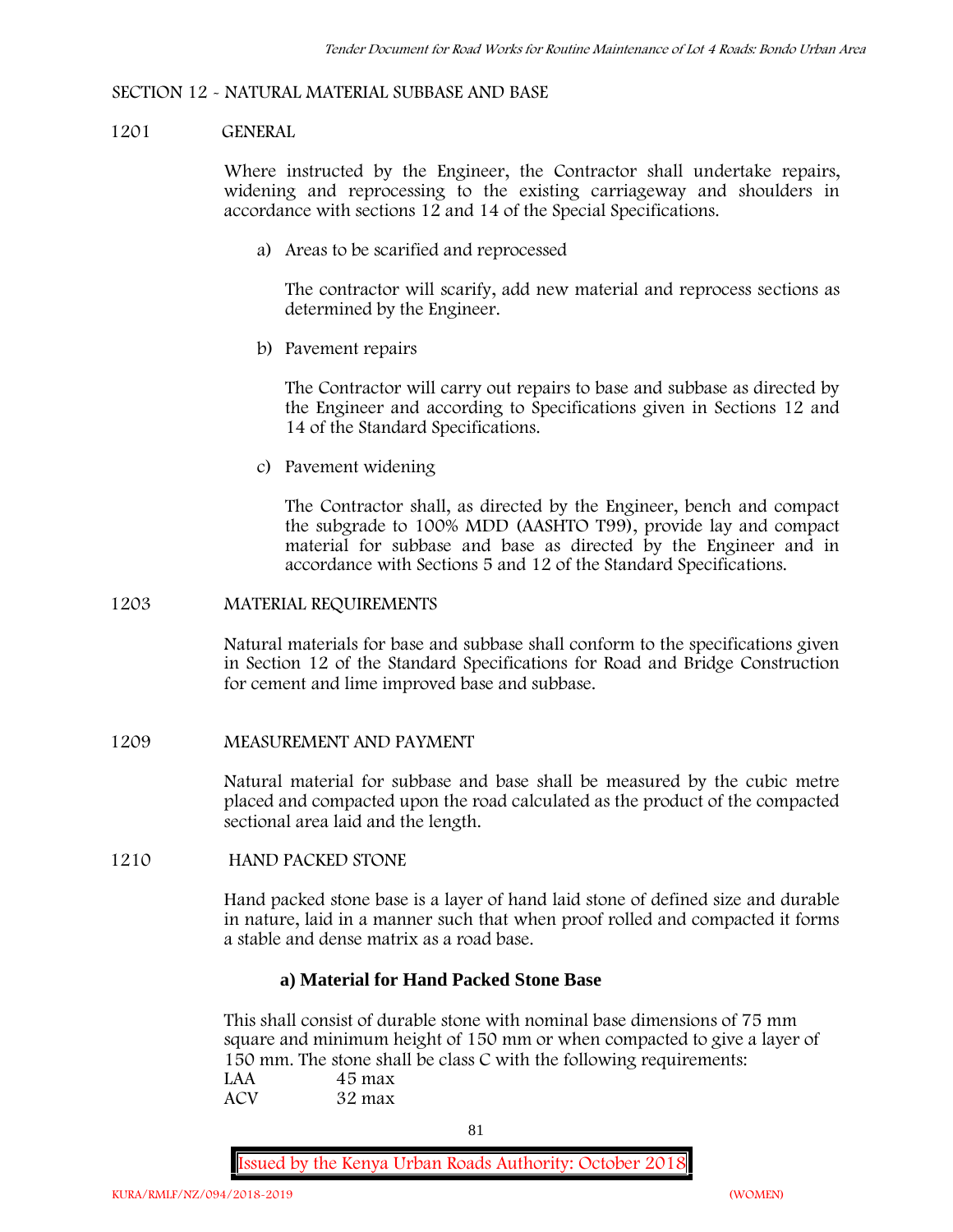## SECTION 12 - NATURAL MATERIAL SUBBASE AND BASE

### 1201 GENERAL

Where instructed by the Engineer, the Contractor shall undertake repairs, widening and reprocessing to the existing carriageway and shoulders in accordance with sections 12 and 14 of the Special Specifications.

a) Areas to be scarified and reprocessed

   The contractor will scarify, add new material and reprocess sections as determined by the Engineer.

b) Pavement repairs

   The Contractor will carry out repairs to base and subbase as directed by the Engineer and according to Specifications given in Sections 12 and 14 of the Standard Specifications.

c) Pavement widening

   The Contractor shall, as directed by the Engineer, bench and compact the subgrade to 100% MDD (AASHTO T99), provide lay and compact material for subbase and base as directed by the Engineer and in accordance with Sections 5 and 12 of the Standard Specifications.

### 1203 MATERIAL REQUIREMENTS

Natural materials for base and subbase shall conform to the specifications given in Section 12 of the Standard Specifications for Road and Bridge Construction for cement and lime improved base and subbase.

### 1209 MEASUREMENT AND PAYMENT

Natural material for subbase and base shall be measured by the cubic metre placed and compacted upon the road calculated as the product of the compacted sectional area laid and the length.

### 1210 HAND PACKED STONE

Hand packed stone base is a layer of hand laid stone of defined size and durable in nature, laid in a manner such that when proof rolled and compacted it forms a stable and dense matrix as a road base.

**a) Material for Hand Packed Stone Base**

This shall consist of durable stone with nominal base dimensions of 75 mm square and minimum height of 150 mm or when compacted to give a layer of 150 mm. The stone shall be class C with the following requirements:

LAA 45 max
ACV 32 max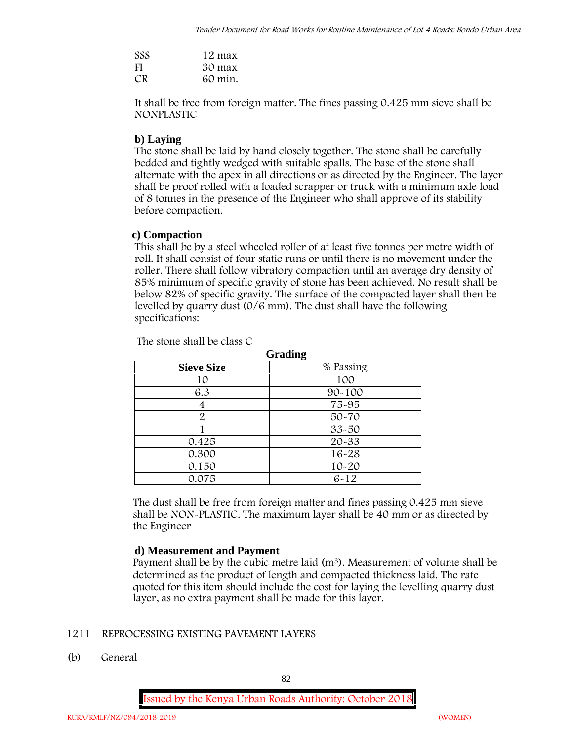| | |
|---|---|
| SSS | 12 max |
| FI | 30 max |
| CR | 60 min. |

It shall be free from foreign matter. The fines passing 0.425 mm sieve shall be NONPLASTIC

**b) Laying**

The stone shall be laid by hand closely together. The stone shall be carefully bedded and tightly wedged with suitable spalls. The base of the stone shall alternate with the apex in all directions or as directed by the Engineer. The layer shall be proof rolled with a loaded scrapper or truck with a minimum axle load of 8 tonnes in the presence of the Engineer who shall approve of its stability before compaction.

**c) Compaction**

This shall be by a steel wheeled roller of at least five tonnes per metre width of roll. It shall consist of four static runs or until there is no movement under the roller. There shall follow vibratory compaction until an average dry density of 85% minimum of specific gravity of stone has been achieved. No result shall be below 82% of specific gravity. The surface of the compacted layer shall then be levelled by quarry dust (0/6 mm). The dust shall have the following specifications:

The stone shall be class C

**Grading**

| Sieve Size | % Passing |
|---|---|
| 10 | 100 |
| 6.3 | 90-100 |
| 4 | 75-95 |
| 2 | 50-70 |
| 1 | 33-50 |
| 0.425 | 20-33 |
| 0.300 | 16-28 |
| 0.150 | 10-20 |
| 0.075 | 6-12 |

The dust shall be free from foreign matter and fines passing 0.425 mm sieve shall be NON-PLASTIC. The maximum layer shall be 40 mm or as directed by the Engineer

**d) Measurement and Payment**

Payment shall be by the cubic metre laid ($m^3$). Measurement of volume shall be determined as the product of length and compacted thickness laid. The rate quoted for this item should include the cost for laying the levelling quarry dust layer, as no extra payment shall be made for this layer.

## 1211 REPROCESSING EXISTING PAVEMENT LAYERS

(b) General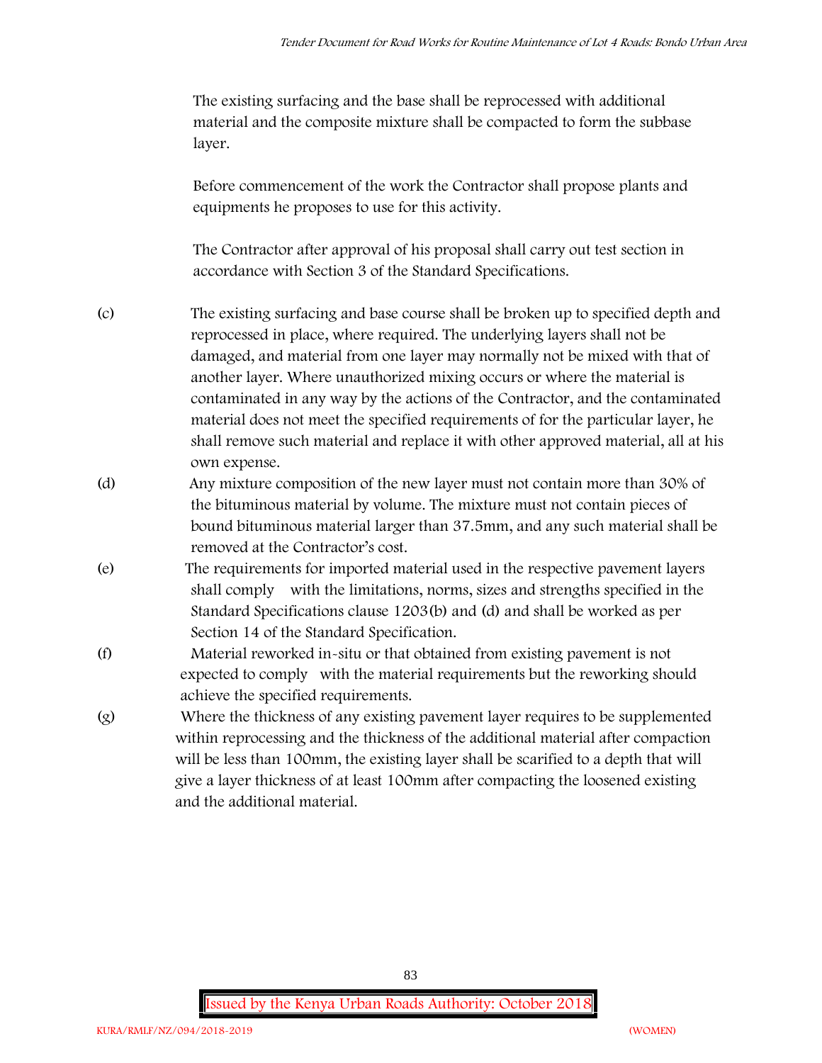The existing surfacing and the base shall be reprocessed with additional material and the composite mixture shall be compacted to form the subbase layer.

Before commencement of the work the Contractor shall propose plants and equipments he proposes to use for this activity.

The Contractor after approval of his proposal shall carry out test section in accordance with Section 3 of the Standard Specifications.

(c) The existing surfacing and base course shall be broken up to specified depth and reprocessed in place, where required. The underlying layers shall not be damaged, and material from one layer may normally not be mixed with that of another layer. Where unauthorized mixing occurs or where the material is contaminated in any way by the actions of the Contractor, and the contaminated material does not meet the specified requirements of for the particular layer, he shall remove such material and replace it with other approved material, all at his own expense.

(d) Any mixture composition of the new layer must not contain more than 30% of the bituminous material by volume. The mixture must not contain pieces of bound bituminous material larger than 37.5mm, and any such material shall be removed at the Contractor's cost.

(e) The requirements for imported material used in the respective pavement layers shall comply with the limitations, norms, sizes and strengths specified in the Standard Specifications clause 1203(b) and (d) and shall be worked as per Section 14 of the Standard Specification.

(f) Material reworked in-situ or that obtained from existing pavement is not expected to comply with the material requirements but the reworking should achieve the specified requirements.

(g) Where the thickness of any existing pavement layer requires to be supplemented within reprocessing and the thickness of the additional material after compaction will be less than 100mm, the existing layer shall be scarified to a depth that will give a layer thickness of at least 100mm after compacting the loosened existing and the additional material.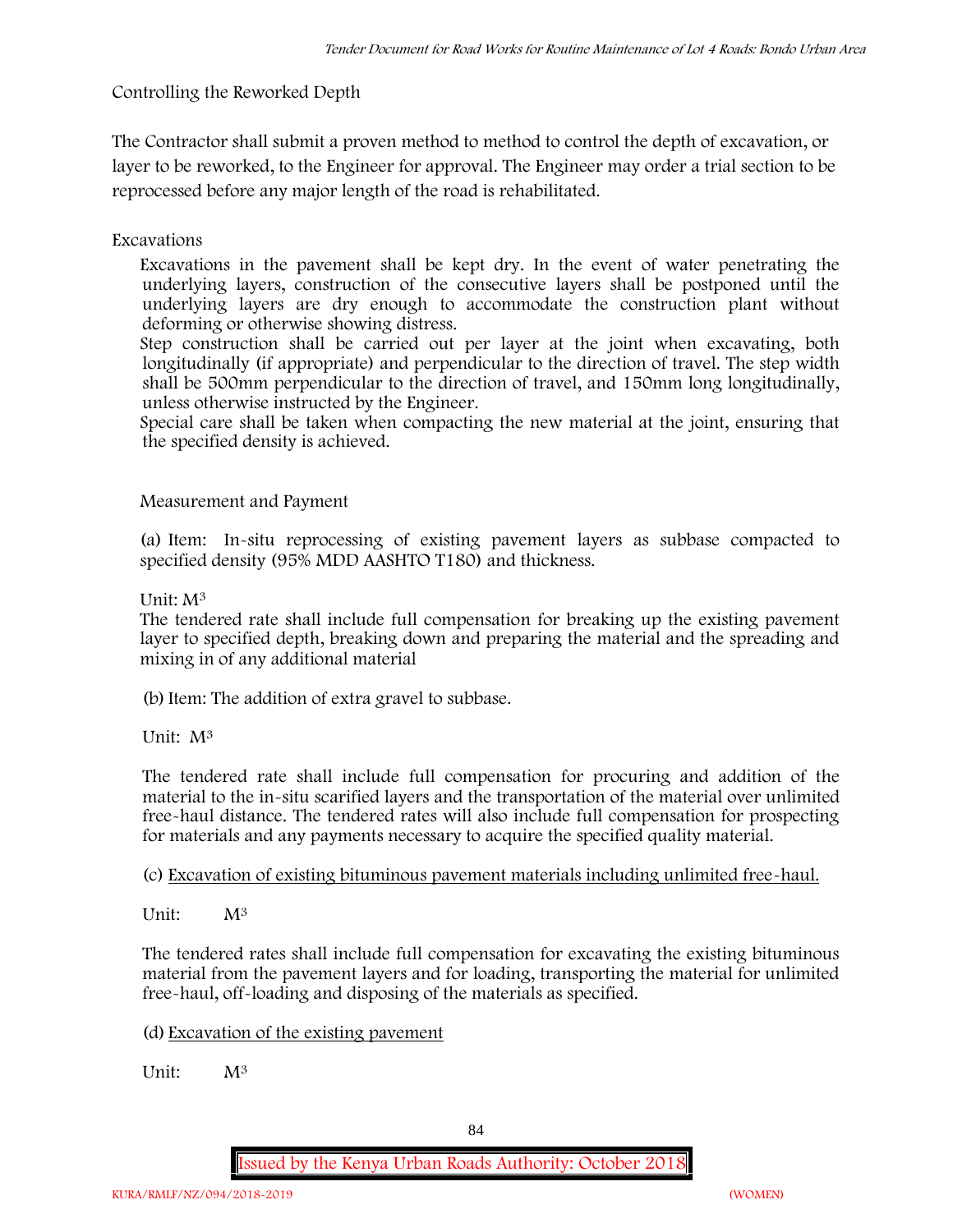Controlling the Reworked Depth

The Contractor shall submit a proven method to method to control the depth of excavation, or layer to be reworked, to the Engineer for approval. The Engineer may order a trial section to be reprocessed before any major length of the road is rehabilitated.

Excavations

Excavations in the pavement shall be kept dry. In the event of water penetrating the underlying layers, construction of the consecutive layers shall be postponed until the underlying layers are dry enough to accommodate the construction plant without deforming or otherwise showing distress.

Step construction shall be carried out per layer at the joint when excavating, both longitudinally (if appropriate) and perpendicular to the direction of travel. The step width shall be 500mm perpendicular to the direction of travel, and 150mm long longitudinally, unless otherwise instructed by the Engineer.

Special care shall be taken when compacting the new material at the joint, ensuring that the specified density is achieved.

Measurement and Payment

(a) Item: In-situ reprocessing of existing pavement layers as subbase compacted to specified density (95% MDD AASHTO T180) and thickness.

Unit: $M^3$

The tendered rate shall include full compensation for breaking up the existing pavement layer to specified depth, breaking down and preparing the material and the spreading and mixing in of any additional material

(b) Item: The addition of extra gravel to subbase.

Unit: $M^3$

The tendered rate shall include full compensation for procuring and addition of the material to the in-situ scarified layers and the transportation of the material over unlimited free-haul distance. The tendered rates will also include full compensation for prospecting for materials and any payments necessary to acquire the specified quality material.

(c) Excavation of existing bituminous pavement materials including unlimited free-haul.

Unit: $M^3$

The tendered rates shall include full compensation for excavating the existing bituminous material from the pavement layers and for loading, transporting the material for unlimited free-haul, off-loading and disposing of the materials as specified.

(d) Excavation of the existing pavement

Unit: $M^3$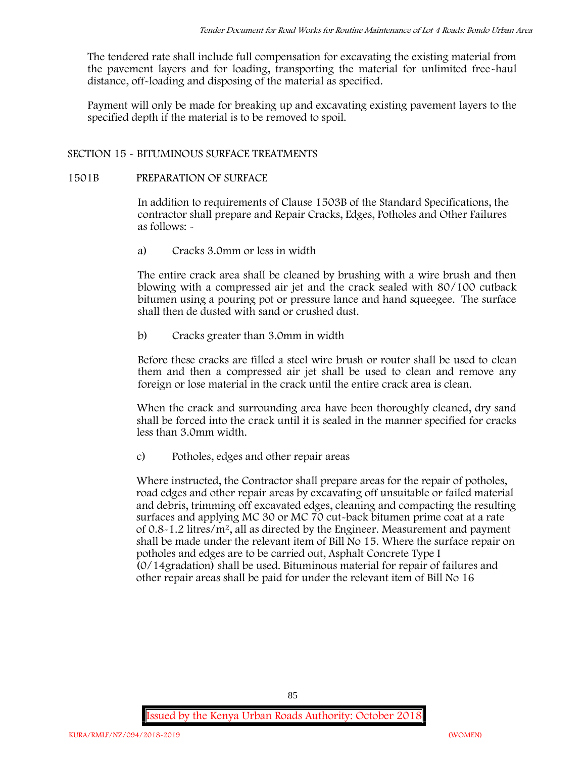The tendered rate shall include full compensation for excavating the existing material from the pavement layers and for loading, transporting the material for unlimited free-haul distance, off-loading and disposing of the material as specified.

Payment will only be made for breaking up and excavating existing pavement layers to the specified depth if the material is to be removed to spoil.

## SECTION 15 - BITUMINOUS SURFACE TREATMENTS

### 1501B PREPARATION OF SURFACE

In addition to requirements of Clause 1503B of the Standard Specifications, the contractor shall prepare and Repair Cracks, Edges, Potholes and Other Failures as follows: -

a) Cracks 3.0mm or less in width

The entire crack area shall be cleaned by brushing with a wire brush and then blowing with a compressed air jet and the crack sealed with 80/100 cutback bitumen using a pouring pot or pressure lance and hand squeegee. The surface shall then de dusted with sand or crushed dust.

b) Cracks greater than 3.0mm in width

Before these cracks are filled a steel wire brush or router shall be used to clean them and then a compressed air jet shall be used to clean and remove any foreign or lose material in the crack until the entire crack area is clean.

When the crack and surrounding area have been thoroughly cleaned, dry sand shall be forced into the crack until it is sealed in the manner specified for cracks less than 3.0mm width.

c) Potholes, edges and other repair areas

Where instructed, the Contractor shall prepare areas for the repair of potholes, road edges and other repair areas by excavating off unsuitable or failed material and debris, trimming off excavated edges, cleaning and compacting the resulting surfaces and applying MC 30 or MC 70 cut-back bitumen prime coat at a rate of 0.8-1.2 litres/m$^2$, all as directed by the Engineer. Measurement and payment shall be made under the relevant item of Bill No 15. Where the surface repair on potholes and edges are to be carried out, Asphalt Concrete Type I (0/14gradation) shall be used. Bituminous material for repair of failures and other repair areas shall be paid for under the relevant item of Bill No 16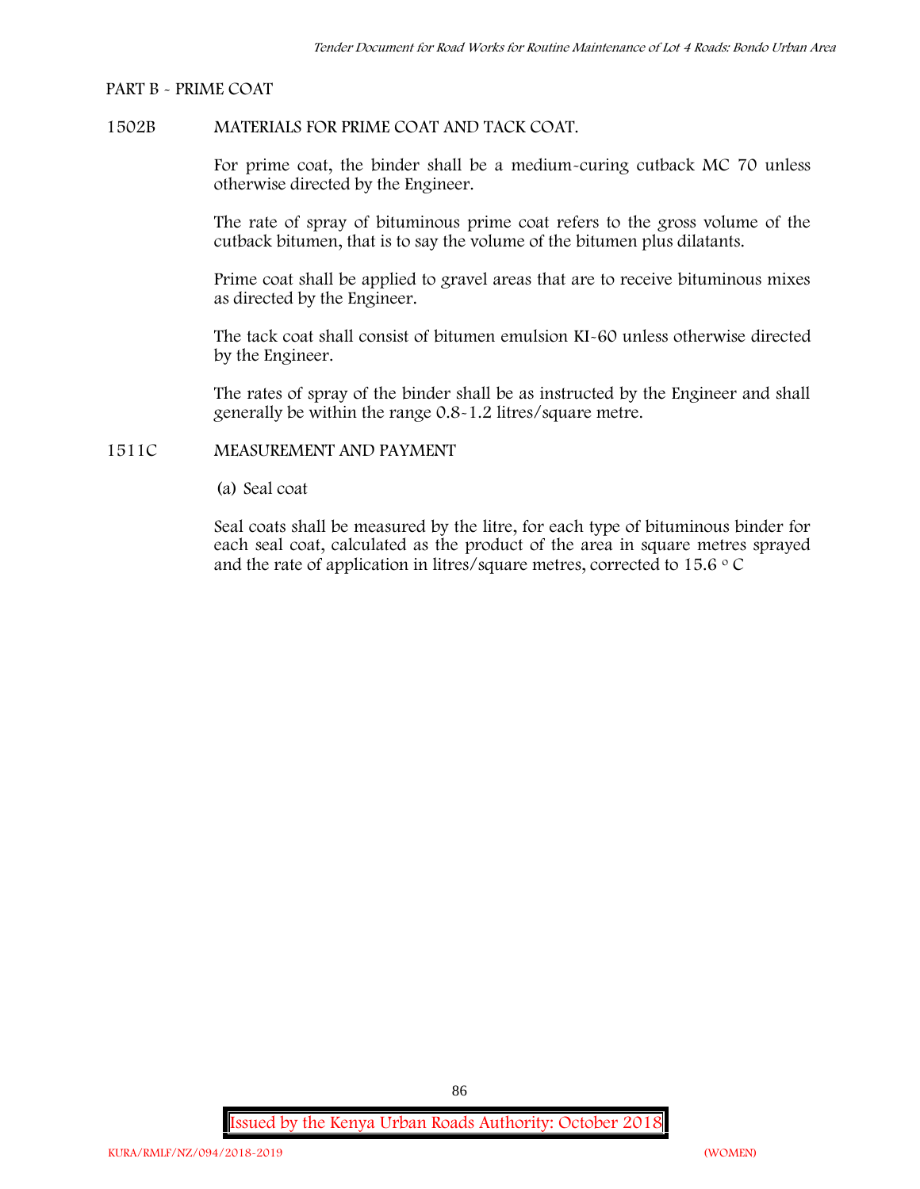PART B - PRIME COAT

1502B MATERIALS FOR PRIME COAT AND TACK COAT.

For prime coat, the binder shall be a medium-curing cutback MC 70 unless otherwise directed by the Engineer.

The rate of spray of bituminous prime coat refers to the gross volume of the cutback bitumen, that is to say the volume of the bitumen plus dilatants.

Prime coat shall be applied to gravel areas that are to receive bituminous mixes as directed by the Engineer.

The tack coat shall consist of bitumen emulsion KI-60 unless otherwise directed by the Engineer.

The rates of spray of the binder shall be as instructed by the Engineer and shall generally be within the range 0.8-1.2 litres/square metre.

1511C MEASUREMENT AND PAYMENT

(a) Seal coat

Seal coats shall be measured by the litre, for each type of bituminous binder for each seal coat, calculated as the product of the area in square metres sprayed and the rate of application in litres/square metres, corrected to 15.6 $^{o}$ C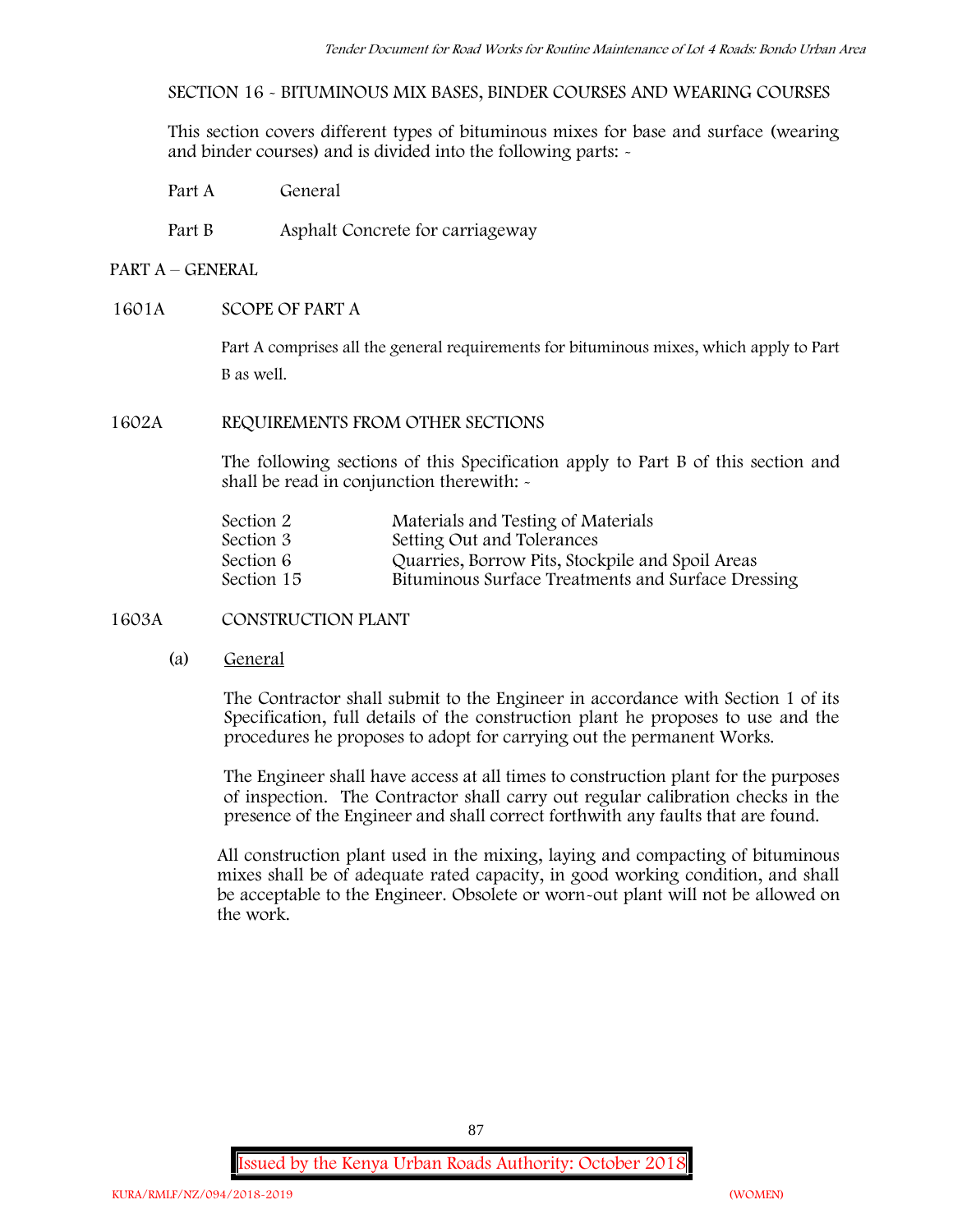SECTION 16 - BITUMINOUS MIX BASES, BINDER COURSES AND WEARING COURSES

This section covers different types of bituminous mixes for base and surface (wearing and binder courses) and is divided into the following parts: -

| | |
|---|---|
| Part A | General |
| Part B | Asphalt Concrete for carriageway |

## PART A – GENERAL

### 1601A SCOPE OF PART A

Part A comprises all the general requirements for bituminous mixes, which apply to Part B as well.

### 1602A REQUIREMENTS FROM OTHER SECTIONS

The following sections of this Specification apply to Part B of this section and shall be read in conjunction therewith: -

| | |
|---|---|
| Section 2 | Materials and Testing of Materials |
| Section 3 | Setting Out and Tolerances |
| Section 6 | Quarries, Borrow Pits, Stockpile and Spoil Areas |
| Section 15 | Bituminous Surface Treatments and Surface Dressing |

### 1603A CONSTRUCTION PLANT

(a) General

The Contractor shall submit to the Engineer in accordance with Section 1 of its Specification, full details of the construction plant he proposes to use and the procedures he proposes to adopt for carrying out the permanent Works.

The Engineer shall have access at all times to construction plant for the purposes of inspection. The Contractor shall carry out regular calibration checks in the presence of the Engineer and shall correct forthwith any faults that are found.

All construction plant used in the mixing, laying and compacting of bituminous mixes shall be of adequate rated capacity, in good working condition, and shall be acceptable to the Engineer. Obsolete or worn-out plant will not be allowed on the work.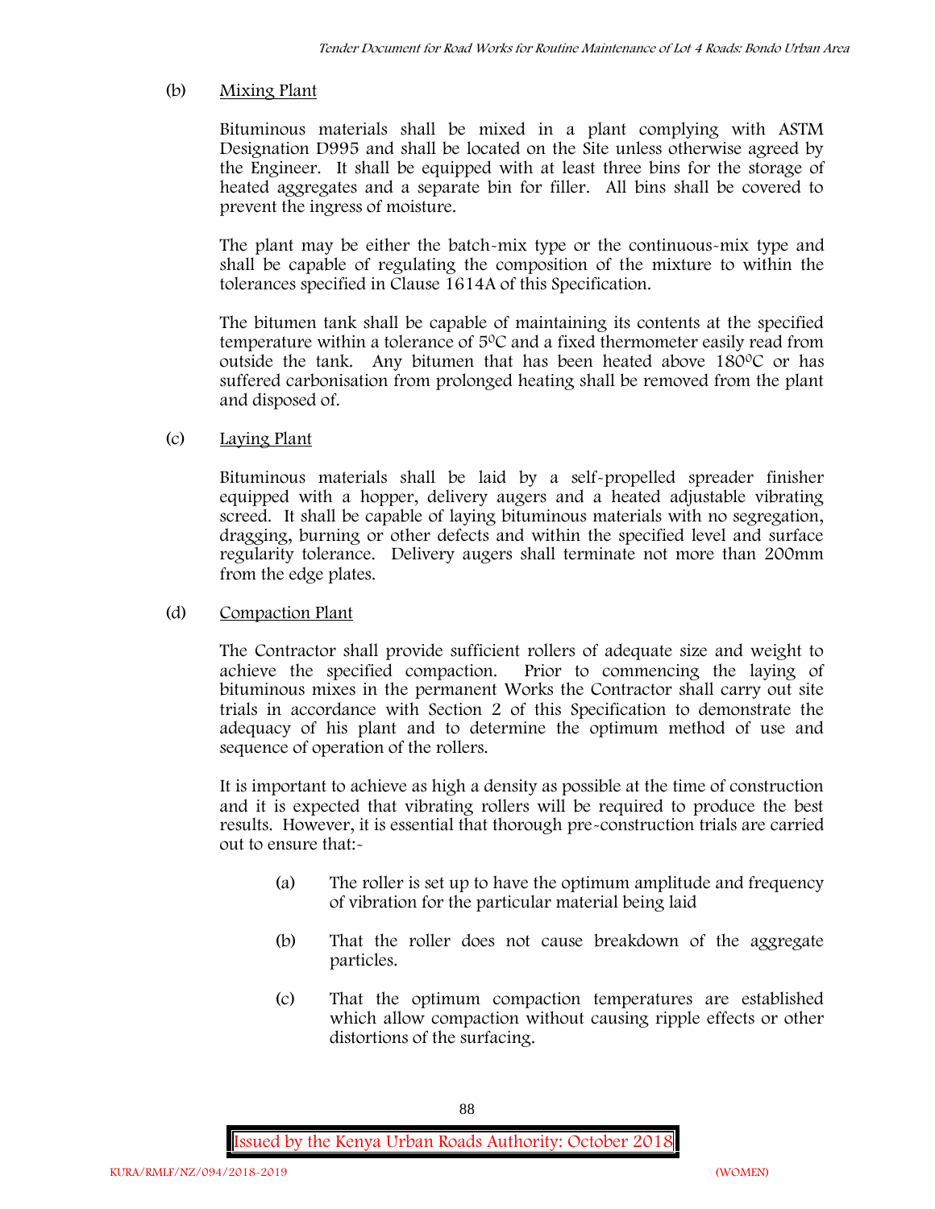(b) Mixing Plant

Bituminous materials shall be mixed in a plant complying with ASTM Designation D995 and shall be located on the Site unless otherwise agreed by the Engineer. It shall be equipped with at least three bins for the storage of heated aggregates and a separate bin for filler. All bins shall be covered to prevent the ingress of moisture.

The plant may be either the batch-mix type or the continuous-mix type and shall be capable of regulating the composition of the mixture to within the tolerances specified in Clause 1614A of this Specification.

The bitumen tank shall be capable of maintaining its contents at the specified temperature within a tolerance of $5^{0}C$ and a fixed thermometer easily read from outside the tank. Any bitumen that has been heated above $180^{0}C$ or has suffered carbonisation from prolonged heating shall be removed from the plant and disposed of.

(c) Laying Plant

Bituminous materials shall be laid by a self-propelled spreader finisher equipped with a hopper, delivery augers and a heated adjustable vibrating screed. It shall be capable of laying bituminous materials with no segregation, dragging, burning or other defects and within the specified level and surface regularity tolerance. Delivery augers shall terminate not more than 200mm from the edge plates.

(d) Compaction Plant

The Contractor shall provide sufficient rollers of adequate size and weight to achieve the specified compaction. Prior to commencing the laying of bituminous mixes in the permanent Works the Contractor shall carry out site trials in accordance with Section 2 of this Specification to demonstrate the adequacy of his plant and to determine the optimum method of use and sequence of operation of the rollers.

It is important to achieve as high a density as possible at the time of construction and it is expected that vibrating rollers will be required to produce the best results. However, it is essential that thorough pre-construction trials are carried out to ensure that:-

(a) The roller is set up to have the optimum amplitude and frequency of vibration for the particular material being laid

(b) That the roller does not cause breakdown of the aggregate particles.

(c) That the optimum compaction temperatures are established which allow compaction without causing ripple effects or other distortions of the surfacing.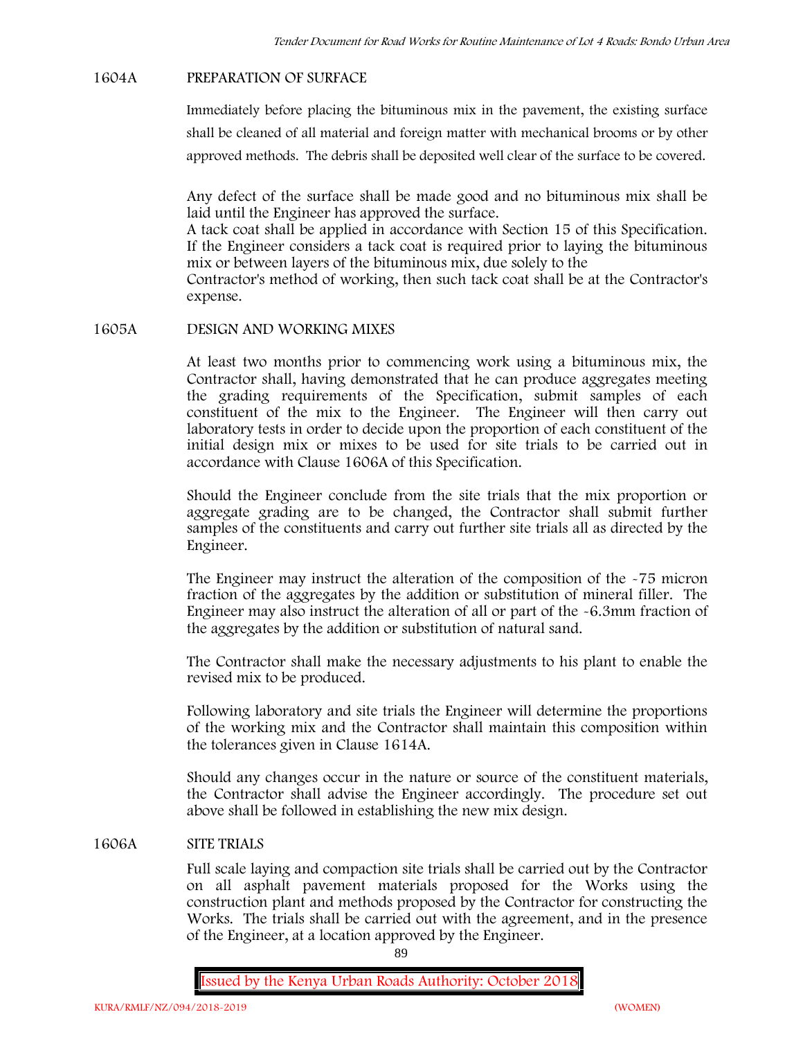### 1604A PREPARATION OF SURFACE

Immediately before placing the bituminous mix in the pavement, the existing surface shall be cleaned of all material and foreign matter with mechanical brooms or by other approved methods. The debris shall be deposited well clear of the surface to be covered.

Any defect of the surface shall be made good and no bituminous mix shall be laid until the Engineer has approved the surface.
A tack coat shall be applied in accordance with Section 15 of this Specification. If the Engineer considers a tack coat is required prior to laying the bituminous mix or between layers of the bituminous mix, due solely to the
Contractor's method of working, then such tack coat shall be at the Contractor's expense.

### 1605A DESIGN AND WORKING MIXES

At least two months prior to commencing work using a bituminous mix, the Contractor shall, having demonstrated that he can produce aggregates meeting the grading requirements of the Specification, submit samples of each constituent of the mix to the Engineer. The Engineer will then carry out laboratory tests in order to decide upon the proportion of each constituent of the initial design mix or mixes to be used for site trials to be carried out in accordance with Clause 1606A of this Specification.

Should the Engineer conclude from the site trials that the mix proportion or aggregate grading are to be changed, the Contractor shall submit further samples of the constituents and carry out further site trials all as directed by the Engineer.

The Engineer may instruct the alteration of the composition of the -75 micron fraction of the aggregates by the addition or substitution of mineral filler. The Engineer may also instruct the alteration of all or part of the -6.3mm fraction of the aggregates by the addition or substitution of natural sand.

The Contractor shall make the necessary adjustments to his plant to enable the revised mix to be produced.

Following laboratory and site trials the Engineer will determine the proportions of the working mix and the Contractor shall maintain this composition within the tolerances given in Clause 1614A.

Should any changes occur in the nature or source of the constituent materials, the Contractor shall advise the Engineer accordingly. The procedure set out above shall be followed in establishing the new mix design.

### 1606A SITE TRIALS

Full scale laying and compaction site trials shall be carried out by the Contractor on all asphalt pavement materials proposed for the Works using the construction plant and methods proposed by the Contractor for constructing the Works. The trials shall be carried out with the agreement, and in the presence of the Engineer, at a location approved by the Engineer.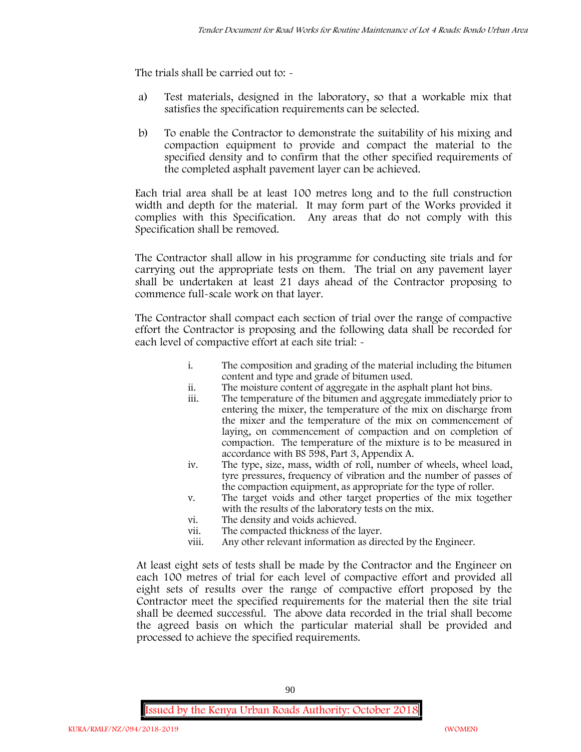The trials shall be carried out to: -

a) Test materials, designed in the laboratory, so that a workable mix that satisfies the specification requirements can be selected.

b) To enable the Contractor to demonstrate the suitability of his mixing and compaction equipment to provide and compact the material to the specified density and to confirm that the other specified requirements of the completed asphalt pavement layer can be achieved.

Each trial area shall be at least 100 metres long and to the full construction width and depth for the material. It may form part of the Works provided it complies with this Specification. Any areas that do not comply with this Specification shall be removed.

The Contractor shall allow in his programme for conducting site trials and for carrying out the appropriate tests on them. The trial on any pavement layer shall be undertaken at least 21 days ahead of the Contractor proposing to commence full-scale work on that layer.

The Contractor shall compact each section of trial over the range of compactive effort the Contractor is proposing and the following data shall be recorded for each level of compactive effort at each site trial: -

i. The composition and grading of the material including the bitumen content and type and grade of bitumen used.
ii. The moisture content of aggregate in the asphalt plant hot bins.
iii. The temperature of the bitumen and aggregate immediately prior to entering the mixer, the temperature of the mix on discharge from the mixer and the temperature of the mix on commencement of laying, on commencement of compaction and on completion of compaction. The temperature of the mixture is to be measured in accordance with BS 598, Part 3, Appendix A.
iv. The type, size, mass, width of roll, number of wheels, wheel load, tyre pressures, frequency of vibration and the number of passes of the compaction equipment, as appropriate for the type of roller.
v. The target voids and other target properties of the mix together with the results of the laboratory tests on the mix.
vi. The density and voids achieved.
vii. The compacted thickness of the layer.
viii. Any other relevant information as directed by the Engineer.

At least eight sets of tests shall be made by the Contractor and the Engineer on each 100 metres of trial for each level of compactive effort and provided all eight sets of results over the range of compactive effort proposed by the Contractor meet the specified requirements for the material then the site trial shall be deemed successful. The above data recorded in the trial shall become the agreed basis on which the particular material shall be provided and processed to achieve the specified requirements.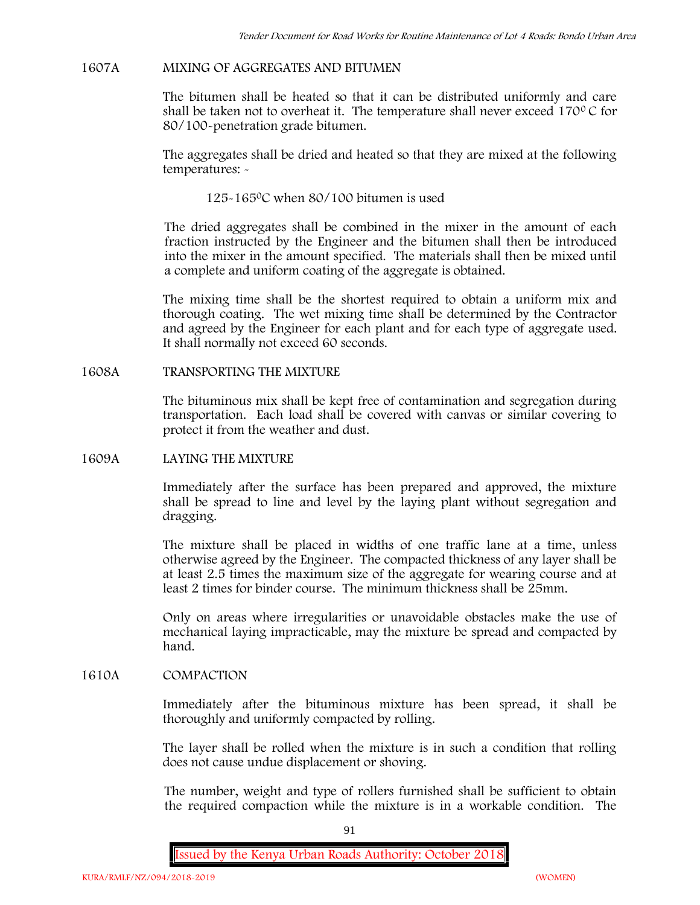## 1607A MIXING OF AGGREGATES AND BITUMEN

The bitumen shall be heated so that it can be distributed uniformly and care shall be taken not to overheat it. The temperature shall never exceed 170$^{0}$ C for 80/100-penetration grade bitumen.

The aggregates shall be dried and heated so that they are mixed at the following temperatures: -

125-165$^{0}$C when 80/100 bitumen is used

The dried aggregates shall be combined in the mixer in the amount of each fraction instructed by the Engineer and the bitumen shall then be introduced into the mixer in the amount specified. The materials shall then be mixed until a complete and uniform coating of the aggregate is obtained.

The mixing time shall be the shortest required to obtain a uniform mix and thorough coating. The wet mixing time shall be determined by the Contractor and agreed by the Engineer for each plant and for each type of aggregate used. It shall normally not exceed 60 seconds.

## 1608A TRANSPORTING THE MIXTURE

The bituminous mix shall be kept free of contamination and segregation during transportation. Each load shall be covered with canvas or similar covering to protect it from the weather and dust.

## 1609A LAYING THE MIXTURE

Immediately after the surface has been prepared and approved, the mixture shall be spread to line and level by the laying plant without segregation and dragging.

The mixture shall be placed in widths of one traffic lane at a time, unless otherwise agreed by the Engineer. The compacted thickness of any layer shall be at least 2.5 times the maximum size of the aggregate for wearing course and at least 2 times for binder course. The minimum thickness shall be 25mm.

Only on areas where irregularities or unavoidable obstacles make the use of mechanical laying impracticable, may the mixture be spread and compacted by hand.

## 1610A COMPACTION

Immediately after the bituminous mixture has been spread, it shall be thoroughly and uniformly compacted by rolling.

The layer shall be rolled when the mixture is in such a condition that rolling does not cause undue displacement or shoving.

The number, weight and type of rollers furnished shall be sufficient to obtain the required compaction while the mixture is in a workable condition. The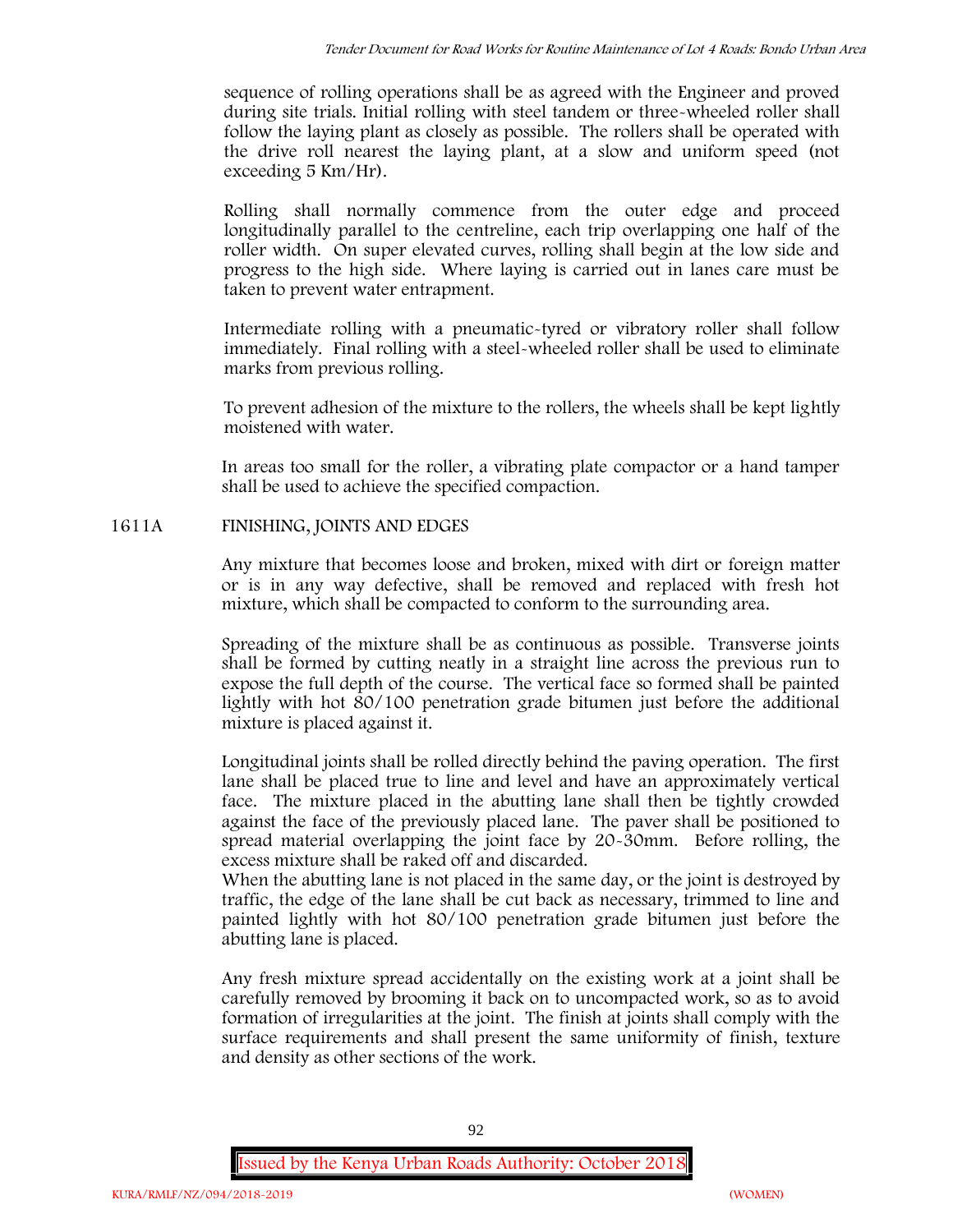sequence of rolling operations shall be as agreed with the Engineer and proved during site trials. Initial rolling with steel tandem or three-wheeled roller shall follow the laying plant as closely as possible. The rollers shall be operated with the drive roll nearest the laying plant, at a slow and uniform speed (not exceeding 5 Km/Hr).

Rolling shall normally commence from the outer edge and proceed longitudinally parallel to the centreline, each trip overlapping one half of the roller width. On super elevated curves, rolling shall begin at the low side and progress to the high side. Where laying is carried out in lanes care must be taken to prevent water entrapment.

Intermediate rolling with a pneumatic-tyred or vibratory roller shall follow immediately. Final rolling with a steel-wheeled roller shall be used to eliminate marks from previous rolling.

To prevent adhesion of the mixture to the rollers, the wheels shall be kept lightly moistened with water.

In areas too small for the roller, a vibrating plate compactor or a hand tamper shall be used to achieve the specified compaction.

## 1611A FINISHING, JOINTS AND EDGES

Any mixture that becomes loose and broken, mixed with dirt or foreign matter or is in any way defective, shall be removed and replaced with fresh hot mixture, which shall be compacted to conform to the surrounding area.

Spreading of the mixture shall be as continuous as possible. Transverse joints shall be formed by cutting neatly in a straight line across the previous run to expose the full depth of the course. The vertical face so formed shall be painted lightly with hot 80/100 penetration grade bitumen just before the additional mixture is placed against it.

Longitudinal joints shall be rolled directly behind the paving operation. The first lane shall be placed true to line and level and have an approximately vertical face. The mixture placed in the abutting lane shall then be tightly crowded against the face of the previously placed lane. The paver shall be positioned to spread material overlapping the joint face by 20-30mm. Before rolling, the excess mixture shall be raked off and discarded.
When the abutting lane is not placed in the same day, or the joint is destroyed by traffic, the edge of the lane shall be cut back as necessary, trimmed to line and painted lightly with hot 80/100 penetration grade bitumen just before the abutting lane is placed.

Any fresh mixture spread accidentally on the existing work at a joint shall be carefully removed by brooming it back on to uncompacted work, so as to avoid formation of irregularities at the joint. The finish at joints shall comply with the surface requirements and shall present the same uniformity of finish, texture and density as other sections of the work.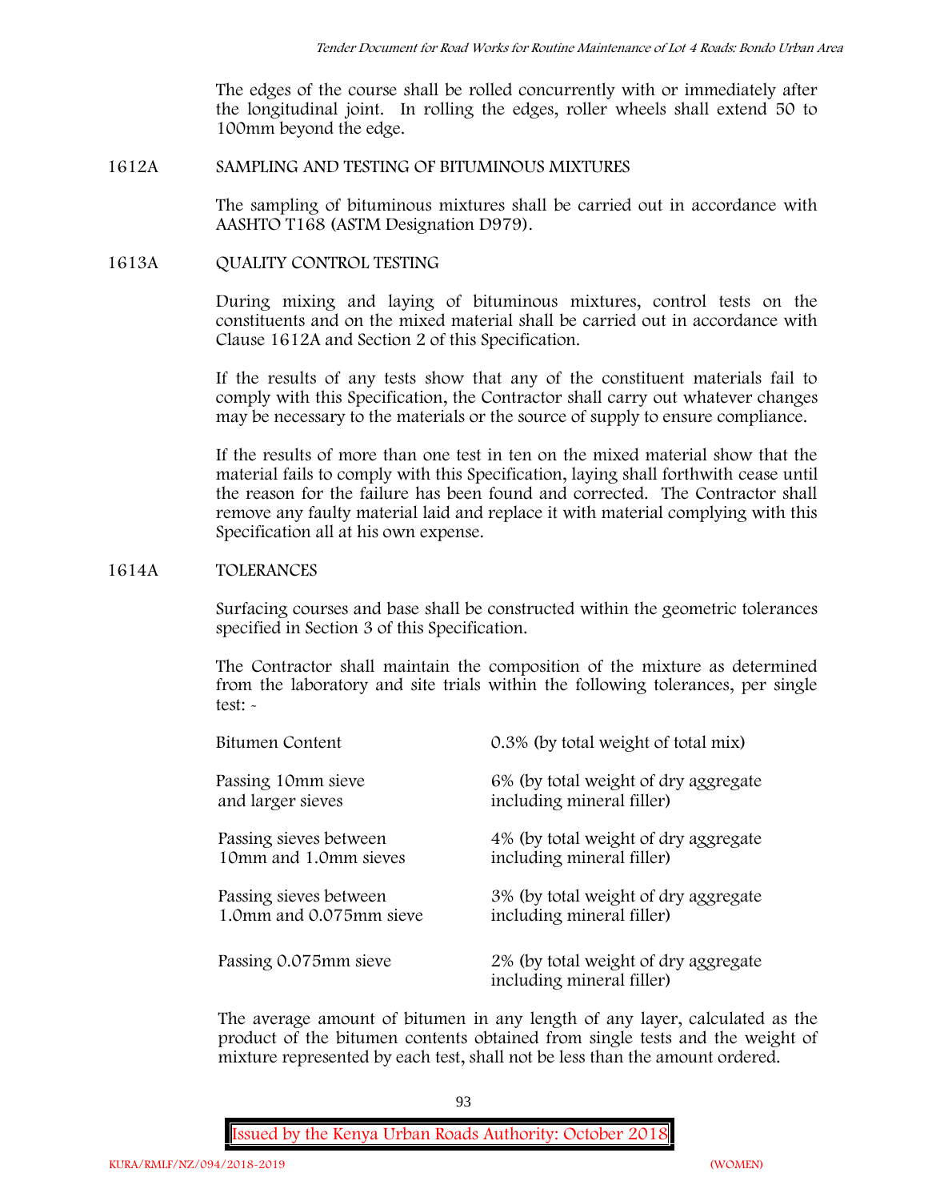The edges of the course shall be rolled concurrently with or immediately after the longitudinal joint. In rolling the edges, roller wheels shall extend 50 to 100mm beyond the edge.

## 1612A SAMPLING AND TESTING OF BITUMINOUS MIXTURES

The sampling of bituminous mixtures shall be carried out in accordance with AASHTO T168 (ASTM Designation D979).

## 1613A QUALITY CONTROL TESTING

During mixing and laying of bituminous mixtures, control tests on the constituents and on the mixed material shall be carried out in accordance with Clause 1612A and Section 2 of this Specification.

If the results of any tests show that any of the constituent materials fail to comply with this Specification, the Contractor shall carry out whatever changes may be necessary to the materials or the source of supply to ensure compliance.

If the results of more than one test in ten on the mixed material show that the material fails to comply with this Specification, laying shall forthwith cease until the reason for the failure has been found and corrected. The Contractor shall remove any faulty material laid and replace it with material complying with this Specification all at his own expense.

## 1614A TOLERANCES

Surfacing courses and base shall be constructed within the geometric tolerances specified in Section 3 of this Specification.

The Contractor shall maintain the composition of the mixture as determined from the laboratory and site trials within the following tolerances, per single test: -

| | |
|---|---|
| Bitumen Content | 0.3% (by total weight of total mix) |
| Passing 10mm sieve and larger sieves | 6% (by total weight of dry aggregate including mineral filler) |
| Passing sieves between 10mm and 1.0mm sieves | 4% (by total weight of dry aggregate including mineral filler) |
| Passing sieves between 1.0mm and 0.075mm sieve | 3% (by total weight of dry aggregate including mineral filler) |
| Passing 0.075mm sieve | 2% (by total weight of dry aggregate including mineral filler) |

The average amount of bitumen in any length of any layer, calculated as the product of the bitumen contents obtained from single tests and the weight of mixture represented by each test, shall not be less than the amount ordered.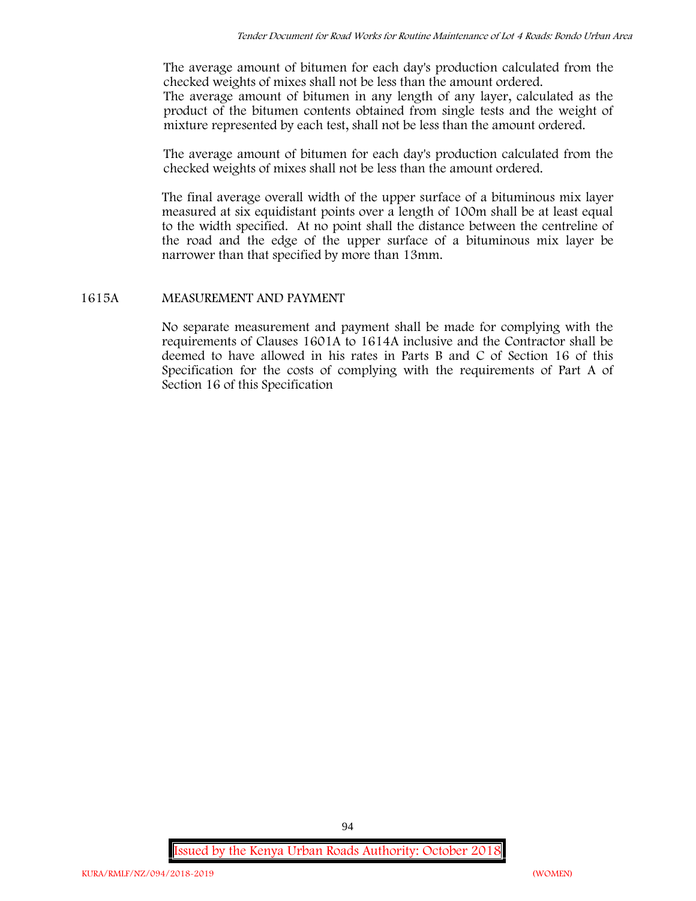The average amount of bitumen for each day's production calculated from the checked weights of mixes shall not be less than the amount ordered.
The average amount of bitumen in any length of any layer, calculated as the product of the bitumen contents obtained from single tests and the weight of mixture represented by each test, shall not be less than the amount ordered.

The average amount of bitumen for each day's production calculated from the checked weights of mixes shall not be less than the amount ordered.

The final average overall width of the upper surface of a bituminous mix layer measured at six equidistant points over a length of 100m shall be at least equal to the width specified. At no point shall the distance between the centreline of the road and the edge of the upper surface of a bituminous mix layer be narrower than that specified by more than 13mm.

## 1615A MEASUREMENT AND PAYMENT

No separate measurement and payment shall be made for complying with the requirements of Clauses 1601A to 1614A inclusive and the Contractor shall be deemed to have allowed in his rates in Parts B and C of Section 16 of this Specification for the costs of complying with the requirements of Part A of Section 16 of this Specification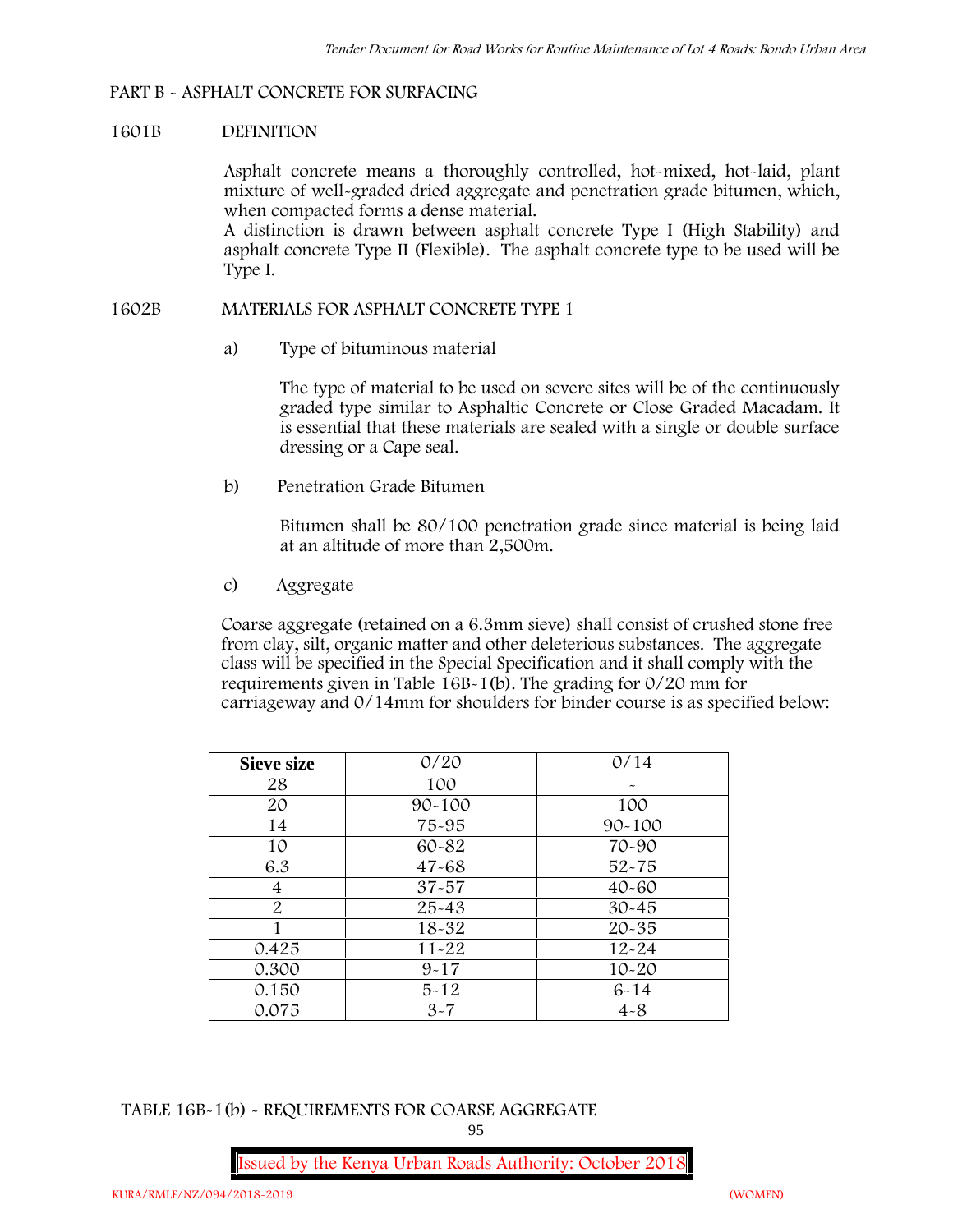## PART B - ASPHALT CONCRETE FOR SURFACING

### 1601B DEFINITION

Asphalt concrete means a thoroughly controlled, hot-mixed, hot-laid, plant mixture of well-graded dried aggregate and penetration grade bitumen, which, when compacted forms a dense material.

A distinction is drawn between asphalt concrete Type I (High Stability) and asphalt concrete Type II (Flexible). The asphalt concrete type to be used will be Type I.

### 1602B MATERIALS FOR ASPHALT CONCRETE TYPE 1

a) Type of bituminous material

The type of material to be used on severe sites will be of the continuously graded type similar to Asphaltic Concrete or Close Graded Macadam. It is essential that these materials are sealed with a single or double surface dressing or a Cape seal.

b) Penetration Grade Bitumen

Bitumen shall be 80/100 penetration grade since material is being laid at an altitude of more than 2,500m.

c) Aggregate

Coarse aggregate (retained on a 6.3mm sieve) shall consist of crushed stone free from clay, silt, organic matter and other deleterious substances. The aggregate class will be specified in the Special Specification and it shall comply with the requirements given in Table 16B-1(b). The grading for 0/20 mm for carriageway and 0/14mm for shoulders for binder course is as specified below:

| Sieve size | 0/20 | 0/14 |
|---|---|---|
| 28 | 100 | - |
| 20 | 90-100 | 100 |
| 14 | 75-95 | 90-100 |
| 10 | 60-82 | 70-90 |
| 6.3 | 47-68 | 52-75 |
| 4 | 37-57 | 40-60 |
| 2 | 25-43 | 30-45 |
| 1 | 18-32 | 20-35 |
| 0.425 | 11-22 | 12-24 |
| 0.300 | 9-17 | 10-20 |
| 0.150 | 5-12 | 6-14 |
| 0.075 | 3-7 | 4-8 |

TABLE 16B-1(b) - REQUIREMENTS FOR COARSE AGGREGATE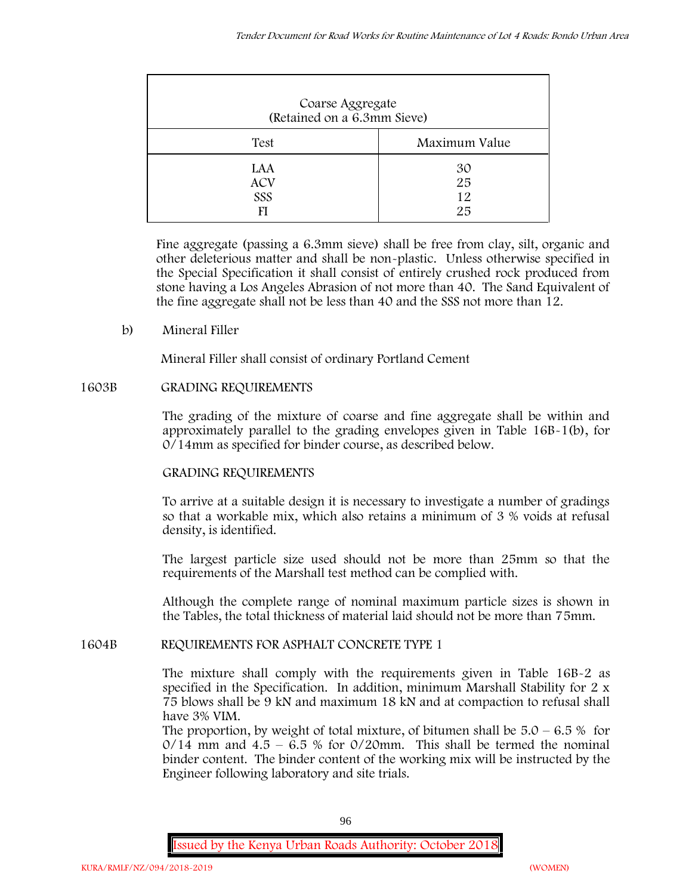| Coarse Aggregate (Retained on a 6.3mm Sieve) | |
|---|---|
| Test | Maximum Value |
| LAA | 30 |
| ACV | 25 |
| SSS | 12 |
| FI | 25 |

Fine aggregate (passing a 6.3mm sieve) shall be free from clay, silt, organic and other deleterious matter and shall be non-plastic. Unless otherwise specified in the Special Specification it shall consist of entirely crushed rock produced from stone having a Los Angeles Abrasion of not more than 40. The Sand Equivalent of the fine aggregate shall not be less than 40 and the SSS not more than 12.

b) Mineral Filler

Mineral Filler shall consist of ordinary Portland Cement

## 1603B GRADING REQUIREMENTS

The grading of the mixture of coarse and fine aggregate shall be within and approximately parallel to the grading envelopes given in Table 16B-1(b), for 0/14mm as specified for binder course, as described below.

GRADING REQUIREMENTS

To arrive at a suitable design it is necessary to investigate a number of gradings so that a workable mix, which also retains a minimum of 3 % voids at refusal density, is identified.

The largest particle size used should not be more than 25mm so that the requirements of the Marshall test method can be complied with.

Although the complete range of nominal maximum particle sizes is shown in the Tables, the total thickness of material laid should not be more than 75mm.

## 1604B REQUIREMENTS FOR ASPHALT CONCRETE TYPE 1

The mixture shall comply with the requirements given in Table 16B-2 as specified in the Specification. In addition, minimum Marshall Stability for 2 x 75 blows shall be 9 kN and maximum 18 kN and at compaction to refusal shall have 3% VIM.

The proportion, by weight of total mixture, of bitumen shall be 5.0 – 6.5 % for 0/14 mm and 4.5 – 6.5 % for 0/20mm. This shall be termed the nominal binder content. The binder content of the working mix will be instructed by the Engineer following laboratory and site trials.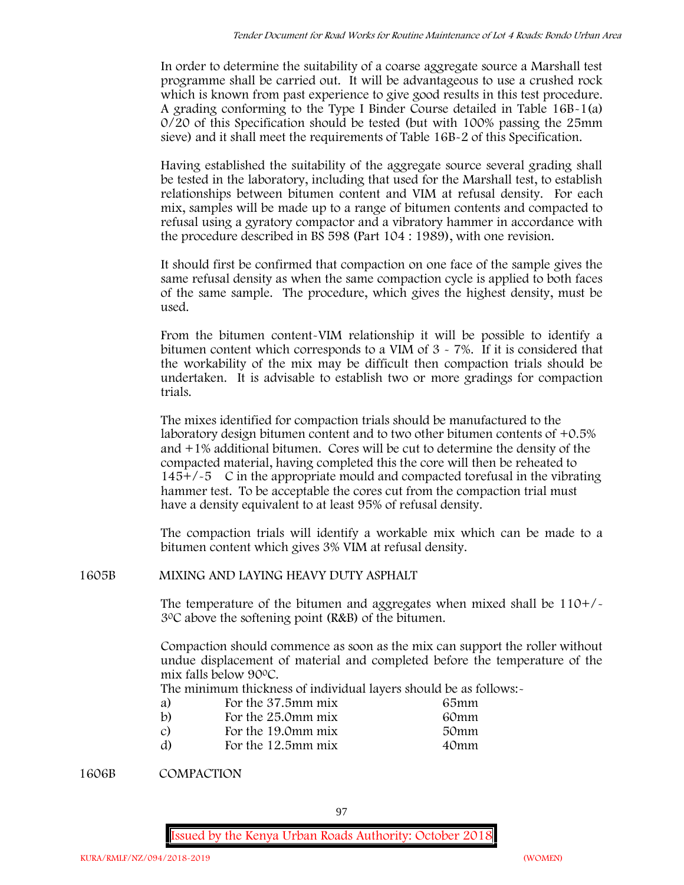In order to determine the suitability of a coarse aggregate source a Marshall test programme shall be carried out. It will be advantageous to use a crushed rock which is known from past experience to give good results in this test procedure. A grading conforming to the Type I Binder Course detailed in Table 16B-1(a) 0/20 of this Specification should be tested (but with 100% passing the 25mm sieve) and it shall meet the requirements of Table 16B-2 of this Specification.

Having established the suitability of the aggregate source several grading shall be tested in the laboratory, including that used for the Marshall test, to establish relationships between bitumen content and VIM at refusal density. For each mix, samples will be made up to a range of bitumen contents and compacted to refusal using a gyratory compactor and a vibratory hammer in accordance with the procedure described in BS 598 (Part 104 : 1989), with one revision.

It should first be confirmed that compaction on one face of the sample gives the same refusal density as when the same compaction cycle is applied to both faces of the same sample. The procedure, which gives the highest density, must be used.

From the bitumen content-VIM relationship it will be possible to identify a bitumen content which corresponds to a VIM of 3 - 7%. If it is considered that the workability of the mix may be difficult then compaction trials should be undertaken. It is advisable to establish two or more gradings for compaction trials.

The mixes identified for compaction trials should be manufactured to the laboratory design bitumen content and to two other bitumen contents of +0.5% and +1% additional bitumen. Cores will be cut to determine the density of the compacted material, having completed this the core will then be reheated to 145+/-5 C in the appropriate mould and compacted torefusal in the vibrating hammer test. To be acceptable the cores cut from the compaction trial must have a density equivalent to at least 95% of refusal density.

The compaction trials will identify a workable mix which can be made to a bitumen content which gives 3% VIM at refusal density.

## 1605B MIXING AND LAYING HEAVY DUTY ASPHALT

The temperature of the bitumen and aggregates when mixed shall be 110+/-3°C above the softening point (R&B) of the bitumen.

Compaction should commence as soon as the mix can support the roller without undue displacement of material and completed before the temperature of the mix falls below 90°C.

The minimum thickness of individual layers should be as follows:-

| | | |
|---|---|---|
| a) | For the 37.5mm mix | 65mm |
| b) | For the 25.0mm mix | 60mm |
| c) | For the 19.0mm mix | 50mm |
| d) | For the 12.5mm mix | 40mm |

## 1606B COMPACTION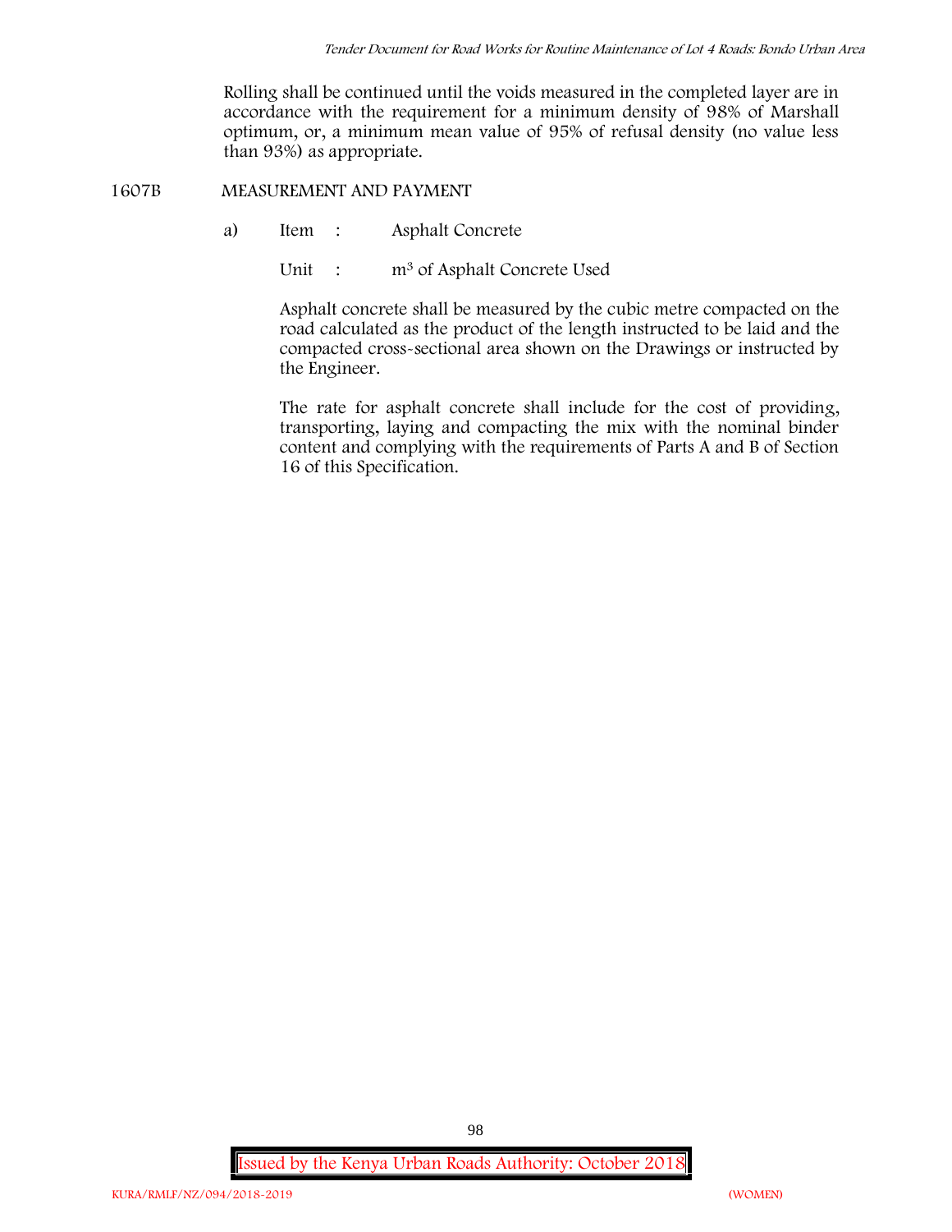Rolling shall be continued until the voids measured in the completed layer are in accordance with the requirement for a minimum density of 98% of Marshall optimum, or, a minimum mean value of 95% of refusal density (no value less than 93%) as appropriate.

## 1607B MEASUREMENT AND PAYMENT

a) Item : Asphalt Concrete

Unit : $m^3$ of Asphalt Concrete Used

Asphalt concrete shall be measured by the cubic metre compacted on the road calculated as the product of the length instructed to be laid and the compacted cross-sectional area shown on the Drawings or instructed by the Engineer.

The rate for asphalt concrete shall include for the cost of providing, transporting, laying and compacting the mix with the nominal binder content and complying with the requirements of Parts A and B of Section 16 of this Specification.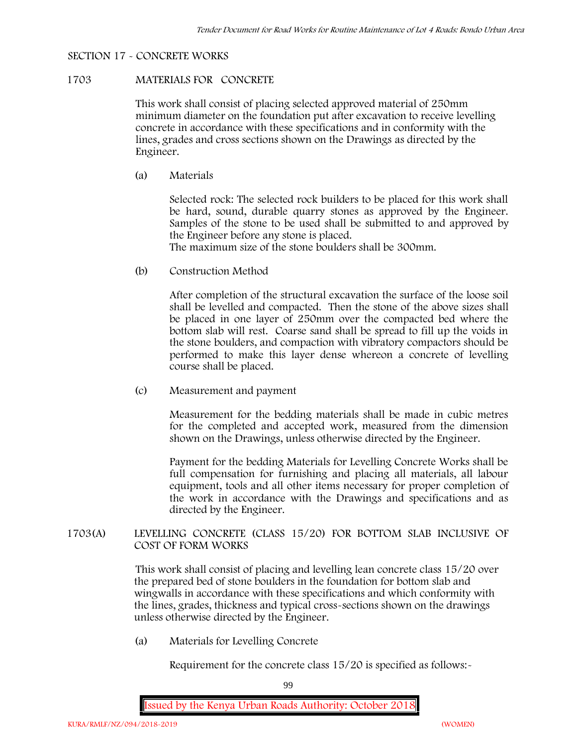## SECTION 17 - CONCRETE WORKS

### 1703 MATERIALS FOR CONCRETE

This work shall consist of placing selected approved material of 250mm minimum diameter on the foundation put after excavation to receive levelling concrete in accordance with these specifications and in conformity with the lines, grades and cross sections shown on the Drawings as directed by the Engineer.

(a) Materials

Selected rock: The selected rock builders to be placed for this work shall be hard, sound, durable quarry stones as approved by the Engineer. Samples of the stone to be used shall be submitted to and approved by the Engineer before any stone is placed.
The maximum size of the stone boulders shall be 300mm.

(b) Construction Method

After completion of the structural excavation the surface of the loose soil shall be levelled and compacted. Then the stone of the above sizes shall be placed in one layer of 250mm over the compacted bed where the bottom slab will rest. Coarse sand shall be spread to fill up the voids in the stone boulders, and compaction with vibratory compactors should be performed to make this layer dense whereon a concrete of levelling course shall be placed.

(c) Measurement and payment

Measurement for the bedding materials shall be made in cubic metres for the completed and accepted work, measured from the dimension shown on the Drawings, unless otherwise directed by the Engineer.

Payment for the bedding Materials for Levelling Concrete Works shall be full compensation for furnishing and placing all materials, all labour equipment, tools and all other items necessary for proper completion of the work in accordance with the Drawings and specifications and as directed by the Engineer.

### 1703(A) LEVELLING CONCRETE (CLASS 15/20) FOR BOTTOM SLAB INCLUSIVE OF COST OF FORM WORKS

This work shall consist of placing and levelling lean concrete class 15/20 over the prepared bed of stone boulders in the foundation for bottom slab and wingwalls in accordance with these specifications and which conformity with the lines, grades, thickness and typical cross-sections shown on the drawings unless otherwise directed by the Engineer.

(a) Materials for Levelling Concrete

Requirement for the concrete class 15/20 is specified as follows:-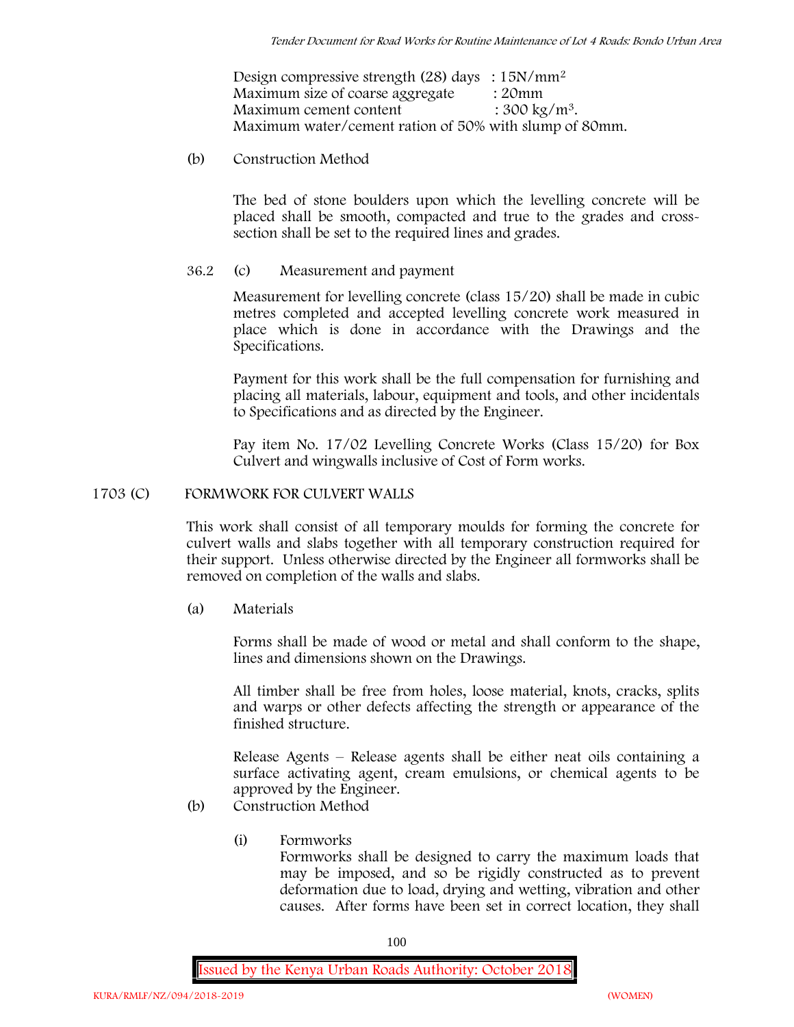Design compressive strength (28) days : $15N/mm^2$
Maximum size of coarse aggregate : 20mm
Maximum cement content : $300\ kg/m^3$.
Maximum water/cement ration of 50% with slump of 80mm.

(b) Construction Method

The bed of stone boulders upon which the levelling concrete will be placed shall be smooth, compacted and true to the grades and cross-section shall be set to the required lines and grades.

36.2 (c) Measurement and payment

Measurement for levelling concrete (class 15/20) shall be made in cubic metres completed and accepted levelling concrete work measured in place which is done in accordance with the Drawings and the Specifications.

Payment for this work shall be the full compensation for furnishing and placing all materials, labour, equipment and tools, and other incidentals to Specifications and as directed by the Engineer.

Pay item No. 17/02 Levelling Concrete Works (Class 15/20) for Box Culvert and wingwalls inclusive of Cost of Form works.

## 1703 (C) FORMWORK FOR CULVERT WALLS

This work shall consist of all temporary moulds for forming the concrete for culvert walls and slabs together with all temporary construction required for their support. Unless otherwise directed by the Engineer all formworks shall be removed on completion of the walls and slabs.

(a) Materials

Forms shall be made of wood or metal and shall conform to the shape, lines and dimensions shown on the Drawings.

All timber shall be free from holes, loose material, knots, cracks, splits and warps or other defects affecting the strength or appearance of the finished structure.

Release Agents – Release agents shall be either neat oils containing a surface activating agent, cream emulsions, or chemical agents to be approved by the Engineer.

(b) Construction Method

(i) Formworks
Formworks shall be designed to carry the maximum loads that may be imposed, and so be rigidly constructed as to prevent deformation due to load, drying and wetting, vibration and other causes. After forms have been set in correct location, they shall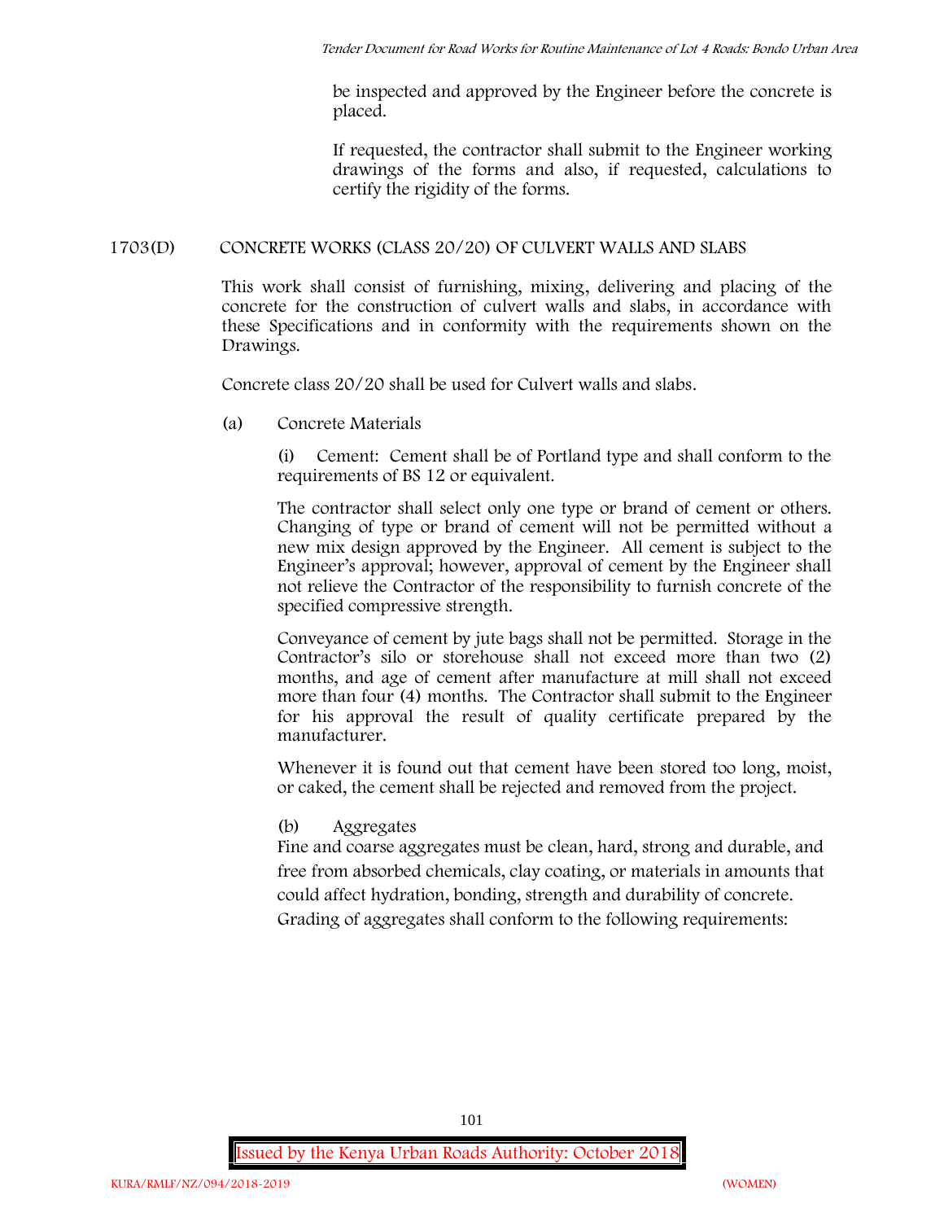be inspected and approved by the Engineer before the concrete is placed.

If requested, the contractor shall submit to the Engineer working drawings of the forms and also, if requested, calculations to certify the rigidity of the forms.

## 1703(D) CONCRETE WORKS (CLASS 20/20) OF CULVERT WALLS AND SLABS

This work shall consist of furnishing, mixing, delivering and placing of the concrete for the construction of culvert walls and slabs, in accordance with these Specifications and in conformity with the requirements shown on the Drawings.

Concrete class 20/20 shall be used for Culvert walls and slabs.

(a) Concrete Materials

(i) Cement: Cement shall be of Portland type and shall conform to the requirements of BS 12 or equivalent.

The contractor shall select only one type or brand of cement or others. Changing of type or brand of cement will not be permitted without a new mix design approved by the Engineer. All cement is subject to the Engineer's approval; however, approval of cement by the Engineer shall not relieve the Contractor of the responsibility to furnish concrete of the specified compressive strength.

Conveyance of cement by jute bags shall not be permitted. Storage in the Contractor's silo or storehouse shall not exceed more than two (2) months, and age of cement after manufacture at mill shall not exceed more than four (4) months. The Contractor shall submit to the Engineer for his approval the result of quality certificate prepared by the manufacturer.

Whenever it is found out that cement have been stored too long, moist, or caked, the cement shall be rejected and removed from the project.

(b) Aggregates

Fine and coarse aggregates must be clean, hard, strong and durable, and free from absorbed chemicals, clay coating, or materials in amounts that could affect hydration, bonding, strength and durability of concrete.

Grading of aggregates shall conform to the following requirements: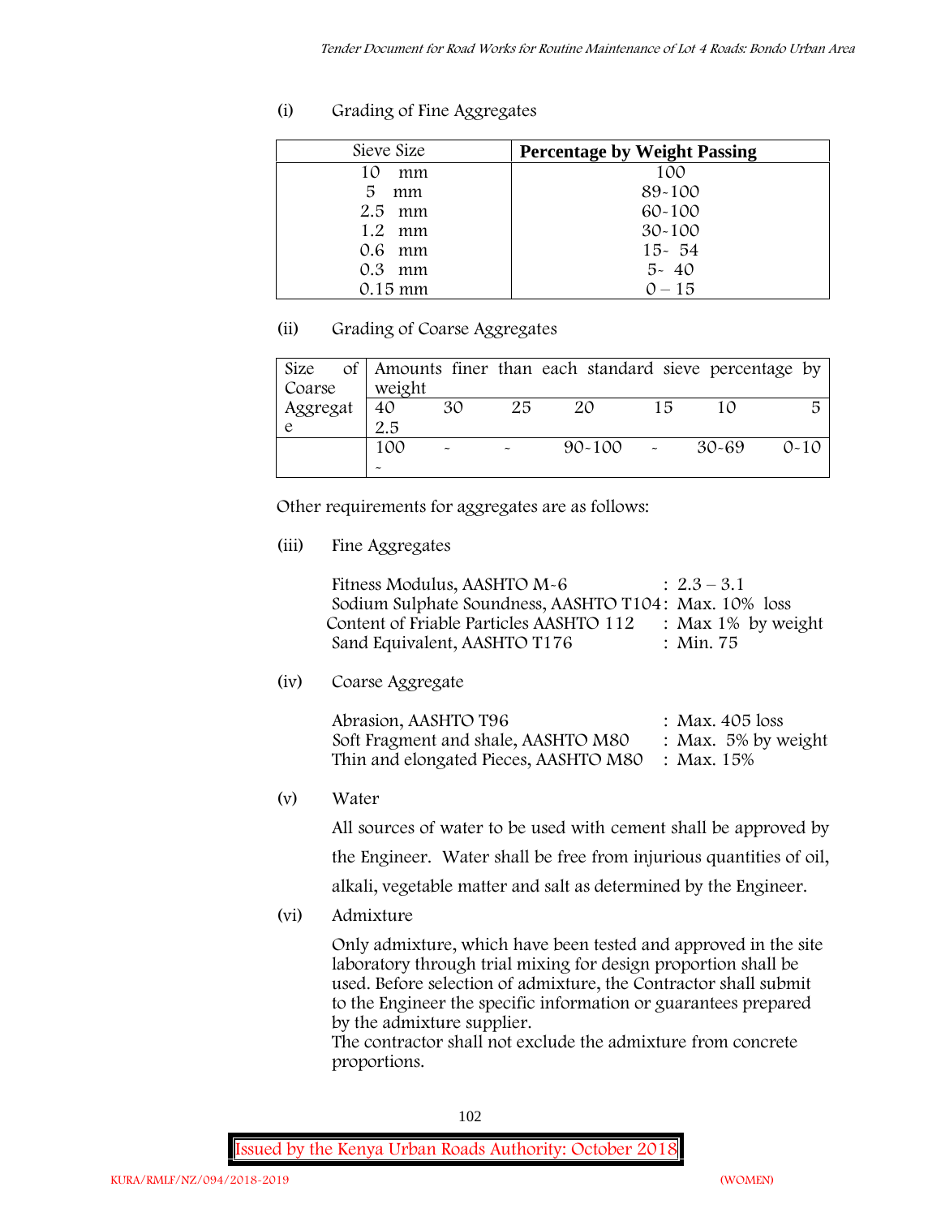(i) Grading of Fine Aggregates

| Sieve Size | **Percentage by Weight Passing** |
|---|---|
| 10 mm | 100 |
| 5 mm | 89-100 |
| 2.5 mm | 60-100 |
| 1.2 mm | 30-100 |
| 0.6 mm | 15- 54 |
| 0.3 mm | 5- 40 |
| 0.15 mm | 0 – 15 |

(ii) Grading of Coarse Aggregates

| Size of Coarse Aggregate | Amounts finer than each standard sieve percentage by weight | | | | | | |
|---|---|---|---|---|---|---|---|
| | 40 2.5 | 30 | 25 | 20 | 15 | 10 | 5 |
| | 100 - | - | - | 90-100 | - | 30-69 | 0-10 |

Other requirements for aggregates are as follows:

(iii) Fine Aggregates

Fitness Modulus, AASHTO M-6 : 2.3 – 3.1
Sodium Sulphate Soundness, AASHTO T104: Max. 10% loss
Content of Friable Particles AASHTO 112 : Max 1% by weight
Sand Equivalent, AASHTO T176 : Min. 75

(iv) Coarse Aggregate

Abrasion, AASHTO T96 : Max. 405 loss
Soft Fragment and shale, AASHTO M80 : Max. 5% by weight
Thin and elongated Pieces, AASHTO M80 : Max. 15%

(v) Water

All sources of water to be used with cement shall be approved by the Engineer. Water shall be free from injurious quantities of oil, alkali, vegetable matter and salt as determined by the Engineer.

(vi) Admixture

Only admixture, which have been tested and approved in the site laboratory through trial mixing for design proportion shall be used. Before selection of admixture, the Contractor shall submit to the Engineer the specific information or guarantees prepared by the admixture supplier.
The contractor shall not exclude the admixture from concrete proportions.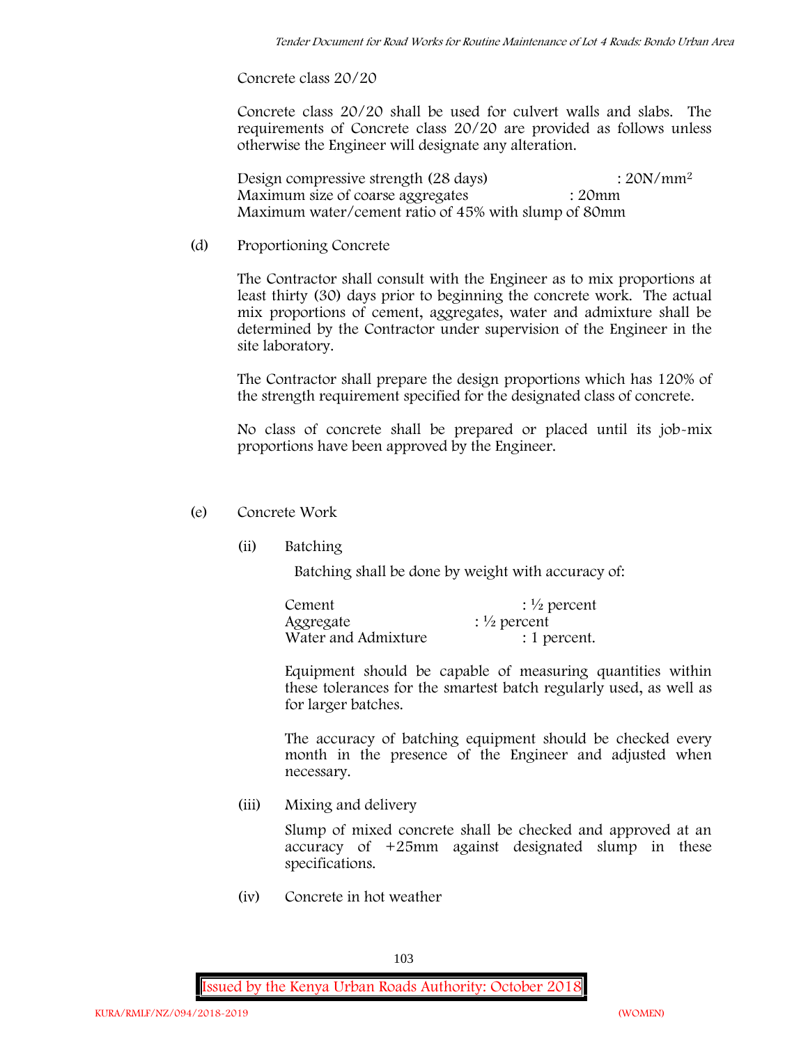Concrete class 20/20

Concrete class 20/20 shall be used for culvert walls and slabs. The requirements of Concrete class 20/20 are provided as follows unless otherwise the Engineer will designate any alteration.

Design compressive strength (28 days) : $20N/mm^2$
Maximum size of coarse aggregates : 20mm
Maximum water/cement ratio of 45% with slump of 80mm

(d) Proportioning Concrete

The Contractor shall consult with the Engineer as to mix proportions at least thirty (30) days prior to beginning the concrete work. The actual mix proportions of cement, aggregates, water and admixture shall be determined by the Contractor under supervision of the Engineer in the site laboratory.

The Contractor shall prepare the design proportions which has 120% of the strength requirement specified for the designated class of concrete.

No class of concrete shall be prepared or placed until its job-mix proportions have been approved by the Engineer.

(e) Concrete Work

(ii) Batching

Batching shall be done by weight with accuracy of:

Cement : ½ percent
Aggregate : ½ percent
Water and Admixture : 1 percent.

Equipment should be capable of measuring quantities within these tolerances for the smartest batch regularly used, as well as for larger batches.

The accuracy of batching equipment should be checked every month in the presence of the Engineer and adjusted when necessary.

(iii) Mixing and delivery

Slump of mixed concrete shall be checked and approved at an accuracy of +25mm against designated slump in these specifications.

(iv) Concrete in hot weather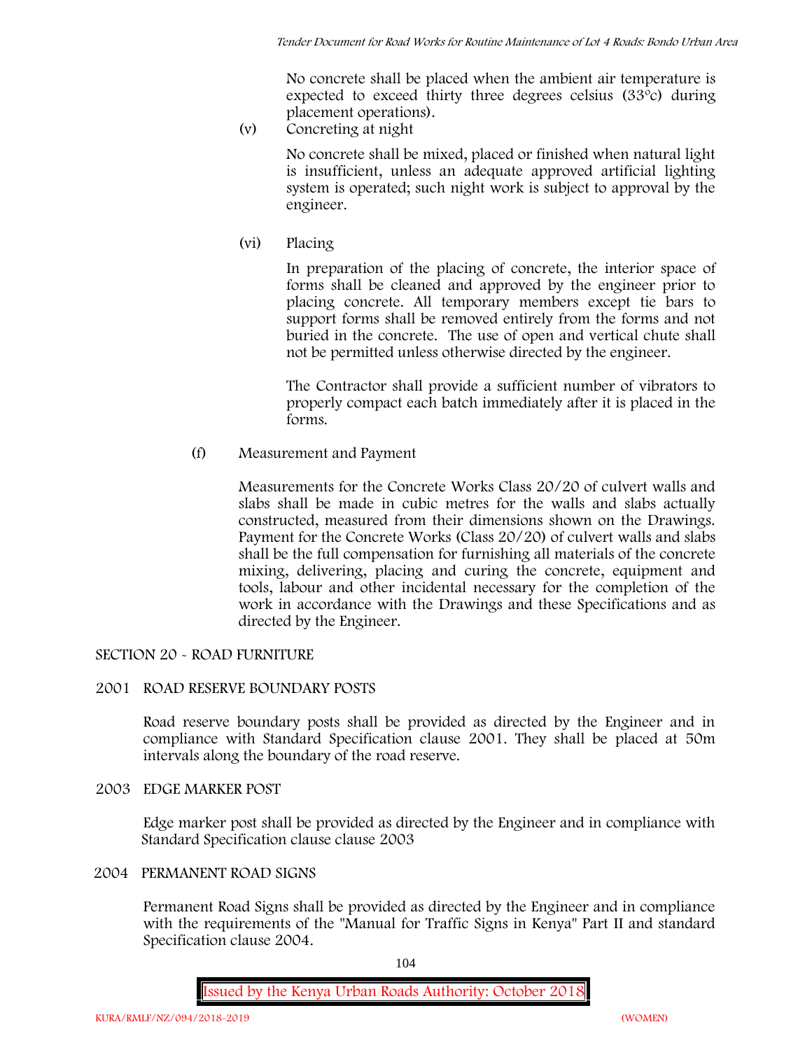No concrete shall be placed when the ambient air temperature is expected to exceed thirty three degrees celsius (33°c) during placement operations).

(v) Concreting at night

No concrete shall be mixed, placed or finished when natural light is insufficient, unless an adequate approved artificial lighting system is operated; such night work is subject to approval by the engineer.

(vi) Placing

In preparation of the placing of concrete, the interior space of forms shall be cleaned and approved by the engineer prior to placing concrete. All temporary members except tie bars to support forms shall be removed entirely from the forms and not buried in the concrete. The use of open and vertical chute shall not be permitted unless otherwise directed by the engineer.

The Contractor shall provide a sufficient number of vibrators to properly compact each batch immediately after it is placed in the forms.

(f) Measurement and Payment

Measurements for the Concrete Works Class 20/20 of culvert walls and slabs shall be made in cubic metres for the walls and slabs actually constructed, measured from their dimensions shown on the Drawings. Payment for the Concrete Works (Class 20/20) of culvert walls and slabs shall be the full compensation for furnishing all materials of the concrete mixing, delivering, placing and curing the concrete, equipment and tools, labour and other incidental necessary for the completion of the work in accordance with the Drawings and these Specifications and as directed by the Engineer.

## SECTION 20 - ROAD FURNITURE

### 2001 ROAD RESERVE BOUNDARY POSTS

Road reserve boundary posts shall be provided as directed by the Engineer and in compliance with Standard Specification clause 2001. They shall be placed at 50m intervals along the boundary of the road reserve.

### 2003 EDGE MARKER POST

Edge marker post shall be provided as directed by the Engineer and in compliance with Standard Specification clause clause 2003

### 2004 PERMANENT ROAD SIGNS

Permanent Road Signs shall be provided as directed by the Engineer and in compliance with the requirements of the "Manual for Traffic Signs in Kenya" Part II and standard Specification clause 2004.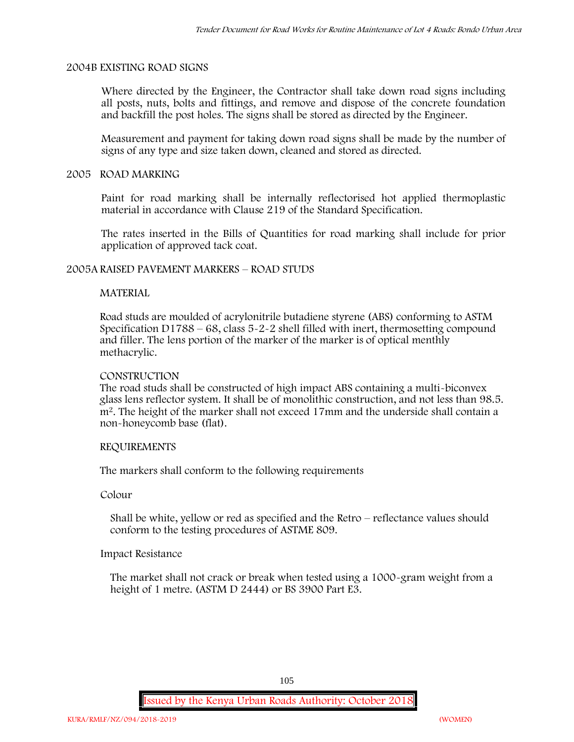## 2004B EXISTING ROAD SIGNS

Where directed by the Engineer, the Contractor shall take down road signs including all posts, nuts, bolts and fittings, and remove and dispose of the concrete foundation and backfill the post holes. The signs shall be stored as directed by the Engineer.

Measurement and payment for taking down road signs shall be made by the number of signs of any type and size taken down, cleaned and stored as directed.

## 2005 ROAD MARKING

Paint for road marking shall be internally reflectorised hot applied thermoplastic material in accordance with Clause 219 of the Standard Specification.

The rates inserted in the Bills of Quantities for road marking shall include for prior application of approved tack coat.

## 2005A RAISED PAVEMENT MARKERS – ROAD STUDS

### MATERIAL

Road studs are moulded of acrylonitrile butadiene styrene (ABS) conforming to ASTM Specification D1788 – 68, class 5-2-2 shell filled with inert, thermosetting compound and filler. The lens portion of the marker of the marker is of optical menthly methacrylic.

### CONSTRUCTION

The road studs shall be constructed of high impact ABS containing a multi-biconvex glass lens reflector system. It shall be of monolithic construction, and not less than 98.5. $m^2$. The height of the marker shall not exceed 17mm and the underside shall contain a non-honeycomb base (flat).

### REQUIREMENTS

The markers shall conform to the following requirements

Colour

Shall be white, yellow or red as specified and the Retro – reflectance values should conform to the testing procedures of ASTME 809.

Impact Resistance

The market shall not crack or break when tested using a 1000-gram weight from a height of 1 metre. (ASTM D 2444) or BS 3900 Part E3.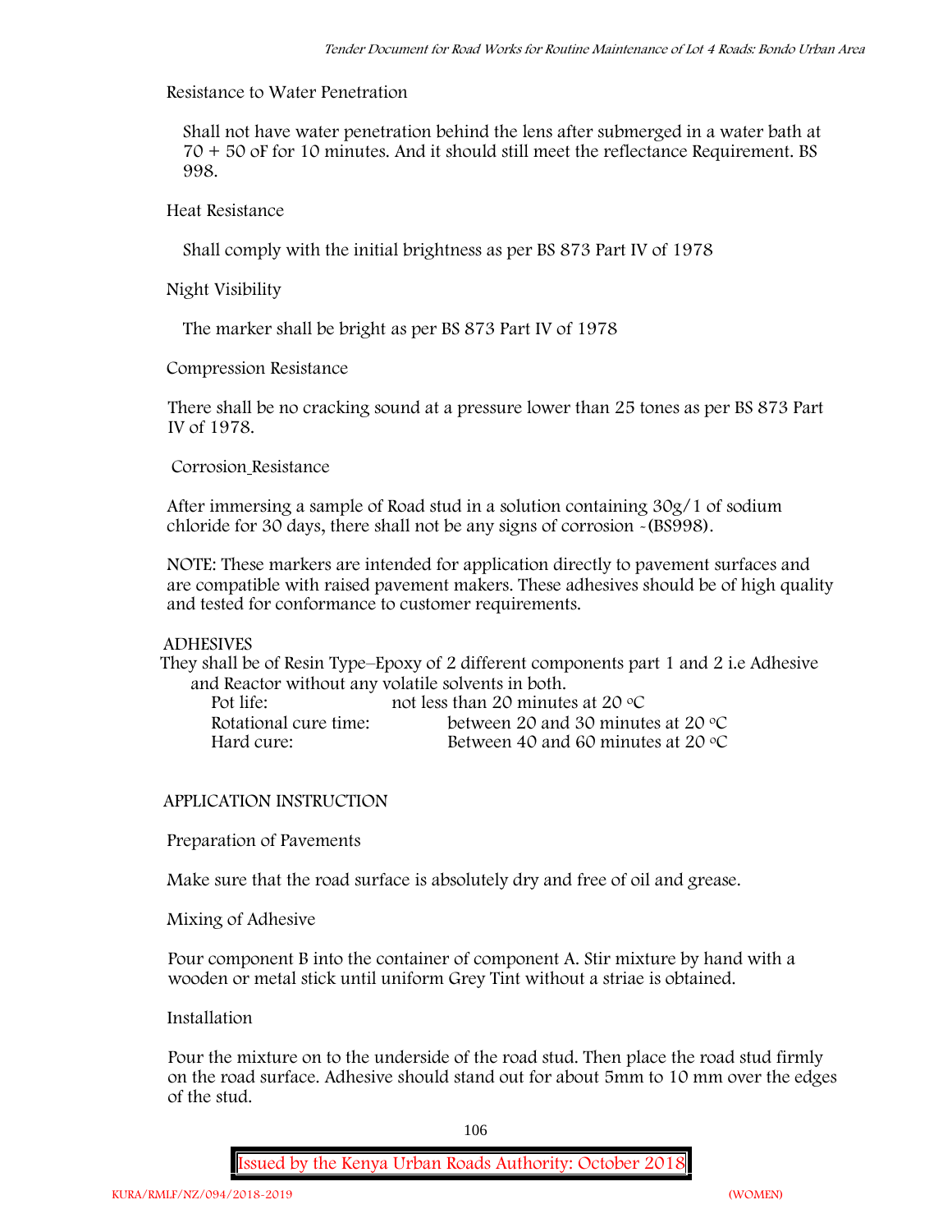Resistance to Water Penetration

Shall not have water penetration behind the lens after submerged in a water bath at 70 + 50 oF for 10 minutes. And it should still meet the reflectance Requirement. BS 998.

Heat Resistance

Shall comply with the initial brightness as per BS 873 Part IV of 1978

Night Visibility

The marker shall be bright as per BS 873 Part IV of 1978

Compression Resistance

There shall be no cracking sound at a pressure lower than 25 tones as per BS 873 Part IV of 1978.

Corrosion Resistance

After immersing a sample of Road stud in a solution containing 30g/1 of sodium chloride for 30 days, there shall not be any signs of corrosion -(BS998).

NOTE: These markers are intended for application directly to pavement surfaces and are compatible with raised pavement makers. These adhesives should be of high quality and tested for conformance to customer requirements.

ADHESIVES

They shall be of Resin Type–Epoxy of 2 different components part 1 and 2 i.e Adhesive and Reactor without any volatile solvents in both.

| | |
|---|---|
| Pot life: | not less than 20 minutes at 20 °C |
| Rotational cure time: | between 20 and 30 minutes at 20 °C |
| Hard cure: | Between 40 and 60 minutes at 20 °C |

APPLICATION INSTRUCTION

Preparation of Pavements

Make sure that the road surface is absolutely dry and free of oil and grease.

Mixing of Adhesive

Pour component B into the container of component A. Stir mixture by hand with a wooden or metal stick until uniform Grey Tint without a striae is obtained.

Installation

Pour the mixture on to the underside of the road stud. Then place the road stud firmly on the road surface. Adhesive should stand out for about 5mm to 10 mm over the edges of the stud.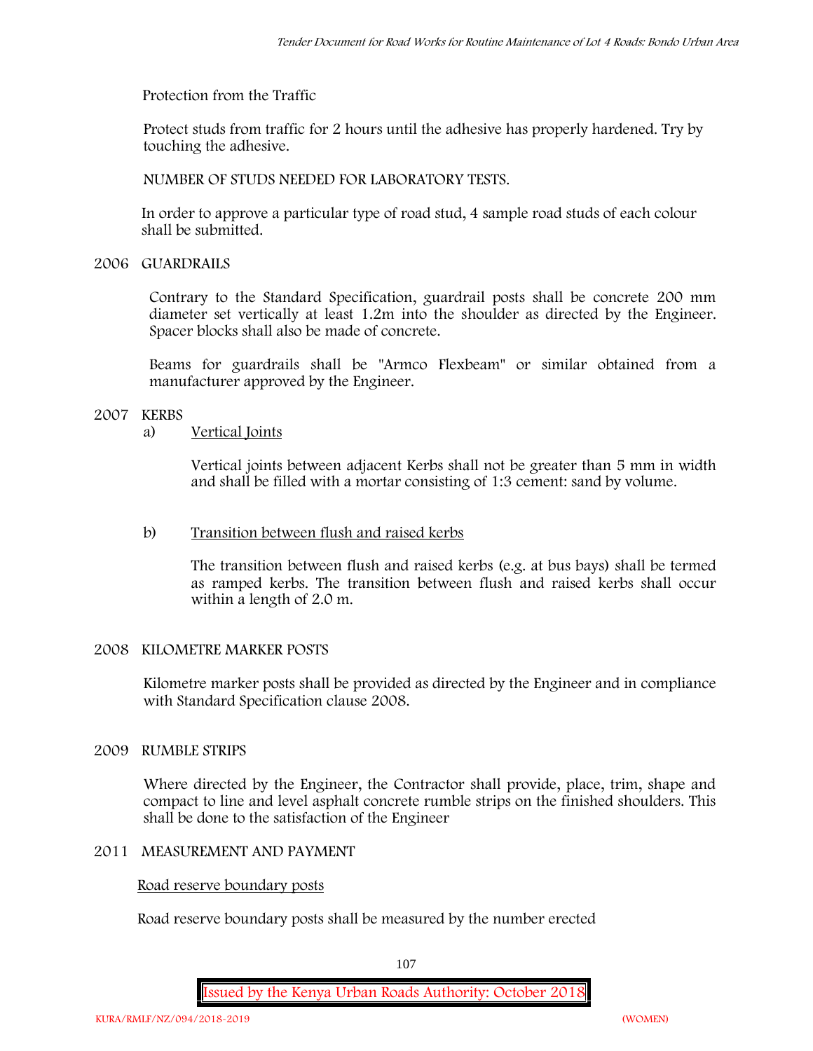Protection from the Traffic

Protect studs from traffic for 2 hours until the adhesive has properly hardened. Try by touching the adhesive.

NUMBER OF STUDS NEEDED FOR LABORATORY TESTS.

In order to approve a particular type of road stud, 4 sample road studs of each colour shall be submitted.

## 2006 GUARDRAILS

Contrary to the Standard Specification, guardrail posts shall be concrete 200 mm diameter set vertically at least 1.2m into the shoulder as directed by the Engineer. Spacer blocks shall also be made of concrete.

Beams for guardrails shall be "Armco Flexbeam" or similar obtained from a manufacturer approved by the Engineer.

## 2007 KERBS

a) Vertical Joints

Vertical joints between adjacent Kerbs shall not be greater than 5 mm in width and shall be filled with a mortar consisting of 1:3 cement: sand by volume.

b) Transition between flush and raised kerbs

The transition between flush and raised kerbs (e.g. at bus bays) shall be termed as ramped kerbs. The transition between flush and raised kerbs shall occur within a length of 2.0 m.

## 2008 KILOMETRE MARKER POSTS

Kilometre marker posts shall be provided as directed by the Engineer and in compliance with Standard Specification clause 2008.

## 2009 RUMBLE STRIPS

Where directed by the Engineer, the Contractor shall provide, place, trim, shape and compact to line and level asphalt concrete rumble strips on the finished shoulders. This shall be done to the satisfaction of the Engineer

## 2011 MEASUREMENT AND PAYMENT

Road reserve boundary posts

Road reserve boundary posts shall be measured by the number erected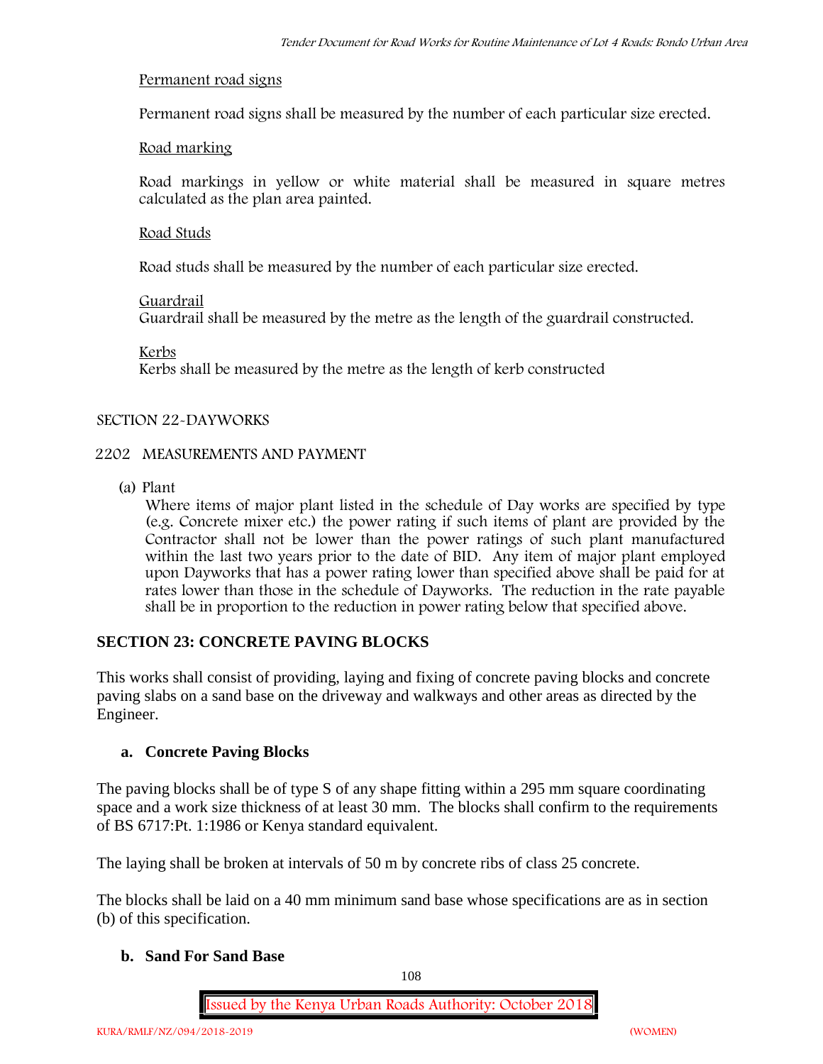Permanent road signs

Permanent road signs shall be measured by the number of each particular size erected.

Road marking

Road markings in yellow or white material shall be measured in square metres calculated as the plan area painted.

Road Studs

Road studs shall be measured by the number of each particular size erected.

Guardrail

Guardrail shall be measured by the metre as the length of the guardrail constructed.

Kerbs

Kerbs shall be measured by the metre as the length of kerb constructed

SECTION 22-DAYWORKS

2202 MEASUREMENTS AND PAYMENT

(a) Plant

Where items of major plant listed in the schedule of Day works are specified by type (e.g. Concrete mixer etc.) the power rating if such items of plant are provided by the Contractor shall not be lower than the power ratings of such plant manufactured within the last two years prior to the date of BID. Any item of major plant employed upon Dayworks that has a power rating lower than specified above shall be paid for at rates lower than those in the schedule of Dayworks. The reduction in the rate payable shall be in proportion to the reduction in power rating below that specified above.

## SECTION 23: CONCRETE PAVING BLOCKS

This works shall consist of providing, laying and fixing of concrete paving blocks and concrete paving slabs on a sand base on the driveway and walkways and other areas as directed by the Engineer.

### a. Concrete Paving Blocks

The paving blocks shall be of type S of any shape fitting within a 295 mm square coordinating space and a work size thickness of at least 30 mm. The blocks shall confirm to the requirements of BS 6717:Pt. 1:1986 or Kenya standard equivalent.

The laying shall be broken at intervals of 50 m by concrete ribs of class 25 concrete.

The blocks shall be laid on a 40 mm minimum sand base whose specifications are as in section (b) of this specification.

### b. Sand For Sand Base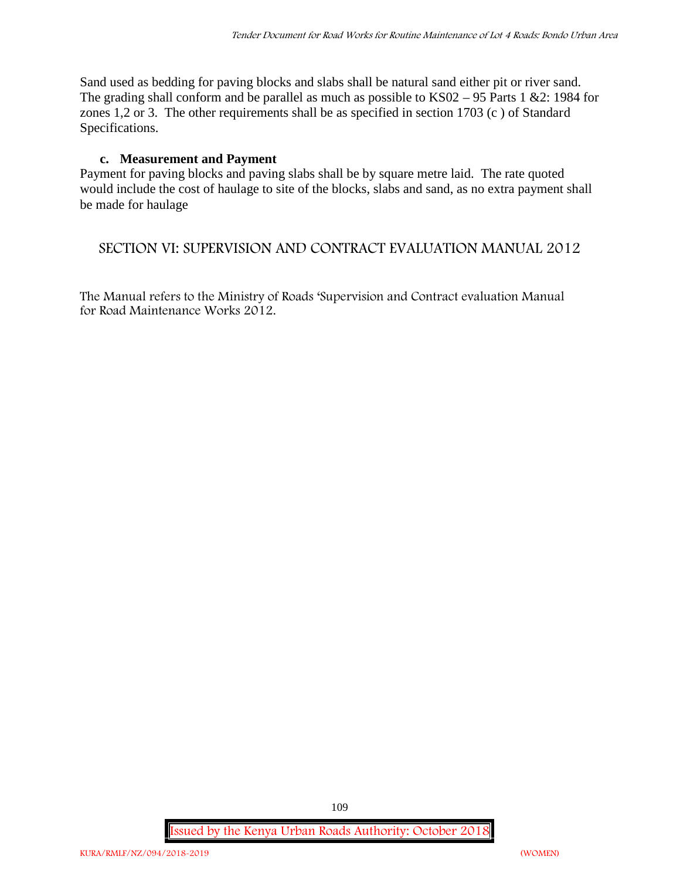Sand used as bedding for paving blocks and slabs shall be natural sand either pit or river sand. The grading shall conform and be parallel as much as possible to KS02 – 95 Parts 1 &2: 1984 for zones 1,2 or 3. The other requirements shall be as specified in section 1703 (c ) of Standard Specifications.

**c. Measurement and Payment**

Payment for paving blocks and paving slabs shall be by square metre laid. The rate quoted would include the cost of haulage to site of the blocks, slabs and sand, as no extra payment shall be made for haulage

## SECTION VI: SUPERVISION AND CONTRACT EVALUATION MANUAL 2012

The Manual refers to the Ministry of Roads 'Supervision and Contract evaluation Manual for Road Maintenance Works 2012.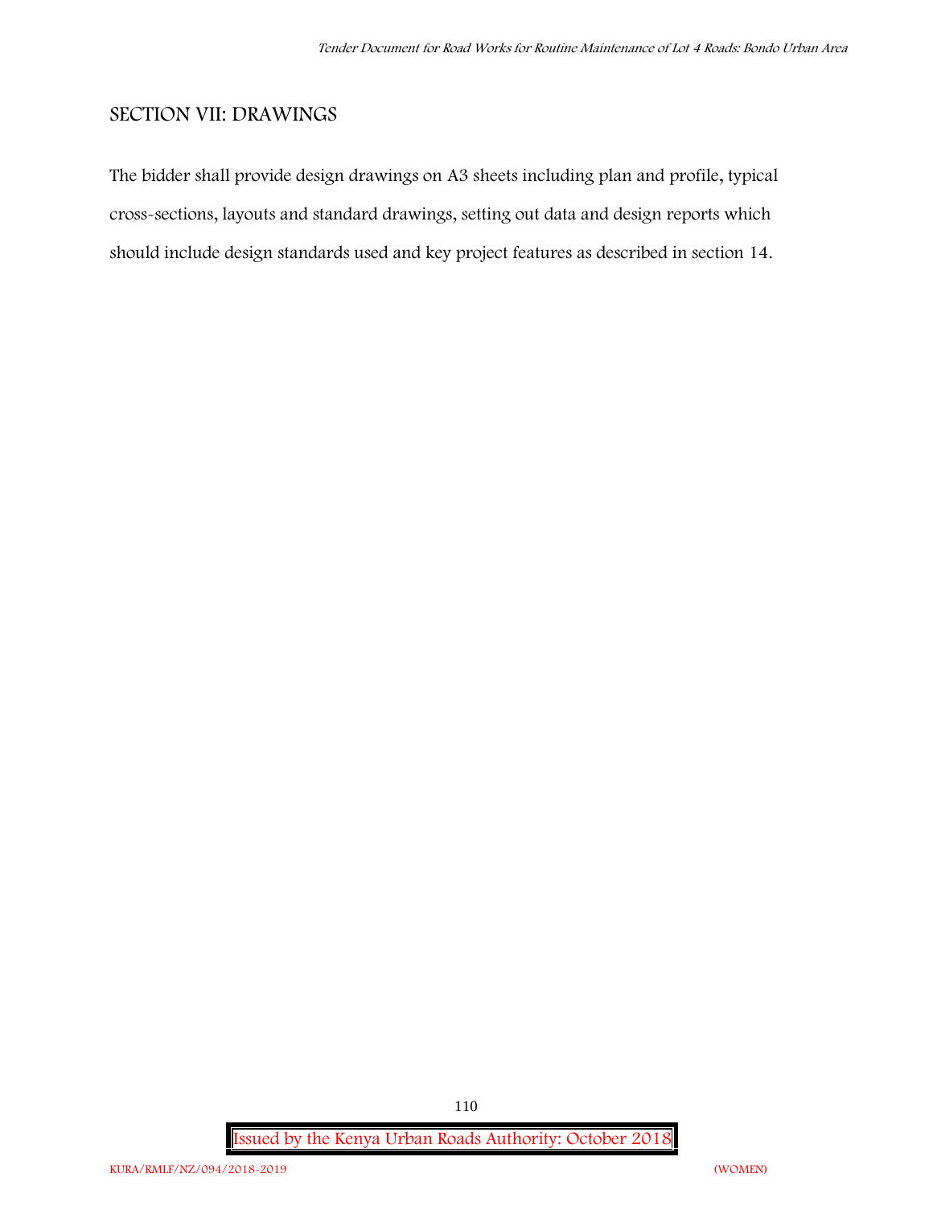## SECTION VII: DRAWINGS

The bidder shall provide design drawings on A3 sheets including plan and profile, typical cross-sections, layouts and standard drawings, setting out data and design reports which should include design standards used and key project features as described in section 14.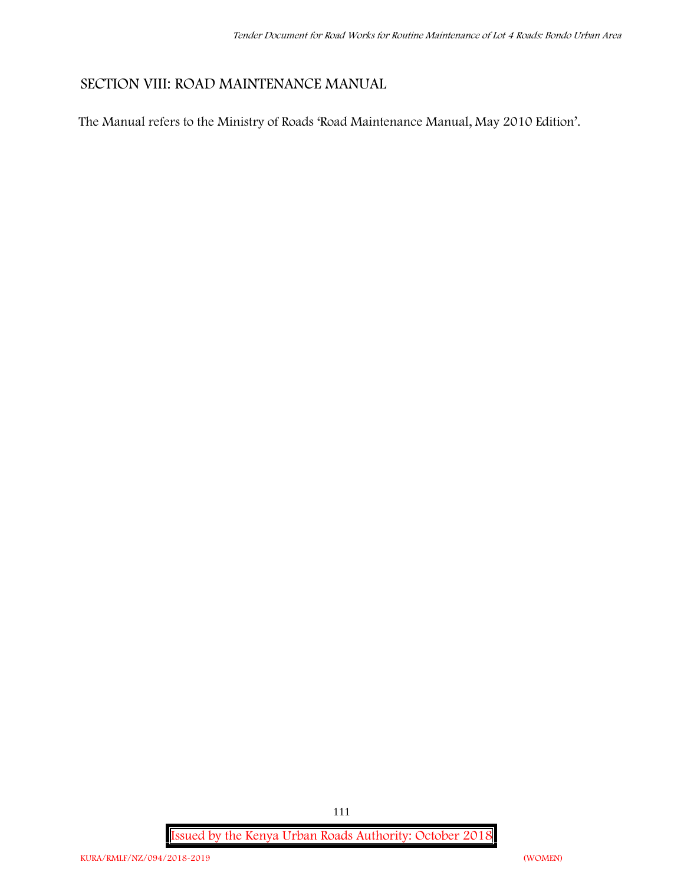## SECTION VIII: ROAD MAINTENANCE MANUAL

The Manual refers to the Ministry of Roads 'Road Maintenance Manual, May 2010 Edition'.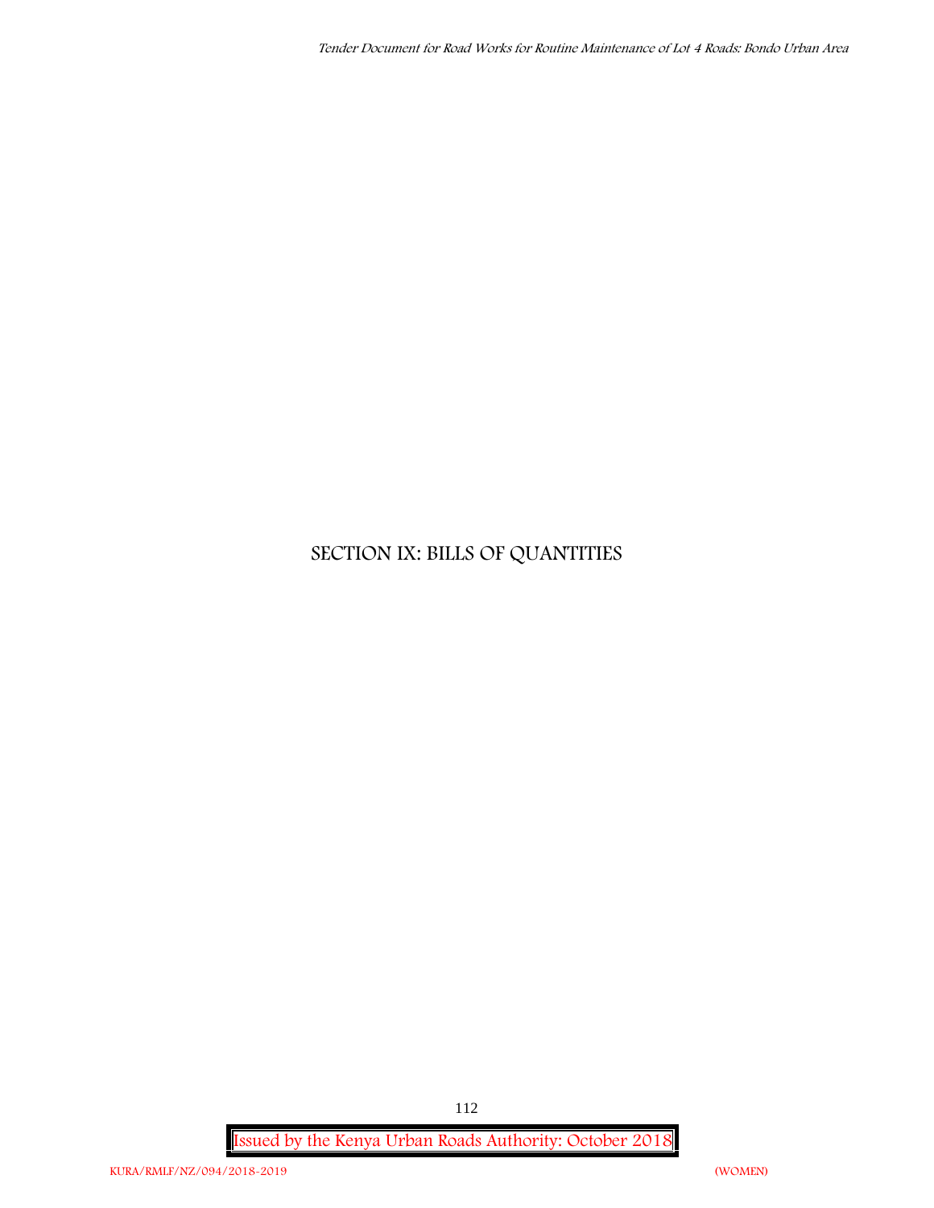# SECTION IX: BILLS OF QUANTITIES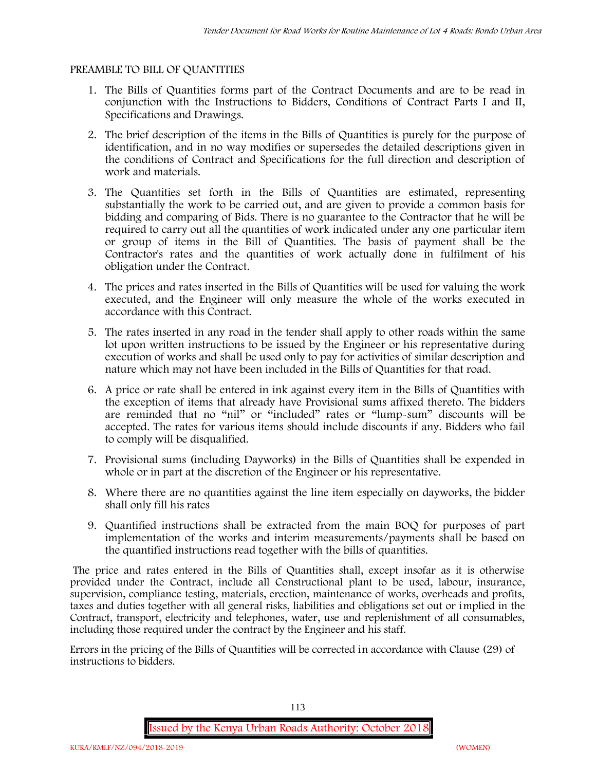PREAMBLE TO BILL OF QUANTITIES

1. The Bills of Quantities forms part of the Contract Documents and are to be read in conjunction with the Instructions to Bidders, Conditions of Contract Parts I and II, Specifications and Drawings.
2. The brief description of the items in the Bills of Quantities is purely for the purpose of identification, and in no way modifies or supersedes the detailed descriptions given in the conditions of Contract and Specifications for the full direction and description of work and materials.
3. The Quantities set forth in the Bills of Quantities are estimated, representing substantially the work to be carried out, and are given to provide a common basis for bidding and comparing of Bids. There is no guarantee to the Contractor that he will be required to carry out all the quantities of work indicated under any one particular item or group of items in the Bill of Quantities. The basis of payment shall be the Contractor's rates and the quantities of work actually done in fulfilment of his obligation under the Contract.
4. The prices and rates inserted in the Bills of Quantities will be used for valuing the work executed, and the Engineer will only measure the whole of the works executed in accordance with this Contract.
5. The rates inserted in any road in the tender shall apply to other roads within the same lot upon written instructions to be issued by the Engineer or his representative during execution of works and shall be used only to pay for activities of similar description and nature which may not have been included in the Bills of Quantities for that road.
6. A price or rate shall be entered in ink against every item in the Bills of Quantities with the exception of items that already have Provisional sums affixed thereto. The bidders are reminded that no "nil" or "included" rates or "lump-sum" discounts will be accepted. The rates for various items should include discounts if any. Bidders who fail to comply will be disqualified.
7. Provisional sums (including Dayworks) in the Bills of Quantities shall be expended in whole or in part at the discretion of the Engineer or his representative.
8. Where there are no quantities against the line item especially on dayworks, the bidder shall only fill his rates
9. Quantified instructions shall be extracted from the main BOQ for purposes of part implementation of the works and interim measurements/payments shall be based on the quantified instructions read together with the bills of quantities.

The price and rates entered in the Bills of Quantities shall, except insofar as it is otherwise provided under the Contract, include all Constructional plant to be used, labour, insurance, supervision, compliance testing, materials, erection, maintenance of works, overheads and profits, taxes and duties together with all general risks, liabilities and obligations set out or implied in the Contract, transport, electricity and telephones, water, use and replenishment of all consumables, including those required under the contract by the Engineer and his staff.

Errors in the pricing of the Bills of Quantities will be corrected in accordance with Clause (29) of instructions to bidders.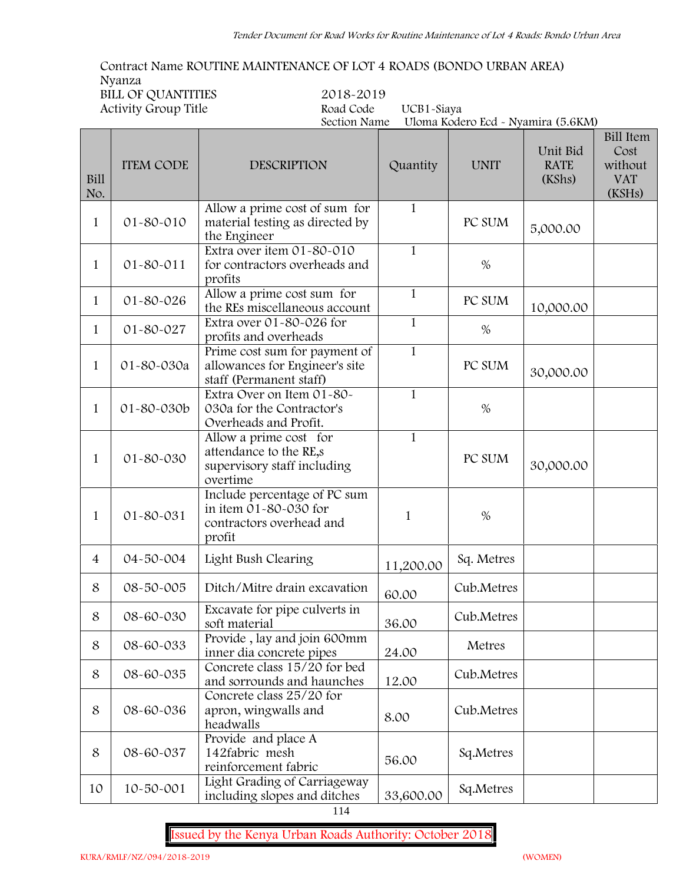Contract Name ROUTINE MAINTENANCE OF LOT 4 ROADS (BONDO URBAN AREA)
Nyanza
BILL OF QUANTITIES 2018-2019
Activity Group Title

Road Code UCB1-Siaya
Section Name Uloma Kodero Ecd - Nyamira (5.6KM)

| Bill No. | ITEM CODE | DESCRIPTION | Quantity | UNIT | Unit Bid RATE (KShs) | Bill Item Cost without VAT (KSHs) |
|---|---|---|---|---|---|---|
| 1 | 01-80-010 | Allow a prime cost of sum for material testing as directed by the Engineer | 1 | PC SUM | 5,000.00 | |
| 1 | 01-80-011 | Extra over item 01-80-010 for contractors overheads and profits | 1 | % | | |
| 1 | 01-80-026 | Allow a prime cost sum for the REs miscellaneous account | 1 | PC SUM | 10,000.00 | |
| 1 | 01-80-027 | Extra over 01-80-026 for profits and overheads | 1 | % | | |
| 1 | 01-80-030a | Prime cost sum for payment of allowances for Engineer's site staff (Permanent staff) | 1 | PC SUM | 30,000.00 | |
| 1 | 01-80-030b | Extra Over on Item 01-80-030a for the Contractor's Overheads and Profit. | 1 | % | | |
| 1 | 01-80-030 | Allow a prime cost for attendance to the RE,s supervisory staff including overtime | 1 | PC SUM | 30,000.00 | |
| 1 | 01-80-031 | Include percentage of PC sum in item 01-80-030 for contractors overhead and profit | 1 | % | | |
| 4 | 04-50-004 | Light Bush Clearing | 11,200.00 | Sq. Metres | | |
| 8 | 08-50-005 | Ditch/Mitre drain excavation | 60.00 | Cub.Metres | | |
| 8 | 08-60-030 | Excavate for pipe culverts in soft material | 36.00 | Cub.Metres | | |
| 8 | 08-60-033 | Provide , lay and join 600mm inner dia concrete pipes | 24.00 | Metres | | |
| 8 | 08-60-035 | Concrete class 15/20 for bed and sorrounds and haunches | 12.00 | Cub.Metres | | |
| 8 | 08-60-036 | Concrete class 25/20 for apron, wingwalls and headwalls | 8.00 | Cub.Metres | | |
| 8 | 08-60-037 | Provide and place A 142fabric mesh reinforcement fabric | 56.00 | Sq.Metres | | |
| 10 | 10-50-001 | Light Grading of Carriageway including slopes and ditches | 33,600.00 | Sq.Metres | | |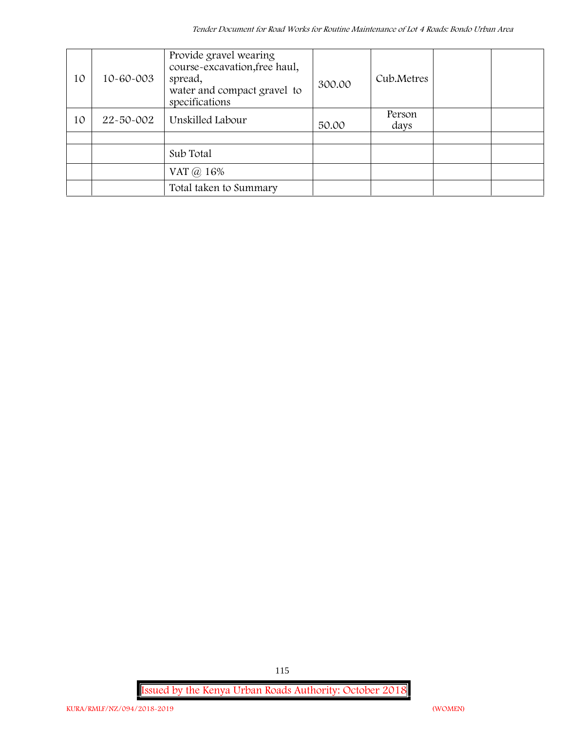| 10 | 10-60-003 | Provide gravel wearing course-excavation,free haul, spread, water and compact gravel to specifications | 300.00 | Cub.Metres | | |
|---|---|---|---|---|---|---|
| 10 | 22-50-002 | Unskilled Labour | 50.00 | Person days | | |
| | | | | | | |
| | | Sub Total | | | | |
| | | VAT @ 16% | | | | |
| | | Total taken to Summary | | | | |

Issued by the Kenya Urban Roads Authority: October 2018

KURA/RMLF/NZ/094/2018-2019 (WOMEN)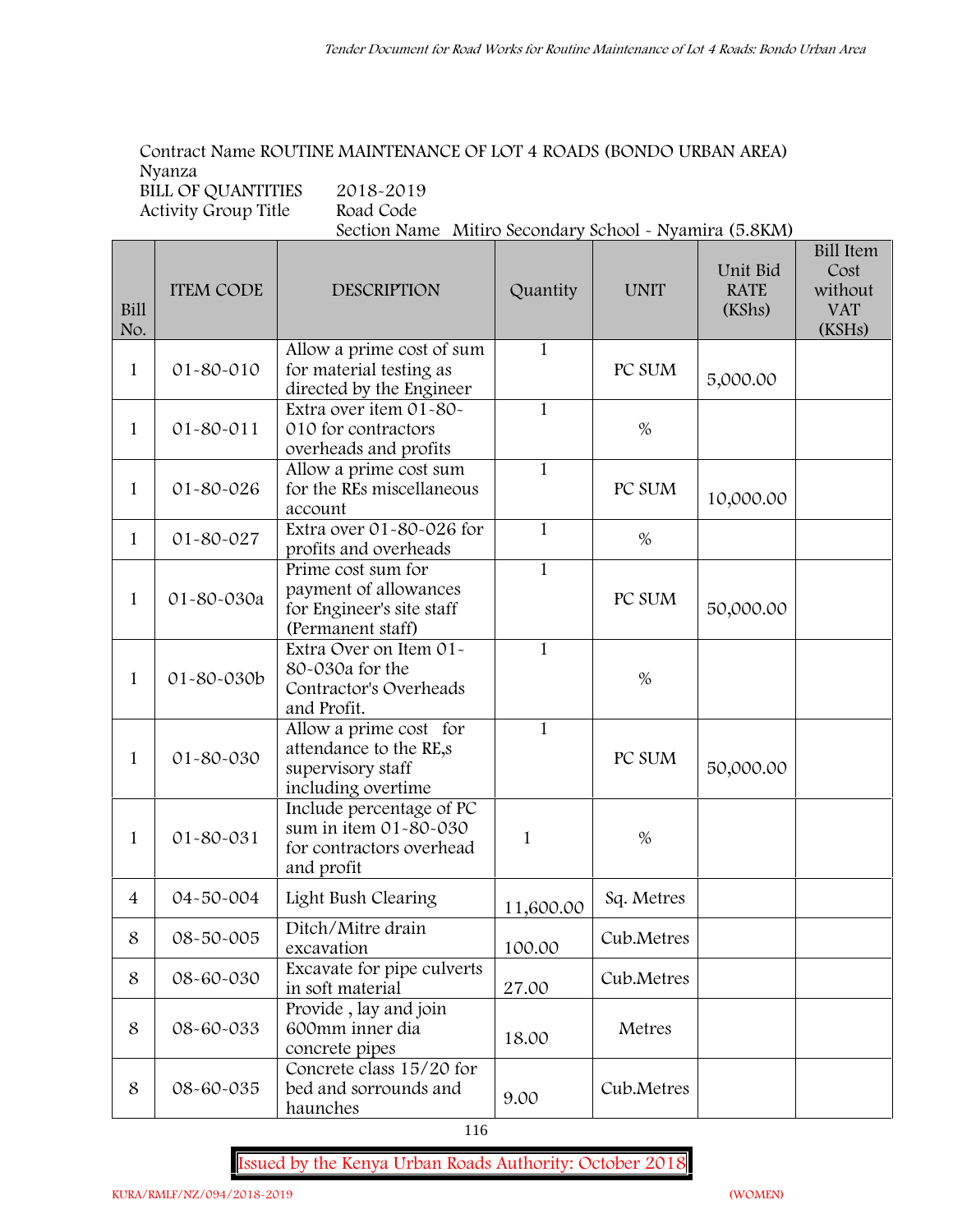Contract Name ROUTINE MAINTENANCE OF LOT 4 ROADS (BONDO URBAN AREA)
Nyanza
BILL OF QUANTITIES 2018-2019
Activity Group Title Road Code
Section Name Mitiro Secondary School - Nyamira (5.8KM)

| Bill No. | ITEM CODE | DESCRIPTION | Quantity | UNIT | Unit Bid RATE (KShs) | Bill Item Cost without VAT (KSHs) |
|---|---|---|---|---|---|---|
| 1 | 01-80-010 | Allow a prime cost of sum for material testing as directed by the Engineer | 1 | PC SUM | 5,000.00 | |
| 1 | 01-80-011 | Extra over item 01-80-010 for contractors overheads and profits | 1 | % | | |
| 1 | 01-80-026 | Allow a prime cost sum for the REs miscellaneous account | 1 | PC SUM | 10,000.00 | |
| 1 | 01-80-027 | Extra over 01-80-026 for profits and overheads | 1 | % | | |
| 1 | 01-80-030a | Prime cost sum for payment of allowances for Engineer's site staff (Permanent staff) | 1 | PC SUM | 50,000.00 | |
| 1 | 01-80-030b | Extra Over on Item 01-80-030a for the Contractor's Overheads and Profit. | 1 | % | | |
| 1 | 01-80-030 | Allow a prime cost for attendance to the RE,s supervisory staff including overtime | 1 | PC SUM | 50,000.00 | |
| 1 | 01-80-031 | Include percentage of PC sum in item 01-80-030 for contractors overhead and profit | 1 | % | | |
| 4 | 04-50-004 | Light Bush Clearing | 11,600.00 | Sq. Metres | | |
| 8 | 08-50-005 | Ditch/Mitre drain excavation | 100.00 | Cub.Metres | | |
| 8 | 08-60-030 | Excavate for pipe culverts in soft material | 27.00 | Cub.Metres | | |
| 8 | 08-60-033 | Provide , lay and join 600mm inner dia concrete pipes | 18.00 | Metres | | |
| 8 | 08-60-035 | Concrete class 15/20 for bed and sorrounds and haunches | 9.00 | Cub.Metres | | |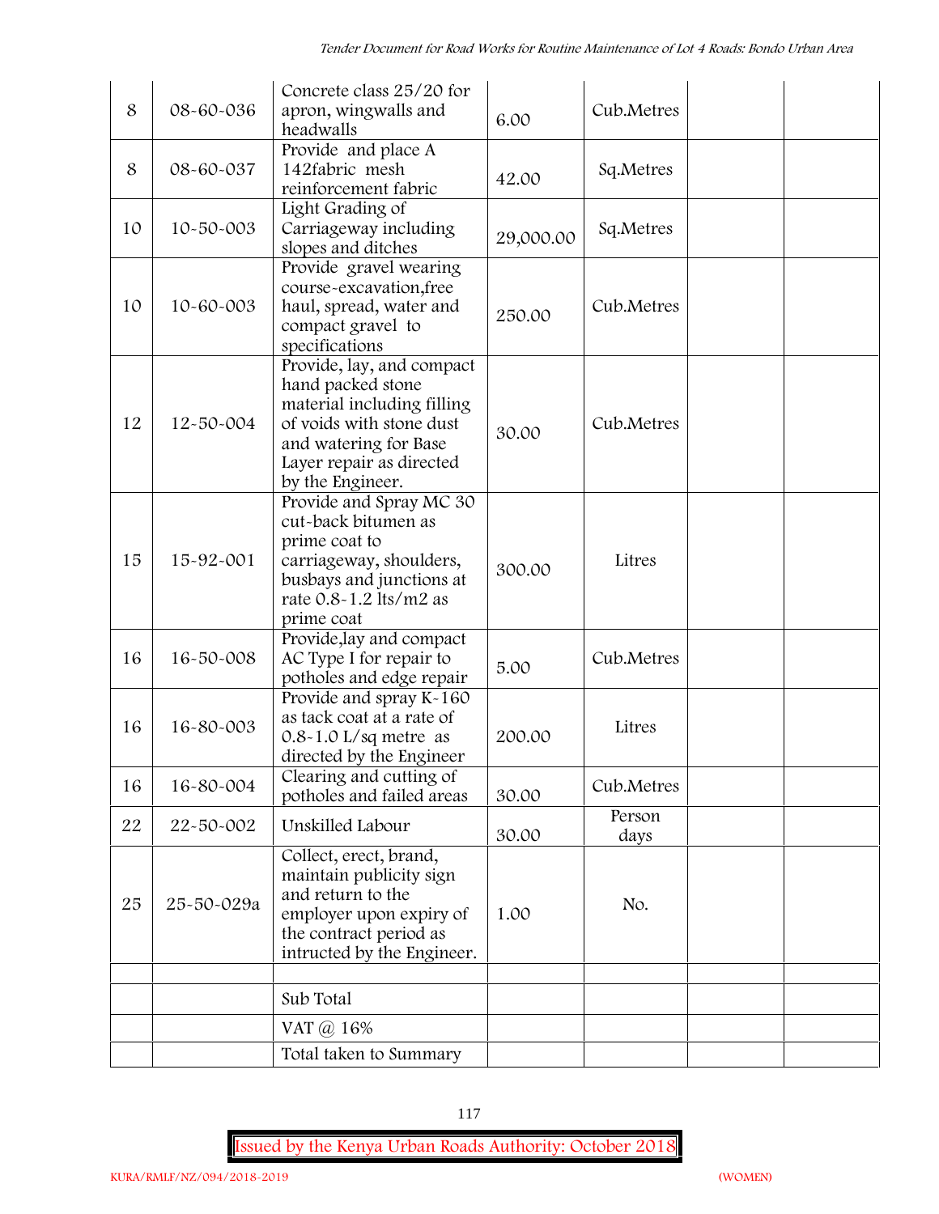| 8 | 08-60-036 | Concrete class 25/20 for apron, wingwalls and headwalls | 6.00 | Cub.Metres | | |
|---|---|---|---|---|---|---|
| 8 | 08-60-037 | Provide and place A 142fabric mesh reinforcement fabric | 42.00 | Sq.Metres | | |
| 10 | 10-50-003 | Light Grading of Carriageway including slopes and ditches | 29,000.00 | Sq.Metres | | |
| 10 | 10-60-003 | Provide gravel wearing course-excavation,free haul, spread, water and compact gravel to specifications | 250.00 | Cub.Metres | | |
| 12 | 12-50-004 | Provide, lay, and compact hand packed stone material including filling of voids with stone dust and watering for Base Layer repair as directed by the Engineer. | 30.00 | Cub.Metres | | |
| 15 | 15-92-001 | Provide and Spray MC 30 cut-back bitumen as prime coat to carriageway, shoulders, busbays and junctions at rate 0.8-1.2 lts/m2 as prime coat | 300.00 | Litres | | |
| 16 | 16-50-008 | Provide,lay and compact AC Type I for repair to potholes and edge repair | 5.00 | Cub.Metres | | |
| 16 | 16-80-003 | Provide and spray K-160 as tack coat at a rate of 0.8-1.0 L/sq metre as directed by the Engineer | 200.00 | Litres | | |
| 16 | 16-80-004 | Clearing and cutting of potholes and failed areas | 30.00 | Cub.Metres | | |
| 22 | 22-50-002 | Unskilled Labour | 30.00 | Person days | | |
| 25 | 25-50-029a | Collect, erect, brand, maintain publicity sign and return to the employer upon expiry of the contract period as intructed by the Engineer. | 1.00 | No. | | |
| | | | | | | |
| | | Sub Total | | | | |
| | | VAT @ 16% | | | | |
| | | Total taken to Summary | | | | |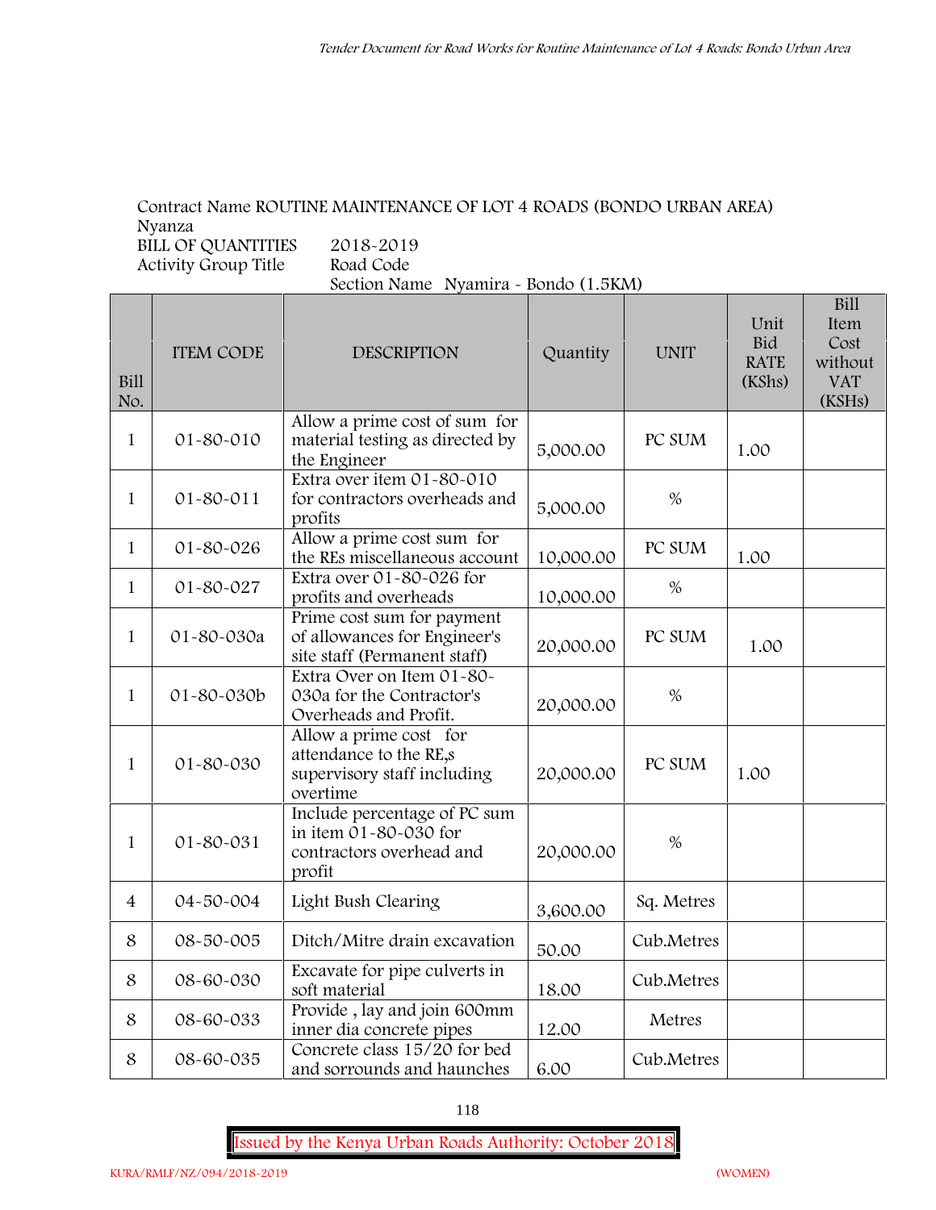Contract Name ROUTINE MAINTENANCE OF LOT 4 ROADS (BONDO URBAN AREA)
Nyanza
BILL OF QUANTITIES 2018-2019
Activity Group Title Road Code
Section Name Nyamira - Bondo (1.5KM)

| Bill No. | ITEM CODE | DESCRIPTION | Quantity | UNIT | Unit Bid RATE (KShs) | Bill Item Cost without VAT (KSHs) |
|---|---|---|---|---|---|---|
| 1 | 01-80-010 | Allow a prime cost of sum for material testing as directed by the Engineer | 5,000.00 | PC SUM | 1.00 | |
| 1 | 01-80-011 | Extra over item 01-80-010 for contractors overheads and profits | 5,000.00 | % | | |
| 1 | 01-80-026 | Allow a prime cost sum for the REs miscellaneous account | 10,000.00 | PC SUM | 1.00 | |
| 1 | 01-80-027 | Extra over 01-80-026 for profits and overheads | 10,000.00 | % | | |
| 1 | 01-80-030a | Prime cost sum for payment of allowances for Engineer's site staff (Permanent staff) | 20,000.00 | PC SUM | 1.00 | |
| 1 | 01-80-030b | Extra Over on Item 01-80-030a for the Contractor's Overheads and Profit. | 20,000.00 | % | | |
| 1 | 01-80-030 | Allow a prime cost for attendance to the RE,s supervisory staff including overtime | 20,000.00 | PC SUM | 1.00 | |
| 1 | 01-80-031 | Include percentage of PC sum in item 01-80-030 for contractors overhead and profit | 20,000.00 | % | | |
| 4 | 04-50-004 | Light Bush Clearing | 3,600.00 | Sq. Metres | | |
| 8 | 08-50-005 | Ditch/Mitre drain excavation | 50.00 | Cub.Metres | | |
| 8 | 08-60-030 | Excavate for pipe culverts in soft material | 18.00 | Cub.Metres | | |
| 8 | 08-60-033 | Provide , lay and join 600mm inner dia concrete pipes | 12.00 | Metres | | |
| 8 | 08-60-035 | Concrete class 15/20 for bed and sorrounds and haunches | 6.00 | Cub.Metres | | |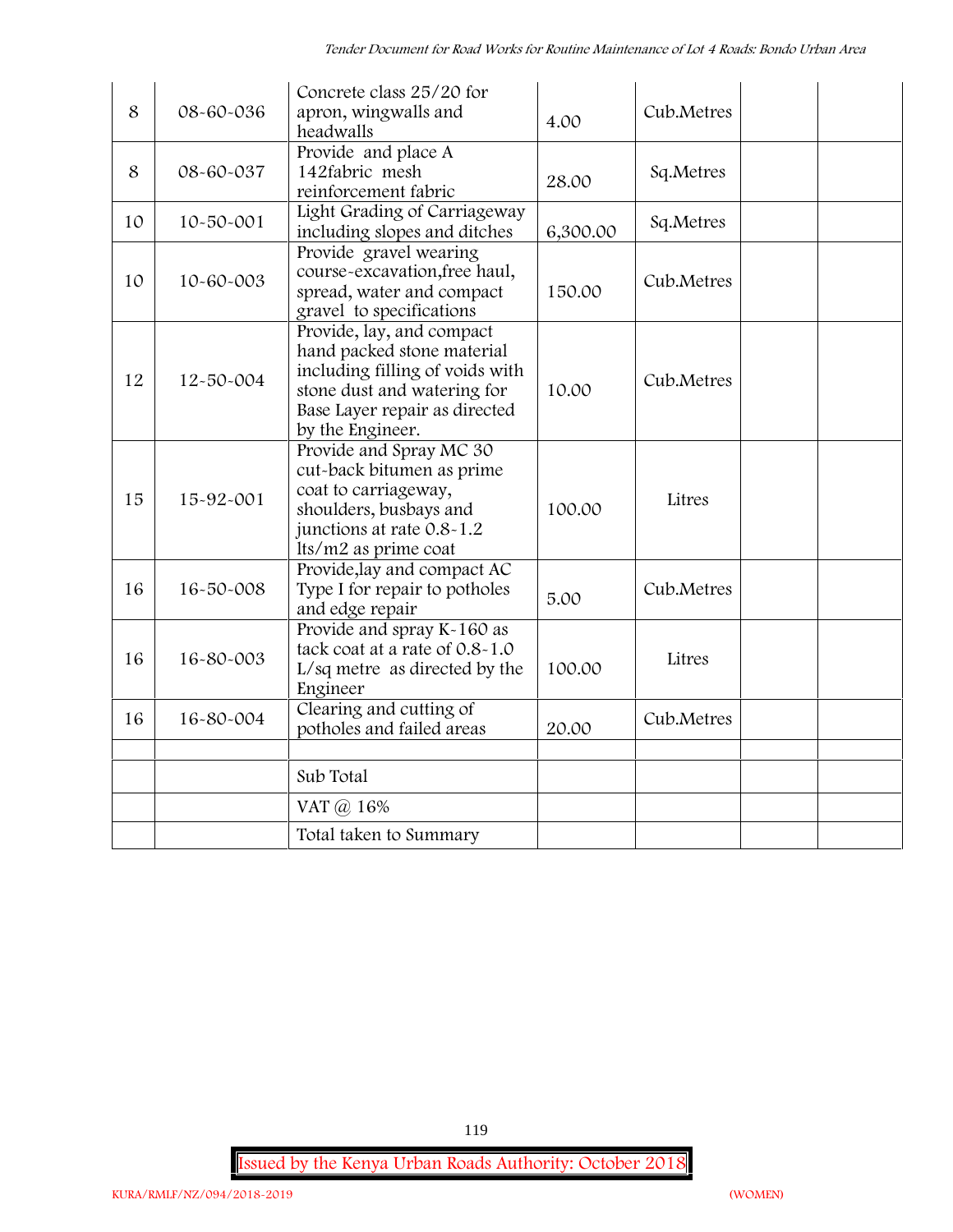| | | | | | | |
|---|---|---|---|---|---|---|
| 8 | 08-60-036 | Concrete class 25/20 for apron, wingwalls and headwalls | 4.00 | Cub.Metres | | |
| 8 | 08-60-037 | Provide and place A 142fabric mesh reinforcement fabric | 28.00 | Sq.Metres | | |
| 10 | 10-50-001 | Light Grading of Carriageway including slopes and ditches | 6,300.00 | Sq.Metres | | |
| 10 | 10-60-003 | Provide gravel wearing course-excavation,free haul, spread, water and compact gravel to specifications | 150.00 | Cub.Metres | | |
| 12 | 12-50-004 | Provide, lay, and compact hand packed stone material including filling of voids with stone dust and watering for Base Layer repair as directed by the Engineer. | 10.00 | Cub.Metres | | |
| 15 | 15-92-001 | Provide and Spray MC 30 cut-back bitumen as prime coat to carriageway, shoulders, busbays and junctions at rate 0.8-1.2 lts/m2 as prime coat | 100.00 | Litres | | |
| 16 | 16-50-008 | Provide,lay and compact AC Type I for repair to potholes and edge repair | 5.00 | Cub.Metres | | |
| 16 | 16-80-003 | Provide and spray K-160 as tack coat at a rate of 0.8-1.0 L/sq metre as directed by the Engineer | 100.00 | Litres | | |
| 16 | 16-80-004 | Clearing and cutting of potholes and failed areas | 20.00 | Cub.Metres | | |
| | | | | | | |
| | | Sub Total | | | | |
| | | VAT @ 16% | | | | |
| | | Total taken to Summary | | | | |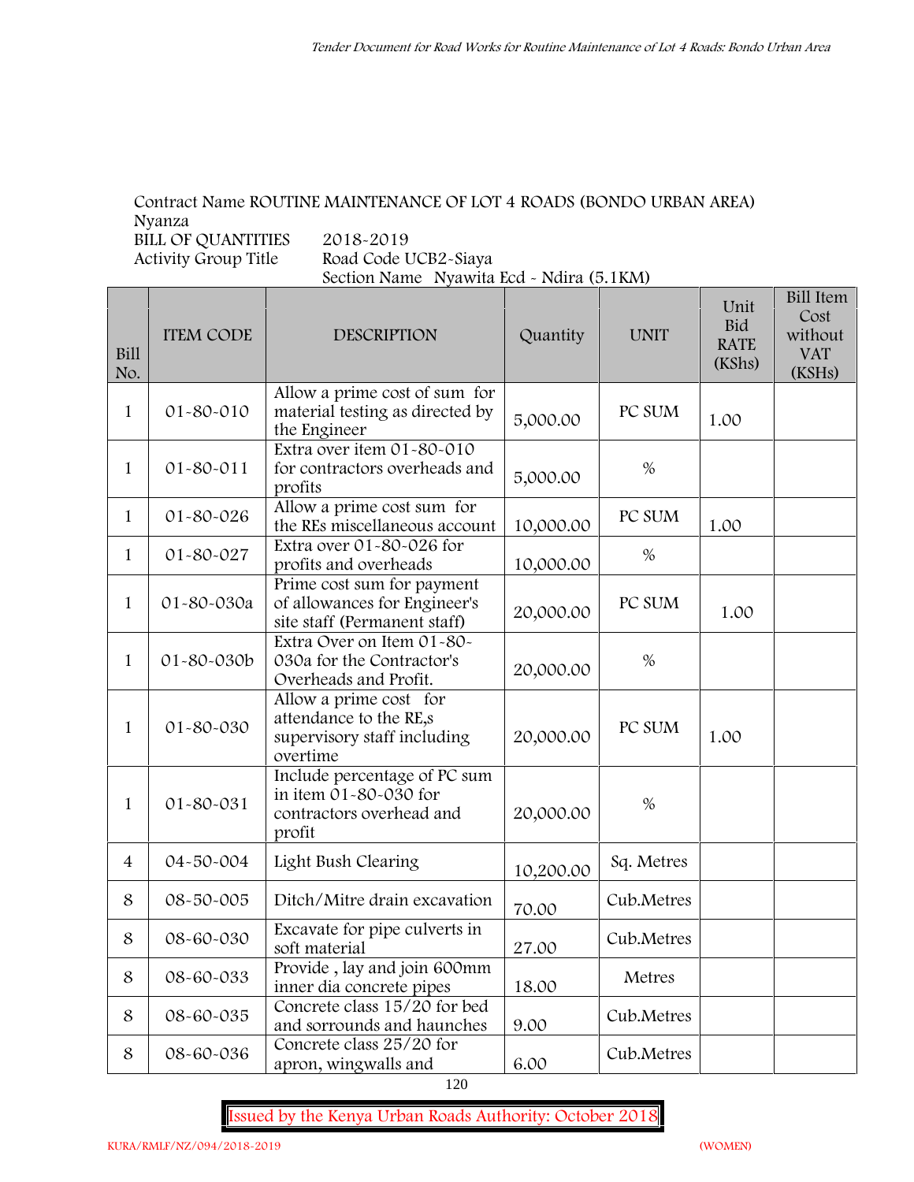Contract Name ROUTINE MAINTENANCE OF LOT 4 ROADS (BONDO URBAN AREA)
Nyanza
BILL OF QUANTITIES 2018-2019
Activity Group Title Road Code UCB2-Siaya
Section Name Nyawita Ecd - Ndira (5.1KM)

| Bill No. | ITEM CODE | DESCRIPTION | Quantity | UNIT | Unit Bid RATE (KShs) | Bill Item Cost without VAT (KSHs) |
|---|---|---|---|---|---|---|
| 1 | 01-80-010 | Allow a prime cost of sum for material testing as directed by the Engineer | 5,000.00 | PC SUM | 1.00 | |
| 1 | 01-80-011 | Extra over item 01-80-010 for contractors overheads and profits | 5,000.00 | % | | |
| 1 | 01-80-026 | Allow a prime cost sum for the REs miscellaneous account | 10,000.00 | PC SUM | 1.00 | |
| 1 | 01-80-027 | Extra over 01-80-026 for profits and overheads | 10,000.00 | % | | |
| 1 | 01-80-030a | Prime cost sum for payment of allowances for Engineer's site staff (Permanent staff) | 20,000.00 | PC SUM | 1.00 | |
| 1 | 01-80-030b | Extra Over on Item 01-80-030a for the Contractor's Overheads and Profit. | 20,000.00 | % | | |
| 1 | 01-80-030 | Allow a prime cost for attendance to the RE,s supervisory staff including overtime | 20,000.00 | PC SUM | 1.00 | |
| 1 | 01-80-031 | Include percentage of PC sum in item 01-80-030 for contractors overhead and profit | 20,000.00 | % | | |
| 4 | 04-50-004 | Light Bush Clearing | 10,200.00 | Sq. Metres | | |
| 8 | 08-50-005 | Ditch/Mitre drain excavation | 70.00 | Cub.Metres | | |
| 8 | 08-60-030 | Excavate for pipe culverts in soft material | 27.00 | Cub.Metres | | |
| 8 | 08-60-033 | Provide , lay and join 600mm inner dia concrete pipes | 18.00 | Metres | | |
| 8 | 08-60-035 | Concrete class 15/20 for bed and sorrounds and haunches | 9.00 | Cub.Metres | | |
| 8 | 08-60-036 | Concrete class 25/20 for apron, wingwalls and | 6.00 | Cub.Metres | | |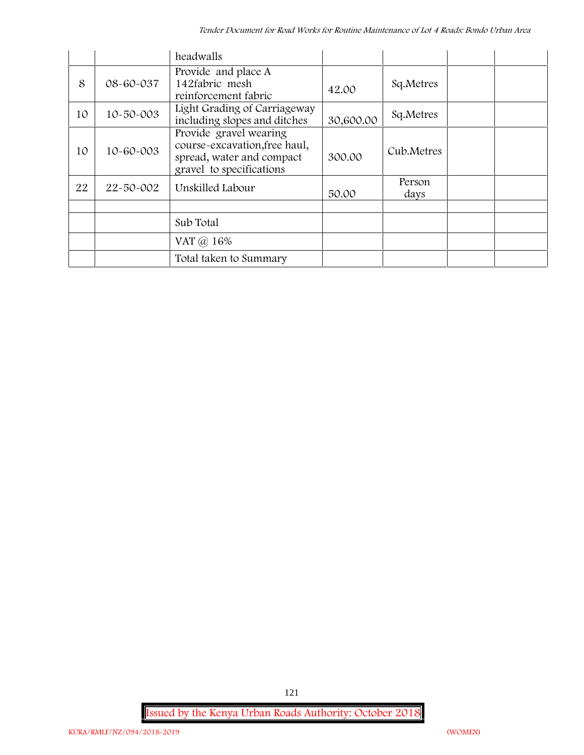| | | headwalls | | | | |
|---|---|---|---|---|---|---|
| 8 | 08-60-037 | Provide and place A 142fabric mesh reinforcement fabric | 42.00 | Sq.Metres | | |
| 10 | 10-50-003 | Light Grading of Carriageway including slopes and ditches | 30,600.00 | Sq.Metres | | |
| 10 | 10-60-003 | Provide gravel wearing course-excavation,free haul, spread, water and compact gravel to specifications | 300.00 | Cub.Metres | | |
| 22 | 22-50-002 | Unskilled Labour | 50.00 | Person days | | |
| | | | | | | |
| | | Sub Total | | | | |
| | | VAT @ 16% | | | | |
| | | Total taken to Summary | | | | |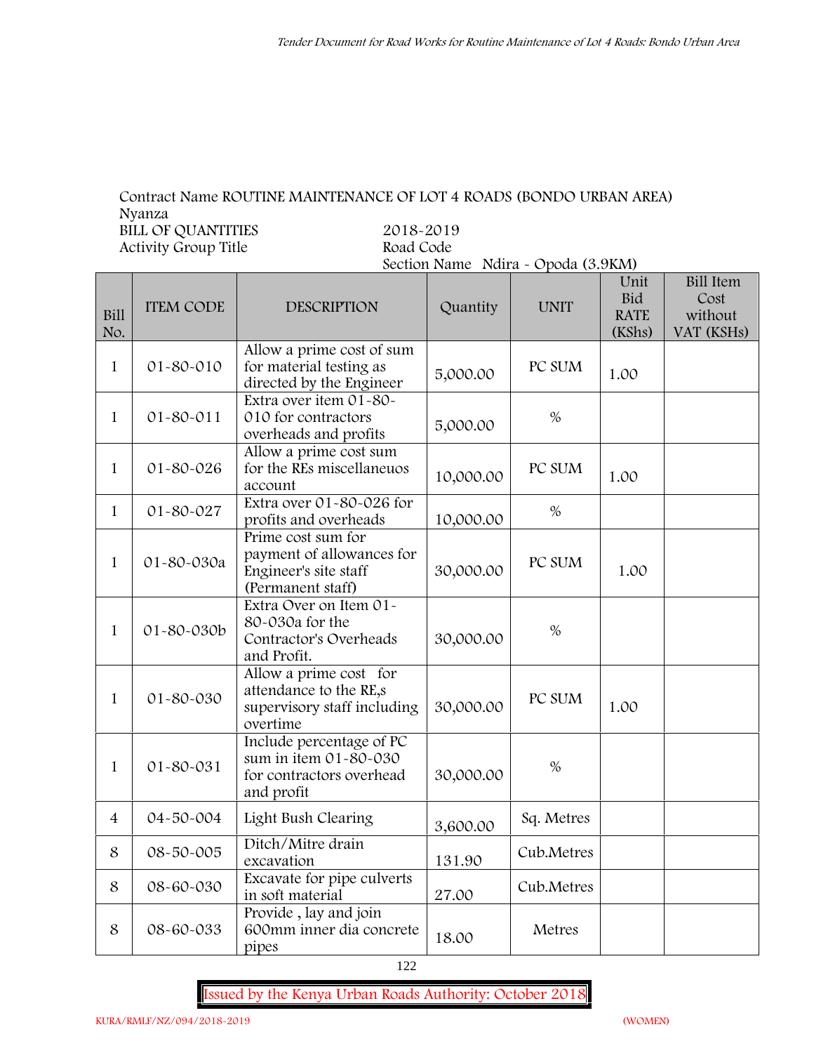Contract Name ROUTINE MAINTENANCE OF LOT 4 ROADS (BONDO URBAN AREA)
Nyanza
BILL OF QUANTITIES 2018-2019
Activity Group Title Road Code
Section Name Ndira - Opoda (3.9KM)

| Bill No. | ITEM CODE | DESCRIPTION | Quantity | UNIT | Unit Bid RATE (KShs) | Bill Item Cost without VAT (KSHs) |
|---|---|---|---|---|---|---|
| 1 | 01-80-010 | Allow a prime cost of sum for material testing as directed by the Engineer | 5,000.00 | PC SUM | 1.00 | |
| 1 | 01-80-011 | Extra over item 01-80-010 for contractors overheads and profits | 5,000.00 | % | | |
| 1 | 01-80-026 | Allow a prime cost sum for the REs miscellaneuos account | 10,000.00 | PC SUM | 1.00 | |
| 1 | 01-80-027 | Extra over 01-80-026 for profits and overheads | 10,000.00 | % | | |
| 1 | 01-80-030a | Prime cost sum for payment of allowances for Engineer's site staff (Permanent staff) | 30,000.00 | PC SUM | 1.00 | |
| 1 | 01-80-030b | Extra Over on Item 01-80-030a for the Contractor's Overheads and Profit. | 30,000.00 | % | | |
| 1 | 01-80-030 | Allow a prime cost for attendance to the RE,s supervisory staff including overtime | 30,000.00 | PC SUM | 1.00 | |
| 1 | 01-80-031 | Include percentage of PC sum in item 01-80-030 for contractors overhead and profit | 30,000.00 | % | | |
| 4 | 04-50-004 | Light Bush Clearing | 3,600.00 | Sq. Metres | | |
| 8 | 08-50-005 | Ditch/Mitre drain excavation | 131.90 | Cub.Metres | | |
| 8 | 08-60-030 | Excavate for pipe culverts in soft material | 27.00 | Cub.Metres | | |
| 8 | 08-60-033 | Provide , lay and join 600mm inner dia concrete pipes | 18.00 | Metres | | |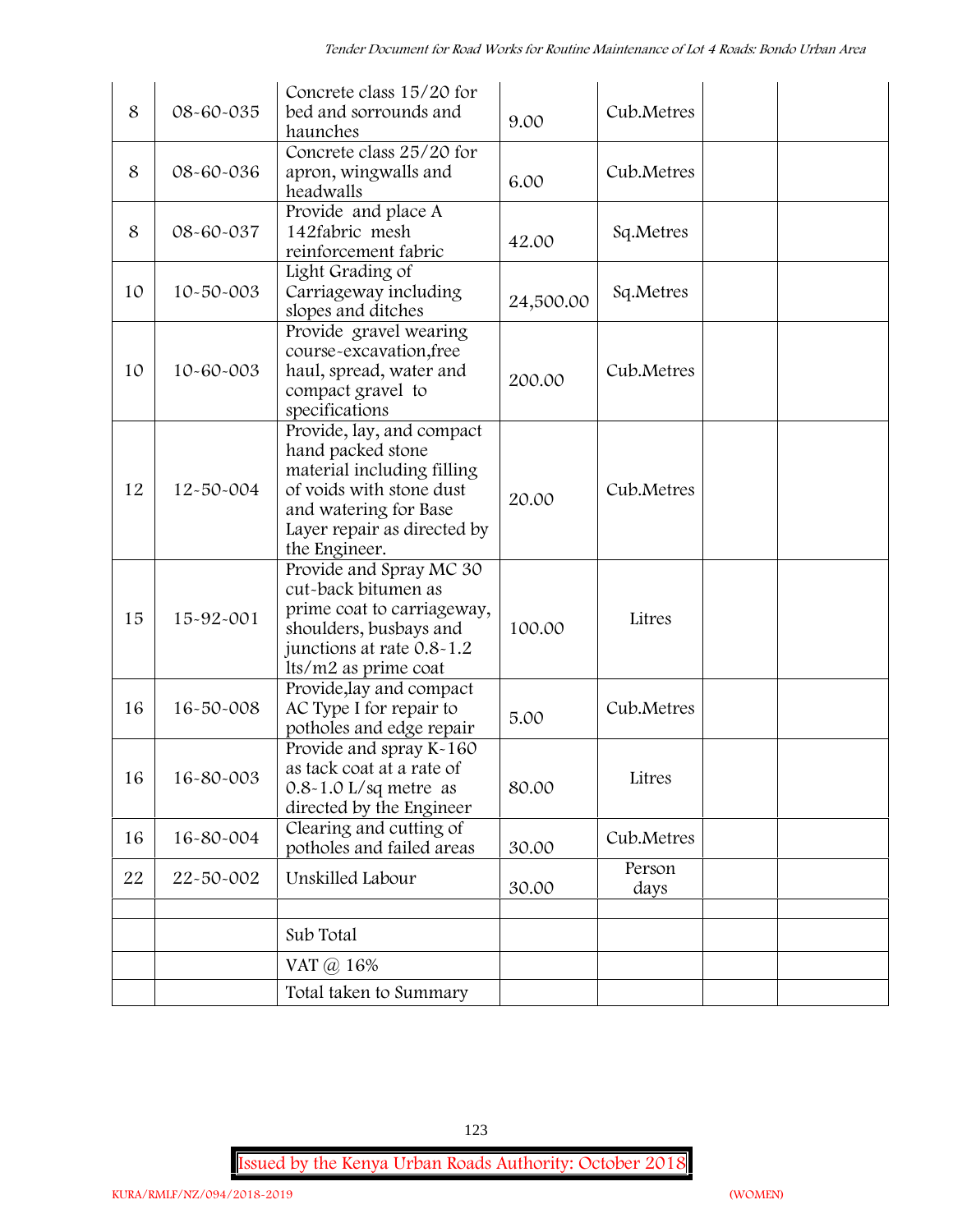| 8 | 08-60-035 | Concrete class 15/20 for bed and sorrounds and haunches | 9.00 | Cub.Metres | | |
|---|---|---|---|---|---|---|
| 8 | 08-60-036 | Concrete class 25/20 for apron, wingwalls and headwalls | 6.00 | Cub.Metres | | |
| 8 | 08-60-037 | Provide and place A 142fabric mesh reinforcement fabric | 42.00 | Sq.Metres | | |
| 10 | 10-50-003 | Light Grading of Carriageway including slopes and ditches | 24,500.00 | Sq.Metres | | |
| 10 | 10-60-003 | Provide gravel wearing course-excavation,free haul, spread, water and compact gravel to specifications | 200.00 | Cub.Metres | | |
| 12 | 12-50-004 | Provide, lay, and compact hand packed stone material including filling of voids with stone dust and watering for Base Layer repair as directed by the Engineer. | 20.00 | Cub.Metres | | |
| 15 | 15-92-001 | Provide and Spray MC 30 cut-back bitumen as prime coat to carriageway, shoulders, busbays and junctions at rate 0.8-1.2 lts/m2 as prime coat | 100.00 | Litres | | |
| 16 | 16-50-008 | Provide,lay and compact AC Type I for repair to potholes and edge repair | 5.00 | Cub.Metres | | |
| 16 | 16-80-003 | Provide and spray K-160 as tack coat at a rate of 0.8-1.0 L/sq metre as directed by the Engineer | 80.00 | Litres | | |
| 16 | 16-80-004 | Clearing and cutting of potholes and failed areas | 30.00 | Cub.Metres | | |
| 22 | 22-50-002 | Unskilled Labour | 30.00 | Person days | | |
| | | | | | | |
| | | Sub Total | | | | |
| | | VAT @ 16% | | | | |
| | | Total taken to Summary | | | | |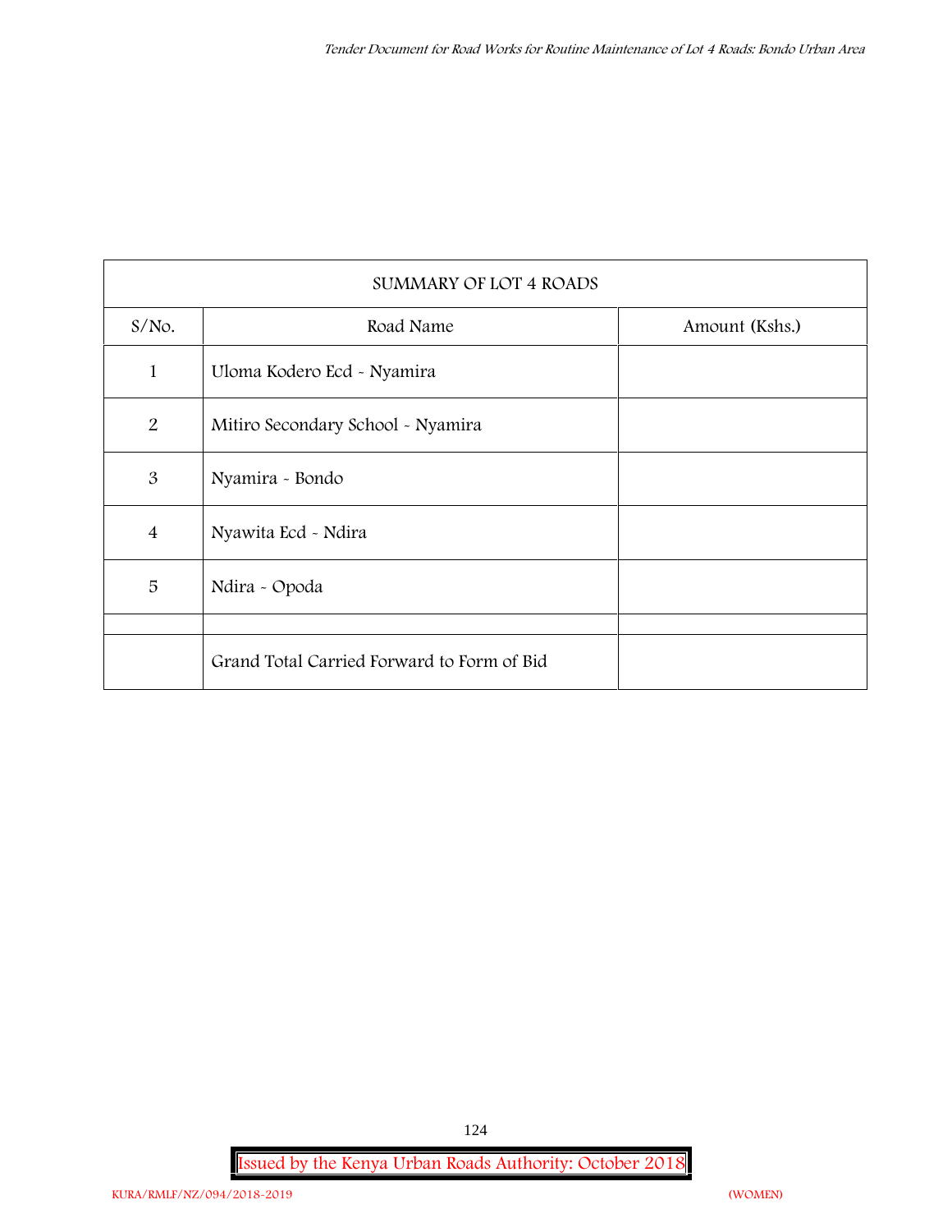| SUMMARY OF LOT 4 ROADS | | |
|---|---|---|
| S/No. | Road Name | Amount (Kshs.) |
| 1 | Uloma Kodero Ecd - Nyamira | |
| 2 | Mitiro Secondary School - Nyamira | |
| 3 | Nyamira - Bondo | |
| 4 | Nyawita Ecd - Ndira | |
| 5 | Ndira - Opoda | |
| | | |
| | Grand Total Carried Forward to Form of Bid | |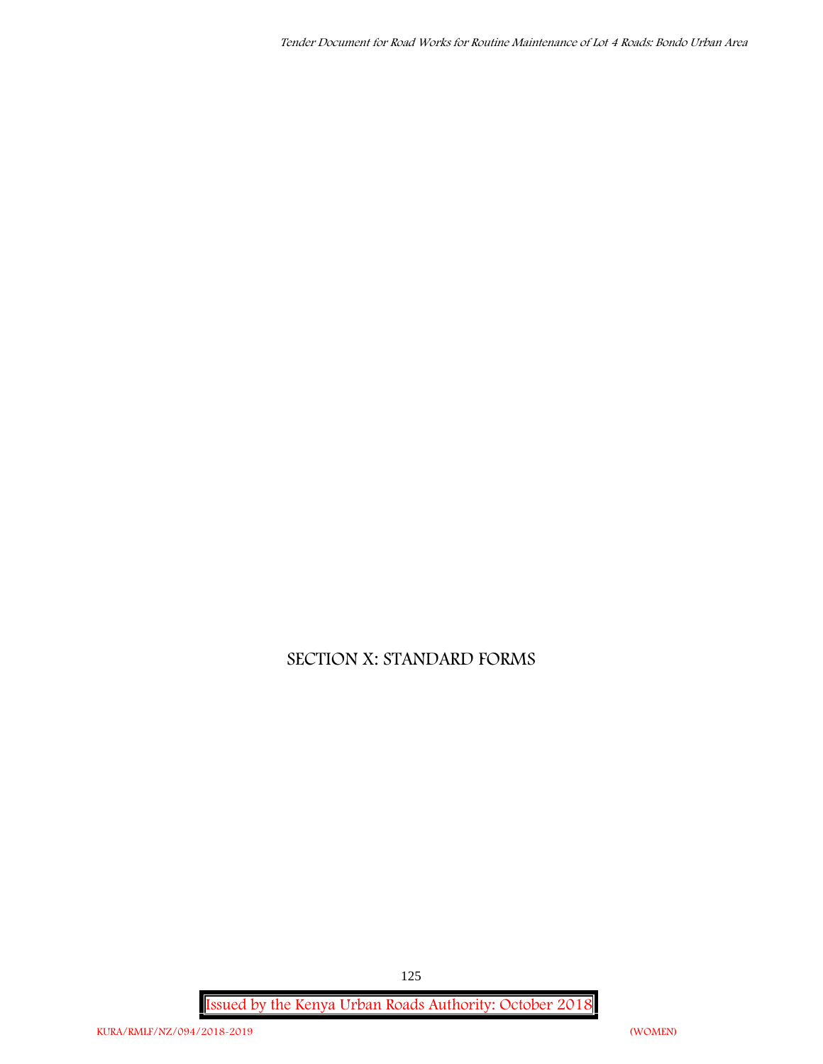# SECTION X: STANDARD FORMS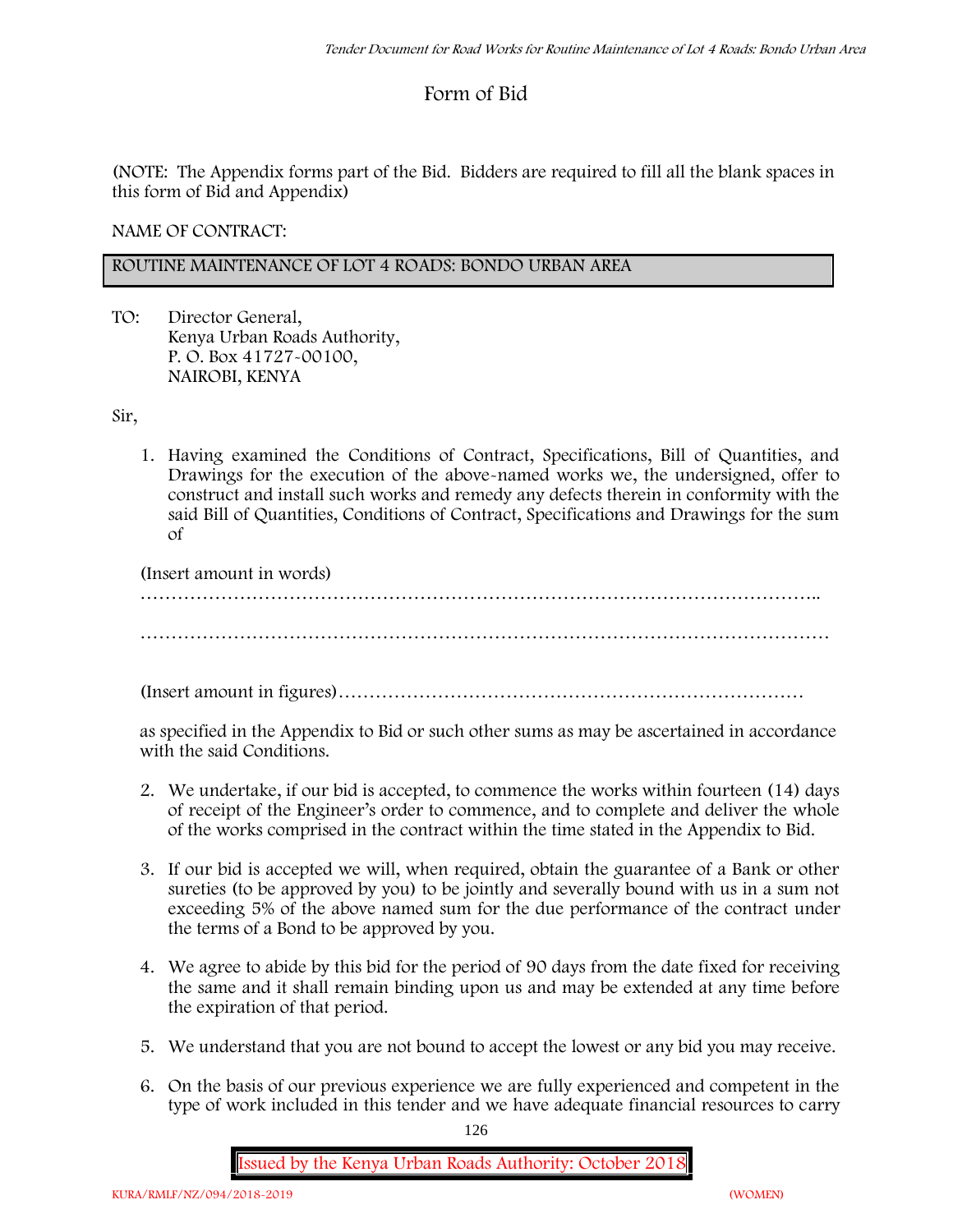# Form of Bid

(NOTE: The Appendix forms part of the Bid. Bidders are required to fill all the blank spaces in this form of Bid and Appendix)

NAME OF CONTRACT:

| ROUTINE MAINTENANCE OF LOT 4 ROADS: BONDO URBAN AREA |
|---|

TO: Director General,
Kenya Urban Roads Authority,
P. O. Box 41727-00100,
NAIROBI, KENYA

Sir,

1. Having examined the Conditions of Contract, Specifications, Bill of Quantities, and Drawings for the execution of the above-named works we, the undersigned, offer to construct and install such works and remedy any defects therein in conformity with the said Bill of Quantities, Conditions of Contract, Specifications and Drawings for the sum of

   (Insert amount in words)
   …………………………………………………………………………………………………..

   …………………………………………………………………………………………………

   (Insert amount in figures)…………………………………………………………………

   as specified in the Appendix to Bid or such other sums as may be ascertained in accordance with the said Conditions.

2. We undertake, if our bid is accepted, to commence the works within fourteen (14) days of receipt of the Engineer's order to commence, and to complete and deliver the whole of the works comprised in the contract within the time stated in the Appendix to Bid.

3. If our bid is accepted we will, when required, obtain the guarantee of a Bank or other sureties (to be approved by you) to be jointly and severally bound with us in a sum not exceeding 5% of the above named sum for the due performance of the contract under the terms of a Bond to be approved by you.

4. We agree to abide by this bid for the period of 90 days from the date fixed for receiving the same and it shall remain binding upon us and may be extended at any time before the expiration of that period.

5. We understand that you are not bound to accept the lowest or any bid you may receive.

6. On the basis of our previous experience we are fully experienced and competent in the type of work included in this tender and we have adequate financial resources to carry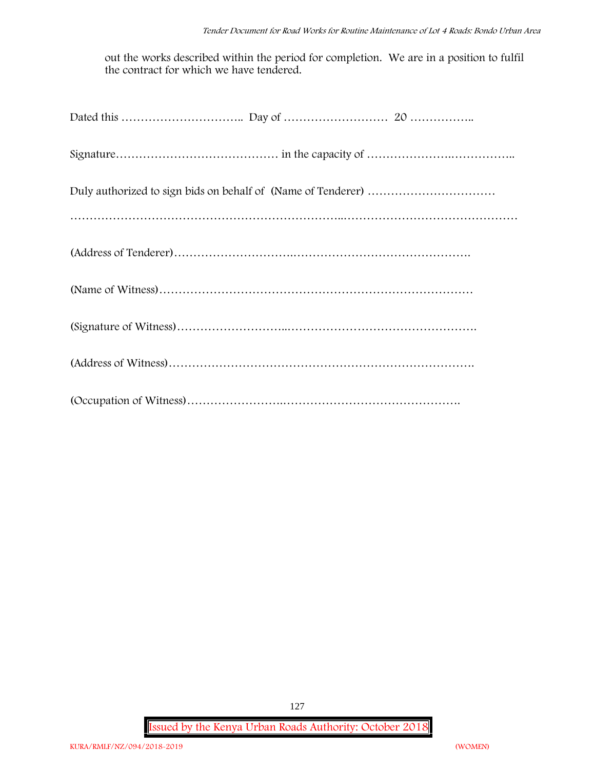out the works described within the period for completion. We are in a position to fulfil the contract for which we have tendered.

Dated this ………………………….. Day of ……………………… 20 ……………..

Signature…………………………………… in the capacity of …………………..……………..

Duly authorized to sign bids on behalf of (Name of Tenderer) ……………………………

………………………………………………………..………………………………………

(Address of Tenderer)………………………….……………………………………….

(Name of Witness)…………………………………………………………………….

(Signature of Witness)………………………..…………………………………………….

(Address of Witness)………………………………………………………………….

(Occupation of Witness)…………………….………………………………………..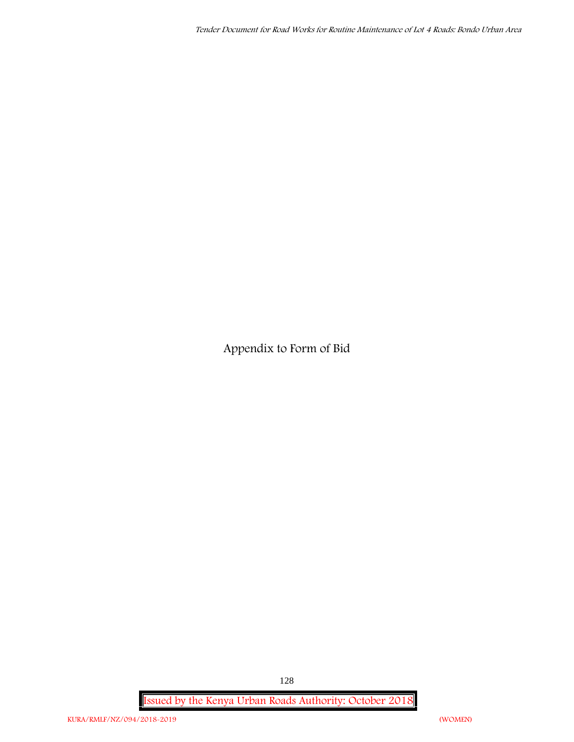# Appendix to Form of Bid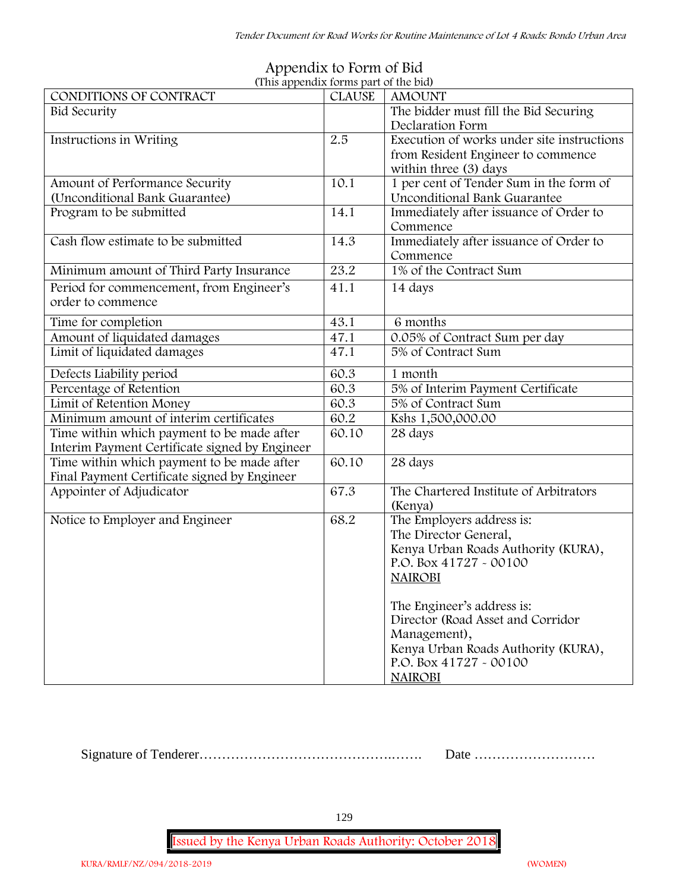# Appendix to Form of Bid

(This appendix forms part of the bid)

| CONDITIONS OF CONTRACT | CLAUSE | AMOUNT |
|---|---|---|
| Bid Security | | The bidder must fill the Bid Securing Declaration Form |
| Instructions in Writing | 2.5 | Execution of works under site instructions from Resident Engineer to commence within three (3) days |
| Amount of Performance Security (Unconditional Bank Guarantee) | 10.1 | 1 per cent of Tender Sum in the form of Unconditional Bank Guarantee |
| Program to be submitted | 14.1 | Immediately after issuance of Order to Commence |
| Cash flow estimate to be submitted | 14.3 | Immediately after issuance of Order to Commence |
| Minimum amount of Third Party Insurance | 23.2 | 1% of the Contract Sum |
| Period for commencement, from Engineer's order to commence | 41.1 | 14 days |
| Time for completion | 43.1 | 6 months |
| Amount of liquidated damages | 47.1 | 0.05% of Contract Sum per day |
| Limit of liquidated damages | 47.1 | 5% of Contract Sum |
| Defects Liability period | 60.3 | 1 month |
| Percentage of Retention | 60.3 | 5% of Interim Payment Certificate |
| Limit of Retention Money | 60.3 | 5% of Contract Sum |
| Minimum amount of interim certificates | 60.2 | Kshs 1,500,000.00 |
| Time within which payment to be made after Interim Payment Certificate signed by Engineer | 60.10 | 28 days |
| Time within which payment to be made after Final Payment Certificate signed by Engineer | 60.10 | 28 days |
| Appointer of Adjudicator | 67.3 | The Chartered Institute of Arbitrators (Kenya) |
| Notice to Employer and Engineer | 68.2 | The Employers address is:<br>The Director General,<br>Kenya Urban Roads Authority (KURA),<br>P.O. Box 41727 - 00100<br>NAIROBI<br><br>The Engineer's address is:<br>Director (Road Asset and Corridor Management),<br>Kenya Urban Roads Authority (KURA),<br>P.O. Box 41727 - 00100<br>NAIROBI |

Signature of Tenderer……………………………………..……. Date ………………………

Issued by the Kenya Urban Roads Authority: October 2018

KURA/RMLF/NZ/094/2018-2019 (WOMEN)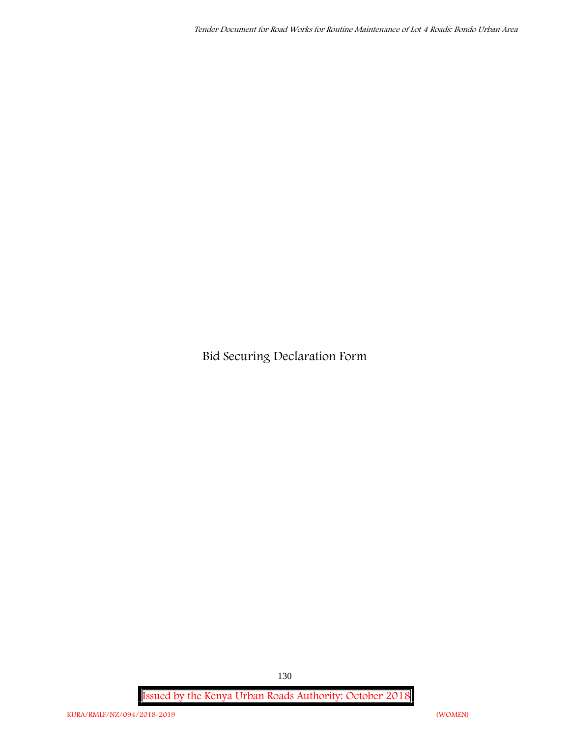# Bid Securing Declaration Form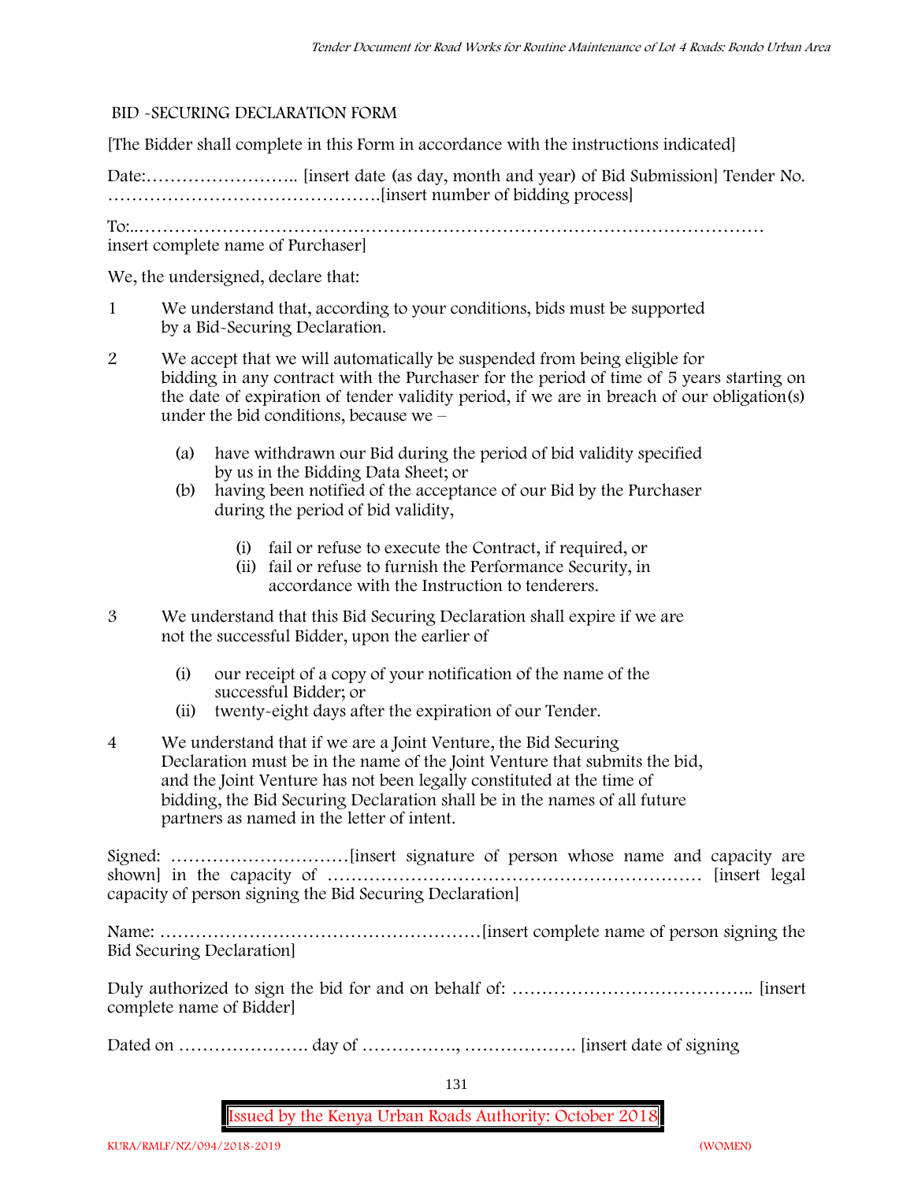BID -SECURING DECLARATION FORM

[The Bidder shall complete in this Form in accordance with the instructions indicated]

Date:…………………….. [insert date (as day, month and year) of Bid Submission] Tender No. ……………………………………….[insert number of bidding process]

To:..…………………………………………………………………………………………… insert complete name of Purchaser]

We, the undersigned, declare that:

1 We understand that, according to your conditions, bids must be supported by a Bid-Securing Declaration.

2 We accept that we will automatically be suspended from being eligible for bidding in any contract with the Purchaser for the period of time of 5 years starting on the date of expiration of tender validity period, if we are in breach of our obligation(s) under the bid conditions, because we –

   (a) have withdrawn our Bid during the period of bid validity specified by us in the Bidding Data Sheet; or
   (b) having been notified of the acceptance of our Bid by the Purchaser during the period of bid validity,

      (i) fail or refuse to execute the Contract, if required, or
      (ii) fail or refuse to furnish the Performance Security, in accordance with the Instruction to tenderers.

3 We understand that this Bid Securing Declaration shall expire if we are not the successful Bidder, upon the earlier of

   (i) our receipt of a copy of your notification of the name of the successful Bidder; or
   (ii) twenty-eight days after the expiration of our Tender.

4 We understand that if we are a Joint Venture, the Bid Securing Declaration must be in the name of the Joint Venture that submits the bid, and the Joint Venture has not been legally constituted at the time of bidding, the Bid Securing Declaration shall be in the names of all future partners as named in the letter of intent.

Signed: …………………………[insert signature of person whose name and capacity are shown] in the capacity of ……………………………………………………… [insert legal capacity of person signing the Bid Securing Declaration]

Name: ………………………………………………[insert complete name of person signing the Bid Securing Declaration]

Duly authorized to sign the bid for and on behalf of: ………………………………….. [insert complete name of Bidder]

Dated on …………………. day of ……………., ………………. [insert date of signing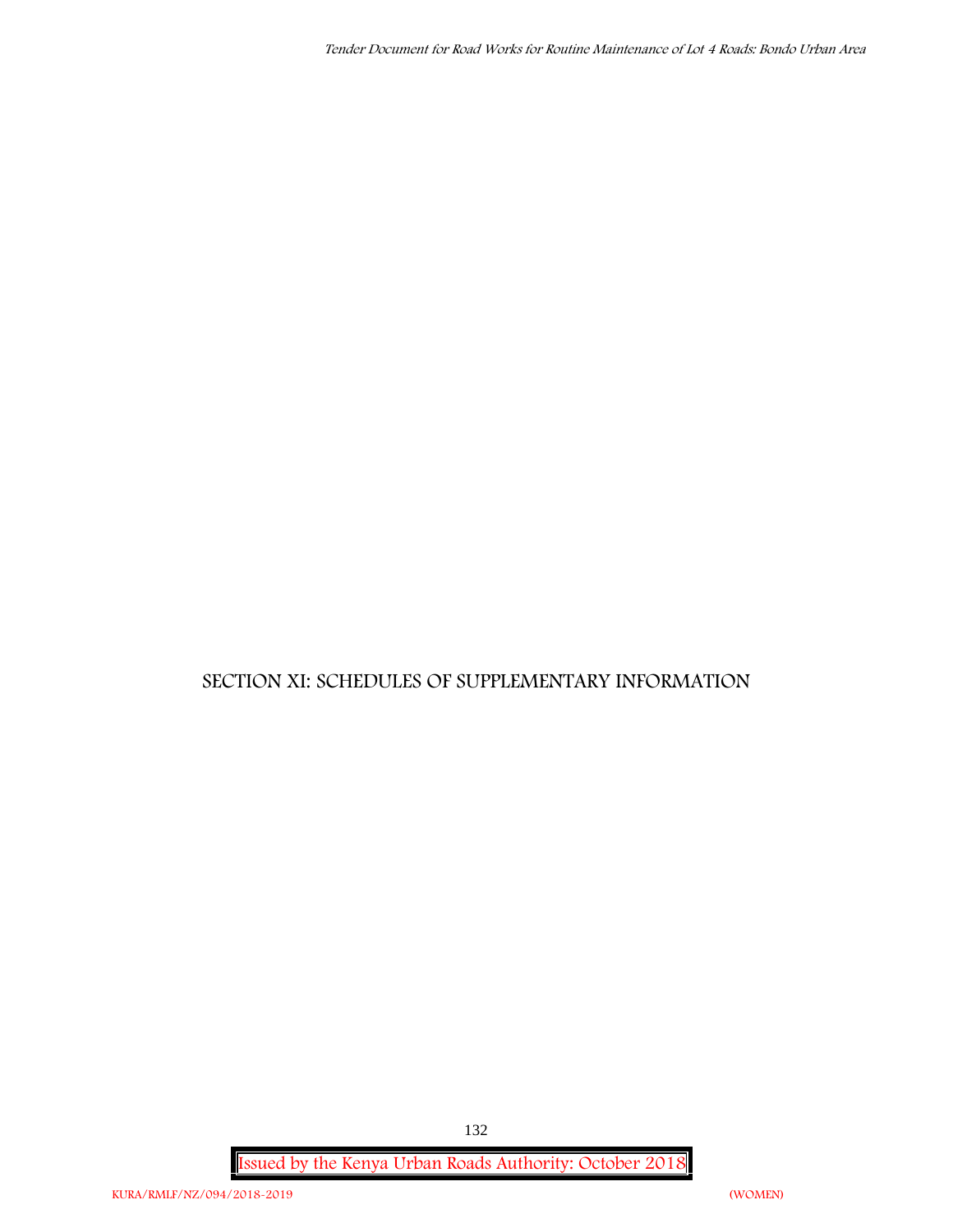# SECTION XI: SCHEDULES OF SUPPLEMENTARY INFORMATION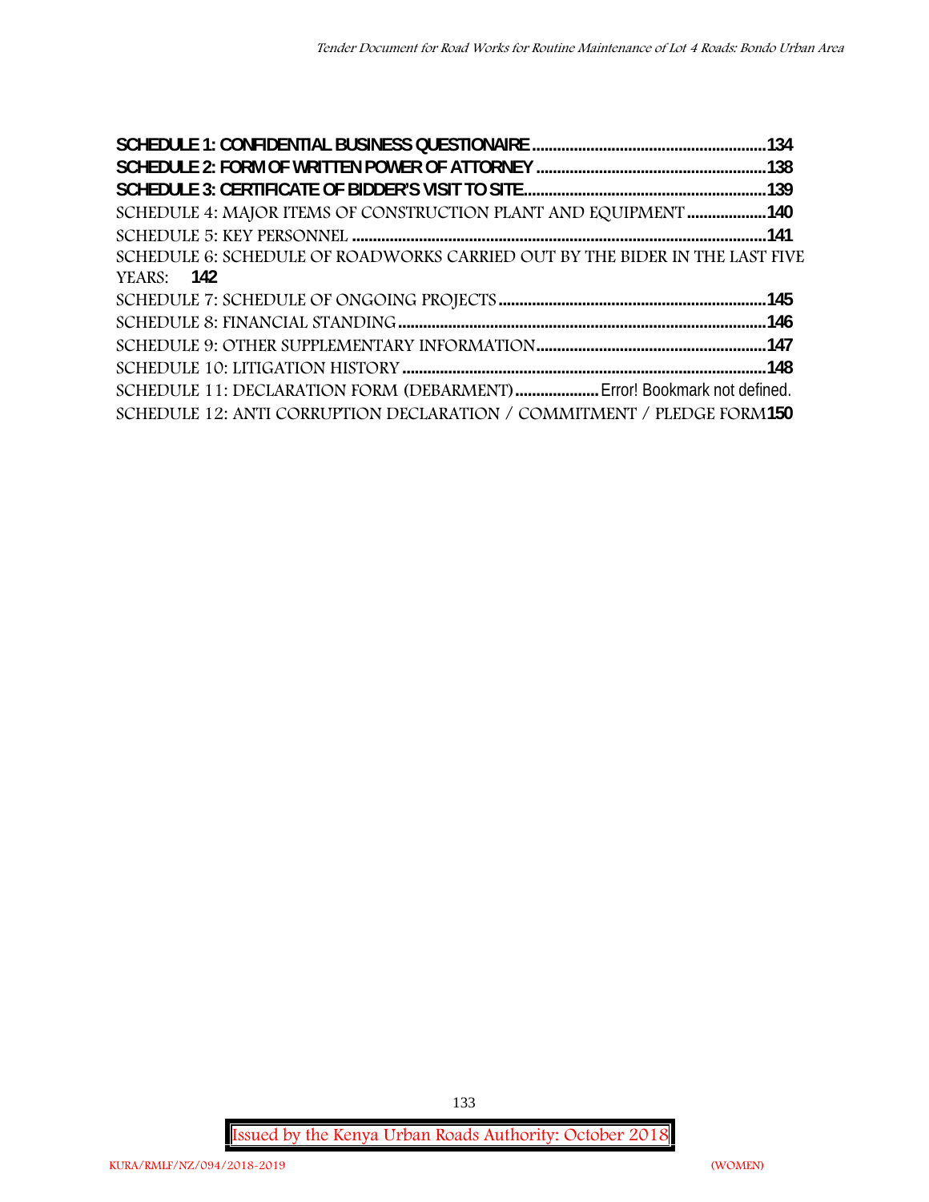**SCHEDULE 1: CONFIDENTIAL BUSINESS QUESTIONAIRE ....................................................134**
**SCHEDULE 2: FORM OF WRITTEN POWER OF ATTORNEY ....................................................138**
**SCHEDULE 3: CERTIFICATE OF BIDDER'S VISIT TO SITE....................................................139**
SCHEDULE 4: MAJOR ITEMS OF CONSTRUCTION PLANT AND EQUIPMENT ..................**140**
SCHEDULE 5: KEY PERSONNEL ..................................................................................................**141**
SCHEDULE 6: SCHEDULE OF ROADWORKS CARRIED OUT BY THE BIDER IN THE LAST FIVE YEARS: **142**
SCHEDULE 7: SCHEDULE OF ONGOING PROJECTS ....................................................................**145**
SCHEDULE 8: FINANCIAL STANDING ............................................................................................**146**
SCHEDULE 9: OTHER SUPPLEMENTARY INFORMATION...........................................................**147**
SCHEDULE 10: LITIGATION HISTORY ...........................................................................................**148**
SCHEDULE 11: DECLARATION FORM (DEBARMENT) .................... Error! Bookmark not defined.
SCHEDULE 12: ANTI CORRUPTION DECLARATION / COMMITMENT / PLEDGE FORM**150**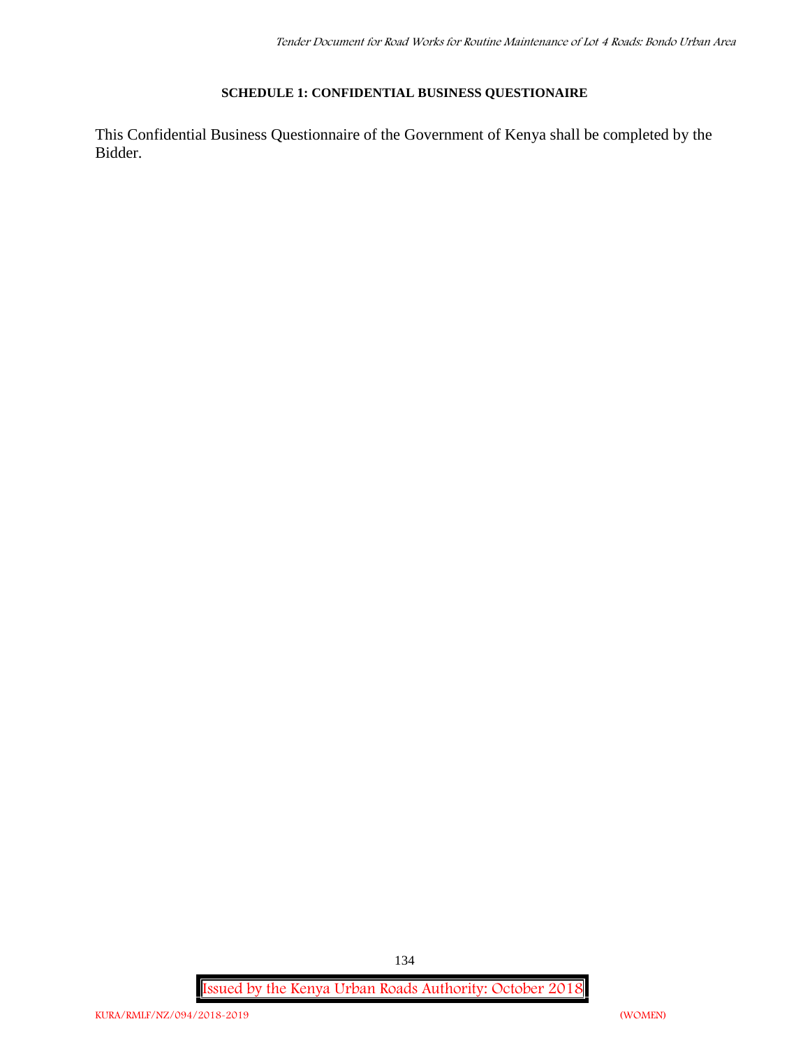**SCHEDULE 1: CONFIDENTIAL BUSINESS QUESTIONAIRE**

This Confidential Business Questionnaire of the Government of Kenya shall be completed by the Bidder.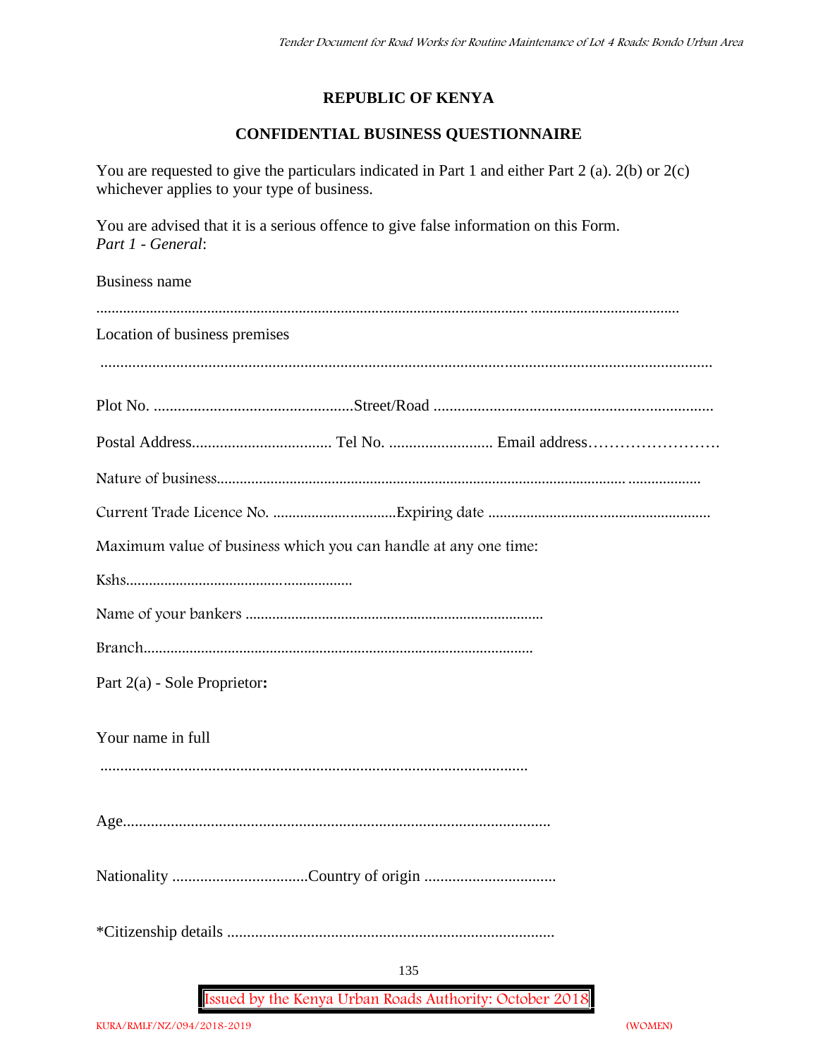**REPUBLIC OF KENYA**

**CONFIDENTIAL BUSINESS QUESTIONNAIRE**

You are requested to give the particulars indicated in Part 1 and either Part 2 (a). 2(b) or 2(c) whichever applies to your type of business.

You are advised that it is a serious offence to give false information on this Form.

*Part 1 - General*:

Business name

.............................................................................................................................................

Location of business premises

.............................................................................................................................................

Plot No. .................................................Street/Road ...................................................................

Postal Address.................................. Tel No. ......................... Email address……………………

Nature of business..........................................................................................................................

Current Trade Licence No. ...............................Expiring date .......................................................

Maximum value of business which you can handle at any one time:

Kshs.........................................................

Name of your bankers ...........................................................................

Branch....................................................................................................

Part 2(a) - Sole Proprietor**:**

Your name in full

...........................................................................................................

Age..........................................................................................................

Nationality .................................Country of origin ................................

*Citizenship details ................................................................................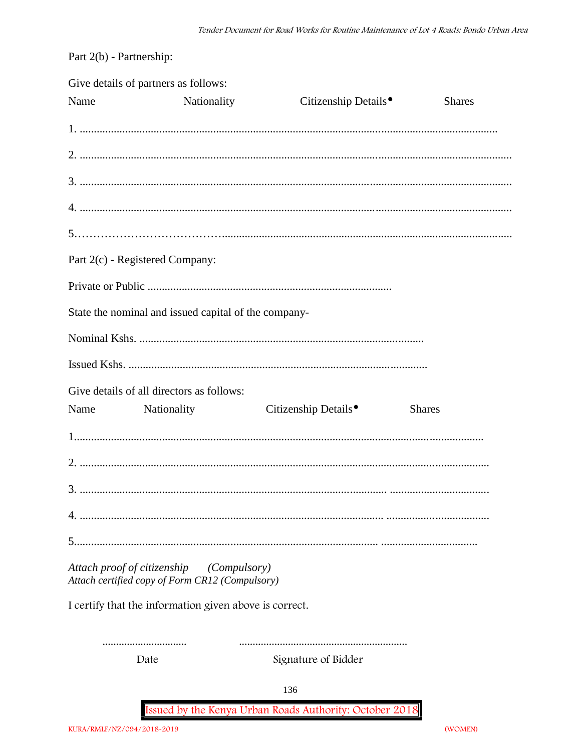Part 2(b) - Partnership:

Give details of partners as follows:

Name Nationality Citizenship Details• Shares

1. ..................................................................................................................................................

2. .......................................................................................................................................................

3. .......................................................................................................................................................

4. .......................................................................................................................................................

5.…………………………………......................................................................................................

Part 2(c) - Registered Company:

Private or Public .....................................................................................

State the nominal and issued capital of the company-

Nominal Kshs. ...................................................................................................

Issued Kshs. .........................................................................................................

Give details of all directors as follows:

Name Nationality Citizenship Details• Shares

1.............................................................................................................................................

2. ..............................................................................................................................................

3. .......................................................................................................... ..................................

4. ......................................................................................................... ...................................

5.......................................................................................................... .................................

*Attach proof of citizenship (Compulsory)*
*Attach certified copy of Form CR12 (Compulsory)*

I certify that the information given above is correct.

............................... .............................................................

Date Signature of Bidder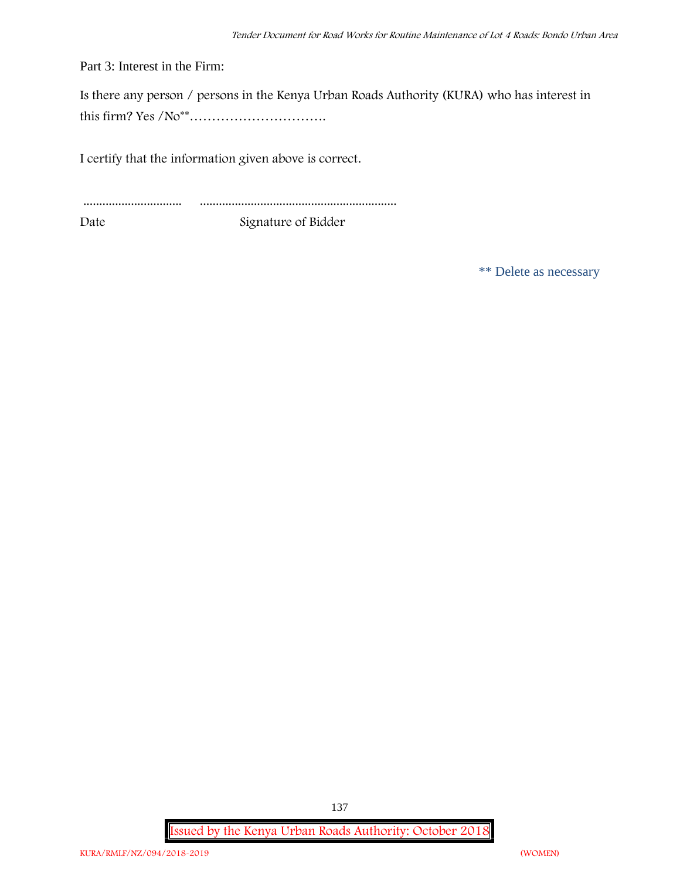Part 3: Interest in the Firm:

Is there any person / persons in the Kenya Urban Roads Authority (KURA) who has interest in this firm? Yes /No** ………………………….

I certify that the information given above is correct.

............................... .............................................................

Date Signature of Bidder

** Delete as necessary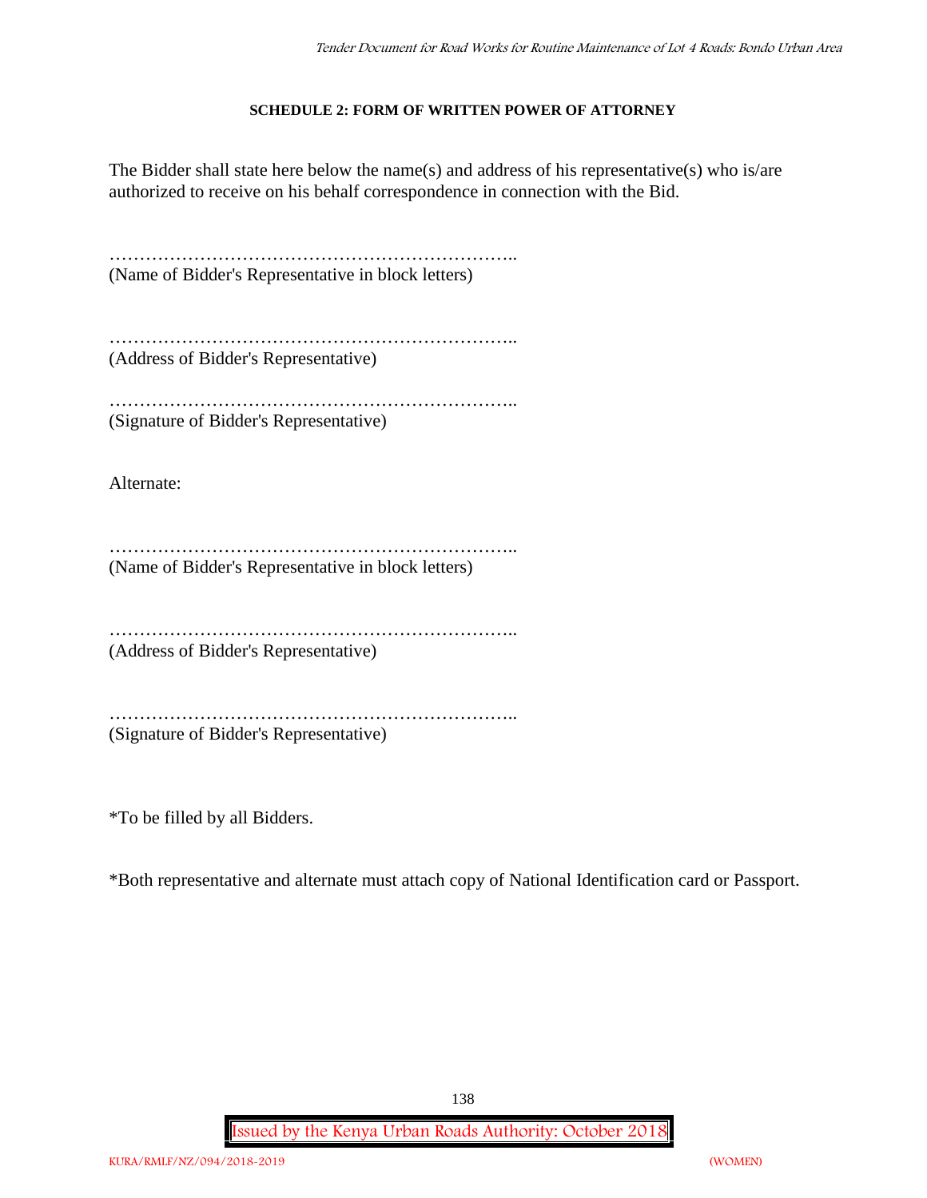**SCHEDULE 2: FORM OF WRITTEN POWER OF ATTORNEY**

The Bidder shall state here below the name(s) and address of his representative(s) who is/are authorized to receive on his behalf correspondence in connection with the Bid.

…………………………………………………………..
(Name of Bidder's Representative in block letters)

…………………………………………………………..
(Address of Bidder's Representative)

…………………………………………………………..
(Signature of Bidder's Representative)

Alternate:

…………………………………………………………..
(Name of Bidder's Representative in block letters)

…………………………………………………………..
(Address of Bidder's Representative)

…………………………………………………………..
(Signature of Bidder's Representative)

*To be filled by all Bidders.

*Both representative and alternate must attach copy of National Identification card or Passport.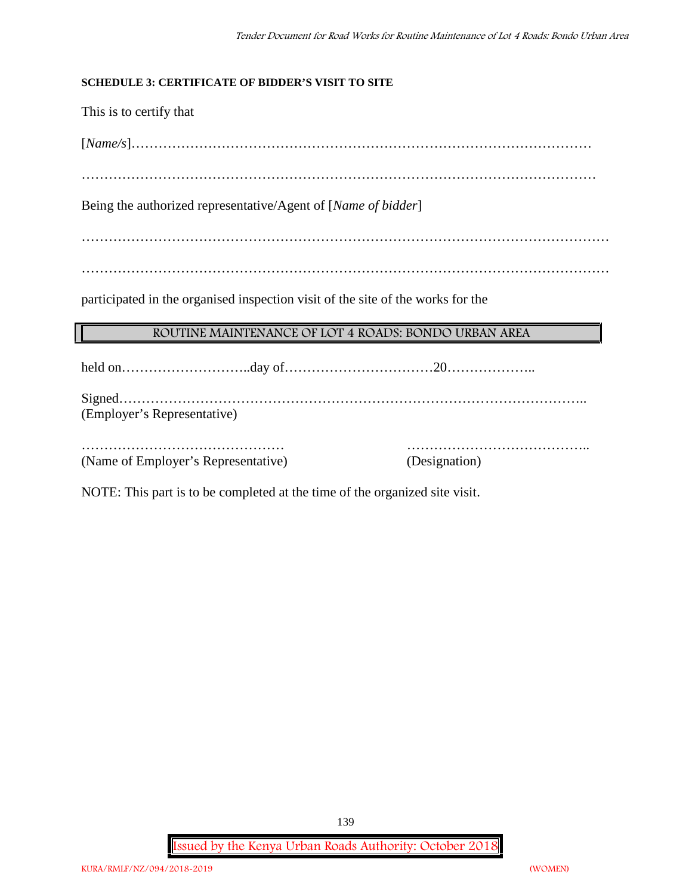**SCHEDULE 3: CERTIFICATE OF BIDDER'S VISIT TO SITE**

This is to certify that

[*Name/s*]…………………………………………………………………………………………

……………………………………………………………………………………………………

Being the authorized representative/Agent of [*Name of bidder*]

………………………………………………………………………………………………………

………………………………………………………………………………………………………

participated in the organised inspection visit of the site of the works for the

| ROUTINE MAINTENANCE OF LOT 4 ROADS: BONDO URBAN AREA |
|---|

held on………………………..day of……………………………20………………..

Signed………………………………………………………………………………………..
(Employer's Representative)

………………………………………  …………………………………..
(Name of Employer's Representative)  (Designation)

NOTE: This part is to be completed at the time of the organized site visit.

Issued by the Kenya Urban Roads Authority: October 2018

KURA/RMLF/NZ/094/2018-2019 (WOMEN)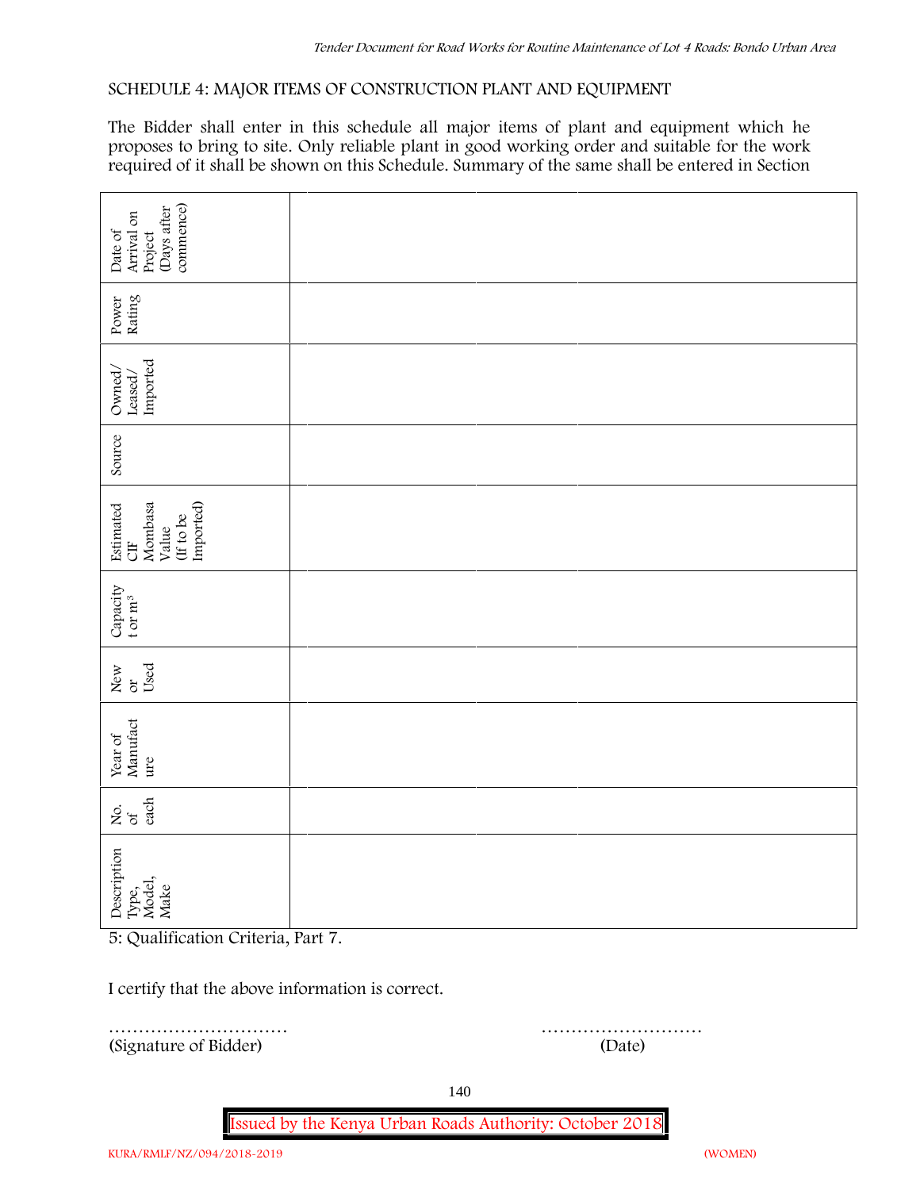SCHEDULE 4: MAJOR ITEMS OF CONSTRUCTION PLANT AND EQUIPMENT

The Bidder shall enter in this schedule all major items of plant and equipment which he proposes to bring to site. Only reliable plant in good working order and suitable for the work required of it shall be shown on this Schedule. Summary of the same shall be entered in Section 5: Qualification Criteria, Part 7.

| Description Type, Model, Make | No. of each | Year of Manufacture | New or Used | Capacity t or $m^3$ | Estimated CIF Mombasa Value (If to be Imported) | Source | Owned/ Leased/ Imported | Power Rating | Date of Arrival on Project (Days after commence) |
|---|---|---|---|---|---|---|---|---|---|
| | | | | | | | | | |
| | | | | | | | | | |
| | | | | | | | | | |

I certify that the above information is correct.

…………………………                                                    ………………………
(Signature of Bidder)                                                    (Date)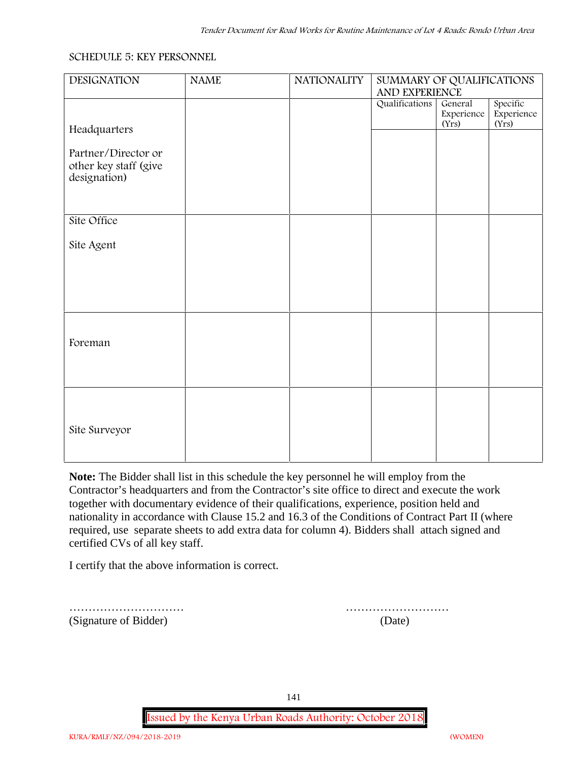SCHEDULE 5: KEY PERSONNEL

| DESIGNATION | NAME | NATIONALITY | SUMMARY OF QUALIFICATIONS AND EXPERIENCE | | |
|---|---|---|---|---|---|
| | | | Qualifications | General Experience (Yrs) | Specific Experience (Yrs) |
| Headquarters<br><br>Partner/Director or other key staff (give designation) | | | | | |
| Site Office<br><br>Site Agent | | | | | |
| Foreman | | | | | |
| Site Surveyor | | | | | |

**Note:** The Bidder shall list in this schedule the key personnel he will employ from the Contractor's headquarters and from the Contractor's site office to direct and execute the work together with documentary evidence of their qualifications, experience, position held and nationality in accordance with Clause 15.2 and 16.3 of the Conditions of Contract Part II (where required, use separate sheets to add extra data for column 4). Bidders shall attach signed and certified CVs of all key staff.

I certify that the above information is correct.

………………………… (Signature of Bidder)

……………………… (Date)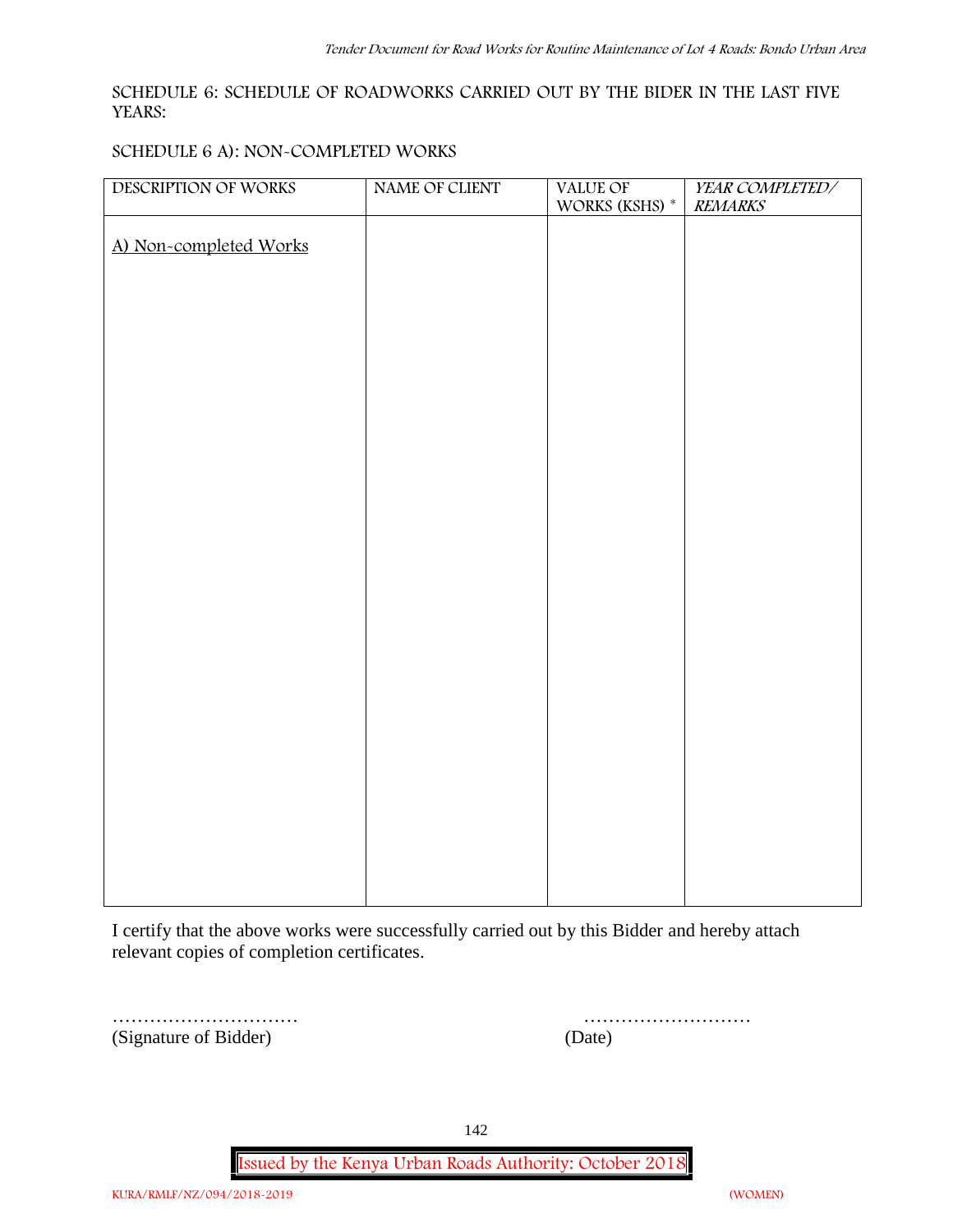SCHEDULE 6: SCHEDULE OF ROADWORKS CARRIED OUT BY THE BIDER IN THE LAST FIVE YEARS:

SCHEDULE 6 A): NON-COMPLETED WORKS

| DESCRIPTION OF WORKS | NAME OF CLIENT | VALUE OF WORKS (KSHS) * | *YEAR COMPLETED/ REMARKS* |
|---|---|---|---|
| <u>A) Non-completed Works</u> | | | |

I certify that the above works were successfully carried out by this Bidder and hereby attach relevant copies of completion certificates.

………………………… ………………………
(Signature of Bidder) (Date)

Issued by the Kenya Urban Roads Authority: October 2018

KURA/RMLF/NZ/094/2018-2019 (WOMEN)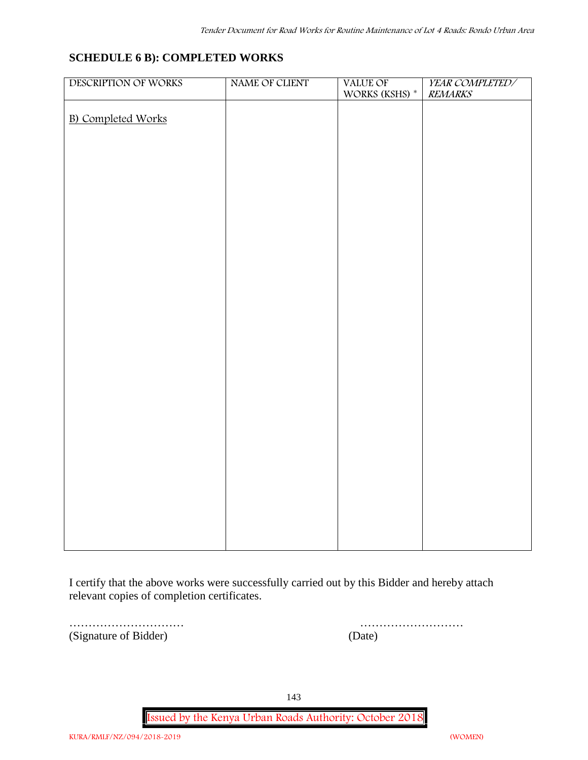## SCHEDULE 6 B): COMPLETED WORKS

| DESCRIPTION OF WORKS | NAME OF CLIENT | VALUE OF WORKS (KSHS) * | *YEAR COMPLETED/ REMARKS* |
|---|---|---|---|
| B) Completed Works | | | |

I certify that the above works were successfully carried out by this Bidder and hereby attach relevant copies of completion certificates.

…………………………  
(Signature of Bidder)

………………………  
(Date)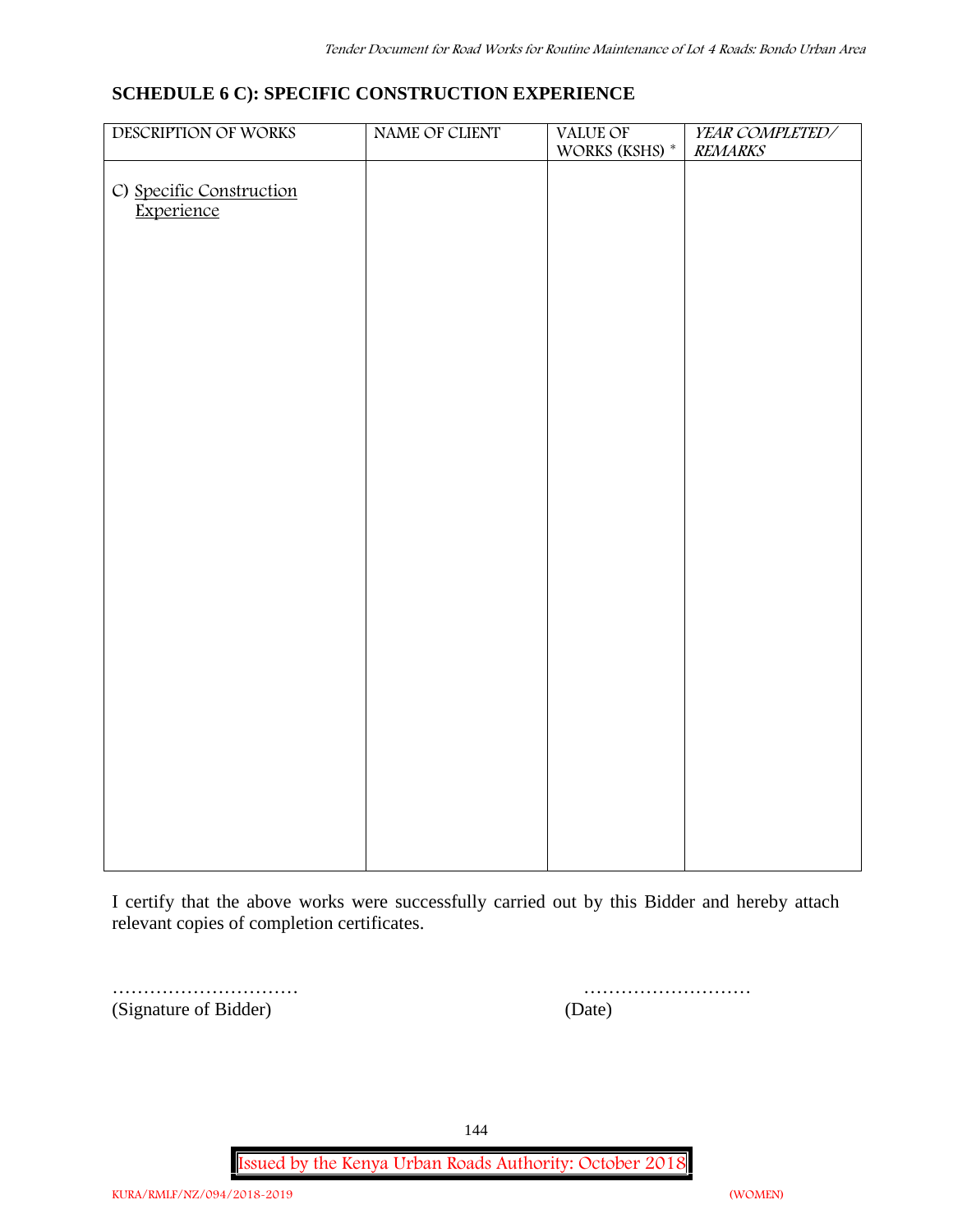## SCHEDULE 6 C): SPECIFIC CONSTRUCTION EXPERIENCE

| DESCRIPTION OF WORKS | NAME OF CLIENT | VALUE OF WORKS (KSHS) * | *YEAR COMPLETED/ REMARKS* |
|---|---|---|---|
| C) Specific Construction Experience | | | |

I certify that the above works were successfully carried out by this Bidder and hereby attach relevant copies of completion certificates.

…………………………  
(Signature of Bidder)

………………………  
(Date)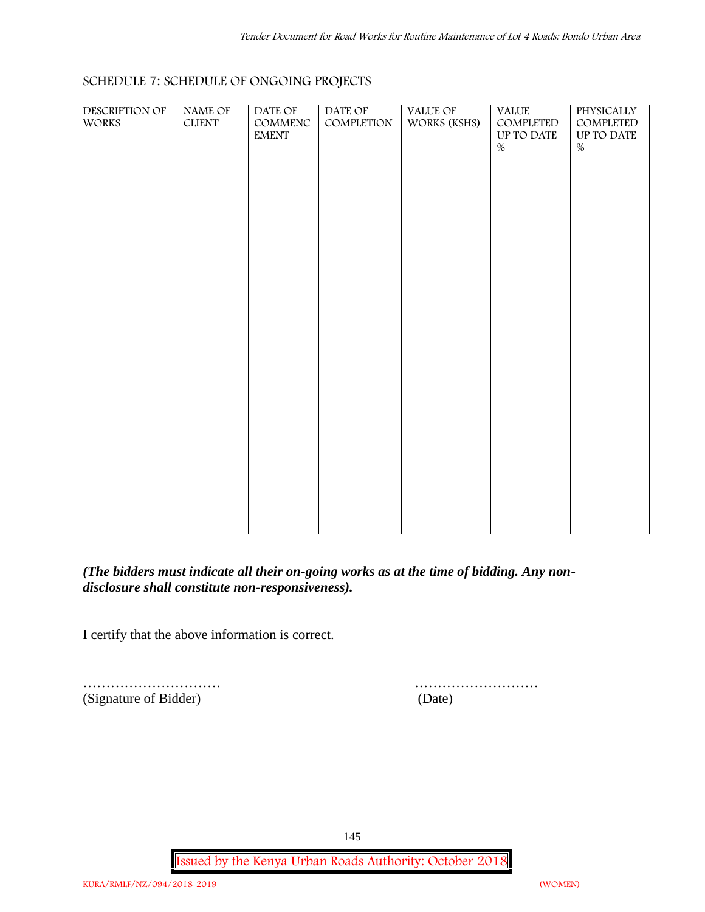## SCHEDULE 7: SCHEDULE OF ONGOING PROJECTS

| DESCRIPTION OF WORKS | NAME OF CLIENT | DATE OF COMMENCEMENT | DATE OF COMPLETION | VALUE OF WORKS (KSHS) | VALUE COMPLETED UP TO DATE % | PHYSICALLY COMPLETED UP TO DATE % |
|---|---|---|---|---|---|---|
| | | | | | | |

***(The bidders must indicate all their on-going works as at the time of bidding. Any non-disclosure shall constitute non-responsiveness).***

I certify that the above information is correct.

…………………………  ………………………
(Signature of Bidder)  (Date)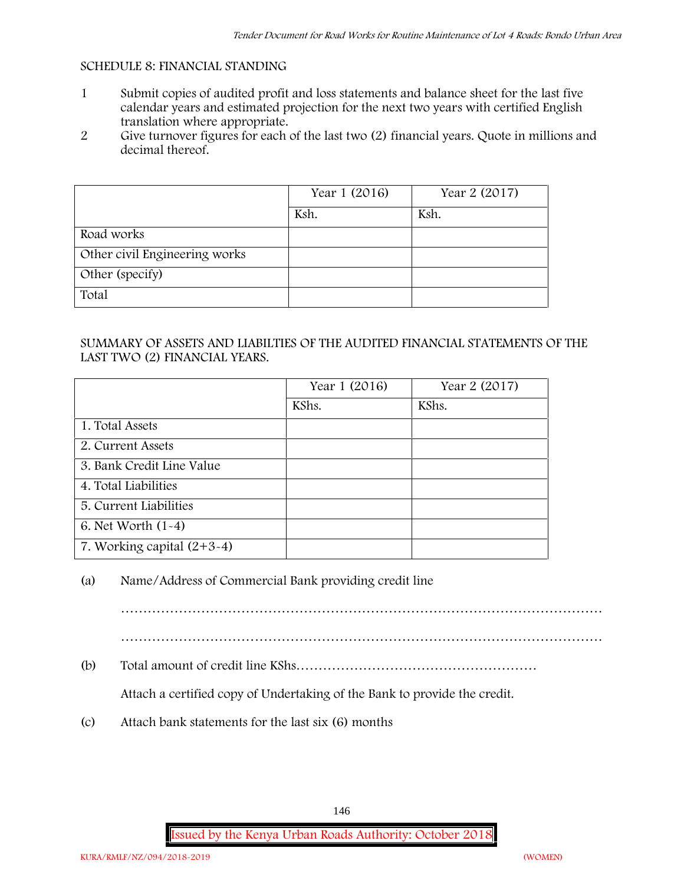SCHEDULE 8: FINANCIAL STANDING

1. Submit copies of audited profit and loss statements and balance sheet for the last five calendar years and estimated projection for the next two years with certified English translation where appropriate.
2. Give turnover figures for each of the last two (2) financial years. Quote in millions and decimal thereof.

| | Year 1 (2016) | Year 2 (2017) |
|---|---|---|
| | Ksh. | Ksh. |
| Road works | | |
| Other civil Engineering works | | |
| Other (specify) | | |
| Total | | |

SUMMARY OF ASSETS AND LIABILTIES OF THE AUDITED FINANCIAL STATEMENTS OF THE LAST TWO (2) FINANCIAL YEARS.

| | Year 1 (2016) | Year 2 (2017) |
|---|---|---|
| | KShs. | KShs. |
| 1. Total Assets | | |
| 2. Current Assets | | |
| 3. Bank Credit Line Value | | |
| 4. Total Liabilities | | |
| 5. Current Liabilities | | |
| 6. Net Worth (1-4) | | |
| 7. Working capital (2+3-4) | | |

(a) Name/Address of Commercial Bank providing credit line

…………………………………………………………………………………………………

…………………………………………………………………………………………………

(b) Total amount of credit line KShs………………………………………………

Attach a certified copy of Undertaking of the Bank to provide the credit.

(c) Attach bank statements for the last six (6) months

KURA/RMLF/NZ/094/2018-2019 (WOMEN)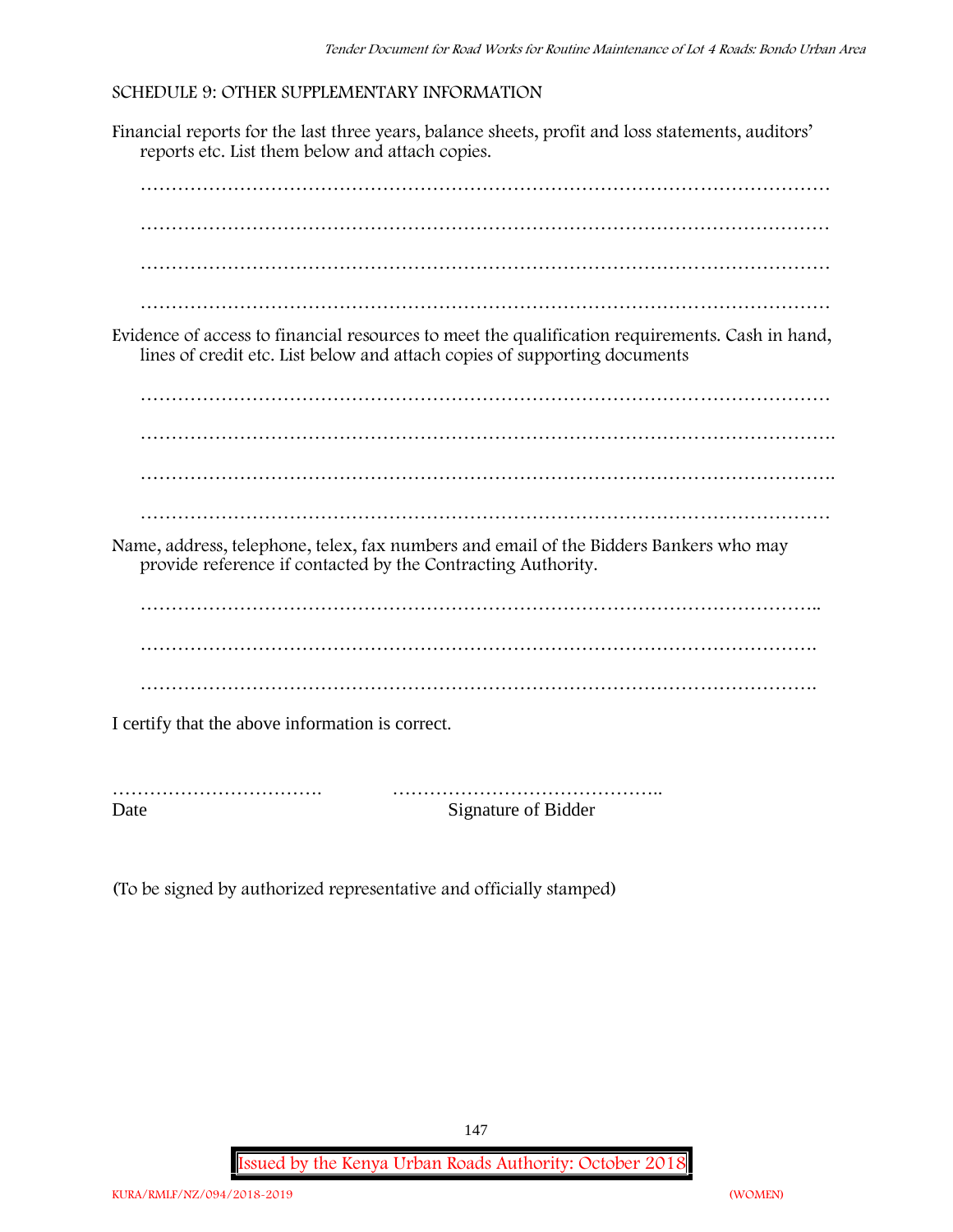SCHEDULE 9: OTHER SUPPLEMENTARY INFORMATION

Financial reports for the last three years, balance sheets, profit and loss statements, auditors' reports etc. List them below and attach copies.

…………………………………………………………………………………………………

…………………………………………………………………………………………………

…………………………………………………………………………………………………

…………………………………………………………………………………………………

Evidence of access to financial resources to meet the qualification requirements. Cash in hand, lines of credit etc. List below and attach copies of supporting documents

…………………………………………………………………………………………………

………………………………………………………………………………………………….

………………………………………………………………………………………………….

…………………………………………………………………………………………………

Name, address, telephone, telex, fax numbers and email of the Bidders Bankers who may provide reference if contacted by the Contracting Authority.

………………………………………………………………………………………………..

……………………………………………………………………………………………….

……………………………………………………………………………………………….

I certify that the above information is correct.

……………………………. ……………………………………..

Date Signature of Bidder

(To be signed by authorized representative and officially stamped)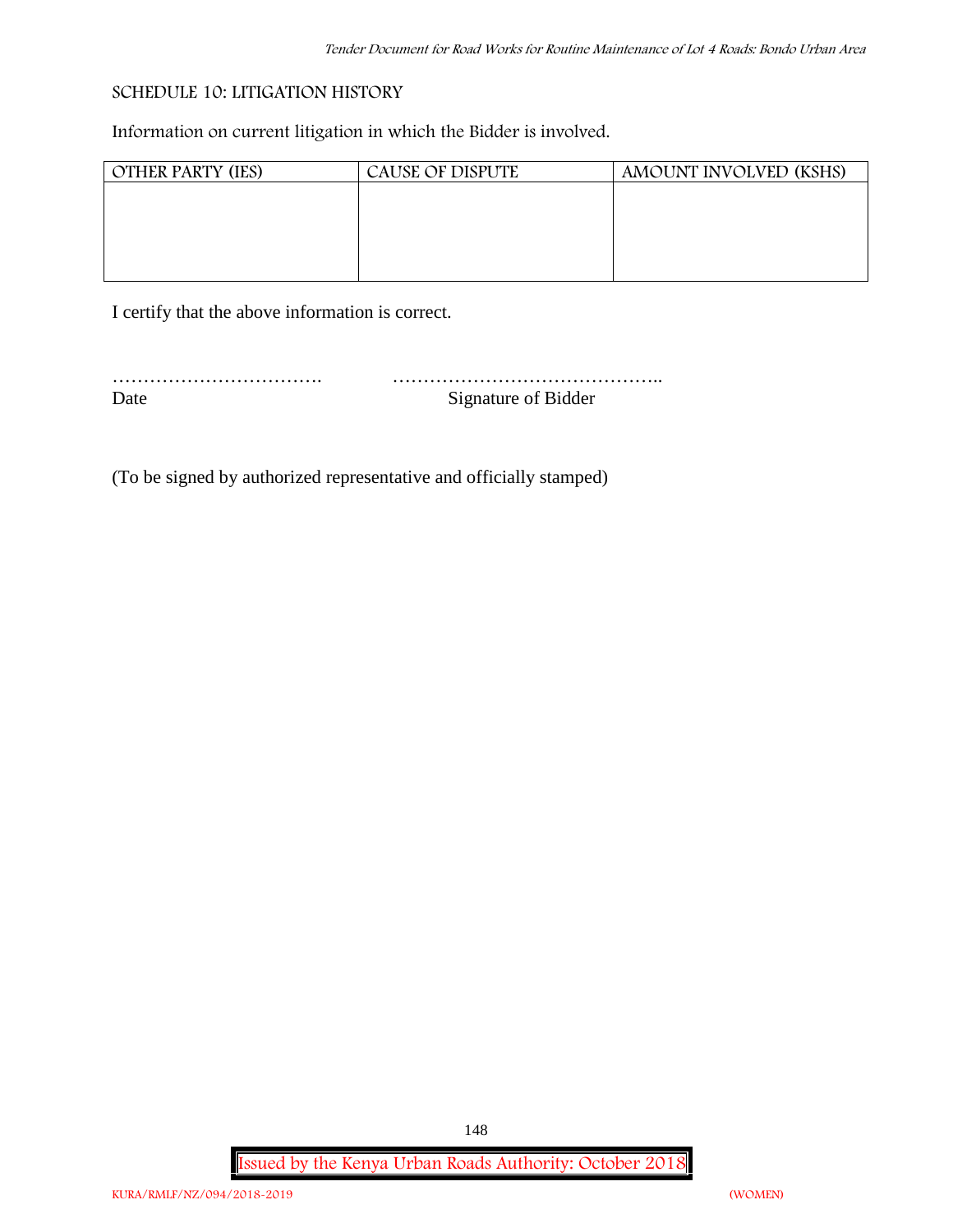## SCHEDULE 10: LITIGATION HISTORY

Information on current litigation in which the Bidder is involved.

| OTHER PARTY (IES) | CAUSE OF DISPUTE | AMOUNT INVOLVED (KSHS) |
| --- | --- | --- |
| | | |

I certify that the above information is correct.

……………………………. ……………………………………..

Date Signature of Bidder

(To be signed by authorized representative and officially stamped)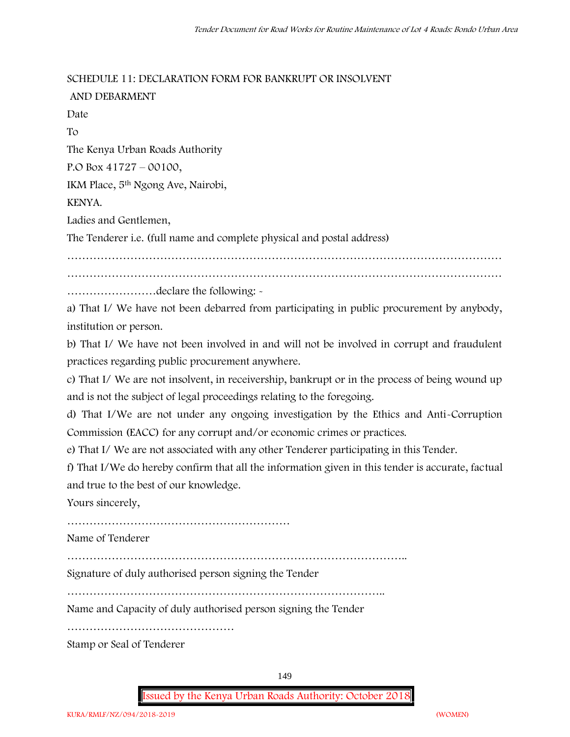SCHEDULE 11: DECLARATION FORM FOR BANKRUPT OR INSOLVENT AND DEBARMENT

Date

To

The Kenya Urban Roads Authority

P.O Box 41727 – 00100,

IKM Place, 5th Ngong Ave, Nairobi,

KENYA.

Ladies and Gentlemen,

The Tenderer i.e. (full name and complete physical and postal address)

……………………………………………………………………………………………………

……………………………………………………………………………………………………

……………………declare the following: -

a) That I/ We have not been debarred from participating in public procurement by anybody, institution or person.

b) That I/ We have not been involved in and will not be involved in corrupt and fraudulent practices regarding public procurement anywhere.

c) That I/ We are not insolvent, in receivership, bankrupt or in the process of being wound up and is not the subject of legal proceedings relating to the foregoing.

d) That I/We are not under any ongoing investigation by the Ethics and Anti-Corruption Commission (EACC) for any corrupt and/or economic crimes or practices.

e) That I/ We are not associated with any other Tenderer participating in this Tender.

f) That I/We do hereby confirm that all the information given in this tender is accurate, factual and true to the best of our knowledge.

Yours sincerely,

……………………………………………………

Name of Tenderer

………………………………………………………………………………..

Signature of duly authorised person signing the Tender

…………………………………………………………………………..

Name and Capacity of duly authorised person signing the Tender

………………………………………

Stamp or Seal of Tenderer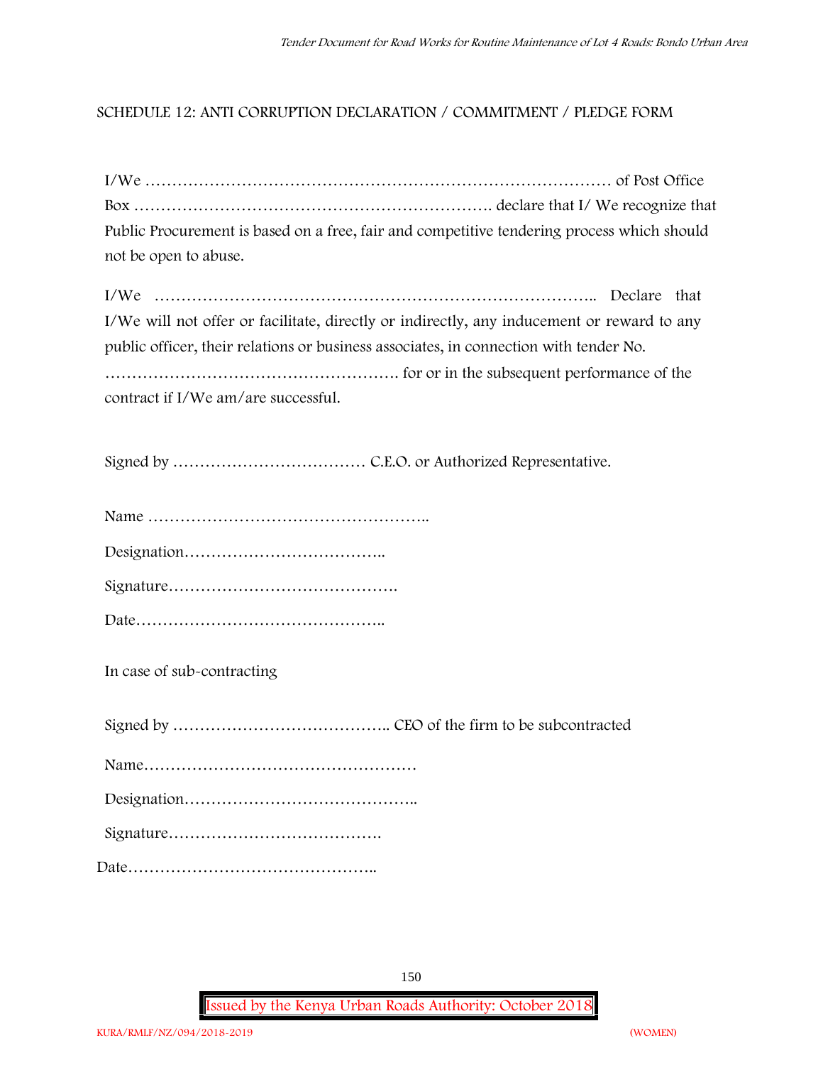## SCHEDULE 12: ANTI CORRUPTION DECLARATION / COMMITMENT / PLEDGE FORM

I/We ……………………………………………………………………………… of Post Office Box ………………………………………………………. declare that I/ We recognize that Public Procurement is based on a free, fair and competitive tendering process which should not be open to abuse.

I/We ……………………………………………………………………….. Declare that I/We will not offer or facilitate, directly or indirectly, any inducement or reward to any public officer, their relations or business associates, in connection with tender No. ………………………………………………. for or in the subsequent performance of the contract if I/We am/are successful.

Signed by ……………………………… C.E.O. or Authorized Representative.

Name ……………………………………………..

Designation………………………………..

Signature…………………………………….

Date………………………………………..

In case of sub-contracting

Signed by ………………………………….. CEO of the firm to be subcontracted

Name……………………………………………

Designation……………………………………..

Signature………………………………….

Date………………………………………..

Issued by the Kenya Urban Roads Authority: October 2018

KURA/RMLF/NZ/094/2018-2019 (WOMEN)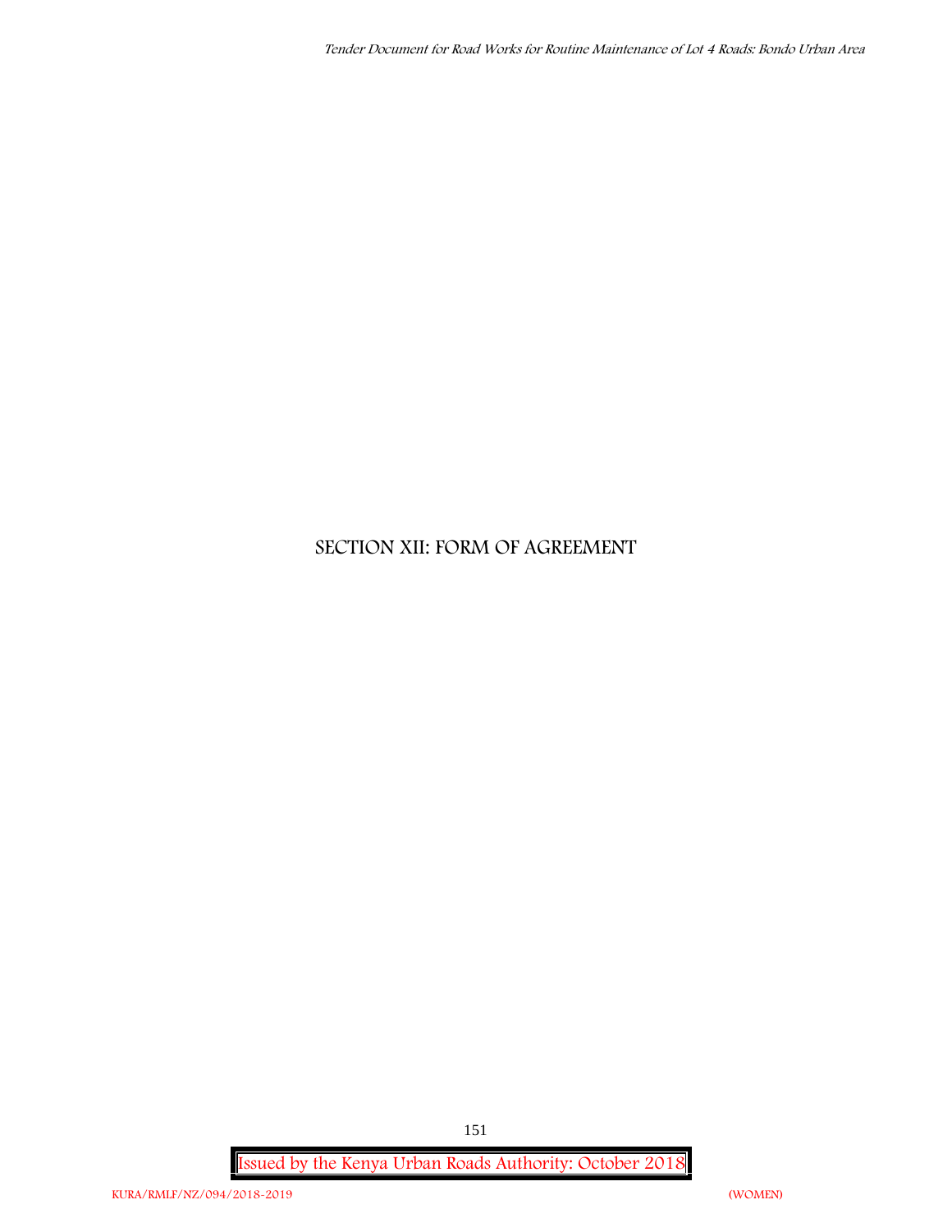# SECTION XII: FORM OF AGREEMENT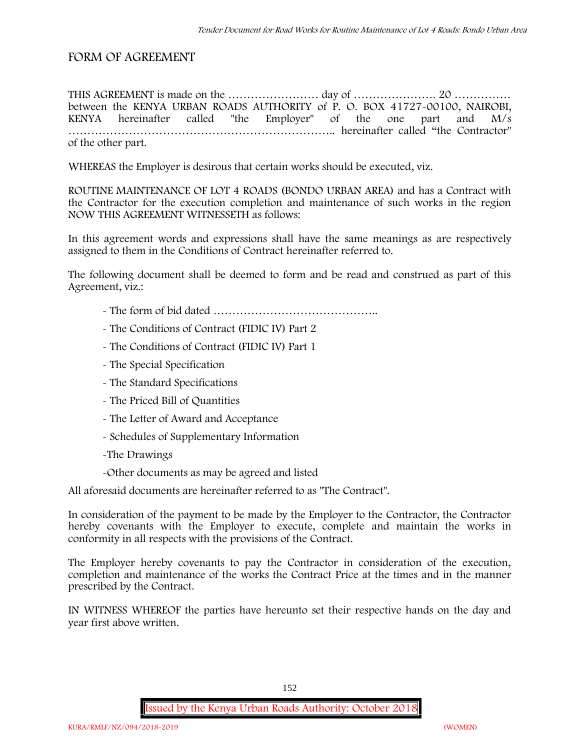# FORM OF AGREEMENT

THIS AGREEMENT is made on the …………………… day of …………………. 20 …………… between the KENYA URBAN ROADS AUTHORITY of P. O. BOX 41727-00100, NAIROBI, KENYA hereinafter called "the Employer" of the one part and M/s ………………………………………………………….. hereinafter called "the Contractor" of the other part.

WHEREAS the Employer is desirous that certain works should be executed, viz.

ROUTINE MAINTENANCE OF LOT 4 ROADS (BONDO URBAN AREA) and has a Contract with the Contractor for the execution completion and maintenance of such works in the region NOW THIS AGREEMENT WITNESSETH as follows:

In this agreement words and expressions shall have the same meanings as are respectively assigned to them in the Conditions of Contract hereinafter referred to.

The following document shall be deemed to form and be read and construed as part of this Agreement, viz.:

- The form of bid dated ……………………………………..
- The Conditions of Contract (FIDIC IV) Part 2
- The Conditions of Contract (FIDIC IV) Part 1
- The Special Specification
- The Standard Specifications
- The Priced Bill of Quantities
- The Letter of Award and Acceptance
- Schedules of Supplementary Information
- The Drawings
- Other documents as may be agreed and listed

All aforesaid documents are hereinafter referred to as "The Contract".

In consideration of the payment to be made by the Employer to the Contractor, the Contractor hereby covenants with the Employer to execute, complete and maintain the works in conformity in all respects with the provisions of the Contract.

The Employer hereby covenants to pay the Contractor in consideration of the execution, completion and maintenance of the works the Contract Price at the times and in the manner prescribed by the Contract.

IN WITNESS WHEREOF the parties have hereunto set their respective hands on the day and year first above written.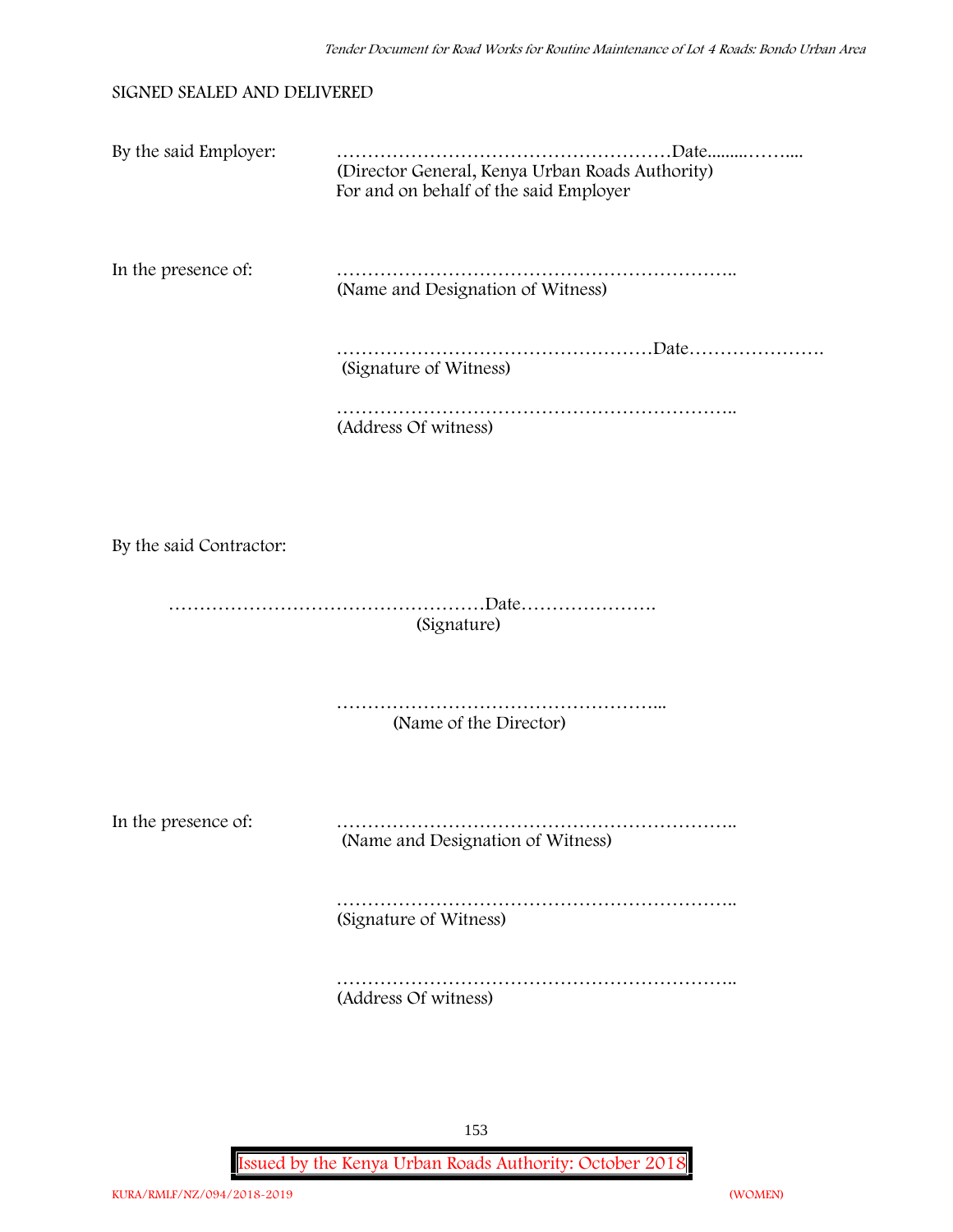SIGNED SEALED AND DELIVERED

By the said Employer: ………………………………………………Date.........……....
(Director General, Kenya Urban Roads Authority)
For and on behalf of the said Employer

In the presence of: ………………………………………………………..
(Name and Designation of Witness)

……………………………………………Date………………….
(Signature of Witness)

………………………………………………………..
(Address Of witness)

By the said Contractor:

……………………………………………Date………………….
(Signature)

……………………………………………...
(Name of the Director)

In the presence of: ………………………………………………………..
(Name and Designation of Witness)

………………………………………………………..
(Signature of Witness)

………………………………………………………..
(Address Of witness)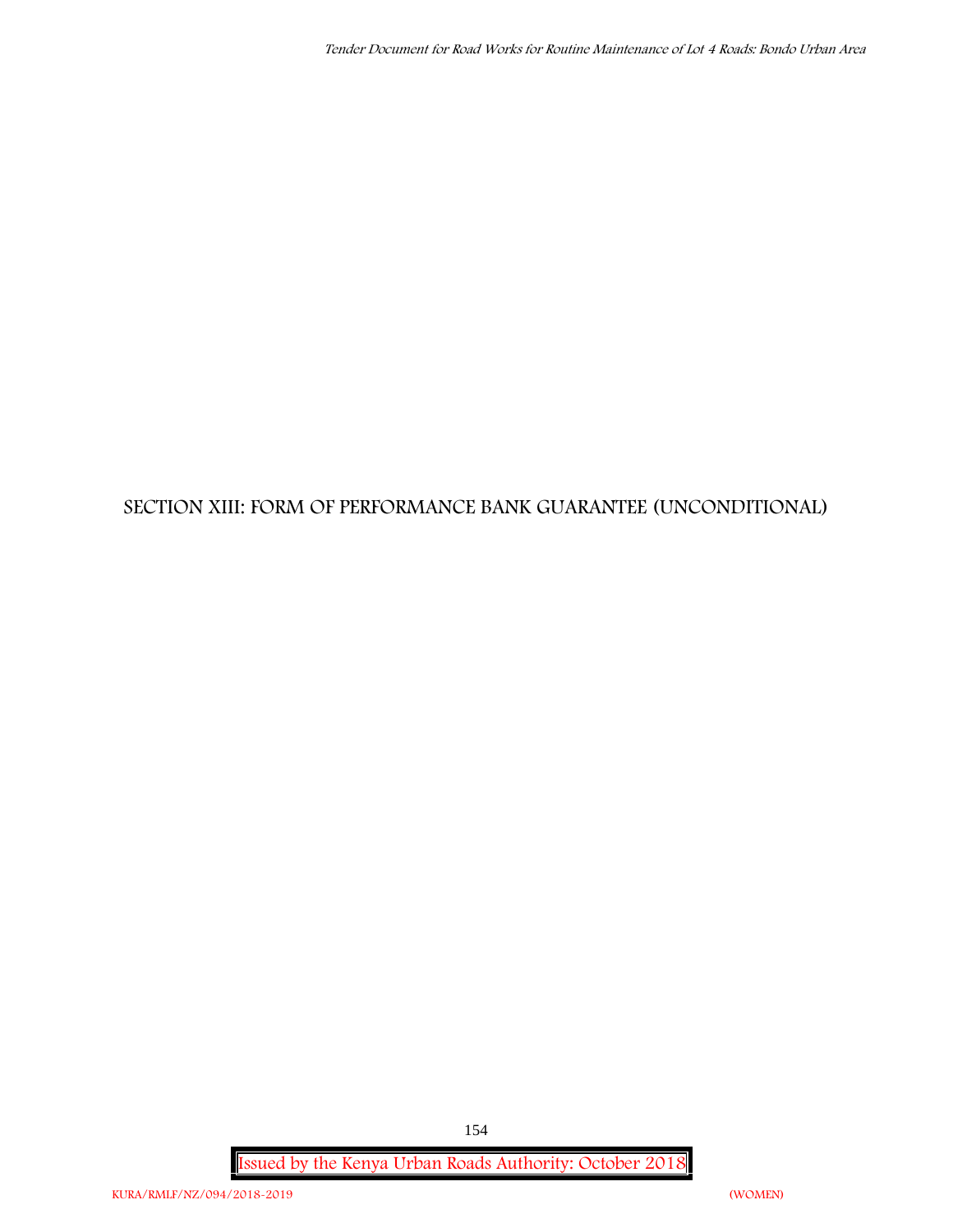# SECTION XIII: FORM OF PERFORMANCE BANK GUARANTEE (UNCONDITIONAL)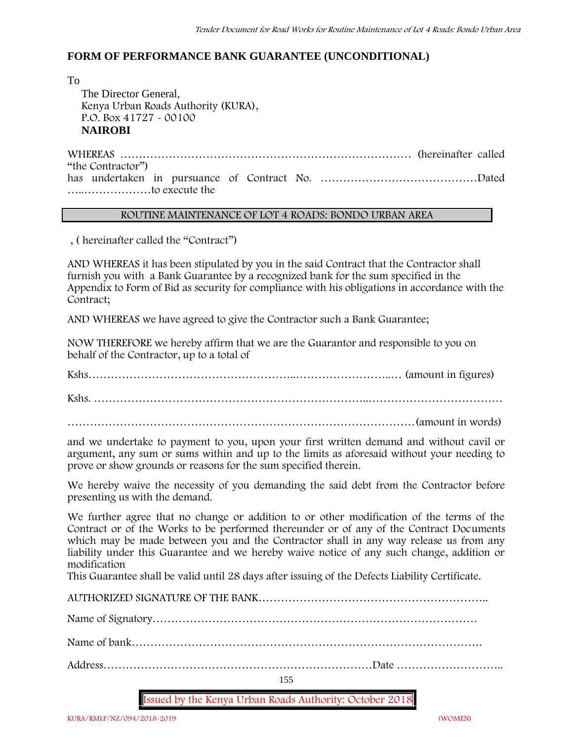## FORM OF PERFORMANCE BANK GUARANTEE (UNCONDITIONAL)

To

The Director General,
Kenya Urban Roads Authority (KURA),
P.O. Box 41727 - 00100
**NAIROBI**

WHEREAS …………………………………………………………………… (hereinafter called "the Contractor")
has undertaken in pursuance of Contract No. ……………………………………Dated …..………………to execute the

ROUTINE MAINTENANCE OF LOT 4 ROADS: BONDO URBAN AREA

, ( hereinafter called the "Contract")

AND WHEREAS it has been stipulated by you in the said Contract that the Contractor shall furnish you with a Bank Guarantee by a recognized bank for the sum specified in the Appendix to Form of Bid as security for compliance with his obligations in accordance with the Contract;

AND WHEREAS we have agreed to give the Contractor such a Bank Guarantee;

NOW THEREFORE we hereby affirm that we are the Guarantor and responsible to you on behalf of the Contractor, up to a total of

Kshs……………………………………………..……………………..… (amount in figures)

Kshs. ……………………………………………………………..………………………………

………………………………………………………………………………(amount in words)

and we undertake to payment to you, upon your first written demand and without cavil or argument, any sum or sums within and up to the limits as aforesaid without your needing to prove or show grounds or reasons for the sum specified therein.

We hereby waive the necessity of you demanding the said debt from the Contractor before presenting us with the demand.

We further agree that no change or addition to or other modification of the terms of the Contract or of the Works to be performed thereunder or of any of the Contract Documents which may be made between you and the Contractor shall in any way release us from any liability under this Guarantee and we hereby waive notice of any such change, addition or modification

This Guarantee shall be valid until 28 days after issuing of the Defects Liability Certificate.

AUTHORIZED SIGNATURE OF THE BANK……………………………………………………..

Name of Signatory…………………………………………………………………………

Name of bank……………………………………………………………………………….

Address………………………………………………………………Date ………………………..